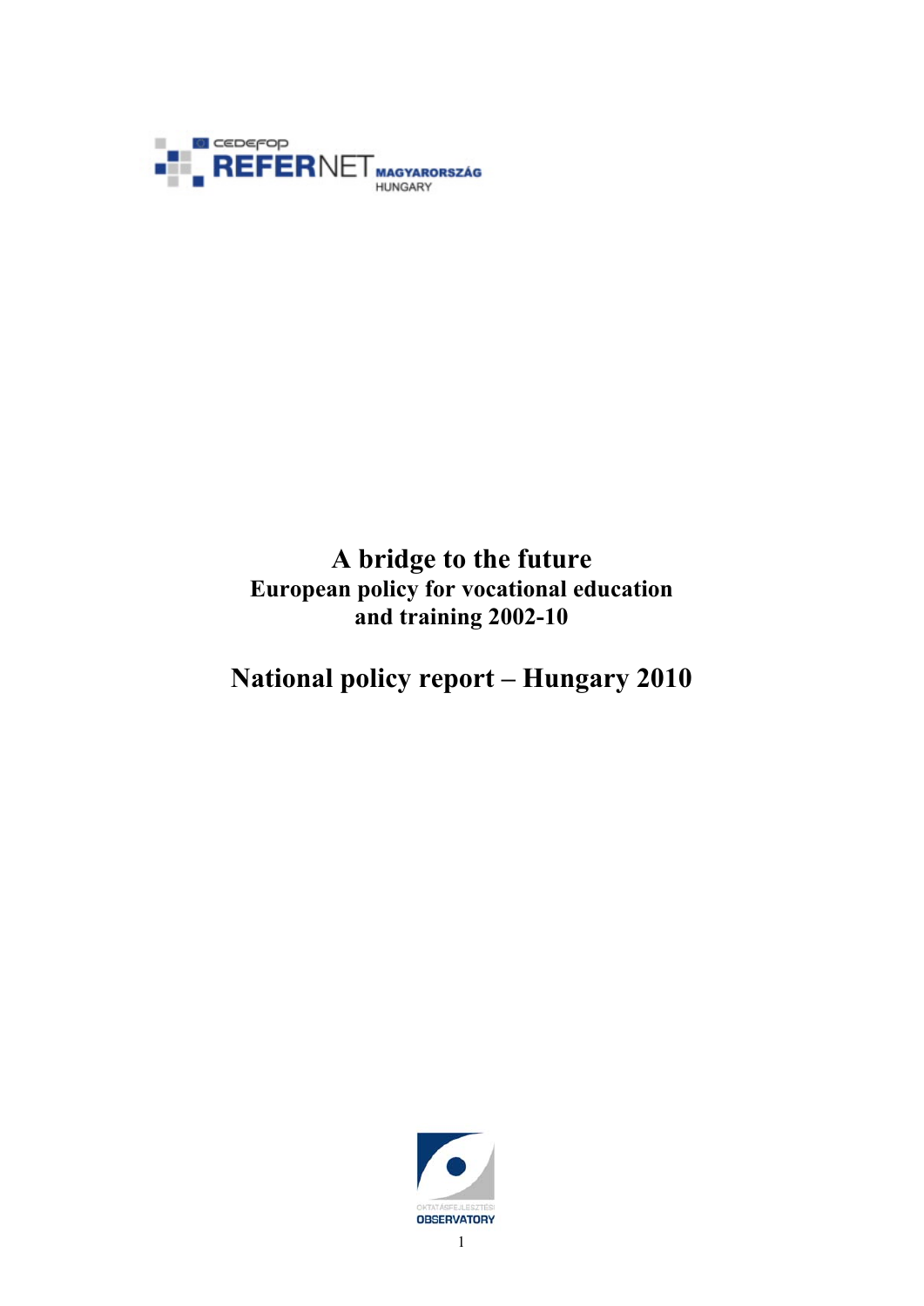# A bridge to the future

**European policy for vocational education and training 2002-10**

# National policy report – Hungary 2010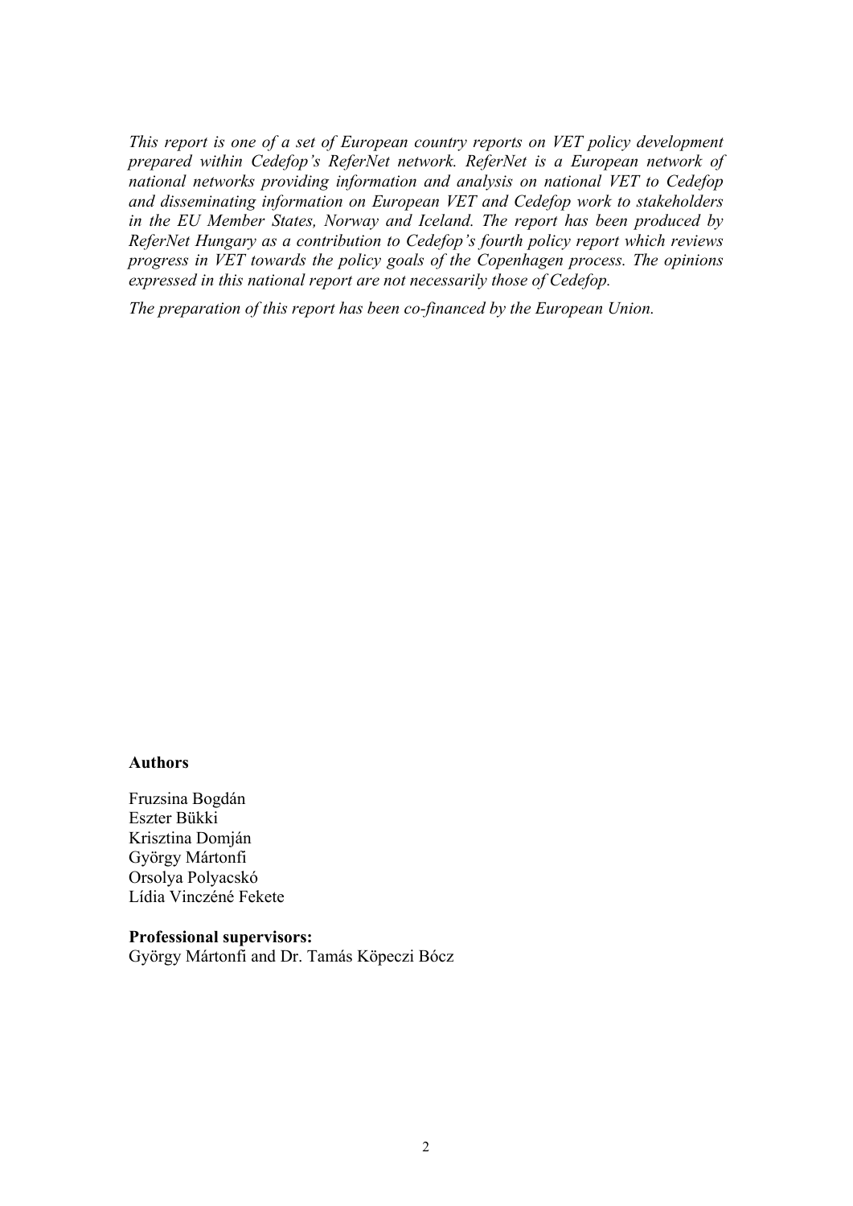*This report is one of a set of European country reports on VET policy development prepared within Cedefop's ReferNet network. ReferNet is a European network of national networks providing information and analysis on national VET to Cedefop and disseminating information on European VET and Cedefop work to stakeholders in the EU Member States, Norway and Iceland. The report has been produced by ReferNet Hungary as a contribution to Cedefop's fourth policy report which reviews progress in VET towards the policy goals of the Copenhagen process. The opinions expressed in this national report are not necessarily those of Cedefop.*

*The preparation of this report has been co-financed by the European Union.*

**Authors**

Fruzsina Bogdán
Eszter Bükki
Krisztina Domján
György Mártonfi
Orsolya Polyacskó
Lídia Vinczéné Fekete

**Professional supervisors:**
György Mártonfi and Dr. Tamás Köpeczi Bócz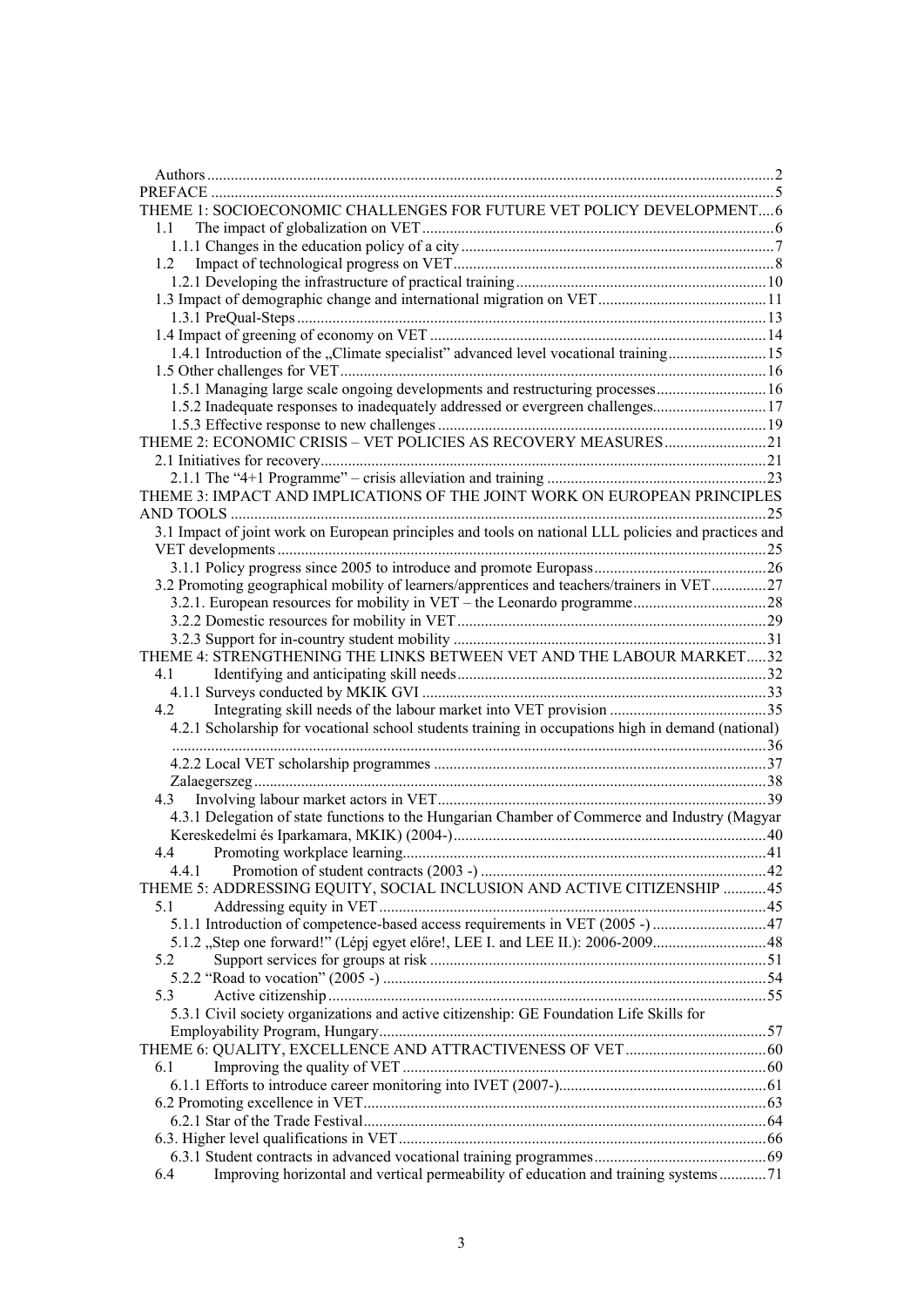Authors ..... 2
PREFACE ..... 5
THEME 1: SOCIOECONOMIC CHALLENGES FOR FUTURE VET POLICY DEVELOPMENT ..... 6
- 1.1 The impact of globalization on VET ..... 6
  - 1.1.1 Changes in the education policy of a city ..... 7
- 1.2 Impact of technological progress on VET ..... 8
  - 1.2.1 Developing the infrastructure of practical training ..... 10
- 1.3 Impact of demographic change and international migration on VET ..... 11
  - 1.3.1 PreQual-Steps ..... 13
- 1.4 Impact of greening of economy on VET ..... 14
  - 1.4.1 Introduction of the „Climate specialist" advanced level vocational training ..... 15
- 1.5 Other challenges for VET ..... 16
  - 1.5.1 Managing large scale ongoing developments and restructuring processes ..... 16
  - 1.5.2 Inadequate responses to inadequately addressed or evergreen challenges ..... 17
  - 1.5.3 Effective response to new challenges ..... 19

THEME 2: ECONOMIC CRISIS – VET POLICIES AS RECOVERY MEASURES ..... 21
- 2.1 Initiatives for recovery ..... 21
  - 2.1.1 The "4+1 Programme" – crisis alleviation and training ..... 23

THEME 3: IMPACT AND IMPLICATIONS OF THE JOINT WORK ON EUROPEAN PRINCIPLES AND TOOLS ..... 25
- 3.1 Impact of joint work on European principles and tools on national LLL policies and practices and VET developments ..... 25
  - 3.1.1 Policy progress since 2005 to introduce and promote Europass ..... 26
- 3.2 Promoting geographical mobility of learners/apprentices and teachers/trainers in VET ..... 27
  - 3.2.1. European resources for mobility in VET – the Leonardo programme ..... 28
  - 3.2.2 Domestic resources for mobility in VET ..... 29
  - 3.2.3 Support for in-country student mobility ..... 31

THEME 4: STRENGTHENING THE LINKS BETWEEN VET AND THE LABOUR MARKET ..... 32
- 4.1 Identifying and anticipating skill needs ..... 32
  - 4.1.1 Surveys conducted by MKIK GVI ..... 33
- 4.2 Integrating skill needs of the labour market into VET provision ..... 35
  - 4.2.1 Scholarship for vocational school students training in occupations high in demand (national) ..... 36
  - 4.2.2 Local VET scholarship programmes ..... 37
  - Zalaegerszeg ..... 38
- 4.3 Involving labour market actors in VET ..... 39
  - 4.3.1 Delegation of state functions to the Hungarian Chamber of Commerce and Industry (Magyar Kereskedelmi és Iparkamara, MKIK) (2004-) ..... 40
- 4.4 Promoting workplace learning ..... 41
  - 4.4.1 Promotion of student contracts (2003 -) ..... 42

THEME 5: ADDRESSING EQUITY, SOCIAL INCLUSION AND ACTIVE CITIZENSHIP ..... 45
- 5.1 Addressing equity in VET ..... 45
  - 5.1.1 Introduction of competence-based access requirements in VET (2005 -) ..... 47
  - 5.1.2 „Step one forward!" (Lépj egyet előre!, LEE I. and LEE II.): 2006-2009 ..... 48
- 5.2 Support services for groups at risk ..... 51
  - 5.2.2 "Road to vocation" (2005 -) ..... 54
- 5.3 Active citizenship ..... 55
  - 5.3.1 Civil society organizations and active citizenship: GE Foundation Life Skills for Employability Program, Hungary ..... 57

THEME 6: QUALITY, EXCELLENCE AND ATTRACTIVENESS OF VET ..... 60
- 6.1 Improving the quality of VET ..... 60
  - 6.1.1 Efforts to introduce career monitoring into IVET (2007-) ..... 61
- 6.2 Promoting excellence in VET ..... 63
  - 6.2.1 Star of the Trade Festival ..... 64
- 6.3. Higher level qualifications in VET ..... 66
  - 6.3.1 Student contracts in advanced vocational training programmes ..... 69
- 6.4 Improving horizontal and vertical permeability of education and training systems ..... 71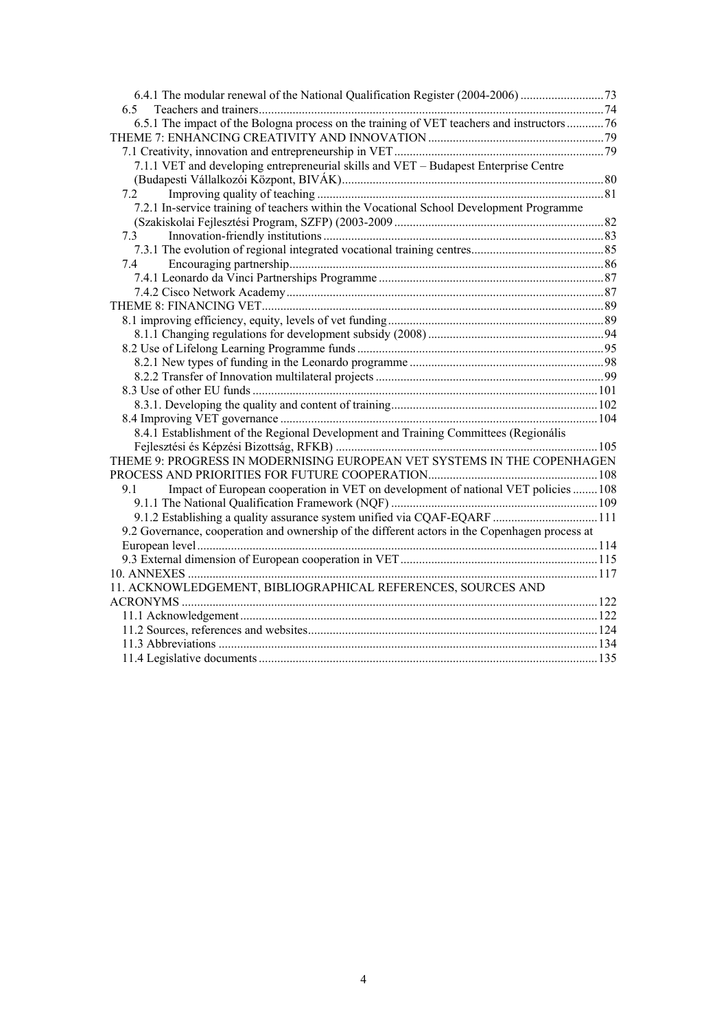6.4.1 The modular renewal of the National Qualification Register (2004-2006) ........................... 73
6.5 Teachers and trainers ........................................................................................................ 74
6.5.1 The impact of the Bologna process on the training of VET teachers and instructors ............ 76
THEME 7: ENHANCING CREATIVITY AND INNOVATION ......................................................... 79
7.1 Creativity, innovation and entrepreneurship in VET .................................................................... 79
7.1.1 VET and developing entrepreneurial skills and VET – Budapest Enterprise Centre (Budapesti Vállalkozói Központ, BIVÁK) ..................................................................................... 80
7.2 Improving quality of teaching ............................................................................................ 81
7.2.1 In-service training of teachers within the Vocational School Development Programme (Szakiskolai Fejlesztési Program, SZFP) (2003-2009 .................................................................... 82
7.3 Innovation-friendly institutions .......................................................................................... 83
7.3.1 The evolution of regional integrated vocational training centres ........................................... 85
7.4 Encouraging partnership ..................................................................................................... 86
7.4.1 Leonardo da Vinci Partnerships Programme ........................................................................ 87
7.4.2 Cisco Network Academy ...................................................................................................... 87
THEME 8: FINANCING VET ............................................................................................................ 89
8.1 improving efficiency, equity, levels of vet funding ...................................................................... 89
8.1.1 Changing regulations for development subsidy (2008) ......................................................... 94
8.2 Use of Lifelong Learning Programme funds ................................................................................ 95
8.2.1 New types of funding in the Leonardo programme ............................................................... 98
8.2.2 Transfer of Innovation multilateral projects .......................................................................... 99
8.3 Use of other EU funds ................................................................................................................ 101
8.3.1. Developing the quality and content of training ................................................................... 102
8.4 Improving VET governance ....................................................................................................... 104
8.4.1 Establishment of the Regional Development and Training Committees (Regionális Fejlesztési és Képzési Bizottság, RFKB) ..................................................................................... 105
THEME 9: PROGRESS IN MODERNISING EUROPEAN VET SYSTEMS IN THE COPENHAGEN PROCESS AND PRIORITIES FOR FUTURE COOPERATION ....................................................... 108
9.1 Impact of European cooperation in VET on development of national VET policies ........ 108
9.1.1 The National Qualification Framework (NQF) .................................................................. 109
9.1.2 Establishing a quality assurance system unified via CQAF-EQARF ................................. 111
9.2 Governance, cooperation and ownership of the different actors in the Copenhagen process at European level ................................................................................................................................. 114
9.3 External dimension of European cooperation in VET ................................................................ 115
10. ANNEXES ..................................................................................................................................... 117
11. ACKNOWLEDGEMENT, BIBLIOGRAPHICAL REFERENCES, SOURCES AND ACRONYMS ..................................................................................................................................... 122
11.1 Acknowledgement ................................................................................................................... 122
11.2 Sources, references and websites ............................................................................................. 124
11.3 Abbreviations .......................................................................................................................... 134
11.4 Legislative documents ............................................................................................................. 135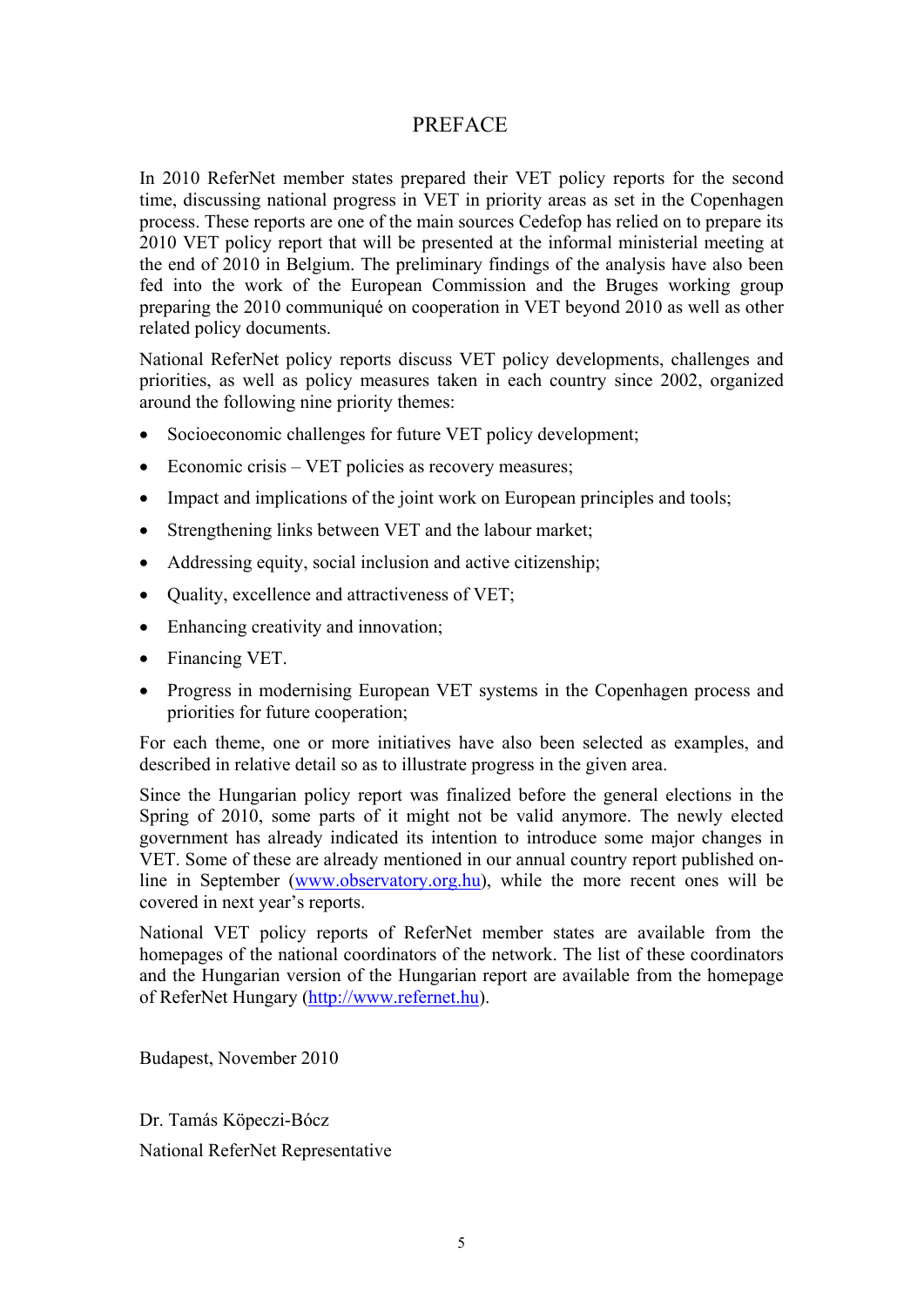# PREFACE

In 2010 ReferNet member states prepared their VET policy reports for the second time, discussing national progress in VET in priority areas as set in the Copenhagen process. These reports are one of the main sources Cedefop has relied on to prepare its 2010 VET policy report that will be presented at the informal ministerial meeting at the end of 2010 in Belgium. The preliminary findings of the analysis have also been fed into the work of the European Commission and the Bruges working group preparing the 2010 communiqué on cooperation in VET beyond 2010 as well as other related policy documents.

National ReferNet policy reports discuss VET policy developments, challenges and priorities, as well as policy measures taken in each country since 2002, organized around the following nine priority themes:

- Socioeconomic challenges for future VET policy development;
- Economic crisis – VET policies as recovery measures;
- Impact and implications of the joint work on European principles and tools;
- Strengthening links between VET and the labour market;
- Addressing equity, social inclusion and active citizenship;
- Quality, excellence and attractiveness of VET;
- Enhancing creativity and innovation;
- Financing VET.
- Progress in modernising European VET systems in the Copenhagen process and priorities for future cooperation;

For each theme, one or more initiatives have also been selected as examples, and described in relative detail so as to illustrate progress in the given area.

Since the Hungarian policy report was finalized before the general elections in the Spring of 2010, some parts of it might not be valid anymore. The newly elected government has already indicated its intention to introduce some major changes in VET. Some of these are already mentioned in our annual country report published on-line in September (www.observatory.org.hu), while the more recent ones will be covered in next year's reports.

National VET policy reports of ReferNet member states are available from the homepages of the national coordinators of the network. The list of these coordinators and the Hungarian version of the Hungarian report are available from the homepage of ReferNet Hungary (http://www.refernet.hu).

Budapest, November 2010

Dr. Tamás Köpeczi-Bócz

National ReferNet Representative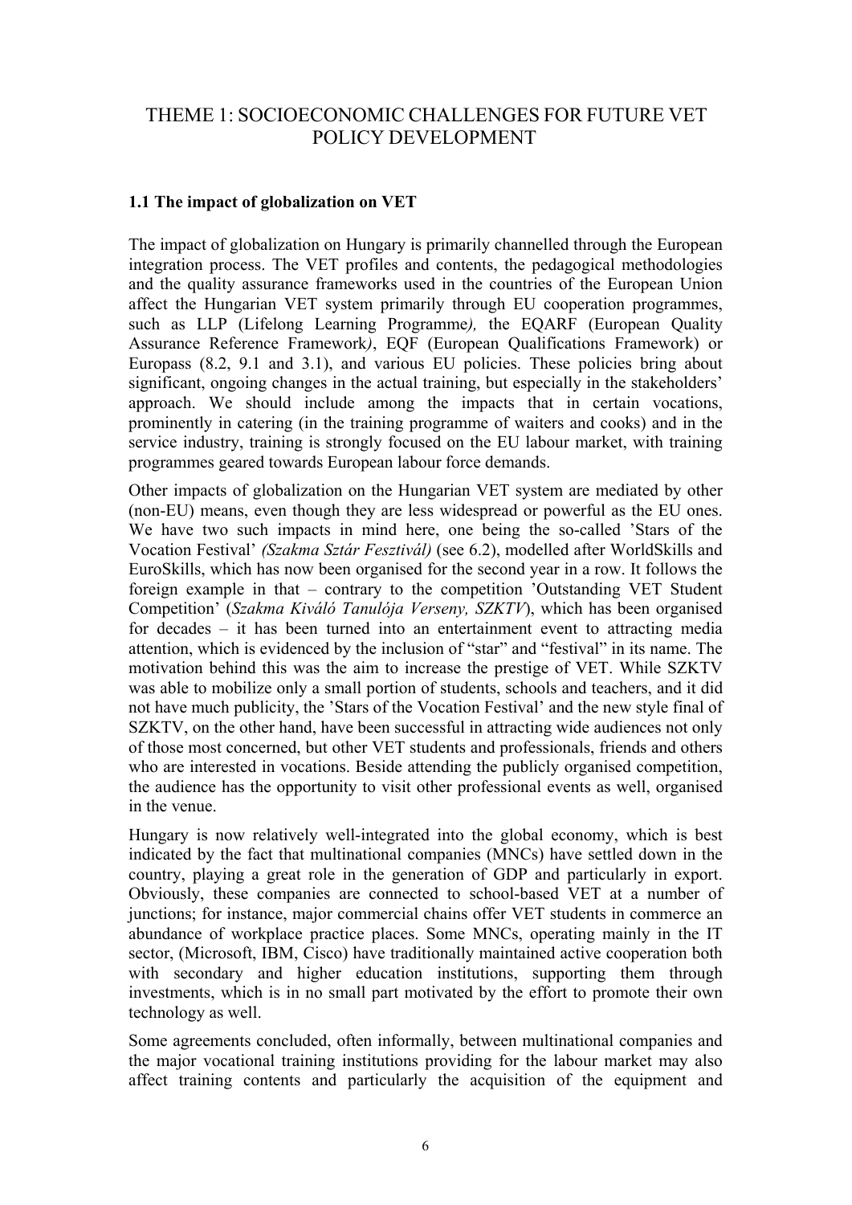# THEME 1: SOCIOECONOMIC CHALLENGES FOR FUTURE VET POLICY DEVELOPMENT

## 1.1 The impact of globalization on VET

The impact of globalization on Hungary is primarily channelled through the European integration process. The VET profiles and contents, the pedagogical methodologies and the quality assurance frameworks used in the countries of the European Union affect the Hungarian VET system primarily through EU cooperation programmes, such as LLP (Lifelong Learning Programme*),* the EQARF (European Quality Assurance Reference Framework*)*, EQF (European Qualifications Framework) or Europass (8.2, 9.1 and 3.1), and various EU policies. These policies bring about significant, ongoing changes in the actual training, but especially in the stakeholders' approach. We should include among the impacts that in certain vocations, prominently in catering (in the training programme of waiters and cooks) and in the service industry, training is strongly focused on the EU labour market, with training programmes geared towards European labour force demands.

Other impacts of globalization on the Hungarian VET system are mediated by other (non-EU) means, even though they are less widespread or powerful as the EU ones. We have two such impacts in mind here, one being the so-called 'Stars of the Vocation Festival' *(Szakma Sztár Fesztivál)* (see 6.2), modelled after WorldSkills and EuroSkills, which has now been organised for the second year in a row. It follows the foreign example in that – contrary to the competition 'Outstanding VET Student Competition' (*Szakma Kiváló Tanulója Verseny, SZKTV*), which has been organised for decades – it has been turned into an entertainment event to attracting media attention, which is evidenced by the inclusion of "star" and "festival" in its name. The motivation behind this was the aim to increase the prestige of VET. While SZKTV was able to mobilize only a small portion of students, schools and teachers, and it did not have much publicity, the 'Stars of the Vocation Festival' and the new style final of SZKTV, on the other hand, have been successful in attracting wide audiences not only of those most concerned, but other VET students and professionals, friends and others who are interested in vocations. Beside attending the publicly organised competition, the audience has the opportunity to visit other professional events as well, organised in the venue.

Hungary is now relatively well-integrated into the global economy, which is best indicated by the fact that multinational companies (MNCs) have settled down in the country, playing a great role in the generation of GDP and particularly in export. Obviously, these companies are connected to school-based VET at a number of junctions; for instance, major commercial chains offer VET students in commerce an abundance of workplace practice places. Some MNCs, operating mainly in the IT sector, (Microsoft, IBM, Cisco) have traditionally maintained active cooperation both with secondary and higher education institutions, supporting them through investments, which is in no small part motivated by the effort to promote their own technology as well.

Some agreements concluded, often informally, between multinational companies and the major vocational training institutions providing for the labour market may also affect training contents and particularly the acquisition of the equipment and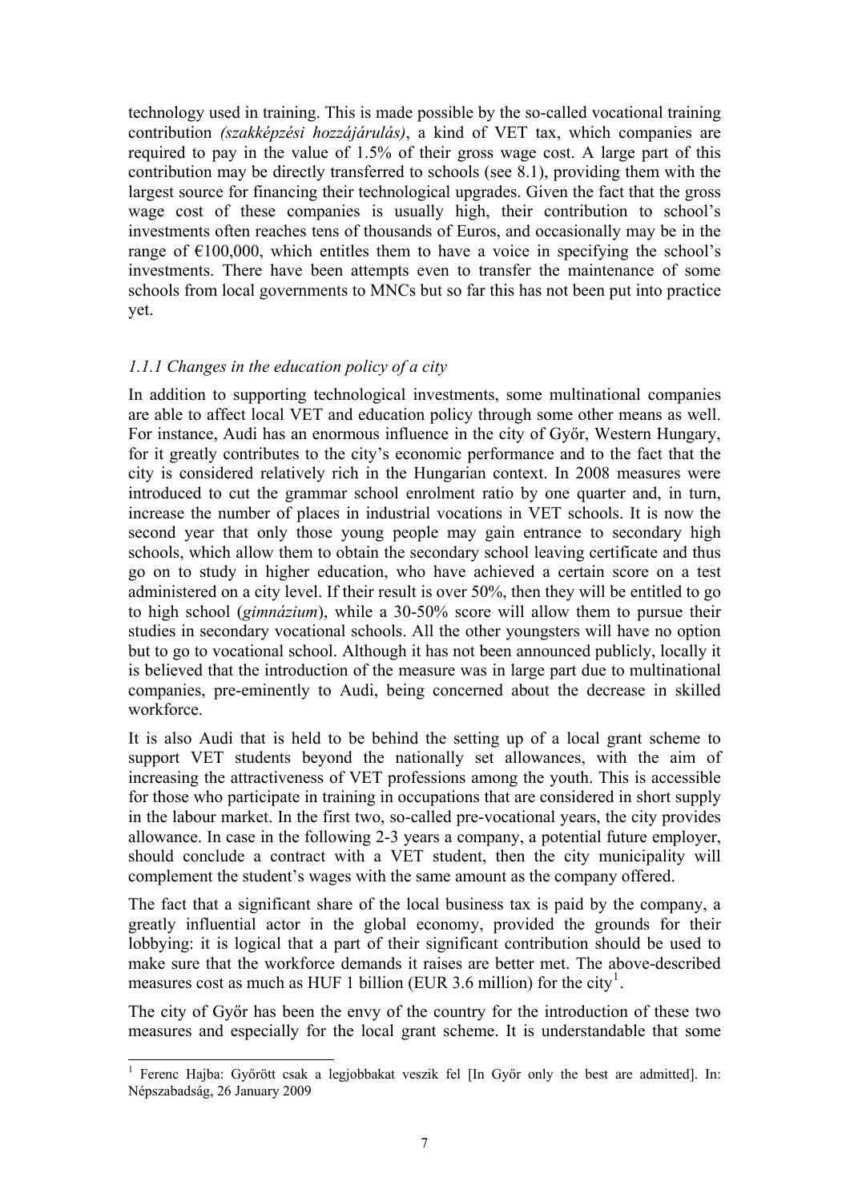technology used in training. This is made possible by the so-called vocational training contribution *(szakképzési hozzájárulás)*, a kind of VET tax, which companies are required to pay in the value of 1.5% of their gross wage cost. A large part of this contribution may be directly transferred to schools (see 8.1), providing them with the largest source for financing their technological upgrades. Given the fact that the gross wage cost of these companies is usually high, their contribution to school's investments often reaches tens of thousands of Euros, and occasionally may be in the range of €100,000, which entitles them to have a voice in specifying the school's investments. There have been attempts even to transfer the maintenance of some schools from local governments to MNCs but so far this has not been put into practice yet.

### *1.1.1 Changes in the education policy of a city*

In addition to supporting technological investments, some multinational companies are able to affect local VET and education policy through some other means as well. For instance, Audi has an enormous influence in the city of Győr, Western Hungary, for it greatly contributes to the city's economic performance and to the fact that the city is considered relatively rich in the Hungarian context. In 2008 measures were introduced to cut the grammar school enrolment ratio by one quarter and, in turn, increase the number of places in industrial vocations in VET schools. It is now the second year that only those young people may gain entrance to secondary high schools, which allow them to obtain the secondary school leaving certificate and thus go on to study in higher education, who have achieved a certain score on a test administered on a city level. If their result is over 50%, then they will be entitled to go to high school (*gimnázium*), while a 30-50% score will allow them to pursue their studies in secondary vocational schools. All the other youngsters will have no option but to go to vocational school. Although it has not been announced publicly, locally it is believed that the introduction of the measure was in large part due to multinational companies, pre-eminently to Audi, being concerned about the decrease in skilled workforce.

It is also Audi that is held to be behind the setting up of a local grant scheme to support VET students beyond the nationally set allowances, with the aim of increasing the attractiveness of VET professions among the youth. This is accessible for those who participate in training in occupations that are considered in short supply in the labour market. In the first two, so-called pre-vocational years, the city provides allowance. In case in the following 2-3 years a company, a potential future employer, should conclude a contract with a VET student, then the city municipality will complement the student's wages with the same amount as the company offered.

The fact that a significant share of the local business tax is paid by the company, a greatly influential actor in the global economy, provided the grounds for their lobbying: it is logical that a part of their significant contribution should be used to make sure that the workforce demands it raises are better met. The above-described measures cost as much as HUF 1 billion (EUR 3.6 million) for the city[1].

The city of Győr has been the envy of the country for the introduction of these two measures and especially for the local grant scheme. It is understandable that some

---

[1] Ferenc Hajba: Győrött csak a legjobbakat veszik fel [In Győr only the best are admitted]. In: Népszabadság, 26 January 2009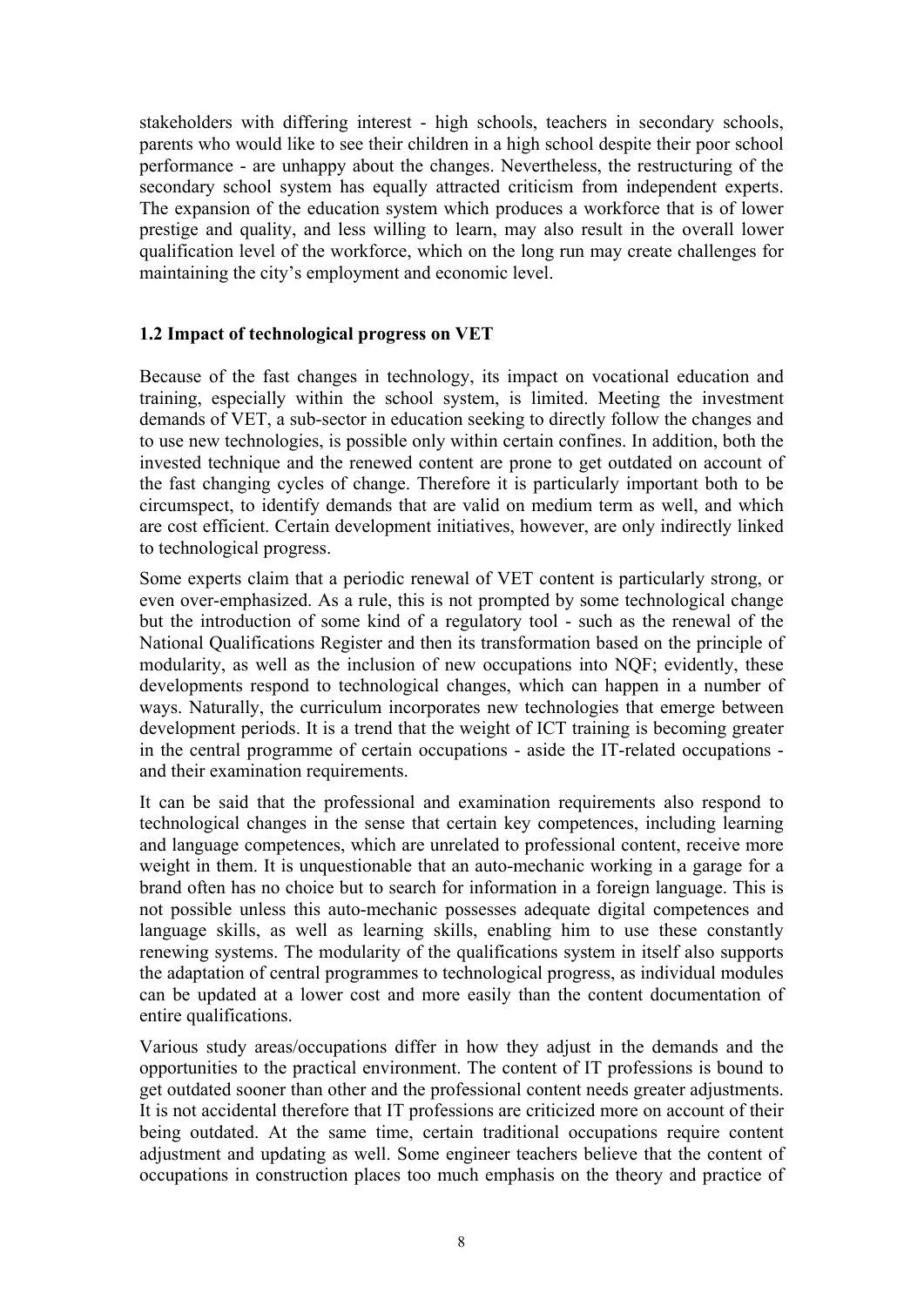stakeholders with differing interest - high schools, teachers in secondary schools, parents who would like to see their children in a high school despite their poor school performance - are unhappy about the changes. Nevertheless, the restructuring of the secondary school system has equally attracted criticism from independent experts. The expansion of the education system which produces a workforce that is of lower prestige and quality, and less willing to learn, may also result in the overall lower qualification level of the workforce, which on the long run may create challenges for maintaining the city's employment and economic level.

### 1.2 Impact of technological progress on VET

Because of the fast changes in technology, its impact on vocational education and training, especially within the school system, is limited. Meeting the investment demands of VET, a sub-sector in education seeking to directly follow the changes and to use new technologies, is possible only within certain confines. In addition, both the invested technique and the renewed content are prone to get outdated on account of the fast changing cycles of change. Therefore it is particularly important both to be circumspect, to identify demands that are valid on medium term as well, and which are cost efficient. Certain development initiatives, however, are only indirectly linked to technological progress.

Some experts claim that a periodic renewal of VET content is particularly strong, or even over-emphasized. As a rule, this is not prompted by some technological change but the introduction of some kind of a regulatory tool - such as the renewal of the National Qualifications Register and then its transformation based on the principle of modularity, as well as the inclusion of new occupations into NQF; evidently, these developments respond to technological changes, which can happen in a number of ways. Naturally, the curriculum incorporates new technologies that emerge between development periods. It is a trend that the weight of ICT training is becoming greater in the central programme of certain occupations - aside the IT-related occupations - and their examination requirements.

It can be said that the professional and examination requirements also respond to technological changes in the sense that certain key competences, including learning and language competences, which are unrelated to professional content, receive more weight in them. It is unquestionable that an auto-mechanic working in a garage for a brand often has no choice but to search for information in a foreign language. This is not possible unless this auto-mechanic possesses adequate digital competences and language skills, as well as learning skills, enabling him to use these constantly renewing systems. The modularity of the qualifications system in itself also supports the adaptation of central programmes to technological progress, as individual modules can be updated at a lower cost and more easily than the content documentation of entire qualifications.

Various study areas/occupations differ in how they adjust in the demands and the opportunities to the practical environment. The content of IT professions is bound to get outdated sooner than other and the professional content needs greater adjustments. It is not accidental therefore that IT professions are criticized more on account of their being outdated. At the same time, certain traditional occupations require content adjustment and updating as well. Some engineer teachers believe that the content of occupations in construction places too much emphasis on the theory and practice of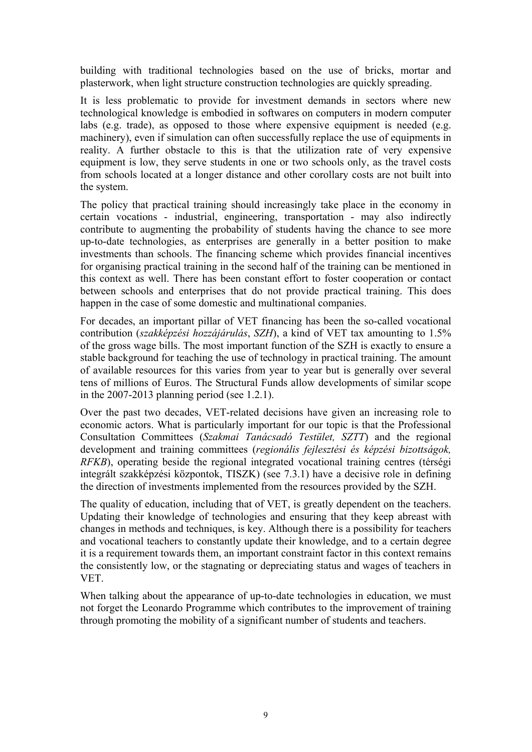building with traditional technologies based on the use of bricks, mortar and plasterwork, when light structure construction technologies are quickly spreading.

It is less problematic to provide for investment demands in sectors where new technological knowledge is embodied in softwares on computers in modern computer labs (e.g. trade), as opposed to those where expensive equipment is needed (e.g. machinery), even if simulation can often successfully replace the use of equipments in reality. A further obstacle to this is that the utilization rate of very expensive equipment is low, they serve students in one or two schools only, as the travel costs from schools located at a longer distance and other corollary costs are not built into the system.

The policy that practical training should increasingly take place in the economy in certain vocations - industrial, engineering, transportation - may also indirectly contribute to augmenting the probability of students having the chance to see more up-to-date technologies, as enterprises are generally in a better position to make investments than schools. The financing scheme which provides financial incentives for organising practical training in the second half of the training can be mentioned in this context as well. There has been constant effort to foster cooperation or contact between schools and enterprises that do not provide practical training. This does happen in the case of some domestic and multinational companies.

For decades, an important pillar of VET financing has been the so-called vocational contribution (*szakképzési hozzájárulás*, *SZH*), a kind of VET tax amounting to 1.5% of the gross wage bills. The most important function of the SZH is exactly to ensure a stable background for teaching the use of technology in practical training. The amount of available resources for this varies from year to year but is generally over several tens of millions of Euros. The Structural Funds allow developments of similar scope in the 2007-2013 planning period (see 1.2.1).

Over the past two decades, VET-related decisions have given an increasing role to economic actors. What is particularly important for our topic is that the Professional Consultation Committees (*Szakmai Tanácsadó Testület, SZTT*) and the regional development and training committees (*regionális fejlesztési és képzési bizottságok, RFKB*), operating beside the regional integrated vocational training centres (térségi integrált szakképzési központok, TISZK) (see 7.3.1) have a decisive role in defining the direction of investments implemented from the resources provided by the SZH.

The quality of education, including that of VET, is greatly dependent on the teachers. Updating their knowledge of technologies and ensuring that they keep abreast with changes in methods and techniques, is key. Although there is a possibility for teachers and vocational teachers to constantly update their knowledge, and to a certain degree it is a requirement towards them, an important constraint factor in this context remains the consistently low, or the stagnating or depreciating status and wages of teachers in VET.

When talking about the appearance of up-to-date technologies in education, we must not forget the Leonardo Programme which contributes to the improvement of training through promoting the mobility of a significant number of students and teachers.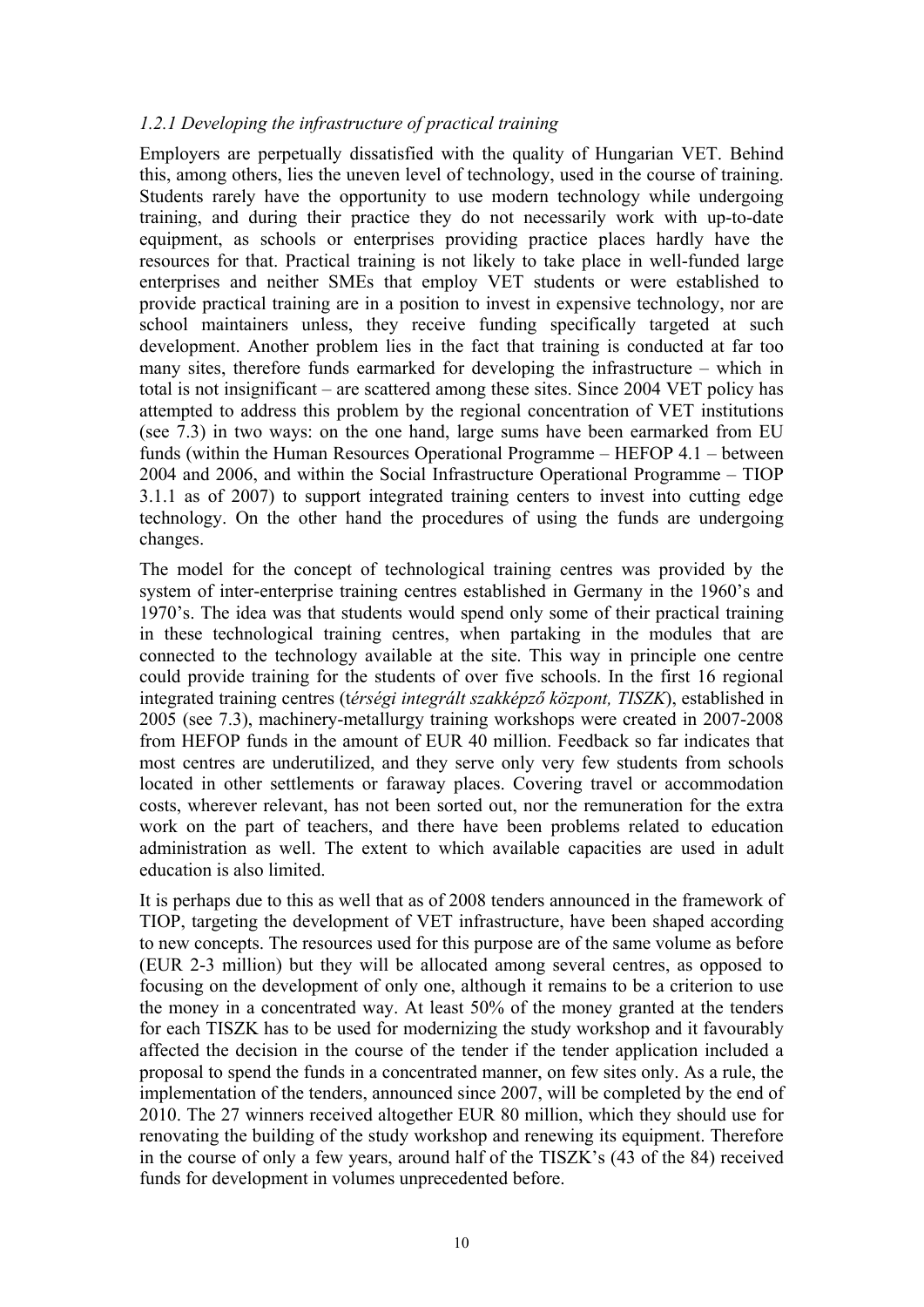### *1.2.1 Developing the infrastructure of practical training*

Employers are perpetually dissatisfied with the quality of Hungarian VET. Behind this, among others, lies the uneven level of technology, used in the course of training. Students rarely have the opportunity to use modern technology while undergoing training, and during their practice they do not necessarily work with up-to-date equipment, as schools or enterprises providing practice places hardly have the resources for that. Practical training is not likely to take place in well-funded large enterprises and neither SMEs that employ VET students or were established to provide practical training are in a position to invest in expensive technology, nor are school maintainers unless, they receive funding specifically targeted at such development. Another problem lies in the fact that training is conducted at far too many sites, therefore funds earmarked for developing the infrastructure – which in total is not insignificant – are scattered among these sites. Since 2004 VET policy has attempted to address this problem by the regional concentration of VET institutions (see 7.3) in two ways: on the one hand, large sums have been earmarked from EU funds (within the Human Resources Operational Programme – HEFOP 4.1 – between 2004 and 2006, and within the Social Infrastructure Operational Programme – TIOP 3.1.1 as of 2007) to support integrated training centers to invest into cutting edge technology. On the other hand the procedures of using the funds are undergoing changes.

The model for the concept of technological training centres was provided by the system of inter-enterprise training centres established in Germany in the 1960's and 1970's. The idea was that students would spend only some of their practical training in these technological training centres, when partaking in the modules that are connected to the technology available at the site. This way in principle one centre could provide training for the students of over five schools. In the first 16 regional integrated training centres (*térségi integrált szakképző központ, TISZK*), established in 2005 (see 7.3), machinery-metallurgy training workshops were created in 2007-2008 from HEFOP funds in the amount of EUR 40 million. Feedback so far indicates that most centres are underutilized, and they serve only very few students from schools located in other settlements or faraway places. Covering travel or accommodation costs, wherever relevant, has not been sorted out, nor the remuneration for the extra work on the part of teachers, and there have been problems related to education administration as well. The extent to which available capacities are used in adult education is also limited.

It is perhaps due to this as well that as of 2008 tenders announced in the framework of TIOP, targeting the development of VET infrastructure, have been shaped according to new concepts. The resources used for this purpose are of the same volume as before (EUR 2-3 million) but they will be allocated among several centres, as opposed to focusing on the development of only one, although it remains to be a criterion to use the money in a concentrated way. At least 50% of the money granted at the tenders for each TISZK has to be used for modernizing the study workshop and it favourably affected the decision in the course of the tender if the tender application included a proposal to spend the funds in a concentrated manner, on few sites only. As a rule, the implementation of the tenders, announced since 2007, will be completed by the end of 2010. The 27 winners received altogether EUR 80 million, which they should use for renovating the building of the study workshop and renewing its equipment. Therefore in the course of only a few years, around half of the TISZK's (43 of the 84) received funds for development in volumes unprecedented before.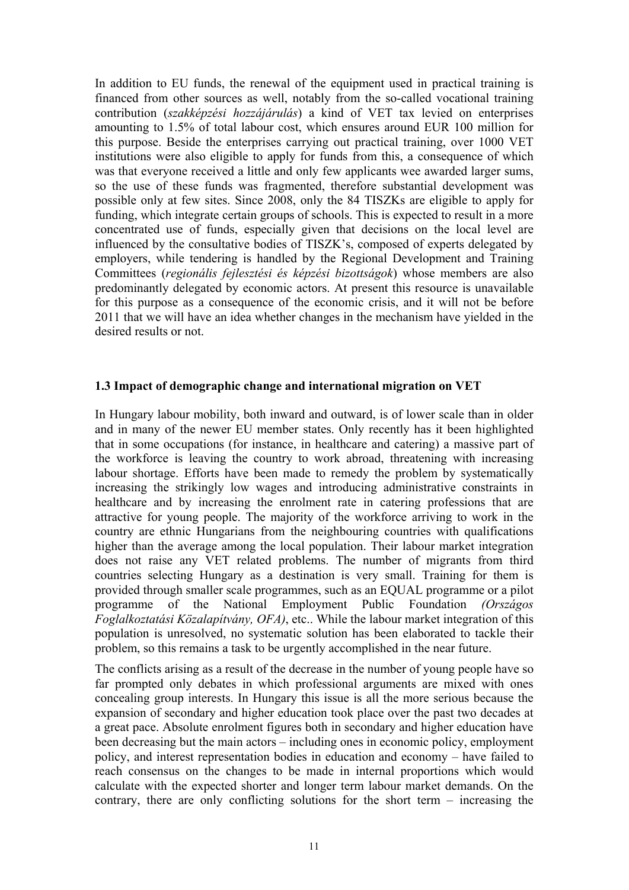In addition to EU funds, the renewal of the equipment used in practical training is financed from other sources as well, notably from the so-called vocational training contribution (*szakképzési hozzájárulás*) a kind of VET tax levied on enterprises amounting to 1.5% of total labour cost, which ensures around EUR 100 million for this purpose. Beside the enterprises carrying out practical training, over 1000 VET institutions were also eligible to apply for funds from this, a consequence of which was that everyone received a little and only few applicants wee awarded larger sums, so the use of these funds was fragmented, therefore substantial development was possible only at few sites. Since 2008, only the 84 TISZKs are eligible to apply for funding, which integrate certain groups of schools. This is expected to result in a more concentrated use of funds, especially given that decisions on the local level are influenced by the consultative bodies of TISZK's, composed of experts delegated by employers, while tendering is handled by the Regional Development and Training Committees (*regionális fejlesztési és képzési bizottságok*) whose members are also predominantly delegated by economic actors. At present this resource is unavailable for this purpose as a consequence of the economic crisis, and it will not be before 2011 that we will have an idea whether changes in the mechanism have yielded in the desired results or not.

### 1.3 Impact of demographic change and international migration on VET

In Hungary labour mobility, both inward and outward, is of lower scale than in older and in many of the newer EU member states. Only recently has it been highlighted that in some occupations (for instance, in healthcare and catering) a massive part of the workforce is leaving the country to work abroad, threatening with increasing labour shortage. Efforts have been made to remedy the problem by systematically increasing the strikingly low wages and introducing administrative constraints in healthcare and by increasing the enrolment rate in catering professions that are attractive for young people. The majority of the workforce arriving to work in the country are ethnic Hungarians from the neighbouring countries with qualifications higher than the average among the local population. Their labour market integration does not raise any VET related problems. The number of migrants from third countries selecting Hungary as a destination is very small. Training for them is provided through smaller scale programmes, such as an EQUAL programme or a pilot programme of the National Employment Public Foundation *(Országos Foglalkoztatási Közalapítvány, OFA)*, etc.. While the labour market integration of this population is unresolved, no systematic solution has been elaborated to tackle their problem, so this remains a task to be urgently accomplished in the near future.

The conflicts arising as a result of the decrease in the number of young people have so far prompted only debates in which professional arguments are mixed with ones concealing group interests. In Hungary this issue is all the more serious because the expansion of secondary and higher education took place over the past two decades at a great pace. Absolute enrolment figures both in secondary and higher education have been decreasing but the main actors – including ones in economic policy, employment policy, and interest representation bodies in education and economy – have failed to reach consensus on the changes to be made in internal proportions which would calculate with the expected shorter and longer term labour market demands. On the contrary, there are only conflicting solutions for the short term – increasing the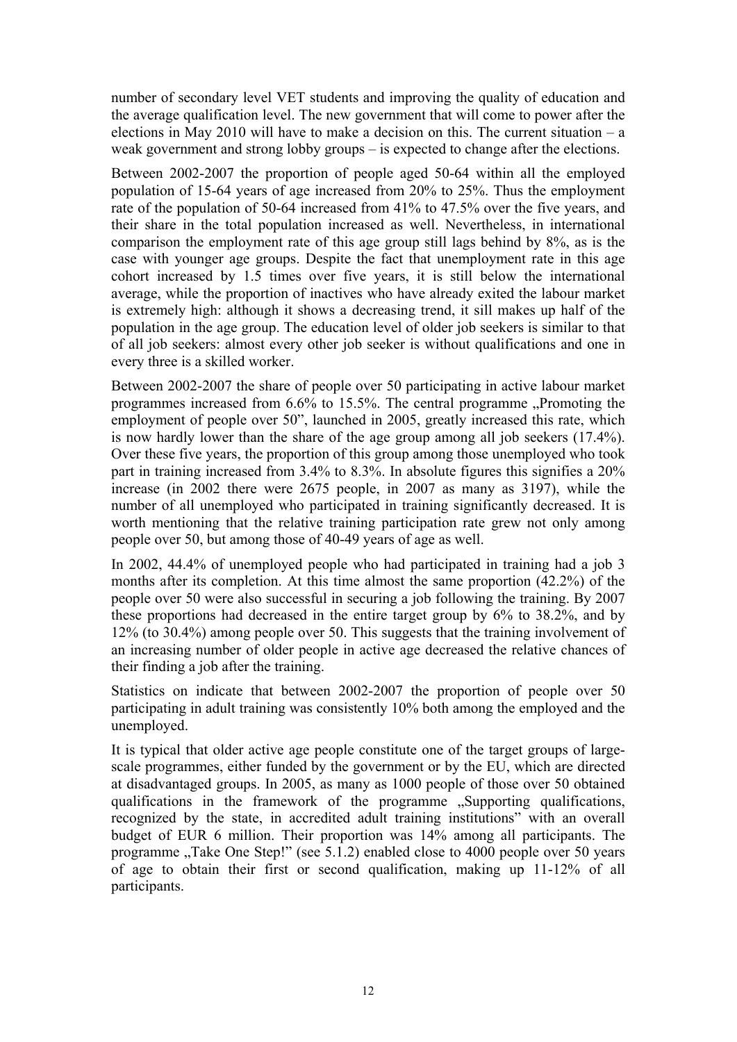number of secondary level VET students and improving the quality of education and the average qualification level. The new government that will come to power after the elections in May 2010 will have to make a decision on this. The current situation – a weak government and strong lobby groups – is expected to change after the elections.

Between 2002-2007 the proportion of people aged 50-64 within all the employed population of 15-64 years of age increased from 20% to 25%. Thus the employment rate of the population of 50-64 increased from 41% to 47.5% over the five years, and their share in the total population increased as well. Nevertheless, in international comparison the employment rate of this age group still lags behind by 8%, as is the case with younger age groups. Despite the fact that unemployment rate in this age cohort increased by 1.5 times over five years, it is still below the international average, while the proportion of inactives who have already exited the labour market is extremely high: although it shows a decreasing trend, it sill makes up half of the population in the age group. The education level of older job seekers is similar to that of all job seekers: almost every other job seeker is without qualifications and one in every three is a skilled worker.

Between 2002-2007 the share of people over 50 participating in active labour market programmes increased from 6.6% to 15.5%. The central programme „Promoting the employment of people over 50", launched in 2005, greatly increased this rate, which is now hardly lower than the share of the age group among all job seekers (17.4%). Over these five years, the proportion of this group among those unemployed who took part in training increased from 3.4% to 8.3%. In absolute figures this signifies a 20% increase (in 2002 there were 2675 people, in 2007 as many as 3197), while the number of all unemployed who participated in training significantly decreased. It is worth mentioning that the relative training participation rate grew not only among people over 50, but among those of 40-49 years of age as well.

In 2002, 44.4% of unemployed people who had participated in training had a job 3 months after its completion. At this time almost the same proportion (42.2%) of the people over 50 were also successful in securing a job following the training. By 2007 these proportions had decreased in the entire target group by 6% to 38.2%, and by 12% (to 30.4%) among people over 50. This suggests that the training involvement of an increasing number of older people in active age decreased the relative chances of their finding a job after the training.

Statistics on indicate that between 2002-2007 the proportion of people over 50 participating in adult training was consistently 10% both among the employed and the unemployed.

It is typical that older active age people constitute one of the target groups of large-scale programmes, either funded by the government or by the EU, which are directed at disadvantaged groups. In 2005, as many as 1000 people of those over 50 obtained qualifications in the framework of the programme „Supporting qualifications, recognized by the state, in accredited adult training institutions" with an overall budget of EUR 6 million. Their proportion was 14% among all participants. The programme „Take One Step!" (see 5.1.2) enabled close to 4000 people over 50 years of age to obtain their first or second qualification, making up 11-12% of all participants.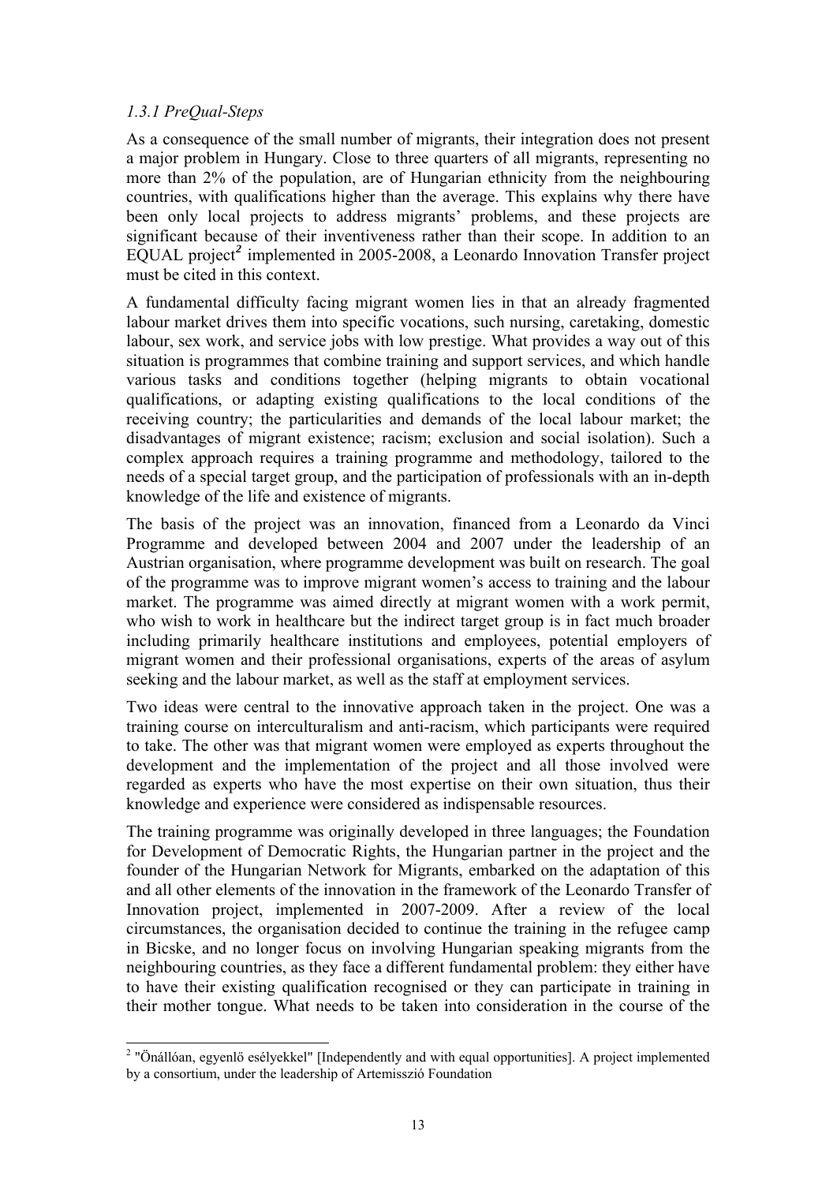### *1.3.1 PreQual-Steps*

As a consequence of the small number of migrants, their integration does not present a major problem in Hungary. Close to three quarters of all migrants, representing no more than 2% of the population, are of Hungarian ethnicity from the neighbouring countries, with qualifications higher than the average. This explains why there have been only local projects to address migrants' problems, and these projects are significant because of their inventiveness rather than their scope. In addition to an EQUAL project[2] implemented in 2005-2008, a Leonardo Innovation Transfer project must be cited in this context.

A fundamental difficulty facing migrant women lies in that an already fragmented labour market drives them into specific vocations, such nursing, caretaking, domestic labour, sex work, and service jobs with low prestige. What provides a way out of this situation is programmes that combine training and support services, and which handle various tasks and conditions together (helping migrants to obtain vocational qualifications, or adapting existing qualifications to the local conditions of the receiving country; the particularities and demands of the local labour market; the disadvantages of migrant existence; racism; exclusion and social isolation). Such a complex approach requires a training programme and methodology, tailored to the needs of a special target group, and the participation of professionals with an in-depth knowledge of the life and existence of migrants.

The basis of the project was an innovation, financed from a Leonardo da Vinci Programme and developed between 2004 and 2007 under the leadership of an Austrian organisation, where programme development was built on research. The goal of the programme was to improve migrant women's access to training and the labour market. The programme was aimed directly at migrant women with a work permit, who wish to work in healthcare but the indirect target group is in fact much broader including primarily healthcare institutions and employees, potential employers of migrant women and their professional organisations, experts of the areas of asylum seeking and the labour market, as well as the staff at employment services.

Two ideas were central to the innovative approach taken in the project. One was a training course on interculturalism and anti-racism, which participants were required to take. The other was that migrant women were employed as experts throughout the development and the implementation of the project and all those involved were regarded as experts who have the most expertise on their own situation, thus their knowledge and experience were considered as indispensable resources.

The training programme was originally developed in three languages; the Foundation for Development of Democratic Rights, the Hungarian partner in the project and the founder of the Hungarian Network for Migrants, embarked on the adaptation of this and all other elements of the innovation in the framework of the Leonardo Transfer of Innovation project, implemented in 2007-2009. After a review of the local circumstances, the organisation decided to continue the training in the refugee camp in Bicske, and no longer focus on involving Hungarian speaking migrants from the neighbouring countries, as they face a different fundamental problem: they either have to have their existing qualification recognised or they can participate in training in their mother tongue. What needs to be taken into consideration in the course of the

---

[2] "Önállóan, egyenlő esélyekkel" [Independently and with equal opportunities]. A project implemented by a consortium, under the leadership of Artemisszió Foundation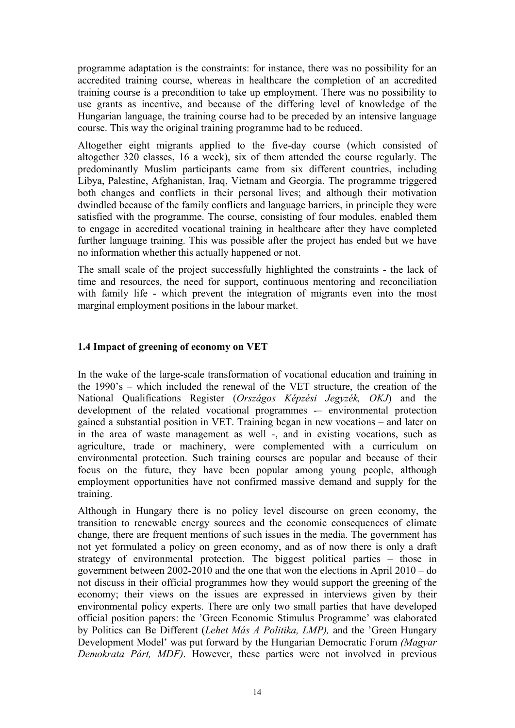programme adaptation is the constraints: for instance, there was no possibility for an accredited training course, whereas in healthcare the completion of an accredited training course is a precondition to take up employment. There was no possibility to use grants as incentive, and because of the differing level of knowledge of the Hungarian language, the training course had to be preceded by an intensive language course. This way the original training programme had to be reduced.

Altogether eight migrants applied to the five-day course (which consisted of altogether 320 classes, 16 a week), six of them attended the course regularly. The predominantly Muslim participants came from six different countries, including Libya, Palestine, Afghanistan, Iraq, Vietnam and Georgia. The programme triggered both changes and conflicts in their personal lives; and although their motivation dwindled because of the family conflicts and language barriers, in principle they were satisfied with the programme. The course, consisting of four modules, enabled them to engage in accredited vocational training in healthcare after they have completed further language training. This was possible after the project has ended but we have no information whether this actually happened or not.

The small scale of the project successfully highlighted the constraints - the lack of time and resources, the need for support, continuous mentoring and reconciliation with family life - which prevent the integration of migrants even into the most marginal employment positions in the labour market.

### 1.4 Impact of greening of economy on VET

In the wake of the large-scale transformation of vocational education and training in the 1990's – which included the renewal of the VET structure, the creation of the National Qualifications Register (*Országos Képzési Jegyzék, OKJ*) and the development of the related vocational programmes -– environmental protection gained a substantial position in VET. Training began in new vocations – and later on in the area of waste management as well -, and in existing vocations, such as agriculture, trade or machinery, were complemented with a curriculum on environmental protection. Such training courses are popular and because of their focus on the future, they have been popular among young people, although employment opportunities have not confirmed massive demand and supply for the training.

Although in Hungary there is no policy level discourse on green economy, the transition to renewable energy sources and the economic consequences of climate change, there are frequent mentions of such issues in the media. The government has not yet formulated a policy on green economy, and as of now there is only a draft strategy of environmental protection. The biggest political parties – those in government between 2002-2010 and the one that won the elections in April 2010 – do not discuss in their official programmes how they would support the greening of the economy; their views on the issues are expressed in interviews given by their environmental policy experts. There are only two small parties that have developed official position papers: the 'Green Economic Stimulus Programme' was elaborated by Politics can Be Different (*Lehet Más A Politika, LMP),* and the 'Green Hungary Development Model' was put forward by the Hungarian Democratic Forum *(Magyar Demokrata Párt, MDF)*. However, these parties were not involved in previous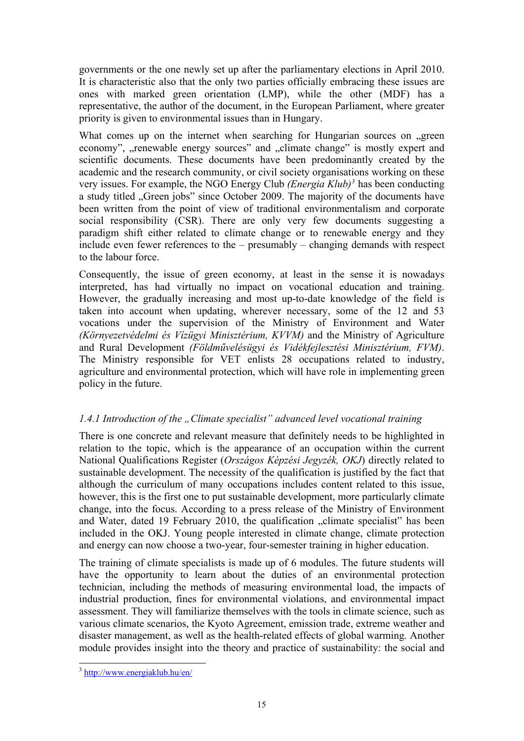governments or the one newly set up after the parliamentary elections in April 2010. It is characteristic also that the only two parties officially embracing these issues are ones with marked green orientation (LMP), while the other (MDF) has a representative, the author of the document, in the European Parliament, where greater priority is given to environmental issues than in Hungary.

What comes up on the internet when searching for Hungarian sources on „green economy", „renewable energy sources" and „climate change" is mostly expert and scientific documents. These documents have been predominantly created by the academic and the research community, or civil society organisations working on these very issues. For example, the NGO Energy Club *(Energia Klub)*[3] has been conducting a study titled „Green jobs" since October 2009. The majority of the documents have been written from the point of view of traditional environmentalism and corporate social responsibility (CSR). There are only very few documents suggesting a paradigm shift either related to climate change or to renewable energy and they include even fewer references to the – presumably – changing demands with respect to the labour force.

Consequently, the issue of green economy, at least in the sense it is nowadays interpreted, has had virtually no impact on vocational education and training. However, the gradually increasing and most up-to-date knowledge of the field is taken into account when updating, wherever necessary, some of the 12 and 53 vocations under the supervision of the Ministry of Environment and Water *(Környezetvédelmi és Vízügyi Minisztérium, KVVM)* and the Ministry of Agriculture and Rural Development *(Földművelésügyi és Vidékfejlesztési Minisztérium, FVM)*. The Ministry responsible for VET enlists 28 occupations related to industry, agriculture and environmental protection, which will have role in implementing green policy in the future.

### *1.4.1 Introduction of the „Climate specialist" advanced level vocational training*

There is one concrete and relevant measure that definitely needs to be highlighted in relation to the topic, which is the appearance of an occupation within the current National Qualifications Register (*Országos Képzési Jegyzék, OKJ*) directly related to sustainable development. The necessity of the qualification is justified by the fact that although the curriculum of many occupations includes content related to this issue, however, this is the first one to put sustainable development, more particularly climate change, into the focus. According to a press release of the Ministry of Environment and Water, dated 19 February 2010, the qualification „climate specialist" has been included in the OKJ. Young people interested in climate change, climate protection and energy can now choose a two-year, four-semester training in higher education.

The training of climate specialists is made up of 6 modules. The future students will have the opportunity to learn about the duties of an environmental protection technician, including the methods of measuring environmental load, the impacts of industrial production, fines for environmental violations, and environmental impact assessment. They will familiarize themselves with the tools in climate science, such as various climate scenarios, the Kyoto Agreement, emission trade, extreme weather and disaster management, as well as the health-related effects of global warming. Another module provides insight into the theory and practice of sustainability: the social and

[3] http://www.energiaklub.hu/en/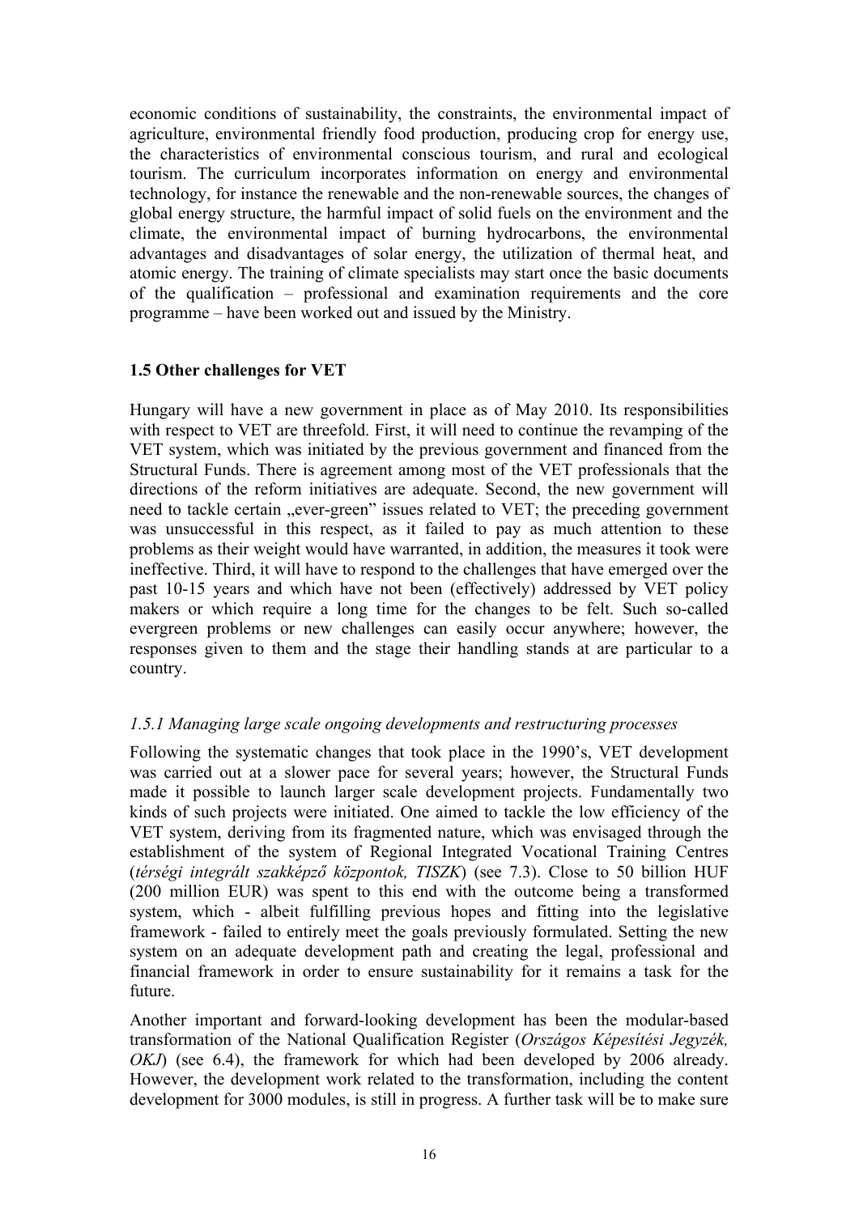economic conditions of sustainability, the constraints, the environmental impact of agriculture, environmental friendly food production, producing crop for energy use, the characteristics of environmental conscious tourism, and rural and ecological tourism. The curriculum incorporates information on energy and environmental technology, for instance the renewable and the non-renewable sources, the changes of global energy structure, the harmful impact of solid fuels on the environment and the climate, the environmental impact of burning hydrocarbons, the environmental advantages and disadvantages of solar energy, the utilization of thermal heat, and atomic energy. The training of climate specialists may start once the basic documents of the qualification – professional and examination requirements and the core programme – have been worked out and issued by the Ministry.

### 1.5 Other challenges for VET

Hungary will have a new government in place as of May 2010. Its responsibilities with respect to VET are threefold. First, it will need to continue the revamping of the VET system, which was initiated by the previous government and financed from the Structural Funds. There is agreement among most of the VET professionals that the directions of the reform initiatives are adequate. Second, the new government will need to tackle certain „ever-green" issues related to VET; the preceding government was unsuccessful in this respect, as it failed to pay as much attention to these problems as their weight would have warranted, in addition, the measures it took were ineffective. Third, it will have to respond to the challenges that have emerged over the past 10-15 years and which have not been (effectively) addressed by VET policy makers or which require a long time for the changes to be felt. Such so-called evergreen problems or new challenges can easily occur anywhere; however, the responses given to them and the stage their handling stands at are particular to a country.

#### *1.5.1 Managing large scale ongoing developments and restructuring processes*

Following the systematic changes that took place in the 1990's, VET development was carried out at a slower pace for several years; however, the Structural Funds made it possible to launch larger scale development projects. Fundamentally two kinds of such projects were initiated. One aimed to tackle the low efficiency of the VET system, deriving from its fragmented nature, which was envisaged through the establishment of the system of Regional Integrated Vocational Training Centres (*térségi integrált szakképző központok, TISZK*) (see 7.3). Close to 50 billion HUF (200 million EUR) was spent to this end with the outcome being a transformed system, which - albeit fulfilling previous hopes and fitting into the legislative framework - failed to entirely meet the goals previously formulated. Setting the new system on an adequate development path and creating the legal, professional and financial framework in order to ensure sustainability for it remains a task for the future.

Another important and forward-looking development has been the modular-based transformation of the National Qualification Register (*Országos Képesítési Jegyzék, OKJ*) (see 6.4), the framework for which had been developed by 2006 already. However, the development work related to the transformation, including the content development for 3000 modules, is still in progress. A further task will be to make sure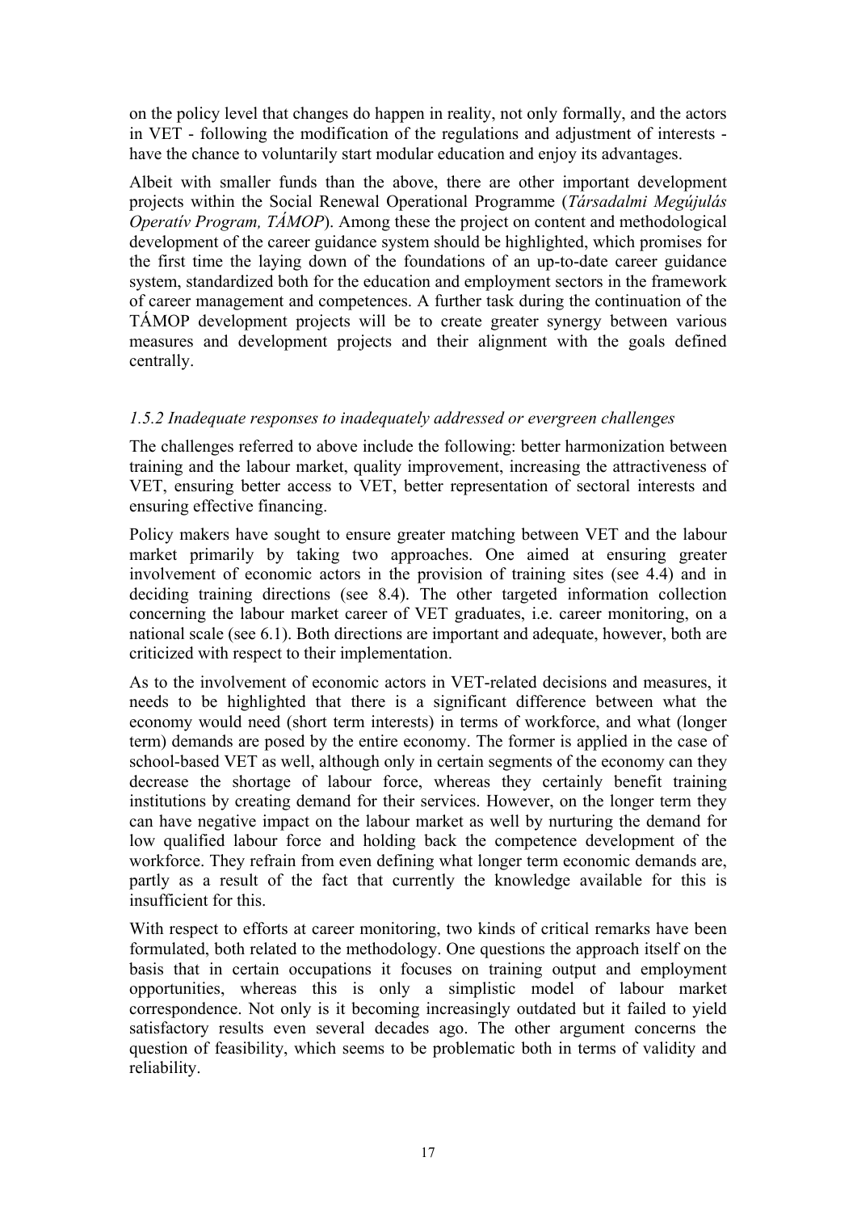on the policy level that changes do happen in reality, not only formally, and the actors in VET - following the modification of the regulations and adjustment of interests - have the chance to voluntarily start modular education and enjoy its advantages.

Albeit with smaller funds than the above, there are other important development projects within the Social Renewal Operational Programme (*Társadalmi Megújulás Operatív Program, TÁMOP*). Among these the project on content and methodological development of the career guidance system should be highlighted, which promises for the first time the laying down of the foundations of an up-to-date career guidance system, standardized both for the education and employment sectors in the framework of career management and competences. A further task during the continuation of the TÁMOP development projects will be to create greater synergy between various measures and development projects and their alignment with the goals defined centrally.

### *1.5.2 Inadequate responses to inadequately addressed or evergreen challenges*

The challenges referred to above include the following: better harmonization between training and the labour market, quality improvement, increasing the attractiveness of VET, ensuring better access to VET, better representation of sectoral interests and ensuring effective financing.

Policy makers have sought to ensure greater matching between VET and the labour market primarily by taking two approaches. One aimed at ensuring greater involvement of economic actors in the provision of training sites (see 4.4) and in deciding training directions (see 8.4). The other targeted information collection concerning the labour market career of VET graduates, i.e. career monitoring, on a national scale (see 6.1). Both directions are important and adequate, however, both are criticized with respect to their implementation.

As to the involvement of economic actors in VET-related decisions and measures, it needs to be highlighted that there is a significant difference between what the economy would need (short term interests) in terms of workforce, and what (longer term) demands are posed by the entire economy. The former is applied in the case of school-based VET as well, although only in certain segments of the economy can they decrease the shortage of labour force, whereas they certainly benefit training institutions by creating demand for their services. However, on the longer term they can have negative impact on the labour market as well by nurturing the demand for low qualified labour force and holding back the competence development of the workforce. They refrain from even defining what longer term economic demands are, partly as a result of the fact that currently the knowledge available for this is insufficient for this.

With respect to efforts at career monitoring, two kinds of critical remarks have been formulated, both related to the methodology. One questions the approach itself on the basis that in certain occupations it focuses on training output and employment opportunities, whereas this is only a simplistic model of labour market correspondence. Not only is it becoming increasingly outdated but it failed to yield satisfactory results even several decades ago. The other argument concerns the question of feasibility, which seems to be problematic both in terms of validity and reliability.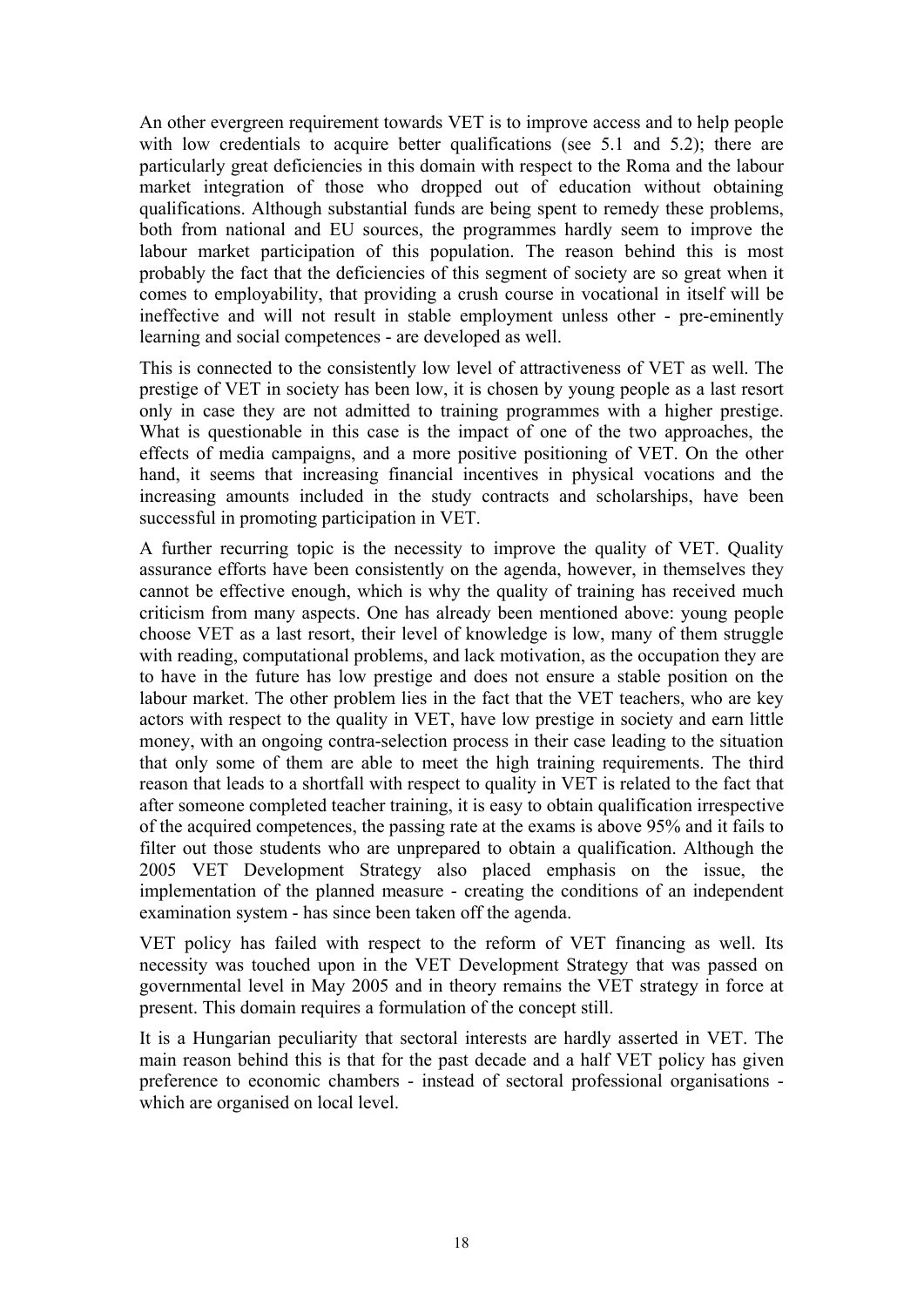An other evergreen requirement towards VET is to improve access and to help people with low credentials to acquire better qualifications (see 5.1 and 5.2); there are particularly great deficiencies in this domain with respect to the Roma and the labour market integration of those who dropped out of education without obtaining qualifications. Although substantial funds are being spent to remedy these problems, both from national and EU sources, the programmes hardly seem to improve the labour market participation of this population. The reason behind this is most probably the fact that the deficiencies of this segment of society are so great when it comes to employability, that providing a crush course in vocational in itself will be ineffective and will not result in stable employment unless other - pre-eminently learning and social competences - are developed as well.

This is connected to the consistently low level of attractiveness of VET as well. The prestige of VET in society has been low, it is chosen by young people as a last resort only in case they are not admitted to training programmes with a higher prestige. What is questionable in this case is the impact of one of the two approaches, the effects of media campaigns, and a more positive positioning of VET. On the other hand, it seems that increasing financial incentives in physical vocations and the increasing amounts included in the study contracts and scholarships, have been successful in promoting participation in VET.

A further recurring topic is the necessity to improve the quality of VET. Quality assurance efforts have been consistently on the agenda, however, in themselves they cannot be effective enough, which is why the quality of training has received much criticism from many aspects. One has already been mentioned above: young people choose VET as a last resort, their level of knowledge is low, many of them struggle with reading, computational problems, and lack motivation, as the occupation they are to have in the future has low prestige and does not ensure a stable position on the labour market. The other problem lies in the fact that the VET teachers, who are key actors with respect to the quality in VET, have low prestige in society and earn little money, with an ongoing contra-selection process in their case leading to the situation that only some of them are able to meet the high training requirements. The third reason that leads to a shortfall with respect to quality in VET is related to the fact that after someone completed teacher training, it is easy to obtain qualification irrespective of the acquired competences, the passing rate at the exams is above 95% and it fails to filter out those students who are unprepared to obtain a qualification. Although the 2005 VET Development Strategy also placed emphasis on the issue, the implementation of the planned measure - creating the conditions of an independent examination system - has since been taken off the agenda.

VET policy has failed with respect to the reform of VET financing as well. Its necessity was touched upon in the VET Development Strategy that was passed on governmental level in May 2005 and in theory remains the VET strategy in force at present. This domain requires a formulation of the concept still.

It is a Hungarian peculiarity that sectoral interests are hardly asserted in VET. The main reason behind this is that for the past decade and a half VET policy has given preference to economic chambers - instead of sectoral professional organisations - which are organised on local level.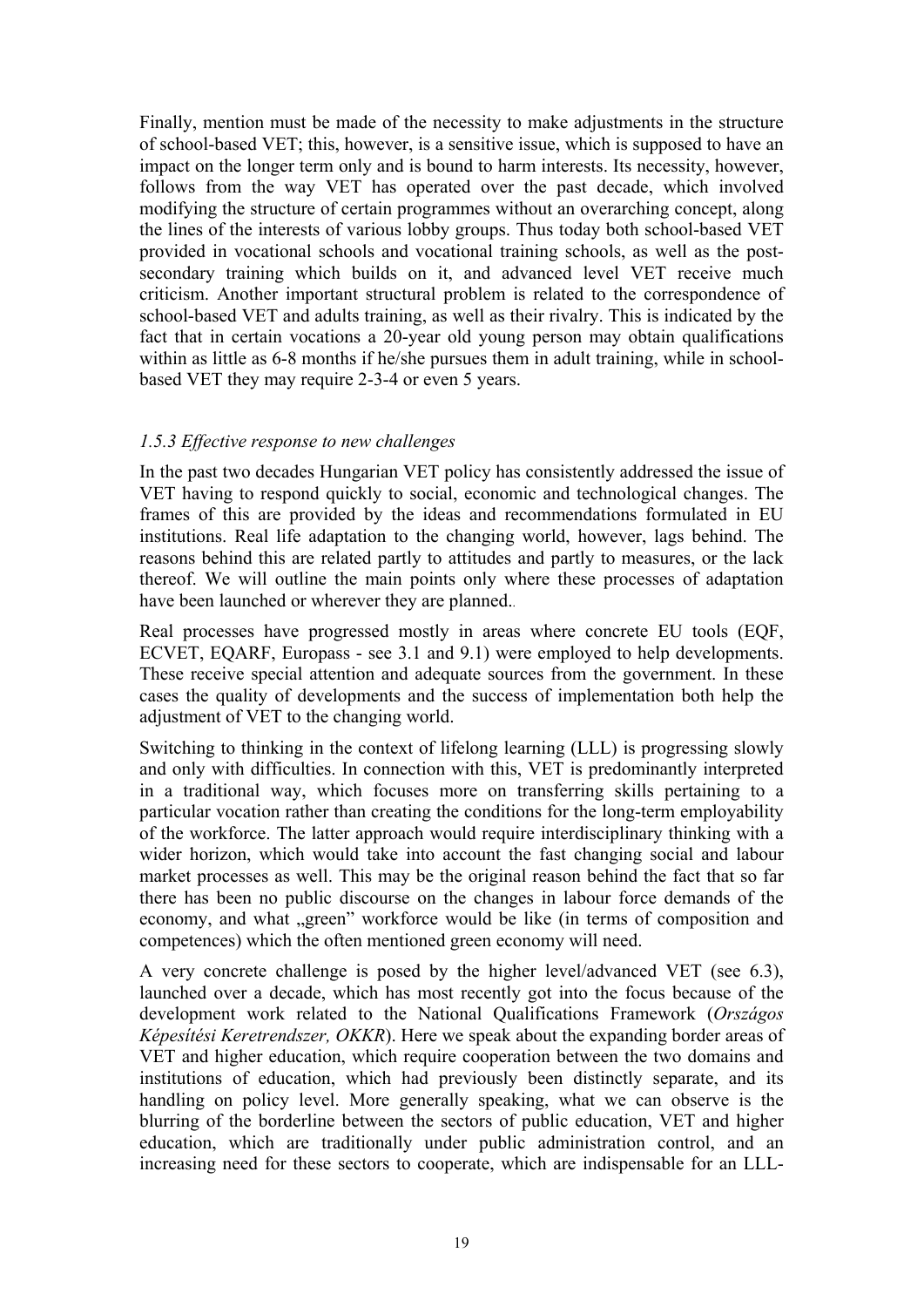Finally, mention must be made of the necessity to make adjustments in the structure of school-based VET; this, however, is a sensitive issue, which is supposed to have an impact on the longer term only and is bound to harm interests. Its necessity, however, follows from the way VET has operated over the past decade, which involved modifying the structure of certain programmes without an overarching concept, along the lines of the interests of various lobby groups. Thus today both school-based VET provided in vocational schools and vocational training schools, as well as the post-secondary training which builds on it, and advanced level VET receive much criticism. Another important structural problem is related to the correspondence of school-based VET and adults training, as well as their rivalry. This is indicated by the fact that in certain vocations a 20-year old young person may obtain qualifications within as little as 6-8 months if he/she pursues them in adult training, while in school-based VET they may require 2-3-4 or even 5 years.

### *1.5.3 Effective response to new challenges*

In the past two decades Hungarian VET policy has consistently addressed the issue of VET having to respond quickly to social, economic and technological changes. The frames of this are provided by the ideas and recommendations formulated in EU institutions. Real life adaptation to the changing world, however, lags behind. The reasons behind this are related partly to attitudes and partly to measures, or the lack thereof. We will outline the main points only where these processes of adaptation have been launched or wherever they are planned..

Real processes have progressed mostly in areas where concrete EU tools (EQF, ECVET, EQARF, Europass - see 3.1 and 9.1) were employed to help developments. These receive special attention and adequate sources from the government. In these cases the quality of developments and the success of implementation both help the adjustment of VET to the changing world.

Switching to thinking in the context of lifelong learning (LLL) is progressing slowly and only with difficulties. In connection with this, VET is predominantly interpreted in a traditional way, which focuses more on transferring skills pertaining to a particular vocation rather than creating the conditions for the long-term employability of the workforce. The latter approach would require interdisciplinary thinking with a wider horizon, which would take into account the fast changing social and labour market processes as well. This may be the original reason behind the fact that so far there has been no public discourse on the changes in labour force demands of the economy, and what „green" workforce would be like (in terms of composition and competences) which the often mentioned green economy will need.

A very concrete challenge is posed by the higher level/advanced VET (see 6.3), launched over a decade, which has most recently got into the focus because of the development work related to the National Qualifications Framework (*Országos Képesítési Keretrendszer, OKKR*). Here we speak about the expanding border areas of VET and higher education, which require cooperation between the two domains and institutions of education, which had previously been distinctly separate, and its handling on policy level. More generally speaking, what we can observe is the blurring of the borderline between the sectors of public education, VET and higher education, which are traditionally under public administration control, and an increasing need for these sectors to cooperate, which are indispensable for an LLL-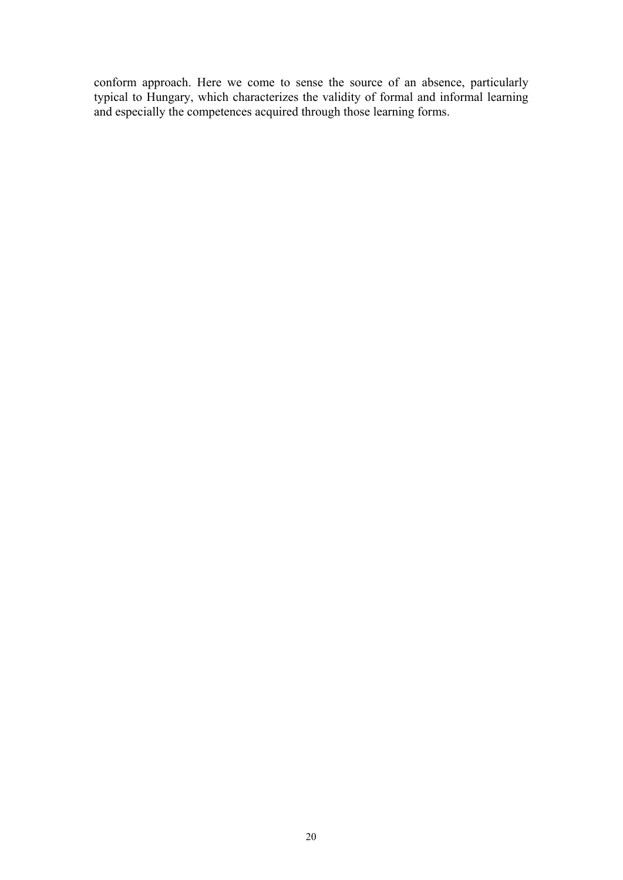conform approach. Here we come to sense the source of an absence, particularly typical to Hungary, which characterizes the validity of formal and informal learning and especially the competences acquired through those learning forms.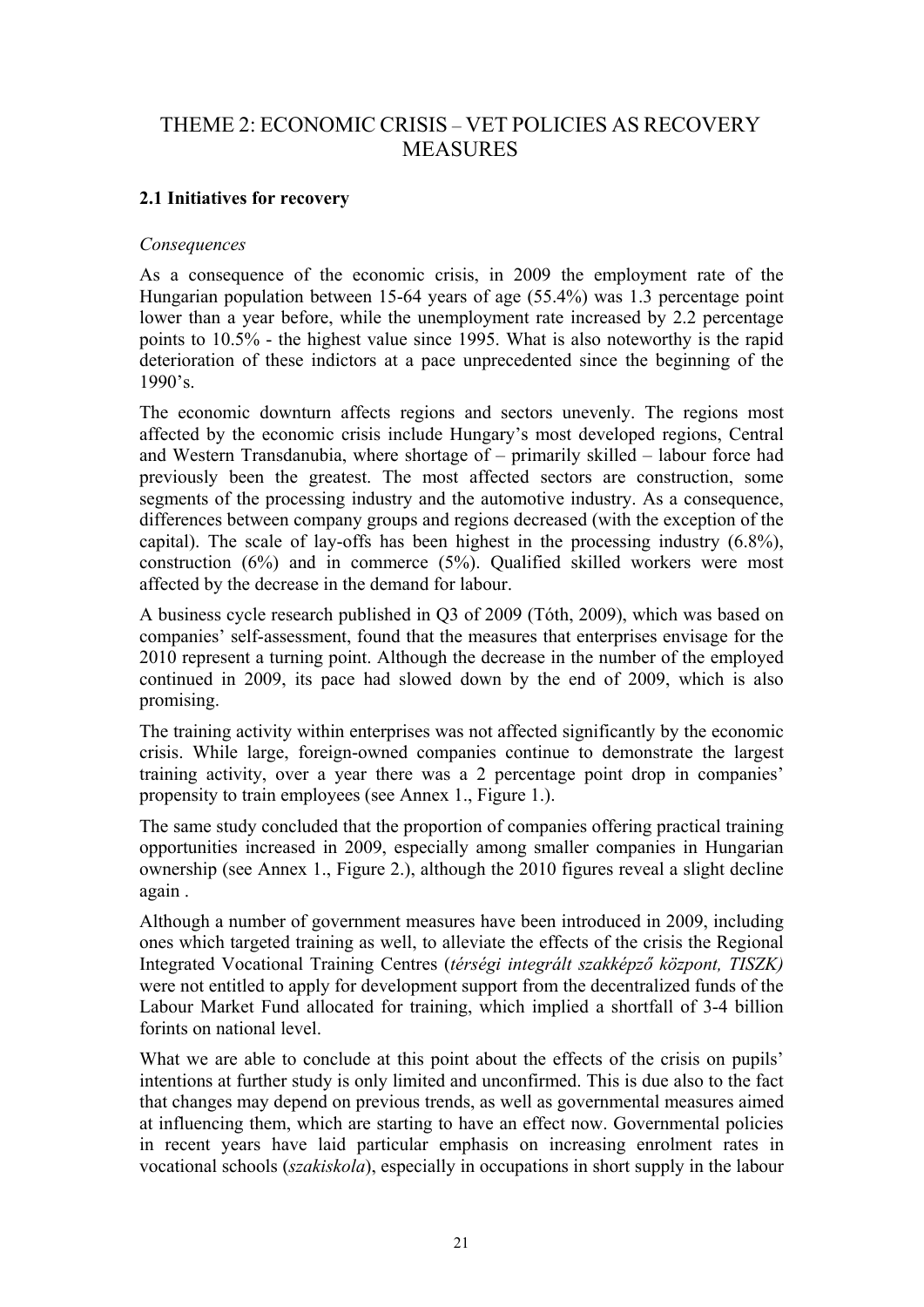# THEME 2: ECONOMIC CRISIS – VET POLICIES AS RECOVERY MEASURES

## 2.1 Initiatives for recovery

*Consequences*

As a consequence of the economic crisis, in 2009 the employment rate of the Hungarian population between 15-64 years of age (55.4%) was 1.3 percentage point lower than a year before, while the unemployment rate increased by 2.2 percentage points to 10.5% - the highest value since 1995. What is also noteworthy is the rapid deterioration of these indictors at a pace unprecedented since the beginning of the 1990's.

The economic downturn affects regions and sectors unevenly. The regions most affected by the economic crisis include Hungary's most developed regions, Central and Western Transdanubia, where shortage of – primarily skilled – labour force had previously been the greatest. The most affected sectors are construction, some segments of the processing industry and the automotive industry. As a consequence, differences between company groups and regions decreased (with the exception of the capital). The scale of lay-offs has been highest in the processing industry (6.8%), construction (6%) and in commerce (5%). Qualified skilled workers were most affected by the decrease in the demand for labour.

A business cycle research published in Q3 of 2009 (Tóth, 2009), which was based on companies' self-assessment, found that the measures that enterprises envisage for the 2010 represent a turning point. Although the decrease in the number of the employed continued in 2009, its pace had slowed down by the end of 2009, which is also promising.

The training activity within enterprises was not affected significantly by the economic crisis. While large, foreign-owned companies continue to demonstrate the largest training activity, over a year there was a 2 percentage point drop in companies' propensity to train employees (see Annex 1., Figure 1.).

The same study concluded that the proportion of companies offering practical training opportunities increased in 2009, especially among smaller companies in Hungarian ownership (see Annex 1., Figure 2.), although the 2010 figures reveal a slight decline again .

Although a number of government measures have been introduced in 2009, including ones which targeted training as well, to alleviate the effects of the crisis the Regional Integrated Vocational Training Centres (*térségi integrált szakképző központ, TISZK)* were not entitled to apply for development support from the decentralized funds of the Labour Market Fund allocated for training, which implied a shortfall of 3-4 billion forints on national level.

What we are able to conclude at this point about the effects of the crisis on pupils' intentions at further study is only limited and unconfirmed. This is due also to the fact that changes may depend on previous trends, as well as governmental measures aimed at influencing them, which are starting to have an effect now. Governmental policies in recent years have laid particular emphasis on increasing enrolment rates in vocational schools (*szakiskola*), especially in occupations in short supply in the labour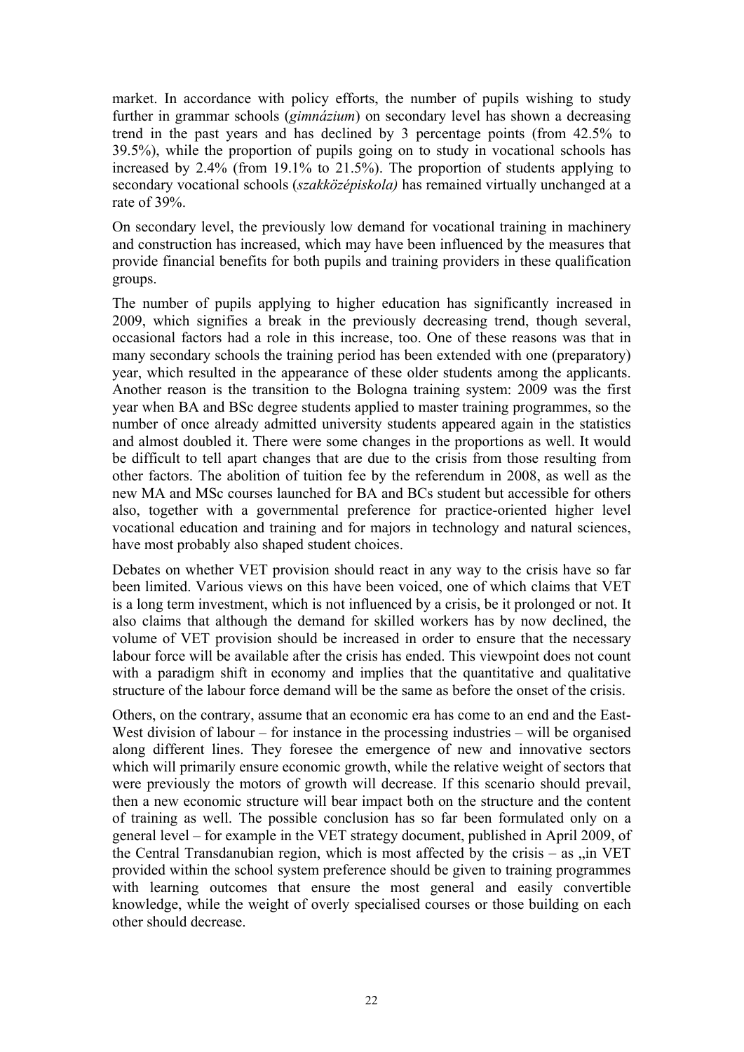market. In accordance with policy efforts, the number of pupils wishing to study further in grammar schools (*gimnázium*) on secondary level has shown a decreasing trend in the past years and has declined by 3 percentage points (from 42.5% to 39.5%), while the proportion of pupils going on to study in vocational schools has increased by 2.4% (from 19.1% to 21.5%). The proportion of students applying to secondary vocational schools (*szakközépiskola)* has remained virtually unchanged at a rate of 39%.

On secondary level, the previously low demand for vocational training in machinery and construction has increased, which may have been influenced by the measures that provide financial benefits for both pupils and training providers in these qualification groups.

The number of pupils applying to higher education has significantly increased in 2009, which signifies a break in the previously decreasing trend, though several, occasional factors had a role in this increase, too. One of these reasons was that in many secondary schools the training period has been extended with one (preparatory) year, which resulted in the appearance of these older students among the applicants. Another reason is the transition to the Bologna training system: 2009 was the first year when BA and BSc degree students applied to master training programmes, so the number of once already admitted university students appeared again in the statistics and almost doubled it. There were some changes in the proportions as well. It would be difficult to tell apart changes that are due to the crisis from those resulting from other factors. The abolition of tuition fee by the referendum in 2008, as well as the new MA and MSc courses launched for BA and BCs student but accessible for others also, together with a governmental preference for practice-oriented higher level vocational education and training and for majors in technology and natural sciences, have most probably also shaped student choices.

Debates on whether VET provision should react in any way to the crisis have so far been limited. Various views on this have been voiced, one of which claims that VET is a long term investment, which is not influenced by a crisis, be it prolonged or not. It also claims that although the demand for skilled workers has by now declined, the volume of VET provision should be increased in order to ensure that the necessary labour force will be available after the crisis has ended. This viewpoint does not count with a paradigm shift in economy and implies that the quantitative and qualitative structure of the labour force demand will be the same as before the onset of the crisis.

Others, on the contrary, assume that an economic era has come to an end and the East-West division of labour – for instance in the processing industries – will be organised along different lines. They foresee the emergence of new and innovative sectors which will primarily ensure economic growth, while the relative weight of sectors that were previously the motors of growth will decrease. If this scenario should prevail, then a new economic structure will bear impact both on the structure and the content of training as well. The possible conclusion has so far been formulated only on a general level – for example in the VET strategy document, published in April 2009, of the Central Transdanubian region, which is most affected by the crisis – as „in VET provided within the school system preference should be given to training programmes with learning outcomes that ensure the most general and easily convertible knowledge, while the weight of overly specialised courses or those building on each other should decrease.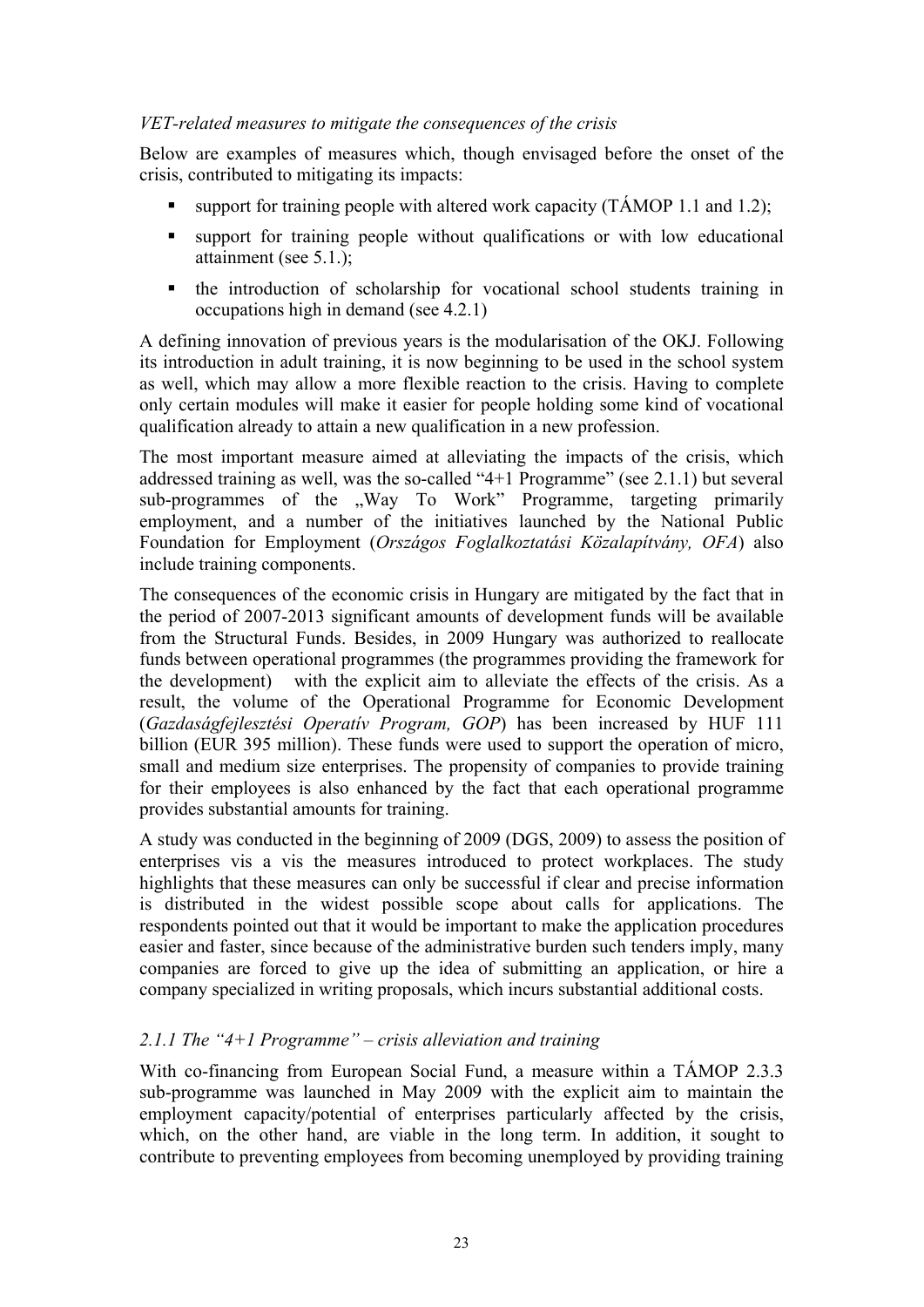*VET-related measures to mitigate the consequences of the crisis*

Below are examples of measures which, though envisaged before the onset of the crisis, contributed to mitigating its impacts:

- support for training people with altered work capacity (TÁMOP 1.1 and 1.2);
- support for training people without qualifications or with low educational attainment (see 5.1.);
- the introduction of scholarship for vocational school students training in occupations high in demand (see 4.2.1)

A defining innovation of previous years is the modularisation of the OKJ. Following its introduction in adult training, it is now beginning to be used in the school system as well, which may allow a more flexible reaction to the crisis. Having to complete only certain modules will make it easier for people holding some kind of vocational qualification already to attain a new qualification in a new profession.

The most important measure aimed at alleviating the impacts of the crisis, which addressed training as well, was the so-called "4+1 Programme" (see 2.1.1) but several sub-programmes of the „Way To Work" Programme, targeting primarily employment, and a number of the initiatives launched by the National Public Foundation for Employment (*Országos Foglalkoztatási Közalapítvány, OFA*) also include training components.

The consequences of the economic crisis in Hungary are mitigated by the fact that in the period of 2007-2013 significant amounts of development funds will be available from the Structural Funds. Besides, in 2009 Hungary was authorized to reallocate funds between operational programmes (the programmes providing the framework for the development) with the explicit aim to alleviate the effects of the crisis. As a result, the volume of the Operational Programme for Economic Development (*Gazdaságfejlesztési Operatív Program, GOP*) has been increased by HUF 111 billion (EUR 395 million). These funds were used to support the operation of micro, small and medium size enterprises. The propensity of companies to provide training for their employees is also enhanced by the fact that each operational programme provides substantial amounts for training.

A study was conducted in the beginning of 2009 (DGS, 2009) to assess the position of enterprises vis a vis the measures introduced to protect workplaces. The study highlights that these measures can only be successful if clear and precise information is distributed in the widest possible scope about calls for applications. The respondents pointed out that it would be important to make the application procedures easier and faster, since because of the administrative burden such tenders imply, many companies are forced to give up the idea of submitting an application, or hire a company specialized in writing proposals, which incurs substantial additional costs.

### *2.1.1 The "4+1 Programme" – crisis alleviation and training*

With co-financing from European Social Fund, a measure within a TÁMOP 2.3.3 sub-programme was launched in May 2009 with the explicit aim to maintain the employment capacity/potential of enterprises particularly affected by the crisis, which, on the other hand, are viable in the long term. In addition, it sought to contribute to preventing employees from becoming unemployed by providing training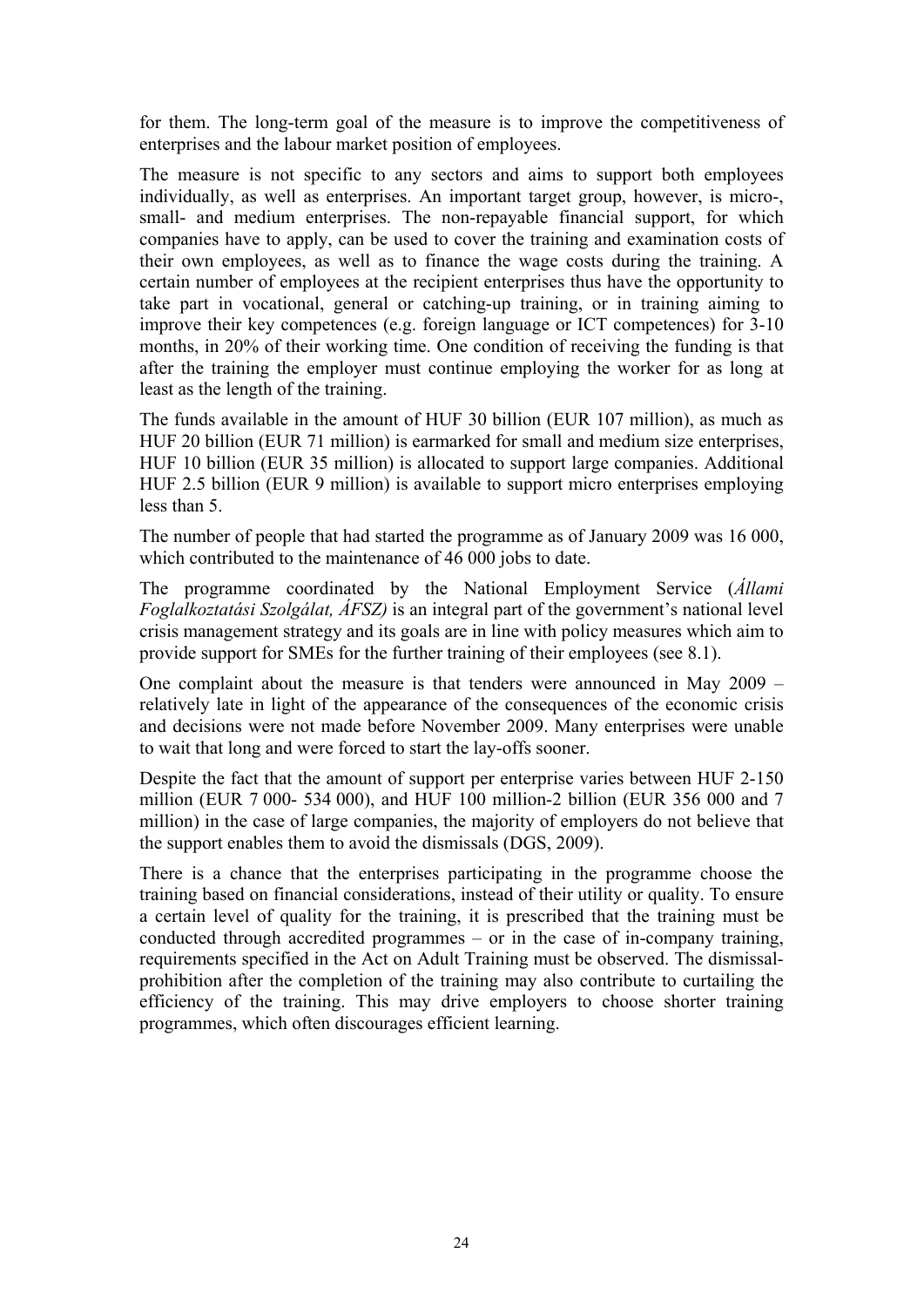for them. The long-term goal of the measure is to improve the competitiveness of enterprises and the labour market position of employees.

The measure is not specific to any sectors and aims to support both employees individually, as well as enterprises. An important target group, however, is micro-, small- and medium enterprises. The non-repayable financial support, for which companies have to apply, can be used to cover the training and examination costs of their own employees, as well as to finance the wage costs during the training. A certain number of employees at the recipient enterprises thus have the opportunity to take part in vocational, general or catching-up training, or in training aiming to improve their key competences (e.g. foreign language or ICT competences) for 3-10 months, in 20% of their working time. One condition of receiving the funding is that after the training the employer must continue employing the worker for as long at least as the length of the training.

The funds available in the amount of HUF 30 billion (EUR 107 million), as much as HUF 20 billion (EUR 71 million) is earmarked for small and medium size enterprises, HUF 10 billion (EUR 35 million) is allocated to support large companies. Additional HUF 2.5 billion (EUR 9 million) is available to support micro enterprises employing less than 5.

The number of people that had started the programme as of January 2009 was 16 000, which contributed to the maintenance of 46 000 jobs to date.

The programme coordinated by the National Employment Service (*Állami Foglalkoztatási Szolgálat, ÁFSZ)* is an integral part of the government's national level crisis management strategy and its goals are in line with policy measures which aim to provide support for SMEs for the further training of their employees (see 8.1).

One complaint about the measure is that tenders were announced in May 2009 – relatively late in light of the appearance of the consequences of the economic crisis and decisions were not made before November 2009. Many enterprises were unable to wait that long and were forced to start the lay-offs sooner.

Despite the fact that the amount of support per enterprise varies between HUF 2-150 million (EUR 7 000- 534 000), and HUF 100 million-2 billion (EUR 356 000 and 7 million) in the case of large companies, the majority of employers do not believe that the support enables them to avoid the dismissals (DGS, 2009).

There is a chance that the enterprises participating in the programme choose the training based on financial considerations, instead of their utility or quality. To ensure a certain level of quality for the training, it is prescribed that the training must be conducted through accredited programmes – or in the case of in-company training, requirements specified in the Act on Adult Training must be observed. The dismissal-prohibition after the completion of the training may also contribute to curtailing the efficiency of the training. This may drive employers to choose shorter training programmes, which often discourages efficient learning.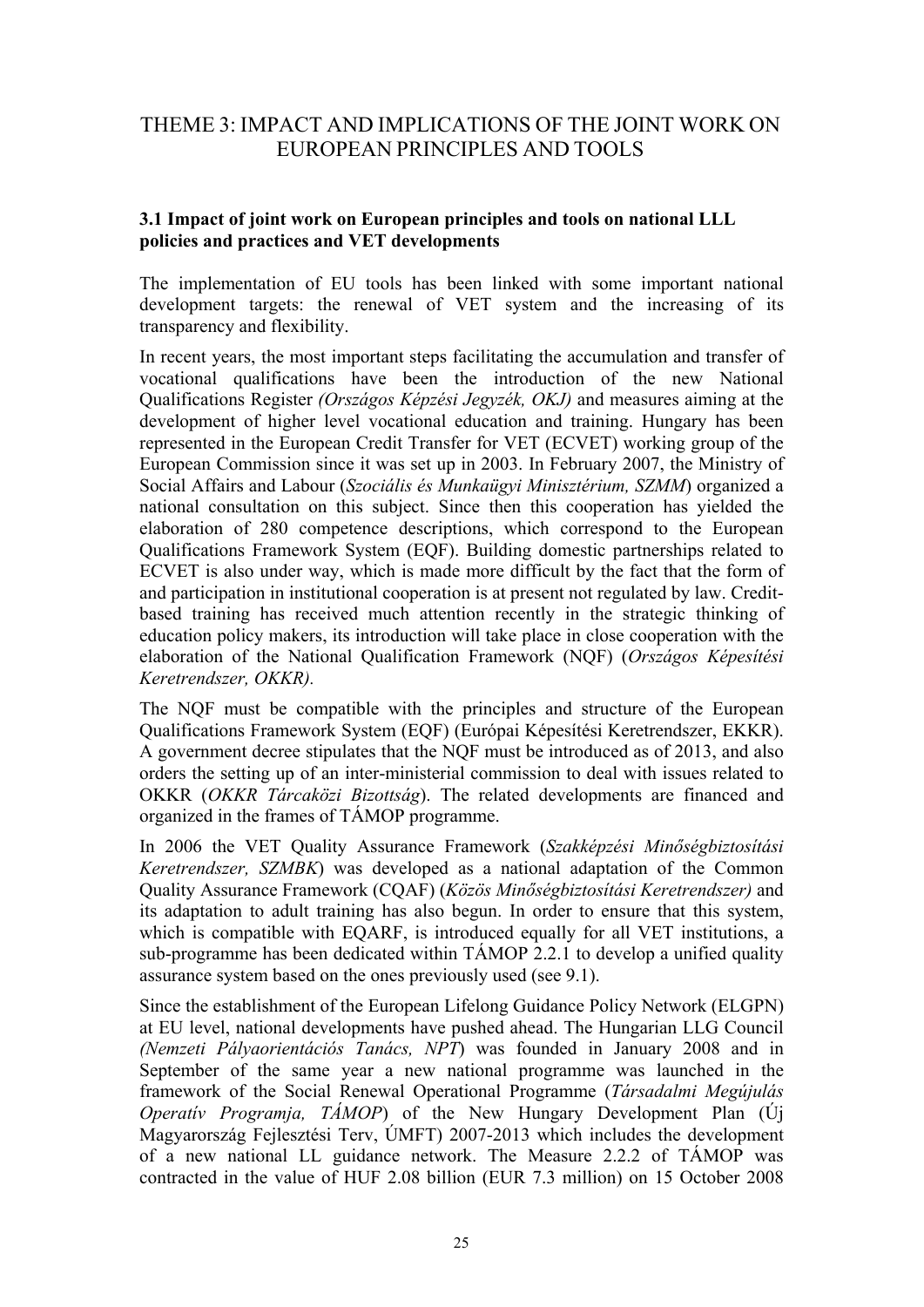# THEME 3: IMPACT AND IMPLICATIONS OF THE JOINT WORK ON EUROPEAN PRINCIPLES AND TOOLS

### 3.1 Impact of joint work on European principles and tools on national LLL policies and practices and VET developments

The implementation of EU tools has been linked with some important national development targets: the renewal of VET system and the increasing of its transparency and flexibility.

In recent years, the most important steps facilitating the accumulation and transfer of vocational qualifications have been the introduction of the new National Qualifications Register *(Országos Képzési Jegyzék, OKJ)* and measures aiming at the development of higher level vocational education and training. Hungary has been represented in the European Credit Transfer for VET (ECVET) working group of the European Commission since it was set up in 2003. In February 2007, the Ministry of Social Affairs and Labour (*Szociális és Munkaügyi Minisztérium, SZMM*) organized a national consultation on this subject. Since then this cooperation has yielded the elaboration of 280 competence descriptions, which correspond to the European Qualifications Framework System (EQF). Building domestic partnerships related to ECVET is also under way, which is made more difficult by the fact that the form of and participation in institutional cooperation is at present not regulated by law. Credit-based training has received much attention recently in the strategic thinking of education policy makers, its introduction will take place in close cooperation with the elaboration of the National Qualification Framework (NQF) (*Országos Képesítési Keretrendszer, OKKR).*

The NQF must be compatible with the principles and structure of the European Qualifications Framework System (EQF) (Európai Képesítési Keretrendszer, EKKR). A government decree stipulates that the NQF must be introduced as of 2013, and also orders the setting up of an inter-ministerial commission to deal with issues related to OKKR (*OKKR Tárcaközi Bizottság*). The related developments are financed and organized in the frames of TÁMOP programme.

In 2006 the VET Quality Assurance Framework (*Szakképzési Minőségbiztosítási Keretrendszer, SZMBK*) was developed as a national adaptation of the Common Quality Assurance Framework (CQAF) (*Közös Minőségbiztosítási Keretrendszer)* and its adaptation to adult training has also begun. In order to ensure that this system, which is compatible with EQARF, is introduced equally for all VET institutions, a sub-programme has been dedicated within TÁMOP 2.2.1 to develop a unified quality assurance system based on the ones previously used (see 9.1).

Since the establishment of the European Lifelong Guidance Policy Network (ELGPN) at EU level, national developments have pushed ahead. The Hungarian LLG Council *(Nemzeti Pályaorientációs Tanács, NPT*) was founded in January 2008 and in September of the same year a new national programme was launched in the framework of the Social Renewal Operational Programme (*Társadalmi Megújulás Operatív Programja, TÁMOP*) of the New Hungary Development Plan (Új Magyarország Fejlesztési Terv, ÚMFT) 2007-2013 which includes the development of a new national LL guidance network. The Measure 2.2.2 of TÁMOP was contracted in the value of HUF 2.08 billion (EUR 7.3 million) on 15 October 2008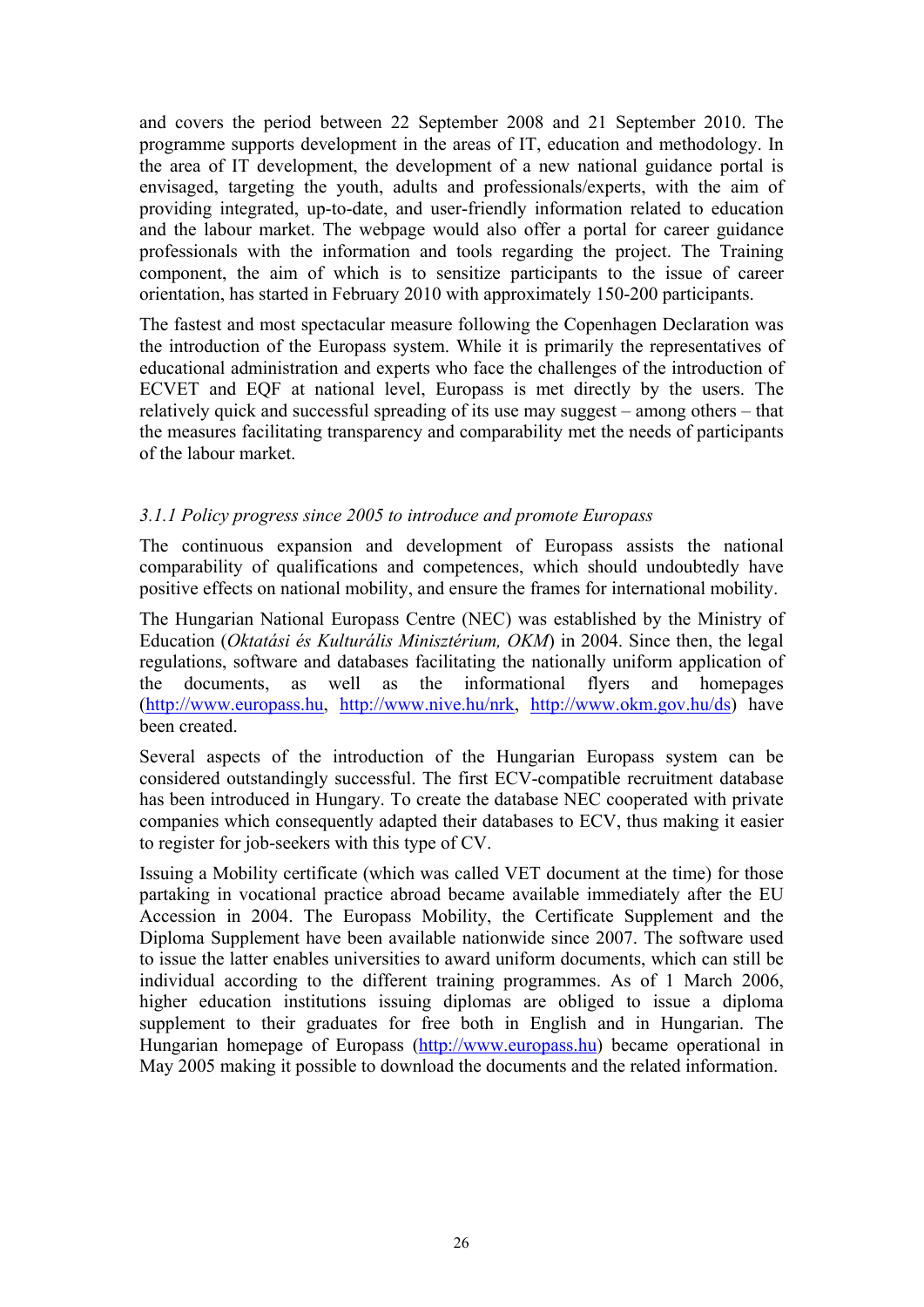and covers the period between 22 September 2008 and 21 September 2010. The programme supports development in the areas of IT, education and methodology. In the area of IT development, the development of a new national guidance portal is envisaged, targeting the youth, adults and professionals/experts, with the aim of providing integrated, up-to-date, and user-friendly information related to education and the labour market. The webpage would also offer a portal for career guidance professionals with the information and tools regarding the project. The Training component, the aim of which is to sensitize participants to the issue of career orientation, has started in February 2010 with approximately 150-200 participants.

The fastest and most spectacular measure following the Copenhagen Declaration was the introduction of the Europass system. While it is primarily the representatives of educational administration and experts who face the challenges of the introduction of ECVET and EQF at national level, Europass is met directly by the users. The relatively quick and successful spreading of its use may suggest – among others – that the measures facilitating transparency and comparability met the needs of participants of the labour market.

### *3.1.1 Policy progress since 2005 to introduce and promote Europass*

The continuous expansion and development of Europass assists the national comparability of qualifications and competences, which should undoubtedly have positive effects on national mobility, and ensure the frames for international mobility.

The Hungarian National Europass Centre (NEC) was established by the Ministry of Education (*Oktatási és Kulturális Minisztérium, OKM*) in 2004. Since then, the legal regulations, software and databases facilitating the nationally uniform application of the documents, as well as the informational flyers and homepages (http://www.europass.hu, http://www.nive.hu/nrk, http://www.okm.gov.hu/ds) have been created.

Several aspects of the introduction of the Hungarian Europass system can be considered outstandingly successful. The first ECV-compatible recruitment database has been introduced in Hungary. To create the database NEC cooperated with private companies which consequently adapted their databases to ECV, thus making it easier to register for job-seekers with this type of CV.

Issuing a Mobility certificate (which was called VET document at the time) for those partaking in vocational practice abroad became available immediately after the EU Accession in 2004. The Europass Mobility, the Certificate Supplement and the Diploma Supplement have been available nationwide since 2007. The software used to issue the latter enables universities to award uniform documents, which can still be individual according to the different training programmes. As of 1 March 2006, higher education institutions issuing diplomas are obliged to issue a diploma supplement to their graduates for free both in English and in Hungarian. The Hungarian homepage of Europass (http://www.europass.hu) became operational in May 2005 making it possible to download the documents and the related information.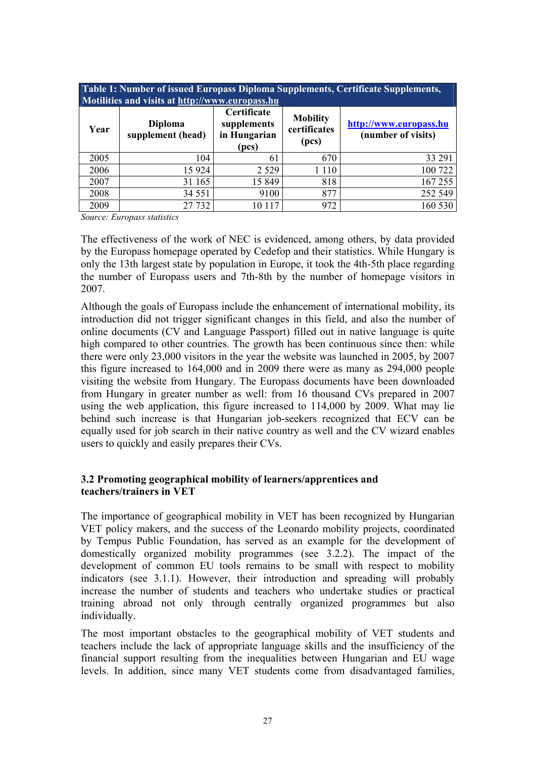**Table 1: Number of issued Europass Diploma Supplements, Certificate Supplements, Motilities and visits at http://www.europass.hu**

| Year | Diploma supplement (head) | Certificate supplements in Hungarian (pcs) | Mobility certificates (pcs) | http://www.europass.hu (number of visits) |
|---|---|---|---|---|
| 2005 | 104 | 61 | 670 | 33 291 |
| 2006 | 15 924 | 2 529 | 1 110 | 100 722 |
| 2007 | 31 165 | 15 849 | 818 | 167 255 |
| 2008 | 34 551 | 9100 | 877 | 252 549 |
| 2009 | 27 732 | 10 117 | 972 | 160 530 |

*Source: Europass statistics*

The effectiveness of the work of NEC is evidenced, among others, by data provided by the Europass homepage operated by Cedefop and their statistics. While Hungary is only the 13th largest state by population in Europe, it took the 4th-5th place regarding the number of Europass users and 7th-8th by the number of homepage visitors in 2007.

Although the goals of Europass include the enhancement of international mobility, its introduction did not trigger significant changes in this field, and also the number of online documents (CV and Language Passport) filled out in native language is quite high compared to other countries. The growth has been continuous since then: while there were only 23,000 visitors in the year the website was launched in 2005, by 2007 this figure increased to 164,000 and in 2009 there were as many as 294,000 people visiting the website from Hungary. The Europass documents have been downloaded from Hungary in greater number as well: from 16 thousand CVs prepared in 2007 using the web application, this figure increased to 114,000 by 2009. What may lie behind such increase is that Hungarian job-seekers recognized that ECV can be equally used for job search in their native country as well and the CV wizard enables users to quickly and easily prepares their CVs.

### 3.2 Promoting geographical mobility of learners/apprentices and teachers/trainers in VET

The importance of geographical mobility in VET has been recognized by Hungarian VET policy makers, and the success of the Leonardo mobility projects, coordinated by Tempus Public Foundation, has served as an example for the development of domestically organized mobility programmes (see 3.2.2). The impact of the development of common EU tools remains to be small with respect to mobility indicators (see 3.1.1). However, their introduction and spreading will probably increase the number of students and teachers who undertake studies or practical training abroad not only through centrally organized programmes but also individually.

The most important obstacles to the geographical mobility of VET students and teachers include the lack of appropriate language skills and the insufficiency of the financial support resulting from the inequalities between Hungarian and EU wage levels. In addition, since many VET students come from disadvantaged families,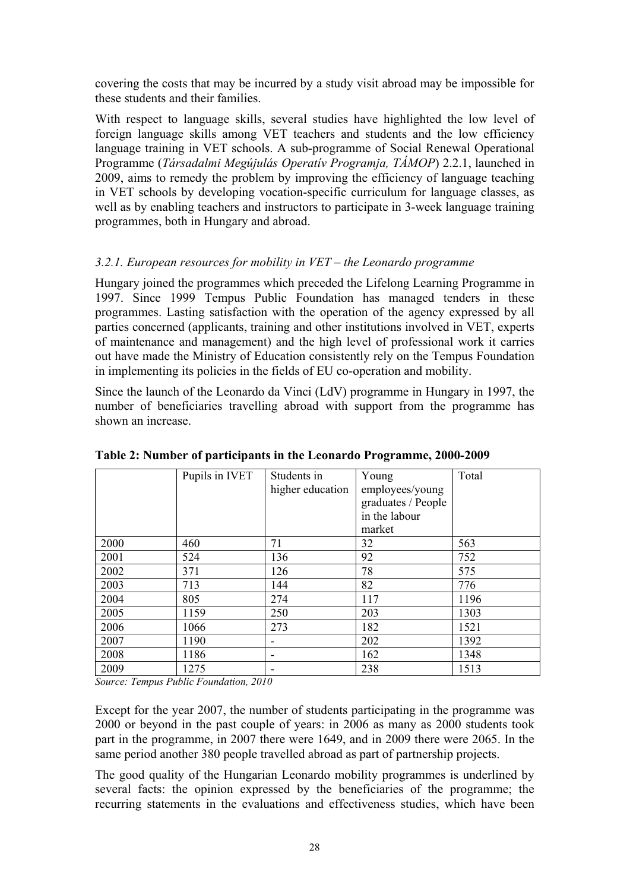covering the costs that may be incurred by a study visit abroad may be impossible for these students and their families.

With respect to language skills, several studies have highlighted the low level of foreign language skills among VET teachers and students and the low efficiency language training in VET schools. A sub-programme of Social Renewal Operational Programme (*Társadalmi Megújulás Operatív Programja, TÁMOP*) 2.2.1, launched in 2009, aims to remedy the problem by improving the efficiency of language teaching in VET schools by developing vocation-specific curriculum for language classes, as well as by enabling teachers and instructors to participate in 3-week language training programmes, both in Hungary and abroad.

### *3.2.1. European resources for mobility in VET – the Leonardo programme*

Hungary joined the programmes which preceded the Lifelong Learning Programme in 1997. Since 1999 Tempus Public Foundation has managed tenders in these programmes. Lasting satisfaction with the operation of the agency expressed by all parties concerned (applicants, training and other institutions involved in VET, experts of maintenance and management) and the high level of professional work it carries out have made the Ministry of Education consistently rely on the Tempus Foundation in implementing its policies in the fields of EU co-operation and mobility.

Since the launch of the Leonardo da Vinci (LdV) programme in Hungary in 1997, the number of beneficiaries travelling abroad with support from the programme has shown an increase.

**Table 2: Number of participants in the Leonardo Programme, 2000-2009**

| | Pupils in IVET | Students in higher education | Young employees/young graduates / People in the labour market | Total |
|---|---|---|---|---|
| 2000 | 460 | 71 | 32 | 563 |
| 2001 | 524 | 136 | 92 | 752 |
| 2002 | 371 | 126 | 78 | 575 |
| 2003 | 713 | 144 | 82 | 776 |
| 2004 | 805 | 274 | 117 | 1196 |
| 2005 | 1159 | 250 | 203 | 1303 |
| 2006 | 1066 | 273 | 182 | 1521 |
| 2007 | 1190 | - | 202 | 1392 |
| 2008 | 1186 | - | 162 | 1348 |
| 2009 | 1275 | - | 238 | 1513 |

*Source: Tempus Public Foundation, 2010*

Except for the year 2007, the number of students participating in the programme was 2000 or beyond in the past couple of years: in 2006 as many as 2000 students took part in the programme, in 2007 there were 1649, and in 2009 there were 2065. In the same period another 380 people travelled abroad as part of partnership projects.

The good quality of the Hungarian Leonardo mobility programmes is underlined by several facts: the opinion expressed by the beneficiaries of the programme; the recurring statements in the evaluations and effectiveness studies, which have been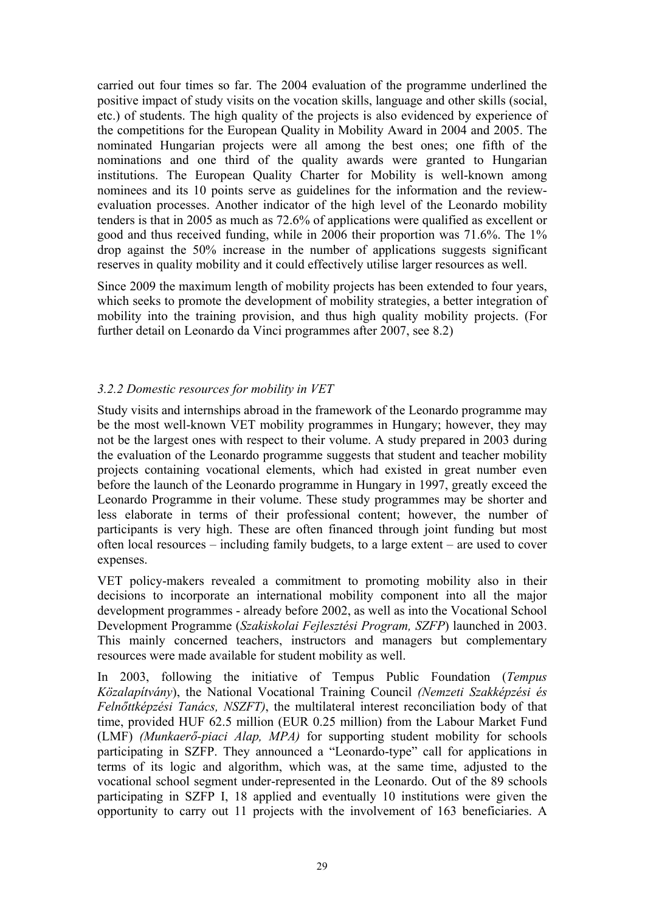carried out four times so far. The 2004 evaluation of the programme underlined the positive impact of study visits on the vocation skills, language and other skills (social, etc.) of students. The high quality of the projects is also evidenced by experience of the competitions for the European Quality in Mobility Award in 2004 and 2005. The nominated Hungarian projects were all among the best ones; one fifth of the nominations and one third of the quality awards were granted to Hungarian institutions. The European Quality Charter for Mobility is well-known among nominees and its 10 points serve as guidelines for the information and the review-evaluation processes. Another indicator of the high level of the Leonardo mobility tenders is that in 2005 as much as 72.6% of applications were qualified as excellent or good and thus received funding, while in 2006 their proportion was 71.6%. The 1% drop against the 50% increase in the number of applications suggests significant reserves in quality mobility and it could effectively utilise larger resources as well.

Since 2009 the maximum length of mobility projects has been extended to four years, which seeks to promote the development of mobility strategies, a better integration of mobility into the training provision, and thus high quality mobility projects. (For further detail on Leonardo da Vinci programmes after 2007, see 8.2)

### *3.2.2 Domestic resources for mobility in VET*

Study visits and internships abroad in the framework of the Leonardo programme may be the most well-known VET mobility programmes in Hungary; however, they may not be the largest ones with respect to their volume. A study prepared in 2003 during the evaluation of the Leonardo programme suggests that student and teacher mobility projects containing vocational elements, which had existed in great number even before the launch of the Leonardo programme in Hungary in 1997, greatly exceed the Leonardo Programme in their volume. These study programmes may be shorter and less elaborate in terms of their professional content; however, the number of participants is very high. These are often financed through joint funding but most often local resources – including family budgets, to a large extent – are used to cover expenses.

VET policy-makers revealed a commitment to promoting mobility also in their decisions to incorporate an international mobility component into all the major development programmes - already before 2002, as well as into the Vocational School Development Programme (*Szakiskolai Fejlesztési Program, SZFP*) launched in 2003. This mainly concerned teachers, instructors and managers but complementary resources were made available for student mobility as well.

In 2003, following the initiative of Tempus Public Foundation (*Tempus Közalapítvány*), the National Vocational Training Council *(Nemzeti Szakképzési és Felnőttképzési Tanács, NSZFT)*, the multilateral interest reconciliation body of that time, provided HUF 62.5 million (EUR 0.25 million) from the Labour Market Fund (LMF) *(Munkaerő-piaci Alap, MPA)* for supporting student mobility for schools participating in SZFP. They announced a "Leonardo-type" call for applications in terms of its logic and algorithm, which was, at the same time, adjusted to the vocational school segment under-represented in the Leonardo. Out of the 89 schools participating in SZFP I, 18 applied and eventually 10 institutions were given the opportunity to carry out 11 projects with the involvement of 163 beneficiaries. A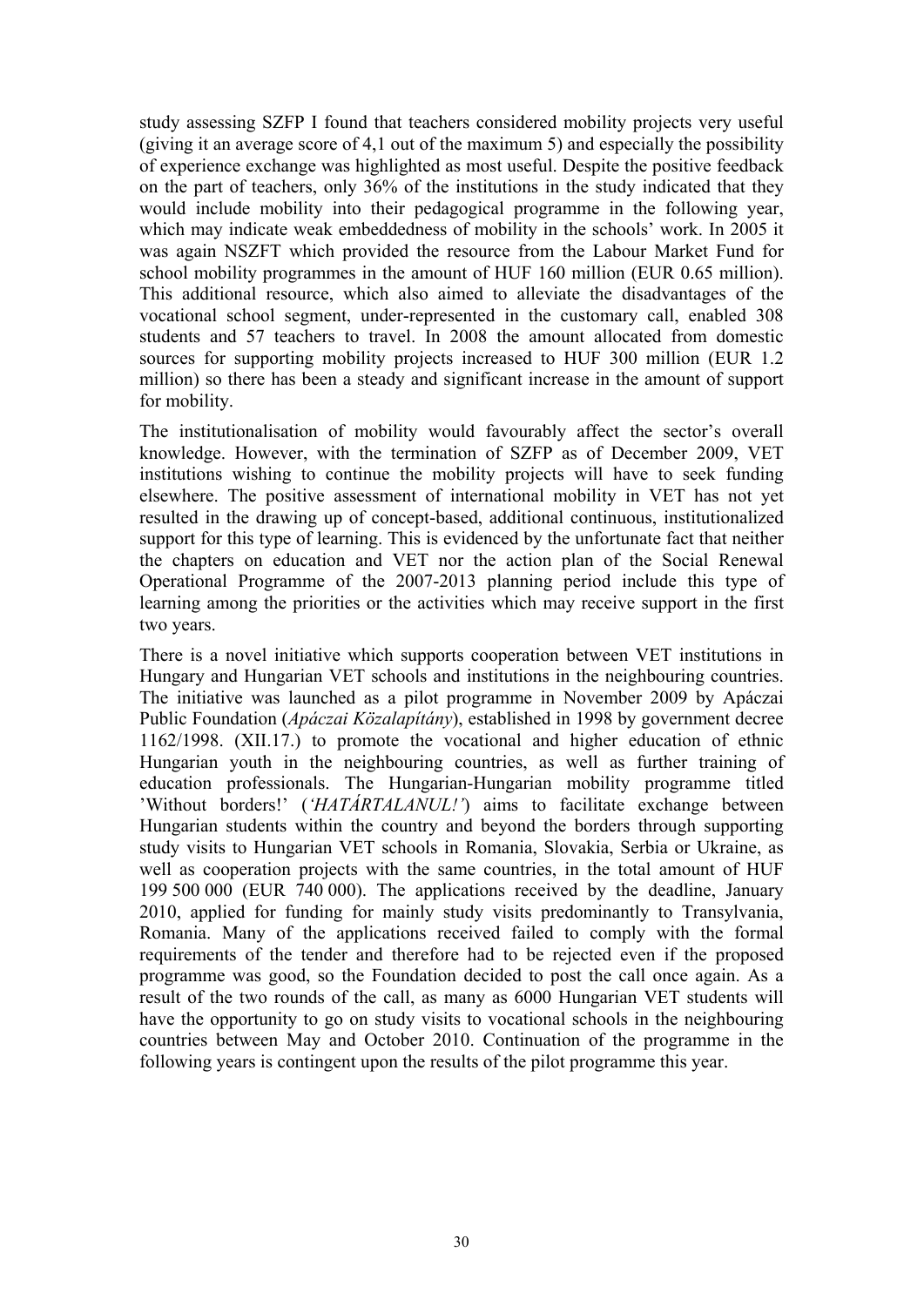study assessing SZFP I found that teachers considered mobility projects very useful (giving it an average score of 4,1 out of the maximum 5) and especially the possibility of experience exchange was highlighted as most useful. Despite the positive feedback on the part of teachers, only 36% of the institutions in the study indicated that they would include mobility into their pedagogical programme in the following year, which may indicate weak embeddedness of mobility in the schools' work. In 2005 it was again NSZFT which provided the resource from the Labour Market Fund for school mobility programmes in the amount of HUF 160 million (EUR 0.65 million). This additional resource, which also aimed to alleviate the disadvantages of the vocational school segment, under-represented in the customary call, enabled 308 students and 57 teachers to travel. In 2008 the amount allocated from domestic sources for supporting mobility projects increased to HUF 300 million (EUR 1.2 million) so there has been a steady and significant increase in the amount of support for mobility.

The institutionalisation of mobility would favourably affect the sector's overall knowledge. However, with the termination of SZFP as of December 2009, VET institutions wishing to continue the mobility projects will have to seek funding elsewhere. The positive assessment of international mobility in VET has not yet resulted in the drawing up of concept-based, additional continuous, institutionalized support for this type of learning. This is evidenced by the unfortunate fact that neither the chapters on education and VET nor the action plan of the Social Renewal Operational Programme of the 2007-2013 planning period include this type of learning among the priorities or the activities which may receive support in the first two years.

There is a novel initiative which supports cooperation between VET institutions in Hungary and Hungarian VET schools and institutions in the neighbouring countries. The initiative was launched as a pilot programme in November 2009 by Apáczai Public Foundation (*Apáczai Közalapítány*), established in 1998 by government decree 1162/1998. (XII.17.) to promote the vocational and higher education of ethnic Hungarian youth in the neighbouring countries, as well as further training of education professionals. The Hungarian-Hungarian mobility programme titled 'Without borders!' (*'HATÁRTALANUL!'*) aims to facilitate exchange between Hungarian students within the country and beyond the borders through supporting study visits to Hungarian VET schools in Romania, Slovakia, Serbia or Ukraine, as well as cooperation projects with the same countries, in the total amount of HUF 199 500 000 (EUR 740 000). The applications received by the deadline, January 2010, applied for funding for mainly study visits predominantly to Transylvania, Romania. Many of the applications received failed to comply with the formal requirements of the tender and therefore had to be rejected even if the proposed programme was good, so the Foundation decided to post the call once again. As a result of the two rounds of the call, as many as 6000 Hungarian VET students will have the opportunity to go on study visits to vocational schools in the neighbouring countries between May and October 2010. Continuation of the programme in the following years is contingent upon the results of the pilot programme this year.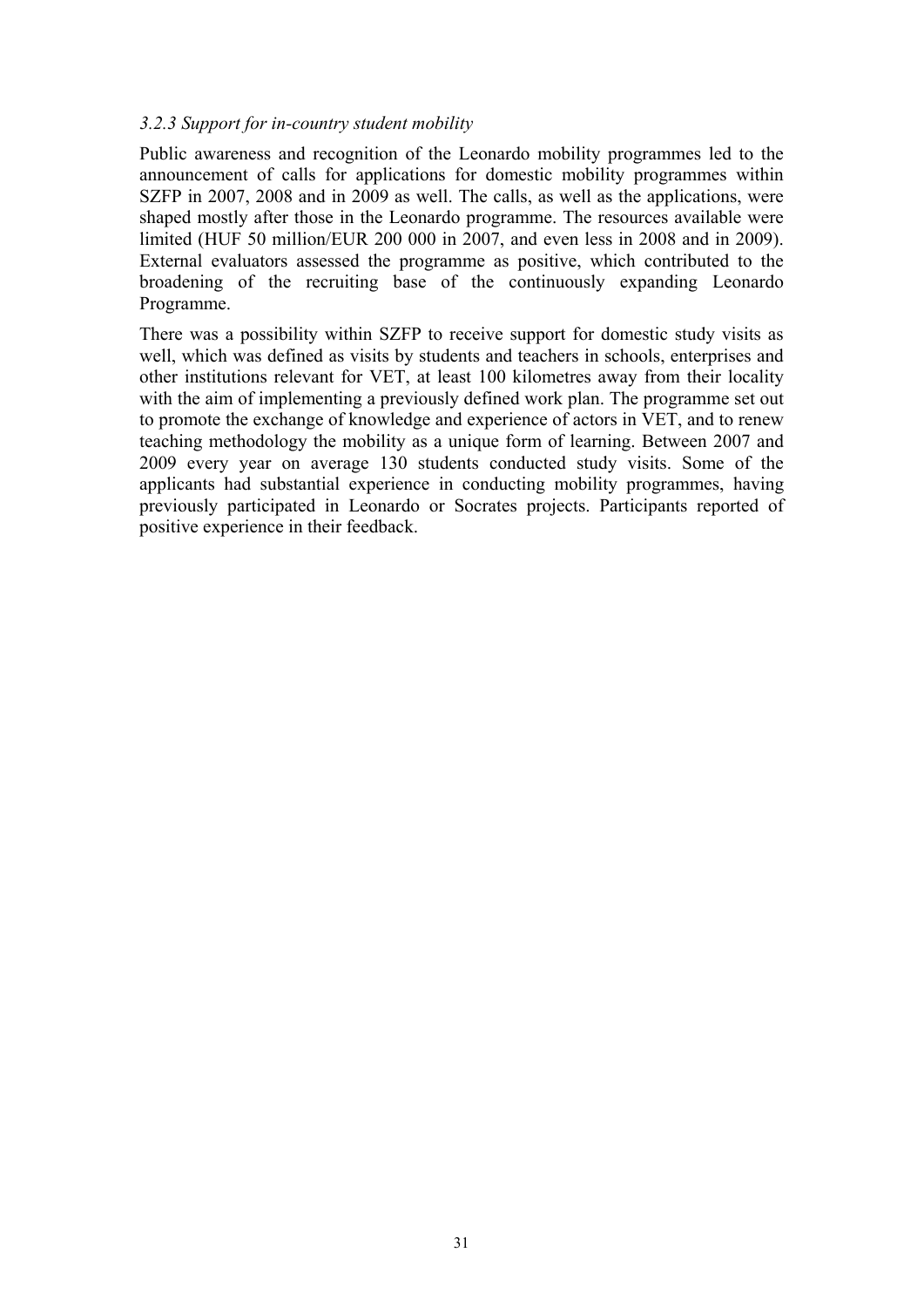### *3.2.3 Support for in-country student mobility*

Public awareness and recognition of the Leonardo mobility programmes led to the announcement of calls for applications for domestic mobility programmes within SZFP in 2007, 2008 and in 2009 as well. The calls, as well as the applications, were shaped mostly after those in the Leonardo programme. The resources available were limited (HUF 50 million/EUR 200 000 in 2007, and even less in 2008 and in 2009). External evaluators assessed the programme as positive, which contributed to the broadening of the recruiting base of the continuously expanding Leonardo Programme.

There was a possibility within SZFP to receive support for domestic study visits as well, which was defined as visits by students and teachers in schools, enterprises and other institutions relevant for VET, at least 100 kilometres away from their locality with the aim of implementing a previously defined work plan. The programme set out to promote the exchange of knowledge and experience of actors in VET, and to renew teaching methodology the mobility as a unique form of learning. Between 2007 and 2009 every year on average 130 students conducted study visits. Some of the applicants had substantial experience in conducting mobility programmes, having previously participated in Leonardo or Socrates projects. Participants reported of positive experience in their feedback.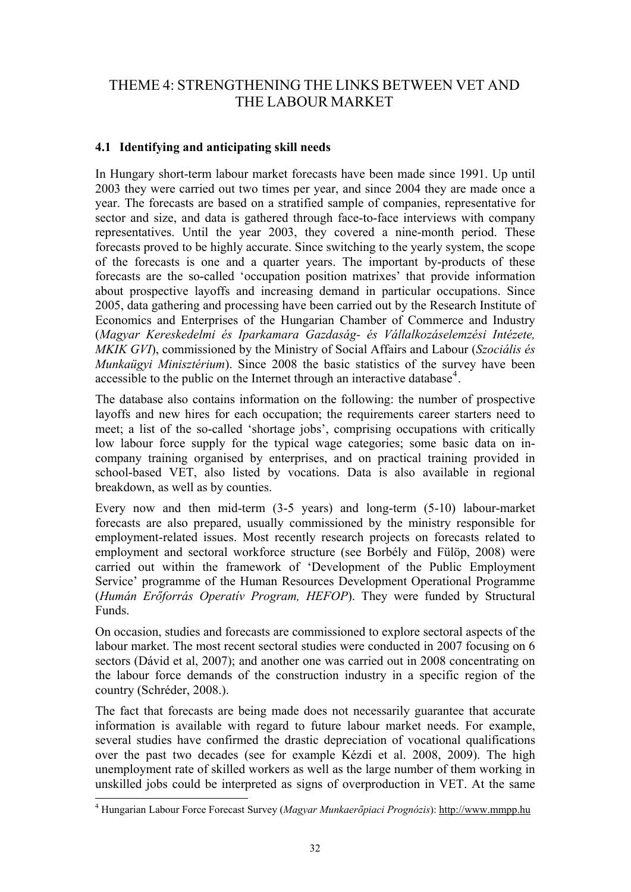# THEME 4: STRENGTHENING THE LINKS BETWEEN VET AND THE LABOUR MARKET

### 4.1 Identifying and anticipating skill needs

In Hungary short-term labour market forecasts have been made since 1991. Up until 2003 they were carried out two times per year, and since 2004 they are made once a year. The forecasts are based on a stratified sample of companies, representative for sector and size, and data is gathered through face-to-face interviews with company representatives. Until the year 2003, they covered a nine-month period. These forecasts proved to be highly accurate. Since switching to the yearly system, the scope of the forecasts is one and a quarter years. The important by-products of these forecasts are the so-called 'occupation position matrixes' that provide information about prospective layoffs and increasing demand in particular occupations. Since 2005, data gathering and processing have been carried out by the Research Institute of Economics and Enterprises of the Hungarian Chamber of Commerce and Industry (*Magyar Kereskedelmi és Iparkamara Gazdaság- és Vállalkozáselemzési Intézete, MKIK GVI*), commissioned by the Ministry of Social Affairs and Labour (*Szociális és Munkaügyi Minisztérium*). Since 2008 the basic statistics of the survey have been accessible to the public on the Internet through an interactive database[4].

The database also contains information on the following: the number of prospective layoffs and new hires for each occupation; the requirements career starters need to meet; a list of the so-called 'shortage jobs', comprising occupations with critically low labour force supply for the typical wage categories; some basic data on in-company training organised by enterprises, and on practical training provided in school-based VET, also listed by vocations. Data is also available in regional breakdown, as well as by counties.

Every now and then mid-term (3-5 years) and long-term (5-10) labour-market forecasts are also prepared, usually commissioned by the ministry responsible for employment-related issues. Most recently research projects on forecasts related to employment and sectoral workforce structure (see Borbély and Fülöp, 2008) were carried out within the framework of 'Development of the Public Employment Service' programme of the Human Resources Development Operational Programme (*Humán Erőforrás Operatív Program, HEFOP*). They were funded by Structural Funds.

On occasion, studies and forecasts are commissioned to explore sectoral aspects of the labour market. The most recent sectoral studies were conducted in 2007 focusing on 6 sectors (Dávid et al, 2007); and another one was carried out in 2008 concentrating on the labour force demands of the construction industry in a specific region of the country (Schréder, 2008.).

The fact that forecasts are being made does not necessarily guarantee that accurate information is available with regard to future labour market needs. For example, several studies have confirmed the drastic depreciation of vocational qualifications over the past two decades (see for example Kézdi et al. 2008, 2009). The high unemployment rate of skilled workers as well as the large number of them working in unskilled jobs could be interpreted as signs of overproduction in VET. At the same

[4] Hungarian Labour Force Forecast Survey (*Magyar Munkaerőpiaci Prognózis*): http://www.mmpp.hu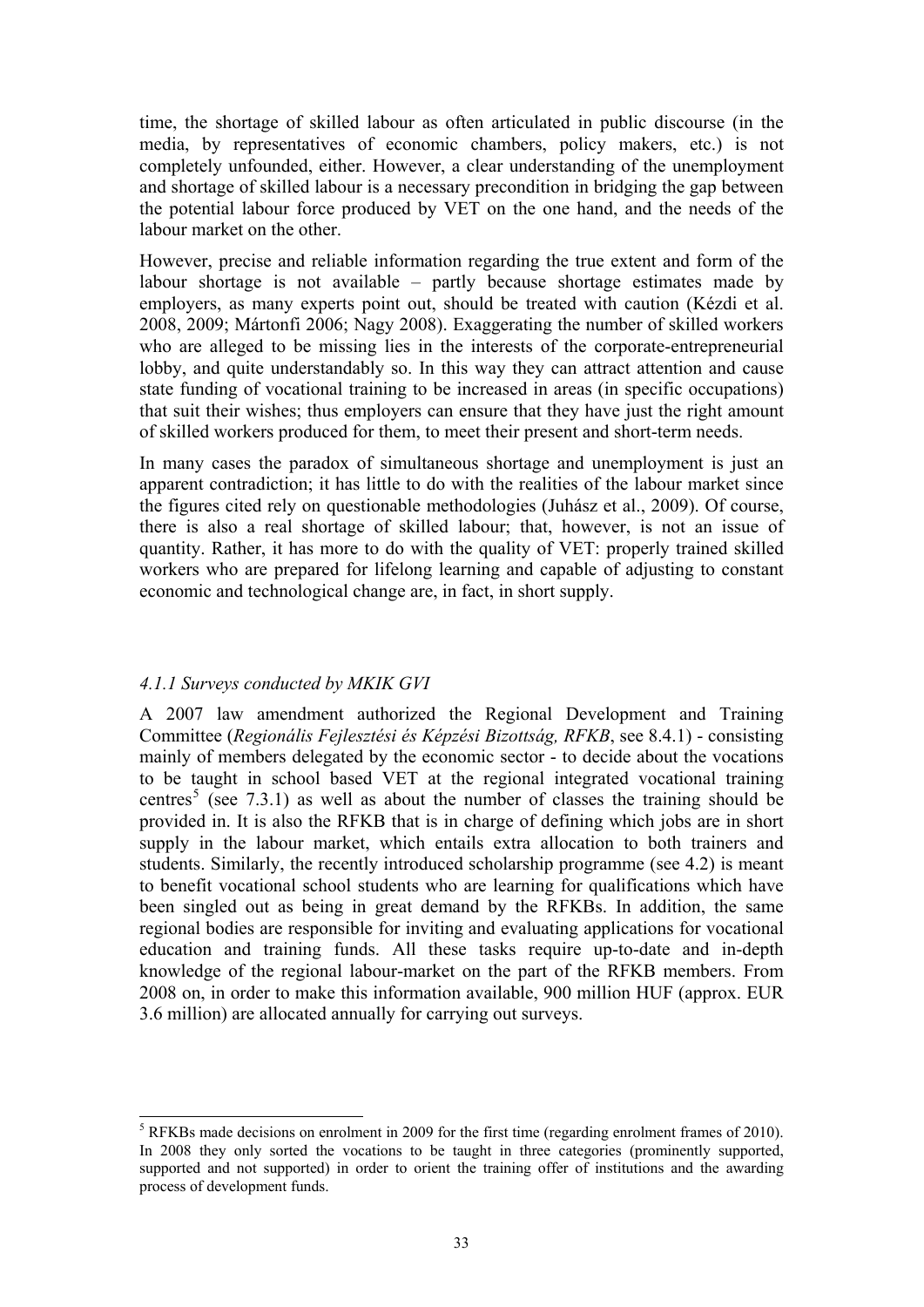time, the shortage of skilled labour as often articulated in public discourse (in the media, by representatives of economic chambers, policy makers, etc.) is not completely unfounded, either. However, a clear understanding of the unemployment and shortage of skilled labour is a necessary precondition in bridging the gap between the potential labour force produced by VET on the one hand, and the needs of the labour market on the other.

However, precise and reliable information regarding the true extent and form of the labour shortage is not available – partly because shortage estimates made by employers, as many experts point out, should be treated with caution (Kézdi et al. 2008, 2009; Mártonfi 2006; Nagy 2008). Exaggerating the number of skilled workers who are alleged to be missing lies in the interests of the corporate-entrepreneurial lobby, and quite understandably so. In this way they can attract attention and cause state funding of vocational training to be increased in areas (in specific occupations) that suit their wishes; thus employers can ensure that they have just the right amount of skilled workers produced for them, to meet their present and short-term needs.

In many cases the paradox of simultaneous shortage and unemployment is just an apparent contradiction; it has little to do with the realities of the labour market since the figures cited rely on questionable methodologies (Juhász et al., 2009). Of course, there is also a real shortage of skilled labour; that, however, is not an issue of quantity. Rather, it has more to do with the quality of VET: properly trained skilled workers who are prepared for lifelong learning and capable of adjusting to constant economic and technological change are, in fact, in short supply.

### *4.1.1 Surveys conducted by MKIK GVI*

A 2007 law amendment authorized the Regional Development and Training Committee (*Regionális Fejlesztési és Képzési Bizottság, RFKB*, see 8.4.1) - consisting mainly of members delegated by the economic sector - to decide about the vocations to be taught in school based VET at the regional integrated vocational training centres[5] (see 7.3.1) as well as about the number of classes the training should be provided in. It is also the RFKB that is in charge of defining which jobs are in short supply in the labour market, which entails extra allocation to both trainers and students. Similarly, the recently introduced scholarship programme (see 4.2) is meant to benefit vocational school students who are learning for qualifications which have been singled out as being in great demand by the RFKBs. In addition, the same regional bodies are responsible for inviting and evaluating applications for vocational education and training funds. All these tasks require up-to-date and in-depth knowledge of the regional labour-market on the part of the RFKB members. From 2008 on, in order to make this information available, 900 million HUF (approx. EUR 3.6 million) are allocated annually for carrying out surveys.

---

[5] RFKBs made decisions on enrolment in 2009 for the first time (regarding enrolment frames of 2010). In 2008 they only sorted the vocations to be taught in three categories (prominently supported, supported and not supported) in order to orient the training offer of institutions and the awarding process of development funds.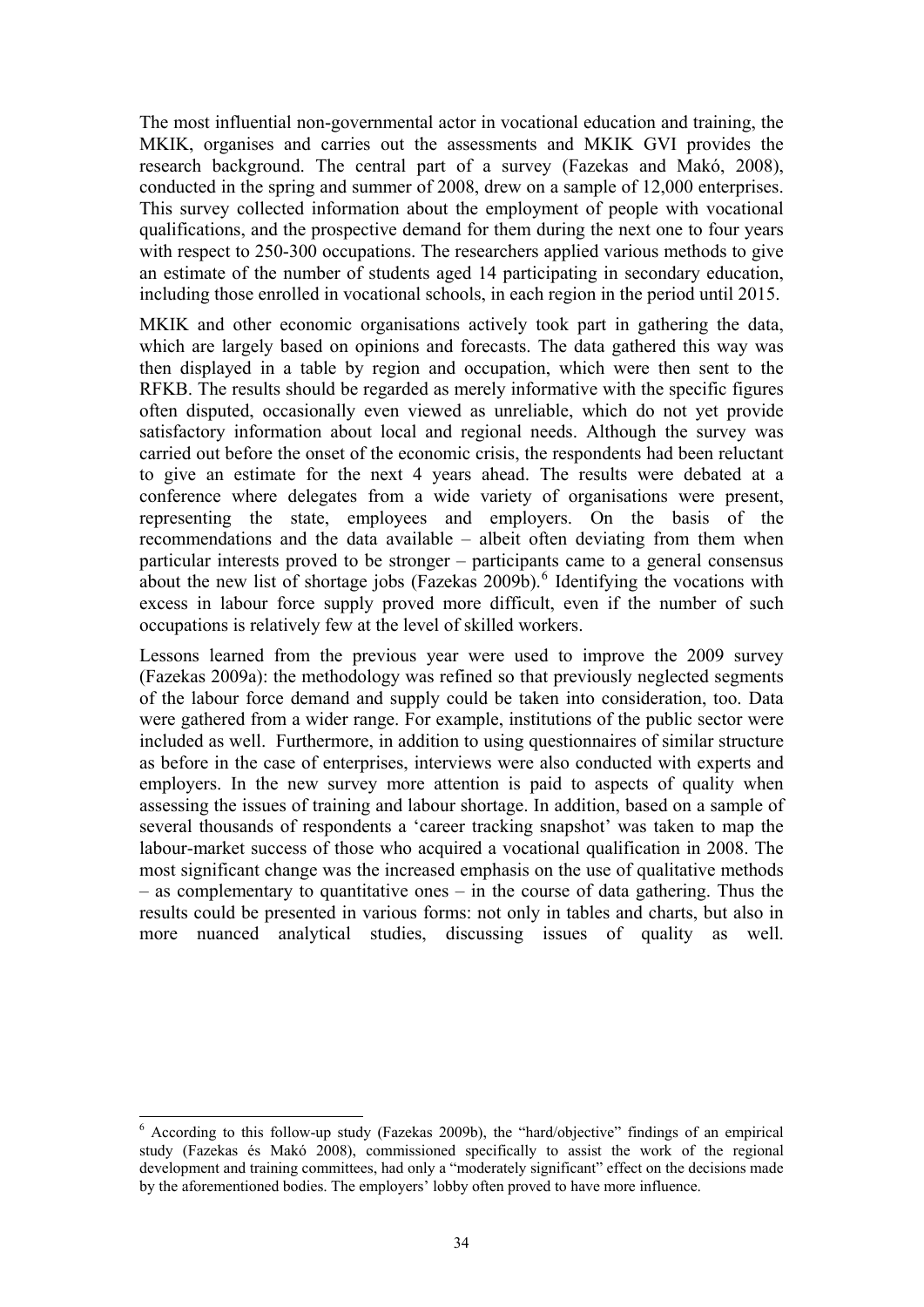The most influential non-governmental actor in vocational education and training, the MKIK, organises and carries out the assessments and MKIK GVI provides the research background. The central part of a survey (Fazekas and Makó, 2008), conducted in the spring and summer of 2008, drew on a sample of 12,000 enterprises. This survey collected information about the employment of people with vocational qualifications, and the prospective demand for them during the next one to four years with respect to 250-300 occupations. The researchers applied various methods to give an estimate of the number of students aged 14 participating in secondary education, including those enrolled in vocational schools, in each region in the period until 2015.

MKIK and other economic organisations actively took part in gathering the data, which are largely based on opinions and forecasts. The data gathered this way was then displayed in a table by region and occupation, which were then sent to the RFKB. The results should be regarded as merely informative with the specific figures often disputed, occasionally even viewed as unreliable, which do not yet provide satisfactory information about local and regional needs. Although the survey was carried out before the onset of the economic crisis, the respondents had been reluctant to give an estimate for the next 4 years ahead. The results were debated at a conference where delegates from a wide variety of organisations were present, representing the state, employees and employers. On the basis of the recommendations and the data available – albeit often deviating from them when particular interests proved to be stronger – participants came to a general consensus about the new list of shortage jobs (Fazekas 2009b).[6] Identifying the vocations with excess in labour force supply proved more difficult, even if the number of such occupations is relatively few at the level of skilled workers.

Lessons learned from the previous year were used to improve the 2009 survey (Fazekas 2009a): the methodology was refined so that previously neglected segments of the labour force demand and supply could be taken into consideration, too. Data were gathered from a wider range. For example, institutions of the public sector were included as well. Furthermore, in addition to using questionnaires of similar structure as before in the case of enterprises, interviews were also conducted with experts and employers. In the new survey more attention is paid to aspects of quality when assessing the issues of training and labour shortage. In addition, based on a sample of several thousands of respondents a 'career tracking snapshot' was taken to map the labour-market success of those who acquired a vocational qualification in 2008. The most significant change was the increased emphasis on the use of qualitative methods – as complementary to quantitative ones – in the course of data gathering. Thus the results could be presented in various forms: not only in tables and charts, but also in more nuanced analytical studies, discussing issues of quality as well.

[6] According to this follow-up study (Fazekas 2009b), the "hard/objective" findings of an empirical study (Fazekas és Makó 2008), commissioned specifically to assist the work of the regional development and training committees, had only a "moderately significant" effect on the decisions made by the aforementioned bodies. The employers' lobby often proved to have more influence.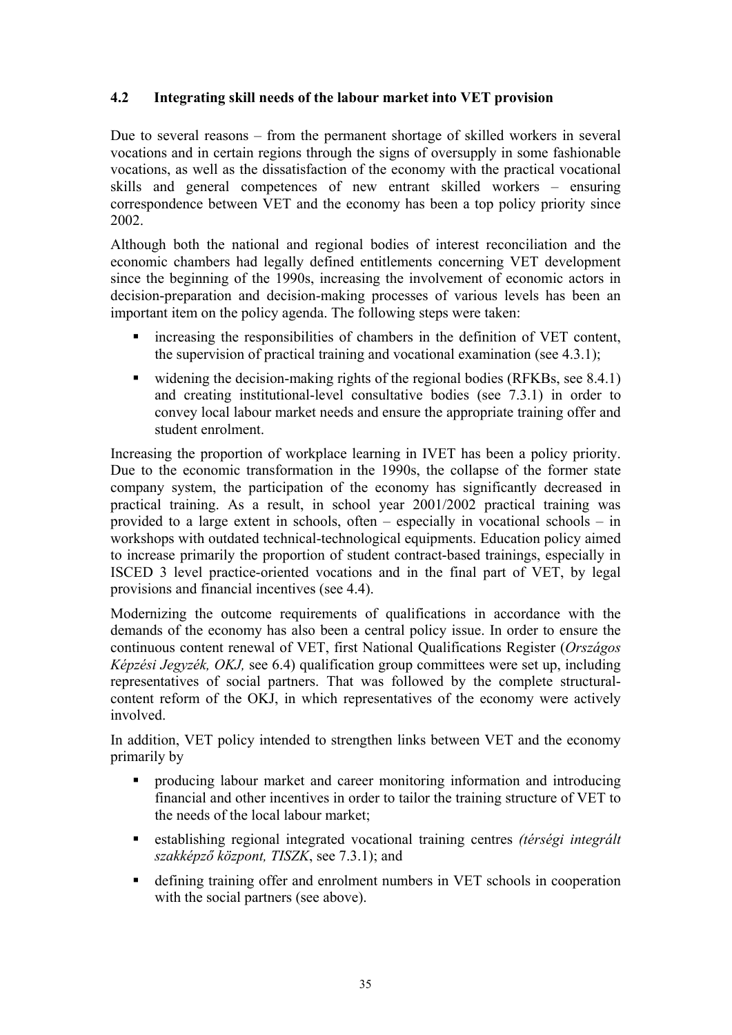## 4.2 Integrating skill needs of the labour market into VET provision

Due to several reasons – from the permanent shortage of skilled workers in several vocations and in certain regions through the signs of oversupply in some fashionable vocations, as well as the dissatisfaction of the economy with the practical vocational skills and general competences of new entrant skilled workers – ensuring correspondence between VET and the economy has been a top policy priority since 2002.

Although both the national and regional bodies of interest reconciliation and the economic chambers had legally defined entitlements concerning VET development since the beginning of the 1990s, increasing the involvement of economic actors in decision-preparation and decision-making processes of various levels has been an important item on the policy agenda. The following steps were taken:

- increasing the responsibilities of chambers in the definition of VET content, the supervision of practical training and vocational examination (see 4.3.1);
- widening the decision-making rights of the regional bodies (RFKBs, see 8.4.1) and creating institutional-level consultative bodies (see 7.3.1) in order to convey local labour market needs and ensure the appropriate training offer and student enrolment.

Increasing the proportion of workplace learning in IVET has been a policy priority. Due to the economic transformation in the 1990s, the collapse of the former state company system, the participation of the economy has significantly decreased in practical training. As a result, in school year 2001/2002 practical training was provided to a large extent in schools, often – especially in vocational schools – in workshops with outdated technical-technological equipments. Education policy aimed to increase primarily the proportion of student contract-based trainings, especially in ISCED 3 level practice-oriented vocations and in the final part of VET, by legal provisions and financial incentives (see 4.4).

Modernizing the outcome requirements of qualifications in accordance with the demands of the economy has also been a central policy issue. In order to ensure the continuous content renewal of VET, first National Qualifications Register (*Országos Képzési Jegyzék, OKJ,* see 6.4) qualification group committees were set up, including representatives of social partners. That was followed by the complete structural-content reform of the OKJ, in which representatives of the economy were actively involved.

In addition, VET policy intended to strengthen links between VET and the economy primarily by

- producing labour market and career monitoring information and introducing financial and other incentives in order to tailor the training structure of VET to the needs of the local labour market;
- establishing regional integrated vocational training centres *(térségi integrált szakképző központ, TISZK*, see 7.3.1); and
- defining training offer and enrolment numbers in VET schools in cooperation with the social partners (see above).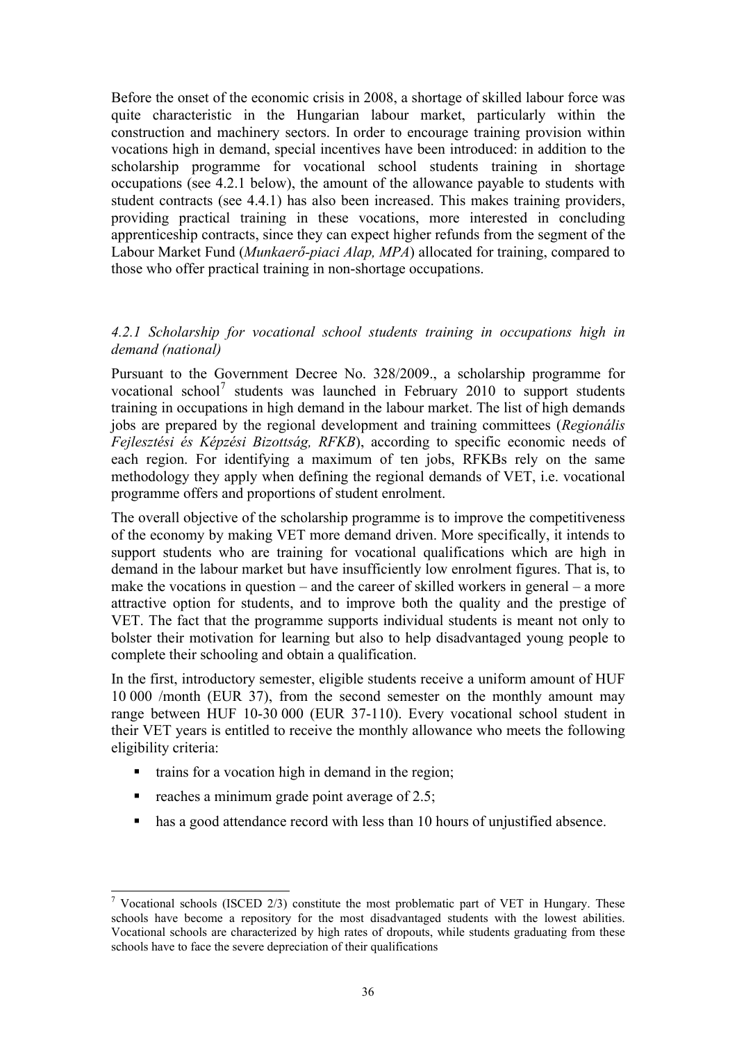Before the onset of the economic crisis in 2008, a shortage of skilled labour force was quite characteristic in the Hungarian labour market, particularly within the construction and machinery sectors. In order to encourage training provision within vocations high in demand, special incentives have been introduced: in addition to the scholarship programme for vocational school students training in shortage occupations (see 4.2.1 below), the amount of the allowance payable to students with student contracts (see 4.4.1) has also been increased. This makes training providers, providing practical training in these vocations, more interested in concluding apprenticeship contracts, since they can expect higher refunds from the segment of the Labour Market Fund (*Munkaerő-piaci Alap, MPA*) allocated for training, compared to those who offer practical training in non-shortage occupations.

### *4.2.1 Scholarship for vocational school students training in occupations high in demand (national)*

Pursuant to the Government Decree No. 328/2009., a scholarship programme for vocational school[7] students was launched in February 2010 to support students training in occupations in high demand in the labour market. The list of high demands jobs are prepared by the regional development and training committees (*Regionális Fejlesztési és Képzési Bizottság, RFKB*), according to specific economic needs of each region. For identifying a maximum of ten jobs, RFKBs rely on the same methodology they apply when defining the regional demands of VET, i.e. vocational programme offers and proportions of student enrolment.

The overall objective of the scholarship programme is to improve the competitiveness of the economy by making VET more demand driven. More specifically, it intends to support students who are training for vocational qualifications which are high in demand in the labour market but have insufficiently low enrolment figures. That is, to make the vocations in question – and the career of skilled workers in general – a more attractive option for students, and to improve both the quality and the prestige of VET. The fact that the programme supports individual students is meant not only to bolster their motivation for learning but also to help disadvantaged young people to complete their schooling and obtain a qualification.

In the first, introductory semester, eligible students receive a uniform amount of HUF 10 000 /month (EUR 37), from the second semester on the monthly amount may range between HUF 10-30 000 (EUR 37-110). Every vocational school student in their VET years is entitled to receive the monthly allowance who meets the following eligibility criteria:

- trains for a vocation high in demand in the region;
- reaches a minimum grade point average of 2.5;
- has a good attendance record with less than 10 hours of unjustified absence.

[7] Vocational schools (ISCED 2/3) constitute the most problematic part of VET in Hungary. These schools have become a repository for the most disadvantaged students with the lowest abilities. Vocational schools are characterized by high rates of dropouts, while students graduating from these schools have to face the severe depreciation of their qualifications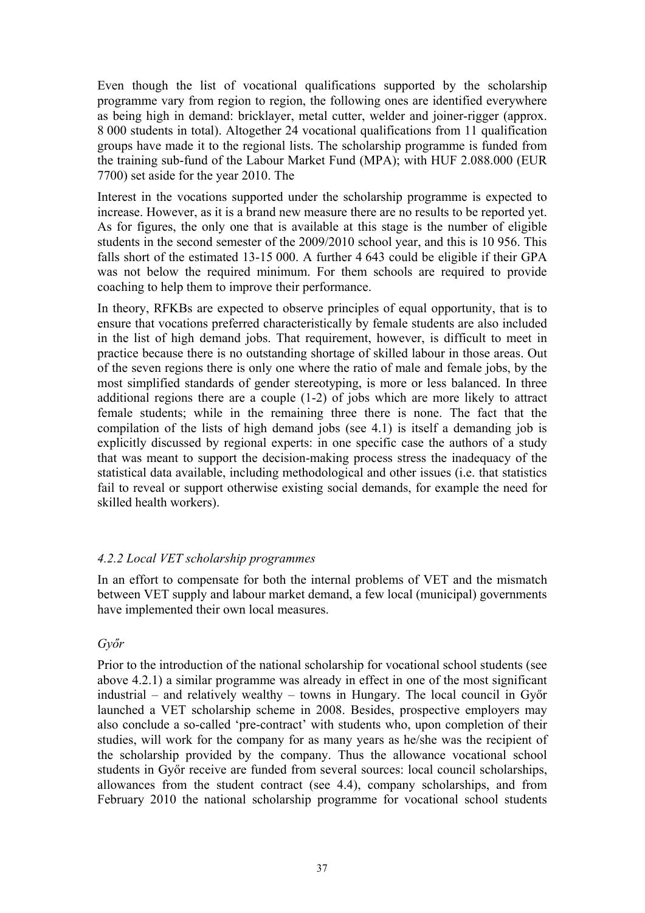Even though the list of vocational qualifications supported by the scholarship programme vary from region to region, the following ones are identified everywhere as being high in demand: bricklayer, metal cutter, welder and joiner-rigger (approx. 8 000 students in total). Altogether 24 vocational qualifications from 11 qualification groups have made it to the regional lists. The scholarship programme is funded from the training sub-fund of the Labour Market Fund (MPA); with HUF 2.088.000 (EUR 7700) set aside for the year 2010. The

Interest in the vocations supported under the scholarship programme is expected to increase. However, as it is a brand new measure there are no results to be reported yet. As for figures, the only one that is available at this stage is the number of eligible students in the second semester of the 2009/2010 school year, and this is 10 956. This falls short of the estimated 13-15 000. A further 4 643 could be eligible if their GPA was not below the required minimum. For them schools are required to provide coaching to help them to improve their performance.

In theory, RFKBs are expected to observe principles of equal opportunity, that is to ensure that vocations preferred characteristically by female students are also included in the list of high demand jobs. That requirement, however, is difficult to meet in practice because there is no outstanding shortage of skilled labour in those areas. Out of the seven regions there is only one where the ratio of male and female jobs, by the most simplified standards of gender stereotyping, is more or less balanced. In three additional regions there are a couple (1-2) of jobs which are more likely to attract female students; while in the remaining three there is none. The fact that the compilation of the lists of high demand jobs (see 4.1) is itself a demanding job is explicitly discussed by regional experts: in one specific case the authors of a study that was meant to support the decision-making process stress the inadequacy of the statistical data available, including methodological and other issues (i.e. that statistics fail to reveal or support otherwise existing social demands, for example the need for skilled health workers).

#### *4.2.2 Local VET scholarship programmes*

In an effort to compensate for both the internal problems of VET and the mismatch between VET supply and labour market demand, a few local (municipal) governments have implemented their own local measures.

*Győr*

Prior to the introduction of the national scholarship for vocational school students (see above 4.2.1) a similar programme was already in effect in one of the most significant industrial – and relatively wealthy – towns in Hungary. The local council in Győr launched a VET scholarship scheme in 2008. Besides, prospective employers may also conclude a so-called 'pre-contract' with students who, upon completion of their studies, will work for the company for as many years as he/she was the recipient of the scholarship provided by the company. Thus the allowance vocational school students in Győr receive are funded from several sources: local council scholarships, allowances from the student contract (see 4.4), company scholarships, and from February 2010 the national scholarship programme for vocational school students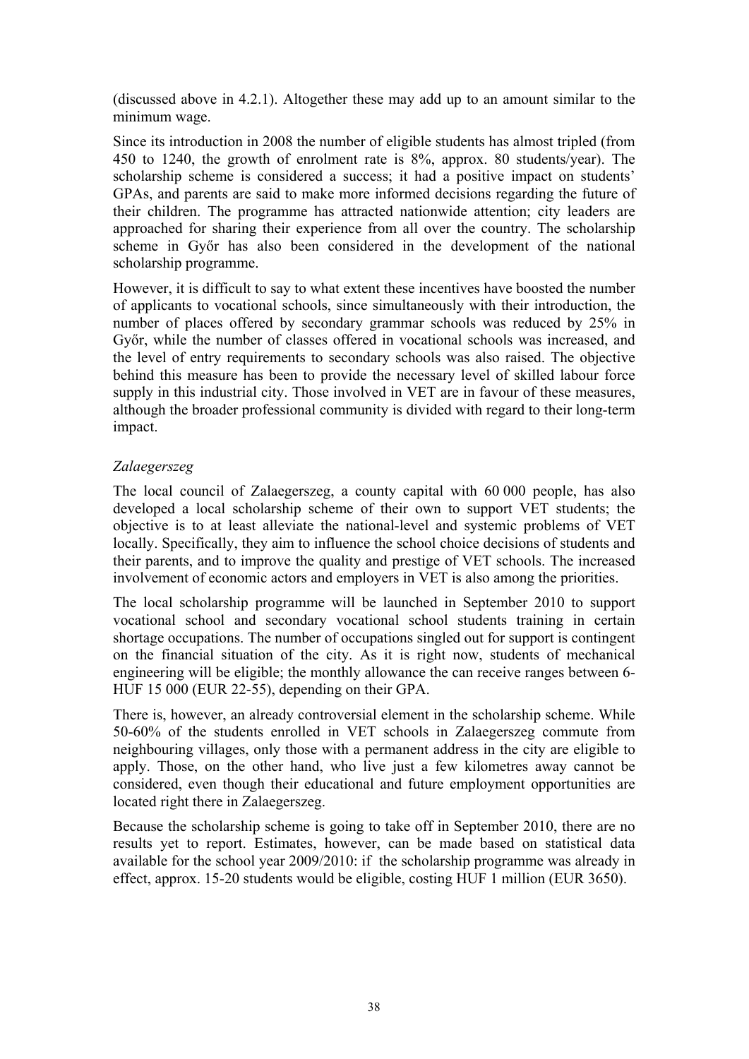(discussed above in 4.2.1). Altogether these may add up to an amount similar to the minimum wage.

Since its introduction in 2008 the number of eligible students has almost tripled (from 450 to 1240, the growth of enrolment rate is 8%, approx. 80 students/year). The scholarship scheme is considered a success; it had a positive impact on students' GPAs, and parents are said to make more informed decisions regarding the future of their children. The programme has attracted nationwide attention; city leaders are approached for sharing their experience from all over the country. The scholarship scheme in Győr has also been considered in the development of the national scholarship programme.

However, it is difficult to say to what extent these incentives have boosted the number of applicants to vocational schools, since simultaneously with their introduction, the number of places offered by secondary grammar schools was reduced by 25% in Győr, while the number of classes offered in vocational schools was increased, and the level of entry requirements to secondary schools was also raised. The objective behind this measure has been to provide the necessary level of skilled labour force supply in this industrial city. Those involved in VET are in favour of these measures, although the broader professional community is divided with regard to their long-term impact.

*Zalaegerszeg*

The local council of Zalaegerszeg, a county capital with 60 000 people, has also developed a local scholarship scheme of their own to support VET students; the objective is to at least alleviate the national-level and systemic problems of VET locally. Specifically, they aim to influence the school choice decisions of students and their parents, and to improve the quality and prestige of VET schools. The increased involvement of economic actors and employers in VET is also among the priorities.

The local scholarship programme will be launched in September 2010 to support vocational school and secondary vocational school students training in certain shortage occupations. The number of occupations singled out for support is contingent on the financial situation of the city. As it is right now, students of mechanical engineering will be eligible; the monthly allowance the can receive ranges between 6-HUF 15 000 (EUR 22-55), depending on their GPA.

There is, however, an already controversial element in the scholarship scheme. While 50-60% of the students enrolled in VET schools in Zalaegerszeg commute from neighbouring villages, only those with a permanent address in the city are eligible to apply. Those, on the other hand, who live just a few kilometres away cannot be considered, even though their educational and future employment opportunities are located right there in Zalaegerszeg.

Because the scholarship scheme is going to take off in September 2010, there are no results yet to report. Estimates, however, can be made based on statistical data available for the school year 2009/2010: if the scholarship programme was already in effect, approx. 15-20 students would be eligible, costing HUF 1 million (EUR 3650).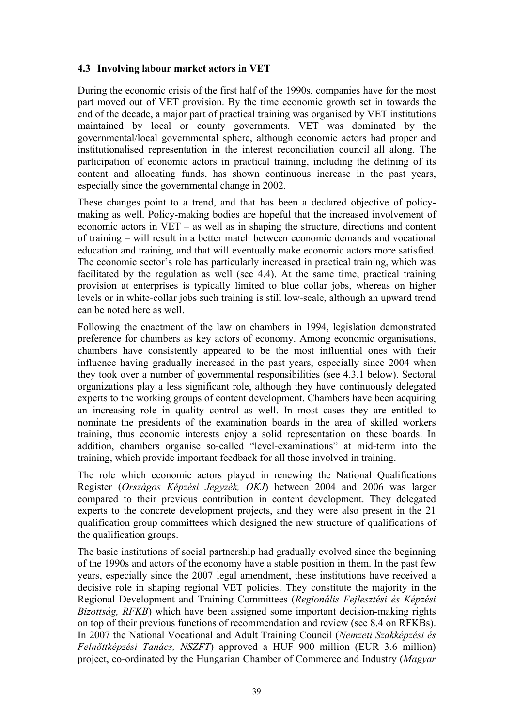### 4.3 Involving labour market actors in VET

During the economic crisis of the first half of the 1990s, companies have for the most part moved out of VET provision. By the time economic growth set in towards the end of the decade, a major part of practical training was organised by VET institutions maintained by local or county governments. VET was dominated by the governmental/local governmental sphere, although economic actors had proper and institutionalised representation in the interest reconciliation council all along. The participation of economic actors in practical training, including the defining of its content and allocating funds, has shown continuous increase in the past years, especially since the governmental change in 2002.

These changes point to a trend, and that has been a declared objective of policy-making as well. Policy-making bodies are hopeful that the increased involvement of economic actors in VET – as well as in shaping the structure, directions and content of training – will result in a better match between economic demands and vocational education and training, and that will eventually make economic actors more satisfied. The economic sector's role has particularly increased in practical training, which was facilitated by the regulation as well (see 4.4). At the same time, practical training provision at enterprises is typically limited to blue collar jobs, whereas on higher levels or in white-collar jobs such training is still low-scale, although an upward trend can be noted here as well.

Following the enactment of the law on chambers in 1994, legislation demonstrated preference for chambers as key actors of economy. Among economic organisations, chambers have consistently appeared to be the most influential ones with their influence having gradually increased in the past years, especially since 2004 when they took over a number of governmental responsibilities (see 4.3.1 below). Sectoral organizations play a less significant role, although they have continuously delegated experts to the working groups of content development. Chambers have been acquiring an increasing role in quality control as well. In most cases they are entitled to nominate the presidents of the examination boards in the area of skilled workers training, thus economic interests enjoy a solid representation on these boards. In addition, chambers organise so-called "level-examinations" at mid-term into the training, which provide important feedback for all those involved in training.

The role which economic actors played in renewing the National Qualifications Register (*Országos Képzési Jegyzék, OKJ*) between 2004 and 2006 was larger compared to their previous contribution in content development. They delegated experts to the concrete development projects, and they were also present in the 21 qualification group committees which designed the new structure of qualifications of the qualification groups.

The basic institutions of social partnership had gradually evolved since the beginning of the 1990s and actors of the economy have a stable position in them. In the past few years, especially since the 2007 legal amendment, these institutions have received a decisive role in shaping regional VET policies. They constitute the majority in the Regional Development and Training Committees (*Regionális Fejlesztési és Képzési Bizottság, RFKB*) which have been assigned some important decision-making rights on top of their previous functions of recommendation and review (see 8.4 on RFKBs). In 2007 the National Vocational and Adult Training Council (*Nemzeti Szakképzési és Felnőttképzési Tanács, NSZFT*) approved a HUF 900 million (EUR 3.6 million) project, co-ordinated by the Hungarian Chamber of Commerce and Industry (*Magyar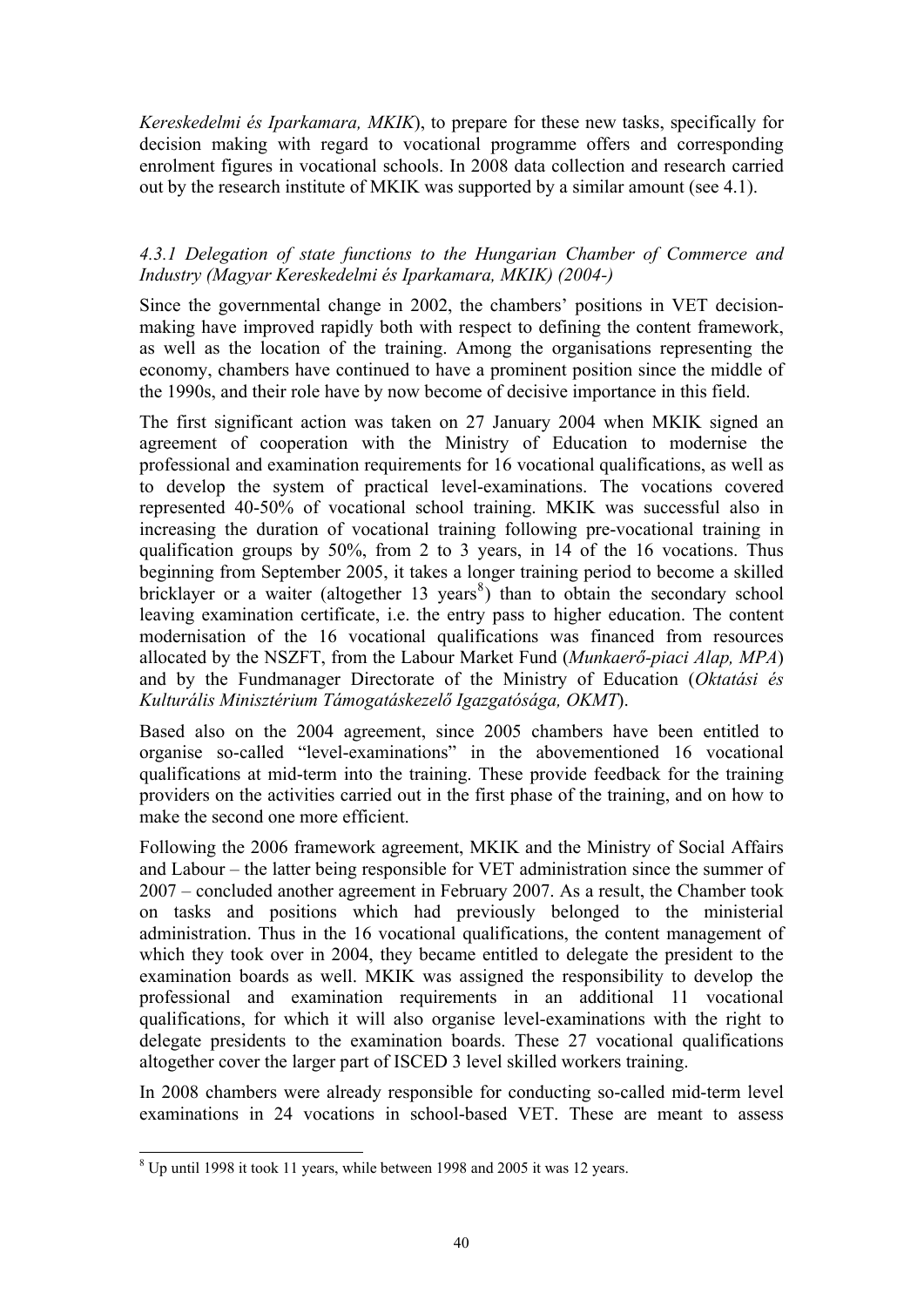*Kereskedelmi és Iparkamara, MKIK*), to prepare for these new tasks, specifically for decision making with regard to vocational programme offers and corresponding enrolment figures in vocational schools. In 2008 data collection and research carried out by the research institute of MKIK was supported by a similar amount (see 4.1).

#### *4.3.1 Delegation of state functions to the Hungarian Chamber of Commerce and Industry (Magyar Kereskedelmi és Iparkamara, MKIK) (2004-)*

Since the governmental change in 2002, the chambers' positions in VET decision-making have improved rapidly both with respect to defining the content framework, as well as the location of the training. Among the organisations representing the economy, chambers have continued to have a prominent position since the middle of the 1990s, and their role have by now become of decisive importance in this field.

The first significant action was taken on 27 January 2004 when MKIK signed an agreement of cooperation with the Ministry of Education to modernise the professional and examination requirements for 16 vocational qualifications, as well as to develop the system of practical level-examinations. The vocations covered represented 40-50% of vocational school training. MKIK was successful also in increasing the duration of vocational training following pre-vocational training in qualification groups by 50%, from 2 to 3 years, in 14 of the 16 vocations. Thus beginning from September 2005, it takes a longer training period to become a skilled bricklayer or a waiter (altogether 13 years[8]) than to obtain the secondary school leaving examination certificate, i.e. the entry pass to higher education. The content modernisation of the 16 vocational qualifications was financed from resources allocated by the NSZFT, from the Labour Market Fund (*Munkaerő-piaci Alap, MPA*) and by the Fundmanager Directorate of the Ministry of Education (*Oktatási és Kulturális Minisztérium Támogatáskezelő Igazgatósága, OKMT*).

Based also on the 2004 agreement, since 2005 chambers have been entitled to organise so-called "level-examinations" in the abovementioned 16 vocational qualifications at mid-term into the training. These provide feedback for the training providers on the activities carried out in the first phase of the training, and on how to make the second one more efficient.

Following the 2006 framework agreement, MKIK and the Ministry of Social Affairs and Labour – the latter being responsible for VET administration since the summer of 2007 – concluded another agreement in February 2007. As a result, the Chamber took on tasks and positions which had previously belonged to the ministerial administration. Thus in the 16 vocational qualifications, the content management of which they took over in 2004, they became entitled to delegate the president to the examination boards as well. MKIK was assigned the responsibility to develop the professional and examination requirements in an additional 11 vocational qualifications, for which it will also organise level-examinations with the right to delegate presidents to the examination boards. These 27 vocational qualifications altogether cover the larger part of ISCED 3 level skilled workers training.

In 2008 chambers were already responsible for conducting so-called mid-term level examinations in 24 vocations in school-based VET. These are meant to assess

---

[8] Up until 1998 it took 11 years, while between 1998 and 2005 it was 12 years.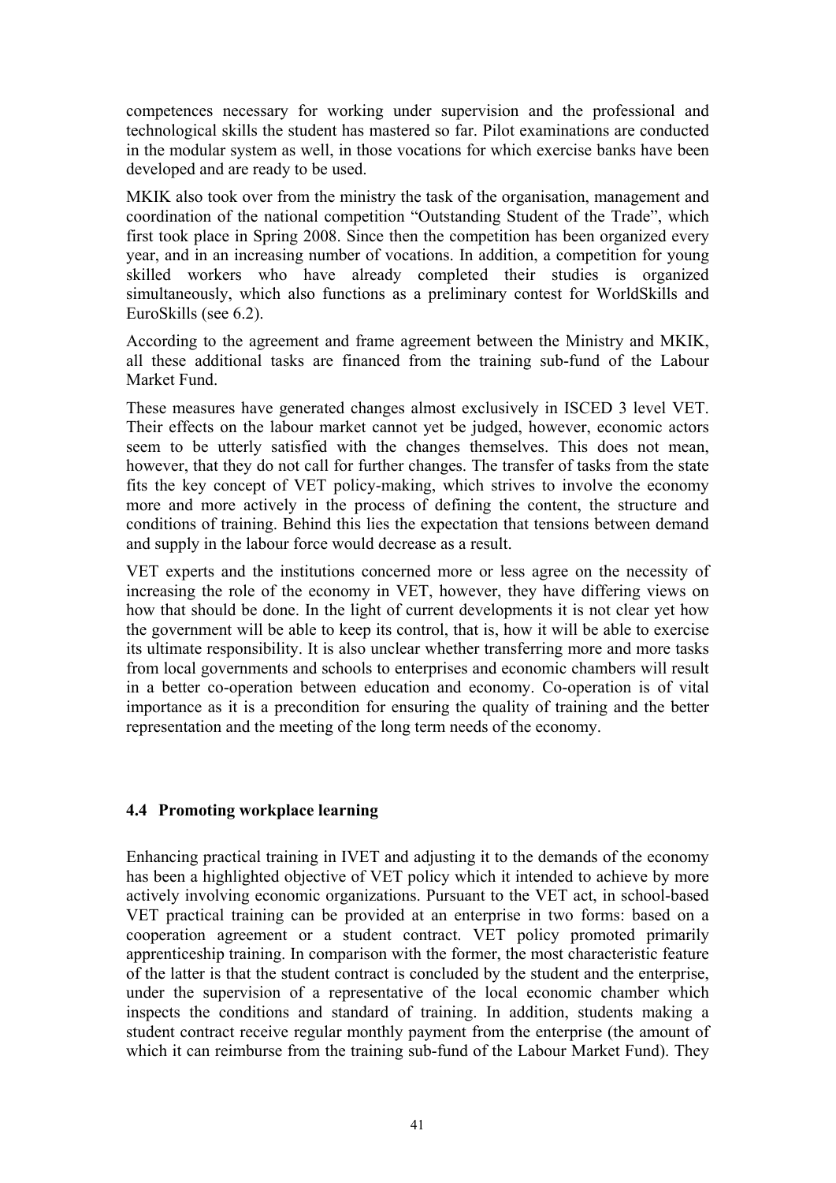competences necessary for working under supervision and the professional and technological skills the student has mastered so far. Pilot examinations are conducted in the modular system as well, in those vocations for which exercise banks have been developed and are ready to be used.

MKIK also took over from the ministry the task of the organisation, management and coordination of the national competition "Outstanding Student of the Trade", which first took place in Spring 2008. Since then the competition has been organized every year, and in an increasing number of vocations. In addition, a competition for young skilled workers who have already completed their studies is organized simultaneously, which also functions as a preliminary contest for WorldSkills and EuroSkills (see 6.2).

According to the agreement and frame agreement between the Ministry and MKIK, all these additional tasks are financed from the training sub-fund of the Labour Market Fund.

These measures have generated changes almost exclusively in ISCED 3 level VET. Their effects on the labour market cannot yet be judged, however, economic actors seem to be utterly satisfied with the changes themselves. This does not mean, however, that they do not call for further changes. The transfer of tasks from the state fits the key concept of VET policy-making, which strives to involve the economy more and more actively in the process of defining the content, the structure and conditions of training. Behind this lies the expectation that tensions between demand and supply in the labour force would decrease as a result.

VET experts and the institutions concerned more or less agree on the necessity of increasing the role of the economy in VET, however, they have differing views on how that should be done. In the light of current developments it is not clear yet how the government will be able to keep its control, that is, how it will be able to exercise its ultimate responsibility. It is also unclear whether transferring more and more tasks from local governments and schools to enterprises and economic chambers will result in a better co-operation between education and economy. Co-operation is of vital importance as it is a precondition for ensuring the quality of training and the better representation and the meeting of the long term needs of the economy.

### 4.4 Promoting workplace learning

Enhancing practical training in IVET and adjusting it to the demands of the economy has been a highlighted objective of VET policy which it intended to achieve by more actively involving economic organizations. Pursuant to the VET act, in school-based VET practical training can be provided at an enterprise in two forms: based on a cooperation agreement or a student contract. VET policy promoted primarily apprenticeship training. In comparison with the former, the most characteristic feature of the latter is that the student contract is concluded by the student and the enterprise, under the supervision of a representative of the local economic chamber which inspects the conditions and standard of training. In addition, students making a student contract receive regular monthly payment from the enterprise (the amount of which it can reimburse from the training sub-fund of the Labour Market Fund). They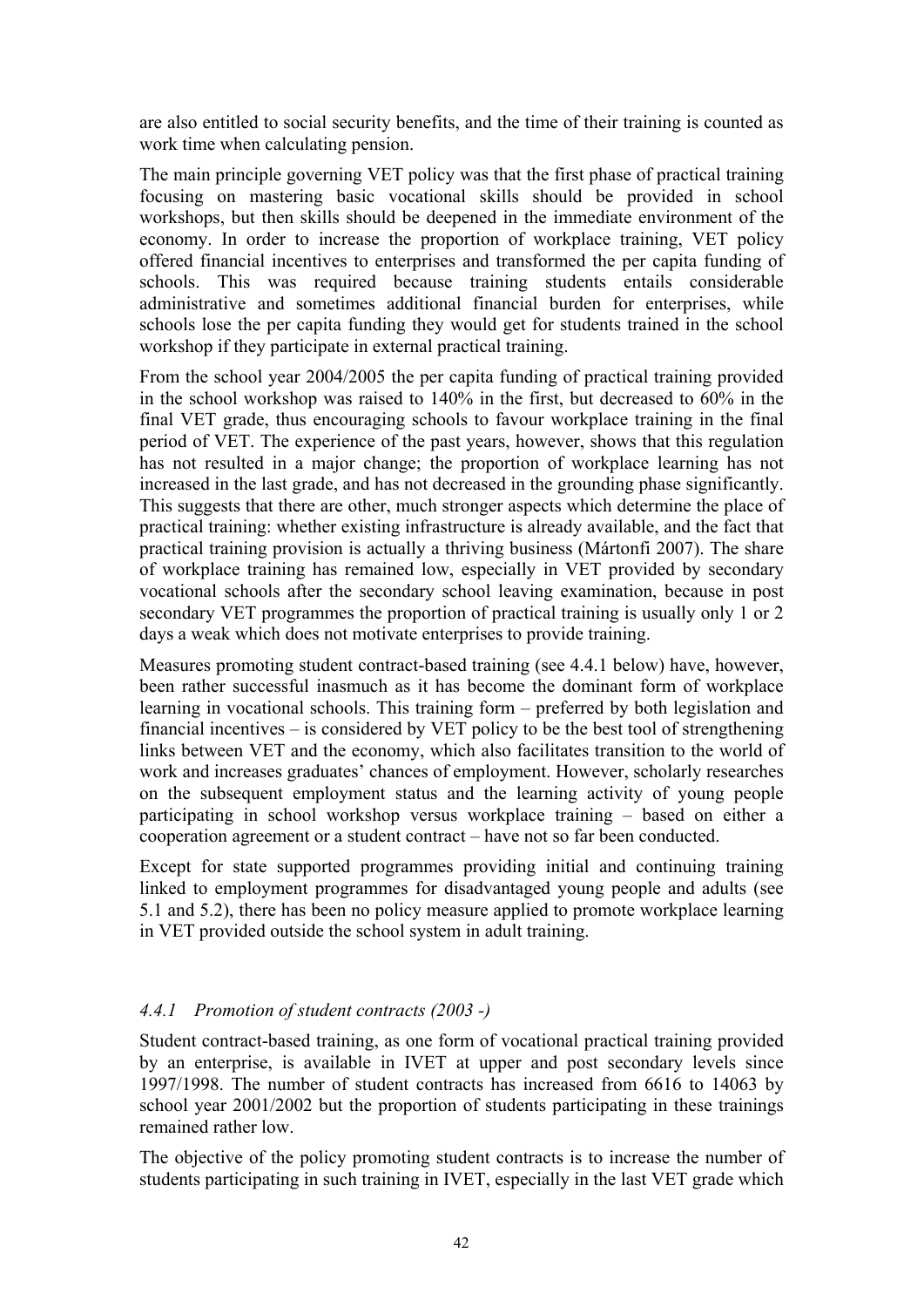are also entitled to social security benefits, and the time of their training is counted as work time when calculating pension.

The main principle governing VET policy was that the first phase of practical training focusing on mastering basic vocational skills should be provided in school workshops, but then skills should be deepened in the immediate environment of the economy. In order to increase the proportion of workplace training, VET policy offered financial incentives to enterprises and transformed the per capita funding of schools. This was required because training students entails considerable administrative and sometimes additional financial burden for enterprises, while schools lose the per capita funding they would get for students trained in the school workshop if they participate in external practical training.

From the school year 2004/2005 the per capita funding of practical training provided in the school workshop was raised to 140% in the first, but decreased to 60% in the final VET grade, thus encouraging schools to favour workplace training in the final period of VET. The experience of the past years, however, shows that this regulation has not resulted in a major change; the proportion of workplace learning has not increased in the last grade, and has not decreased in the grounding phase significantly. This suggests that there are other, much stronger aspects which determine the place of practical training: whether existing infrastructure is already available, and the fact that practical training provision is actually a thriving business (Mártonfi 2007). The share of workplace training has remained low, especially in VET provided by secondary vocational schools after the secondary school leaving examination, because in post secondary VET programmes the proportion of practical training is usually only 1 or 2 days a weak which does not motivate enterprises to provide training.

Measures promoting student contract-based training (see 4.4.1 below) have, however, been rather successful inasmuch as it has become the dominant form of workplace learning in vocational schools. This training form – preferred by both legislation and financial incentives – is considered by VET policy to be the best tool of strengthening links between VET and the economy, which also facilitates transition to the world of work and increases graduates' chances of employment. However, scholarly researches on the subsequent employment status and the learning activity of young people participating in school workshop versus workplace training – based on either a cooperation agreement or a student contract – have not so far been conducted.

Except for state supported programmes providing initial and continuing training linked to employment programmes for disadvantaged young people and adults (see 5.1 and 5.2), there has been no policy measure applied to promote workplace learning in VET provided outside the school system in adult training.

#### *4.4.1 Promotion of student contracts (2003 -)*

Student contract-based training, as one form of vocational practical training provided by an enterprise, is available in IVET at upper and post secondary levels since 1997/1998. The number of student contracts has increased from 6616 to 14063 by school year 2001/2002 but the proportion of students participating in these trainings remained rather low.

The objective of the policy promoting student contracts is to increase the number of students participating in such training in IVET, especially in the last VET grade which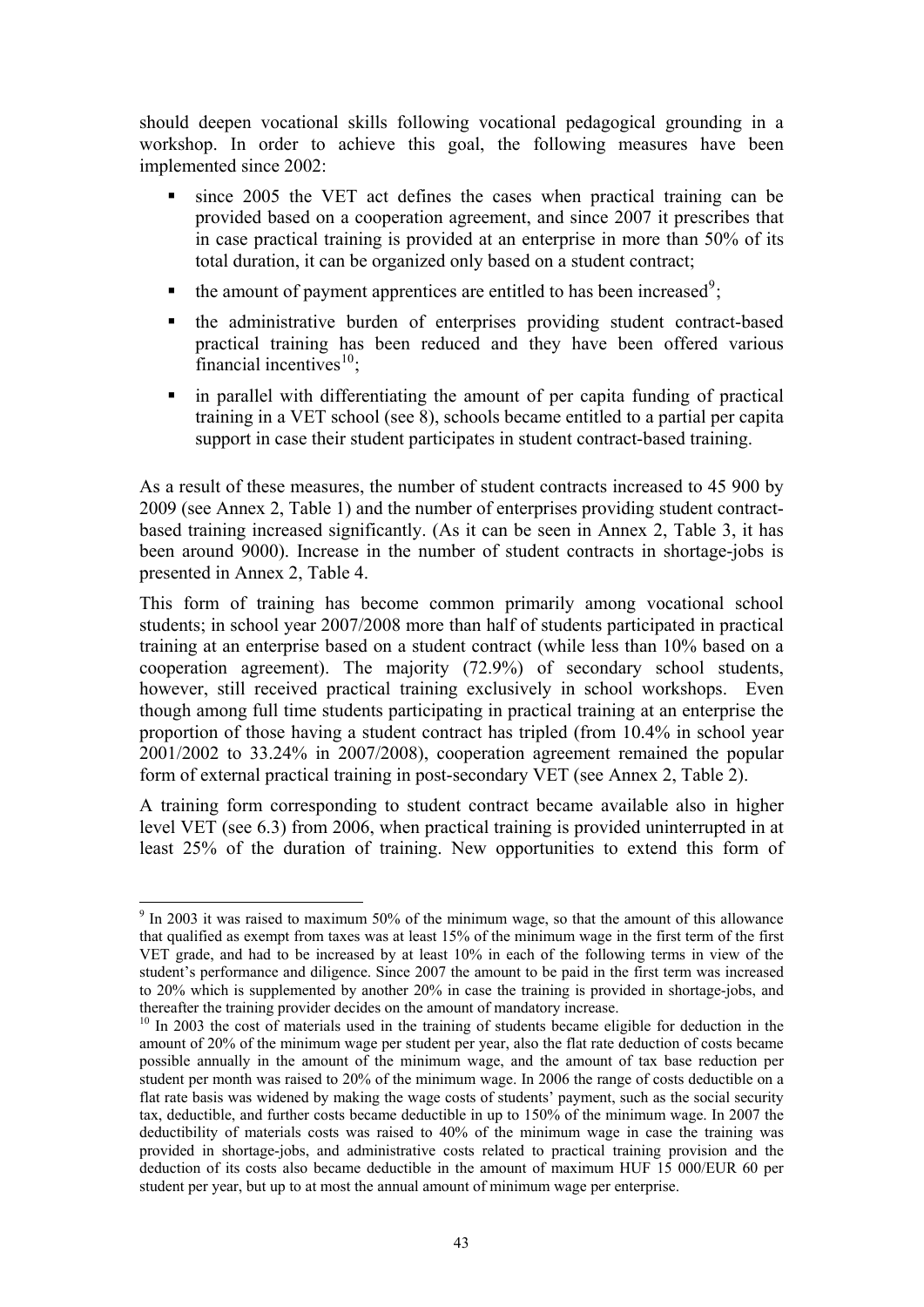should deepen vocational skills following vocational pedagogical grounding in a workshop. In order to achieve this goal, the following measures have been implemented since 2002:

- since 2005 the VET act defines the cases when practical training can be provided based on a cooperation agreement, and since 2007 it prescribes that in case practical training is provided at an enterprise in more than 50% of its total duration, it can be organized only based on a student contract;
- the amount of payment apprentices are entitled to has been increased[9];
- the administrative burden of enterprises providing student contract-based practical training has been reduced and they have been offered various financial incentives[10];
- in parallel with differentiating the amount of per capita funding of practical training in a VET school (see 8), schools became entitled to a partial per capita support in case their student participates in student contract-based training.

As a result of these measures, the number of student contracts increased to 45 900 by 2009 (see Annex 2, Table 1) and the number of enterprises providing student contract-based training increased significantly. (As it can be seen in Annex 2, Table 3, it has been around 9000). Increase in the number of student contracts in shortage-jobs is presented in Annex 2, Table 4.

This form of training has become common primarily among vocational school students; in school year 2007/2008 more than half of students participated in practical training at an enterprise based on a student contract (while less than 10% based on a cooperation agreement). The majority (72.9%) of secondary school students, however, still received practical training exclusively in school workshops. Even though among full time students participating in practical training at an enterprise the proportion of those having a student contract has tripled (from 10.4% in school year 2001/2002 to 33.24% in 2007/2008), cooperation agreement remained the popular form of external practical training in post-secondary VET (see Annex 2, Table 2).

A training form corresponding to student contract became available also in higher level VET (see 6.3) from 2006, when practical training is provided uninterrupted in at least 25% of the duration of training. New opportunities to extend this form of

---

[9] In 2003 it was raised to maximum 50% of the minimum wage, so that the amount of this allowance that qualified as exempt from taxes was at least 15% of the minimum wage in the first term of the first VET grade, and had to be increased by at least 10% in each of the following terms in view of the student's performance and diligence. Since 2007 the amount to be paid in the first term was increased to 20% which is supplemented by another 20% in case the training is provided in shortage-jobs, and thereafter the training provider decides on the amount of mandatory increase.

[10] In 2003 the cost of materials used in the training of students became eligible for deduction in the amount of 20% of the minimum wage per student per year, also the flat rate deduction of costs became possible annually in the amount of the minimum wage, and the amount of tax base reduction per student per month was raised to 20% of the minimum wage. In 2006 the range of costs deductible on a flat rate basis was widened by making the wage costs of students' payment, such as the social security tax, deductible, and further costs became deductible in up to 150% of the minimum wage. In 2007 the deductibility of materials costs was raised to 40% of the minimum wage in case the training was provided in shortage-jobs, and administrative costs related to practical training provision and the deduction of its costs also became deductible in the amount of maximum HUF 15 000/EUR 60 per student per year, but up to at most the annual amount of minimum wage per enterprise.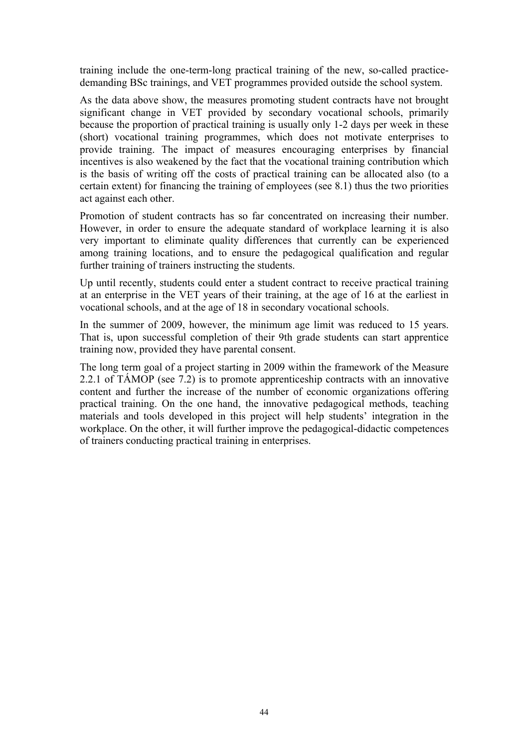training include the one-term-long practical training of the new, so-called practice-demanding BSc trainings, and VET programmes provided outside the school system.

As the data above show, the measures promoting student contracts have not brought significant change in VET provided by secondary vocational schools, primarily because the proportion of practical training is usually only 1-2 days per week in these (short) vocational training programmes, which does not motivate enterprises to provide training. The impact of measures encouraging enterprises by financial incentives is also weakened by the fact that the vocational training contribution which is the basis of writing off the costs of practical training can be allocated also (to a certain extent) for financing the training of employees (see 8.1) thus the two priorities act against each other.

Promotion of student contracts has so far concentrated on increasing their number. However, in order to ensure the adequate standard of workplace learning it is also very important to eliminate quality differences that currently can be experienced among training locations, and to ensure the pedagogical qualification and regular further training of trainers instructing the students.

Up until recently, students could enter a student contract to receive practical training at an enterprise in the VET years of their training, at the age of 16 at the earliest in vocational schools, and at the age of 18 in secondary vocational schools.

In the summer of 2009, however, the minimum age limit was reduced to 15 years. That is, upon successful completion of their 9th grade students can start apprentice training now, provided they have parental consent.

The long term goal of a project starting in 2009 within the framework of the Measure 2.2.1 of TÁMOP (see 7.2) is to promote apprenticeship contracts with an innovative content and further the increase of the number of economic organizations offering practical training. On the one hand, the innovative pedagogical methods, teaching materials and tools developed in this project will help students' integration in the workplace. On the other, it will further improve the pedagogical-didactic competences of trainers conducting practical training in enterprises.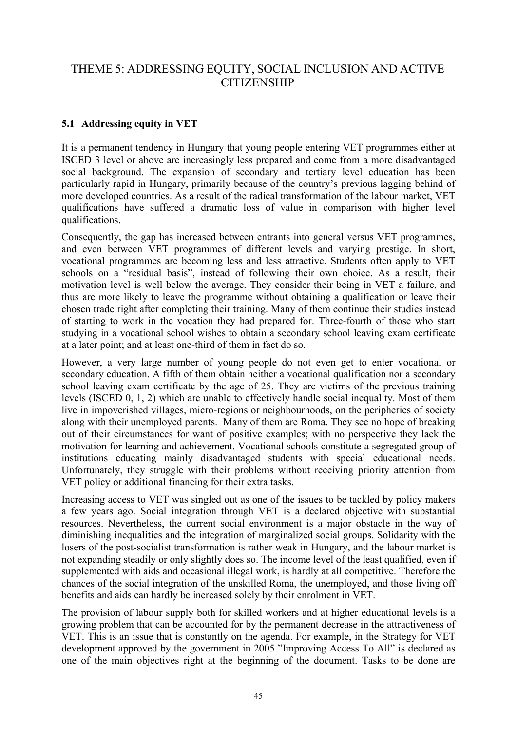# THEME 5: ADDRESSING EQUITY, SOCIAL INCLUSION AND ACTIVE CITIZENSHIP

## 5.1 Addressing equity in VET

It is a permanent tendency in Hungary that young people entering VET programmes either at ISCED 3 level or above are increasingly less prepared and come from a more disadvantaged social background. The expansion of secondary and tertiary level education has been particularly rapid in Hungary, primarily because of the country's previous lagging behind of more developed countries. As a result of the radical transformation of the labour market, VET qualifications have suffered a dramatic loss of value in comparison with higher level qualifications.

Consequently, the gap has increased between entrants into general versus VET programmes, and even between VET programmes of different levels and varying prestige. In short, vocational programmes are becoming less and less attractive. Students often apply to VET schools on a "residual basis", instead of following their own choice. As a result, their motivation level is well below the average. They consider their being in VET a failure, and thus are more likely to leave the programme without obtaining a qualification or leave their chosen trade right after completing their training. Many of them continue their studies instead of starting to work in the vocation they had prepared for. Three-fourth of those who start studying in a vocational school wishes to obtain a secondary school leaving exam certificate at a later point; and at least one-third of them in fact do so.

However, a very large number of young people do not even get to enter vocational or secondary education. A fifth of them obtain neither a vocational qualification nor a secondary school leaving exam certificate by the age of 25. They are victims of the previous training levels (ISCED 0, 1, 2) which are unable to effectively handle social inequality. Most of them live in impoverished villages, micro-regions or neighbourhoods, on the peripheries of society along with their unemployed parents. Many of them are Roma. They see no hope of breaking out of their circumstances for want of positive examples; with no perspective they lack the motivation for learning and achievement. Vocational schools constitute a segregated group of institutions educating mainly disadvantaged students with special educational needs. Unfortunately, they struggle with their problems without receiving priority attention from VET policy or additional financing for their extra tasks.

Increasing access to VET was singled out as one of the issues to be tackled by policy makers a few years ago. Social integration through VET is a declared objective with substantial resources. Nevertheless, the current social environment is a major obstacle in the way of diminishing inequalities and the integration of marginalized social groups. Solidarity with the losers of the post-socialist transformation is rather weak in Hungary, and the labour market is not expanding steadily or only slightly does so. The income level of the least qualified, even if supplemented with aids and occasional illegal work, is hardly at all competitive. Therefore the chances of the social integration of the unskilled Roma, the unemployed, and those living off benefits and aids can hardly be increased solely by their enrolment in VET.

The provision of labour supply both for skilled workers and at higher educational levels is a growing problem that can be accounted for by the permanent decrease in the attractiveness of VET. This is an issue that is constantly on the agenda. For example, in the Strategy for VET development approved by the government in 2005 "Improving Access To All" is declared as one of the main objectives right at the beginning of the document. Tasks to be done are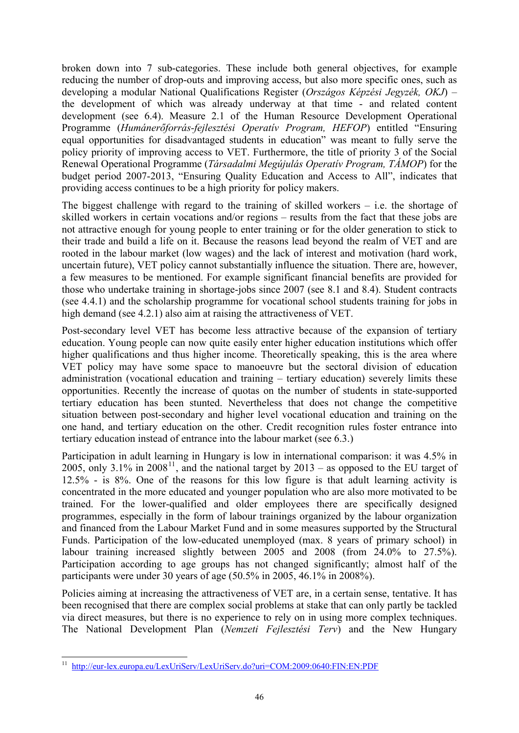broken down into 7 sub-categories. These include both general objectives, for example reducing the number of drop-outs and improving access, but also more specific ones, such as developing a modular National Qualifications Register (*Országos Képzési Jegyzék, OKJ*) – the development of which was already underway at that time - and related content development (see 6.4). Measure 2.1 of the Human Resource Development Operational Programme (*Humánerőforrás-fejlesztési Operatív Program, HEFOP*) entitled "Ensuring equal opportunities for disadvantaged students in education" was meant to fully serve the policy priority of improving access to VET. Furthermore, the title of priority 3 of the Social Renewal Operational Programme (*Társadalmi Megújulás Operatív Program, TÁMOP*) for the budget period 2007-2013, "Ensuring Quality Education and Access to All", indicates that providing access continues to be a high priority for policy makers.

The biggest challenge with regard to the training of skilled workers – i.e. the shortage of skilled workers in certain vocations and/or regions – results from the fact that these jobs are not attractive enough for young people to enter training or for the older generation to stick to their trade and build a life on it. Because the reasons lead beyond the realm of VET and are rooted in the labour market (low wages) and the lack of interest and motivation (hard work, uncertain future), VET policy cannot substantially influence the situation. There are, however, a few measures to be mentioned. For example significant financial benefits are provided for those who undertake training in shortage-jobs since 2007 (see 8.1 and 8.4). Student contracts (see 4.4.1) and the scholarship programme for vocational school students training for jobs in high demand (see 4.2.1) also aim at raising the attractiveness of VET.

Post-secondary level VET has become less attractive because of the expansion of tertiary education. Young people can now quite easily enter higher education institutions which offer higher qualifications and thus higher income. Theoretically speaking, this is the area where VET policy may have some space to manoeuvre but the sectoral division of education administration (vocational education and training – tertiary education) severely limits these opportunities. Recently the increase of quotas on the number of students in state-supported tertiary education has been stunted. Nevertheless that does not change the competitive situation between post-secondary and higher level vocational education and training on the one hand, and tertiary education on the other. Credit recognition rules foster entrance into tertiary education instead of entrance into the labour market (see 6.3.)

Participation in adult learning in Hungary is low in international comparison: it was 4.5% in 2005, only 3.1% in 2008[11], and the national target by 2013 – as opposed to the EU target of 12.5% - is 8%. One of the reasons for this low figure is that adult learning activity is concentrated in the more educated and younger population who are also more motivated to be trained. For the lower-qualified and older employees there are specifically designed programmes, especially in the form of labour trainings organized by the labour organization and financed from the Labour Market Fund and in some measures supported by the Structural Funds. Participation of the low-educated unemployed (max. 8 years of primary school) in labour training increased slightly between 2005 and 2008 (from 24.0% to 27.5%). Participation according to age groups has not changed significantly; almost half of the participants were under 30 years of age (50.5% in 2005, 46.1% in 2008%).

Policies aiming at increasing the attractiveness of VET are, in a certain sense, tentative. It has been recognised that there are complex social problems at stake that can only partly be tackled via direct measures, but there is no experience to rely on in using more complex techniques. The National Development Plan (*Nemzeti Fejlesztési Terv*) and the New Hungary

---

[11] http://eur-lex.europa.eu/LexUriServ/LexUriServ.do?uri=COM:2009:0640:FIN:EN:PDF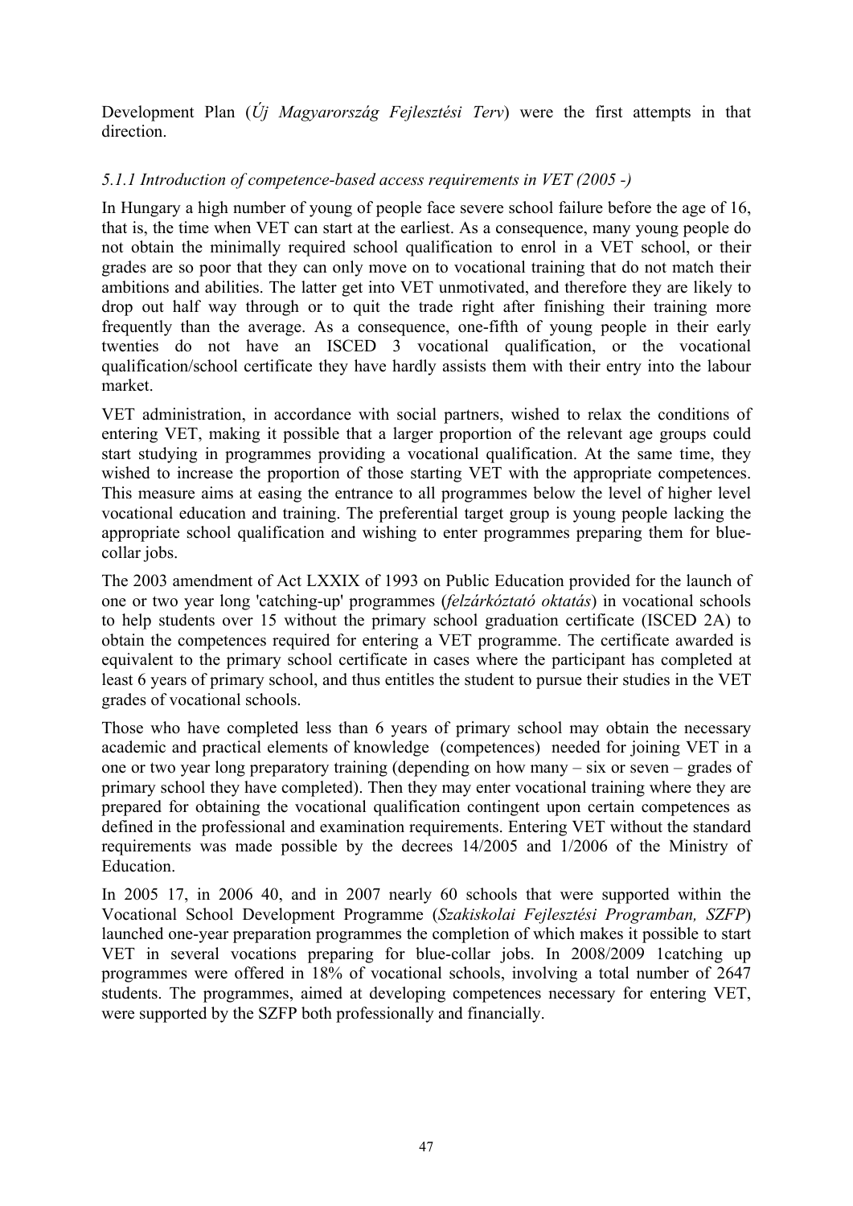Development Plan (*Új Magyarország Fejlesztési Terv*) were the first attempts in that direction.

### *5.1.1 Introduction of competence-based access requirements in VET (2005 -)*

In Hungary a high number of young of people face severe school failure before the age of 16, that is, the time when VET can start at the earliest. As a consequence, many young people do not obtain the minimally required school qualification to enrol in a VET school, or their grades are so poor that they can only move on to vocational training that do not match their ambitions and abilities. The latter get into VET unmotivated, and therefore they are likely to drop out half way through or to quit the trade right after finishing their training more frequently than the average. As a consequence, one-fifth of young people in their early twenties do not have an ISCED 3 vocational qualification, or the vocational qualification/school certificate they have hardly assists them with their entry into the labour market.

VET administration, in accordance with social partners, wished to relax the conditions of entering VET, making it possible that a larger proportion of the relevant age groups could start studying in programmes providing a vocational qualification. At the same time, they wished to increase the proportion of those starting VET with the appropriate competences. This measure aims at easing the entrance to all programmes below the level of higher level vocational education and training. The preferential target group is young people lacking the appropriate school qualification and wishing to enter programmes preparing them for blue-collar jobs.

The 2003 amendment of Act LXXIX of 1993 on Public Education provided for the launch of one or two year long 'catching-up' programmes (*felzárkóztató oktatás*) in vocational schools to help students over 15 without the primary school graduation certificate (ISCED 2A) to obtain the competences required for entering a VET programme. The certificate awarded is equivalent to the primary school certificate in cases where the participant has completed at least 6 years of primary school, and thus entitles the student to pursue their studies in the VET grades of vocational schools.

Those who have completed less than 6 years of primary school may obtain the necessary academic and practical elements of knowledge (competences) needed for joining VET in a one or two year long preparatory training (depending on how many – six or seven – grades of primary school they have completed). Then they may enter vocational training where they are prepared for obtaining the vocational qualification contingent upon certain competences as defined in the professional and examination requirements. Entering VET without the standard requirements was made possible by the decrees 14/2005 and 1/2006 of the Ministry of Education.

In 2005 17, in 2006 40, and in 2007 nearly 60 schools that were supported within the Vocational School Development Programme (*Szakiskolai Fejlesztési Programban, SZFP*) launched one-year preparation programmes the completion of which makes it possible to start VET in several vocations preparing for blue-collar jobs. In 2008/2009 1catching up programmes were offered in 18% of vocational schools, involving a total number of 2647 students. The programmes, aimed at developing competences necessary for entering VET, were supported by the SZFP both professionally and financially.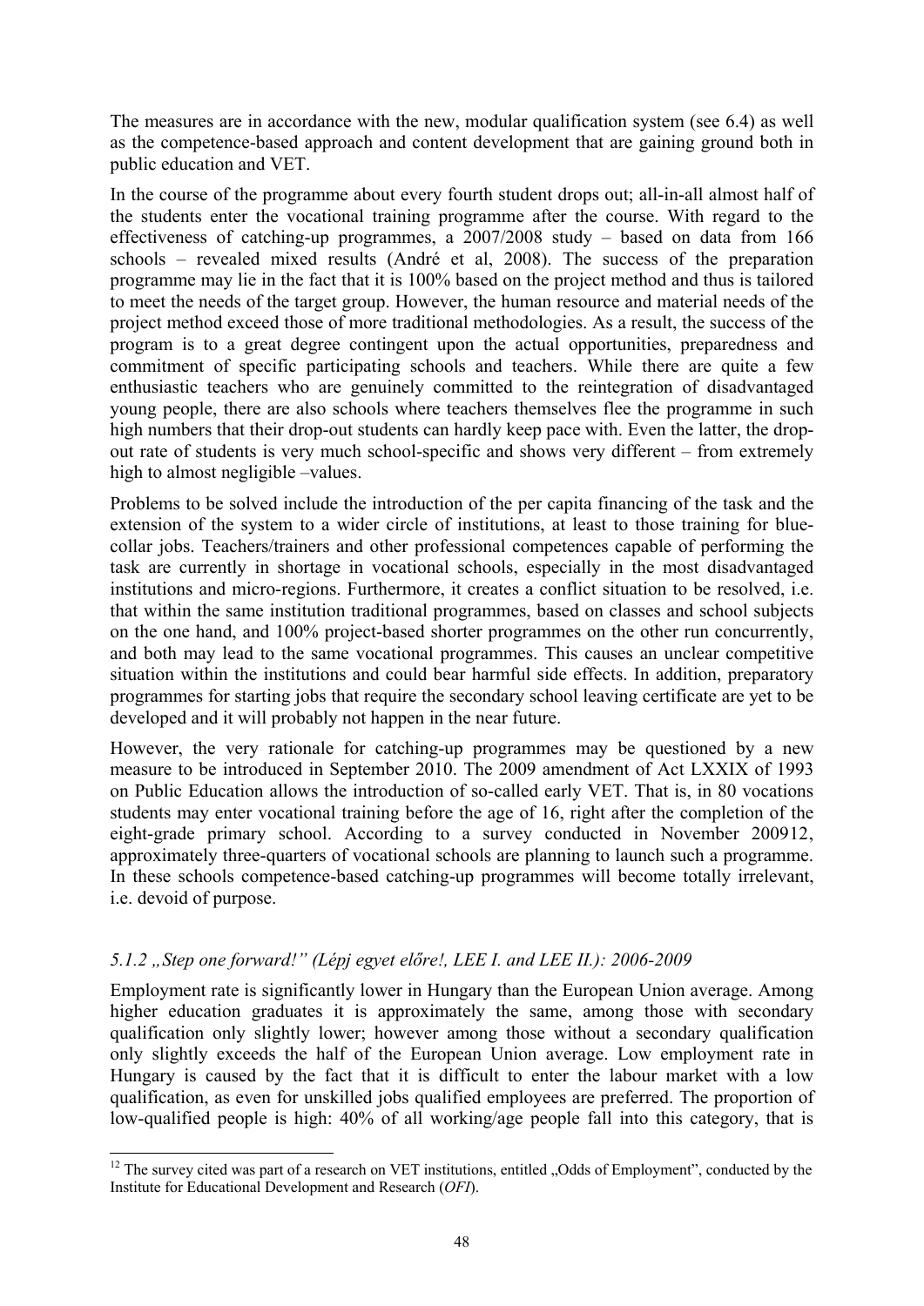The measures are in accordance with the new, modular qualification system (see 6.4) as well as the competence-based approach and content development that are gaining ground both in public education and VET.

In the course of the programme about every fourth student drops out; all-in-all almost half of the students enter the vocational training programme after the course. With regard to the effectiveness of catching-up programmes, a 2007/2008 study – based on data from 166 schools – revealed mixed results (André et al, 2008). The success of the preparation programme may lie in the fact that it is 100% based on the project method and thus is tailored to meet the needs of the target group. However, the human resource and material needs of the project method exceed those of more traditional methodologies. As a result, the success of the program is to a great degree contingent upon the actual opportunities, preparedness and commitment of specific participating schools and teachers. While there are quite a few enthusiastic teachers who are genuinely committed to the reintegration of disadvantaged young people, there are also schools where teachers themselves flee the programme in such high numbers that their drop-out students can hardly keep pace with. Even the latter, the drop-out rate of students is very much school-specific and shows very different – from extremely high to almost negligible –values.

Problems to be solved include the introduction of the per capita financing of the task and the extension of the system to a wider circle of institutions, at least to those training for blue-collar jobs. Teachers/trainers and other professional competences capable of performing the task are currently in shortage in vocational schools, especially in the most disadvantaged institutions and micro-regions. Furthermore, it creates a conflict situation to be resolved, i.e. that within the same institution traditional programmes, based on classes and school subjects on the one hand, and 100% project-based shorter programmes on the other run concurrently, and both may lead to the same vocational programmes. This causes an unclear competitive situation within the institutions and could bear harmful side effects. In addition, preparatory programmes for starting jobs that require the secondary school leaving certificate are yet to be developed and it will probably not happen in the near future.

However, the very rationale for catching-up programmes may be questioned by a new measure to be introduced in September 2010. The 2009 amendment of Act LXXIX of 1993 on Public Education allows the introduction of so-called early VET. That is, in 80 vocations students may enter vocational training before the age of 16, right after the completion of the eight-grade primary school. According to a survey conducted in November 2009[12], approximately three-quarters of vocational schools are planning to launch such a programme. In these schools competence-based catching-up programmes will become totally irrelevant, i.e. devoid of purpose.

### *5.1.2 „Step one forward!" (Lépj egyet előre!, LEE I. and LEE II.): 2006-2009*

Employment rate is significantly lower in Hungary than the European Union average. Among higher education graduates it is approximately the same, among those with secondary qualification only slightly lower; however among those without a secondary qualification only slightly exceeds the half of the European Union average. Low employment rate in Hungary is caused by the fact that it is difficult to enter the labour market with a low qualification, as even for unskilled jobs qualified employees are preferred. The proportion of low-qualified people is high: 40% of all working/age people fall into this category, that is

[12] The survey cited was part of a research on VET institutions, entitled „Odds of Employment", conducted by the Institute for Educational Development and Research (*OFI*).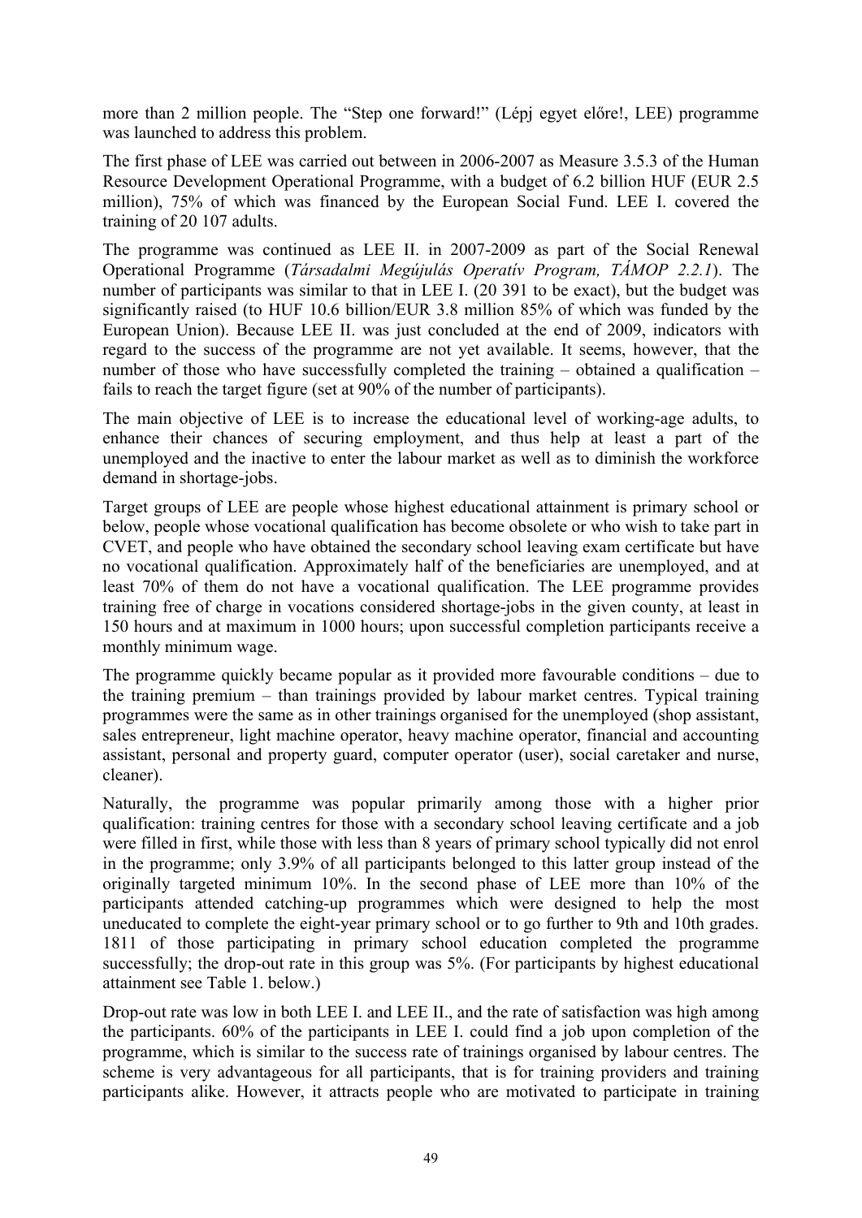more than 2 million people. The "Step one forward!" (Lépj egyet előre!, LEE) programme was launched to address this problem.

The first phase of LEE was carried out between in 2006-2007 as Measure 3.5.3 of the Human Resource Development Operational Programme, with a budget of 6.2 billion HUF (EUR 2.5 million), 75% of which was financed by the European Social Fund. LEE I. covered the training of 20 107 adults.

The programme was continued as LEE II. in 2007-2009 as part of the Social Renewal Operational Programme (*Társadalmi Megújulás Operatív Program, TÁMOP 2.2.1*). The number of participants was similar to that in LEE I. (20 391 to be exact), but the budget was significantly raised (to HUF 10.6 billion/EUR 3.8 million 85% of which was funded by the European Union). Because LEE II. was just concluded at the end of 2009, indicators with regard to the success of the programme are not yet available. It seems, however, that the number of those who have successfully completed the training – obtained a qualification – fails to reach the target figure (set at 90% of the number of participants).

The main objective of LEE is to increase the educational level of working-age adults, to enhance their chances of securing employment, and thus help at least a part of the unemployed and the inactive to enter the labour market as well as to diminish the workforce demand in shortage-jobs.

Target groups of LEE are people whose highest educational attainment is primary school or below, people whose vocational qualification has become obsolete or who wish to take part in CVET, and people who have obtained the secondary school leaving exam certificate but have no vocational qualification. Approximately half of the beneficiaries are unemployed, and at least 70% of them do not have a vocational qualification. The LEE programme provides training free of charge in vocations considered shortage-jobs in the given county, at least in 150 hours and at maximum in 1000 hours; upon successful completion participants receive a monthly minimum wage.

The programme quickly became popular as it provided more favourable conditions – due to the training premium – than trainings provided by labour market centres. Typical training programmes were the same as in other trainings organised for the unemployed (shop assistant, sales entrepreneur, light machine operator, heavy machine operator, financial and accounting assistant, personal and property guard, computer operator (user), social caretaker and nurse, cleaner).

Naturally, the programme was popular primarily among those with a higher prior qualification: training centres for those with a secondary school leaving certificate and a job were filled in first, while those with less than 8 years of primary school typically did not enrol in the programme; only 3.9% of all participants belonged to this latter group instead of the originally targeted minimum 10%. In the second phase of LEE more than 10% of the participants attended catching-up programmes which were designed to help the most uneducated to complete the eight-year primary school or to go further to 9th and 10th grades. 1811 of those participating in primary school education completed the programme successfully; the drop-out rate in this group was 5%. (For participants by highest educational attainment see Table 1. below.)

Drop-out rate was low in both LEE I. and LEE II., and the rate of satisfaction was high among the participants. 60% of the participants in LEE I. could find a job upon completion of the programme, which is similar to the success rate of trainings organised by labour centres. The scheme is very advantageous for all participants, that is for training providers and training participants alike. However, it attracts people who are motivated to participate in training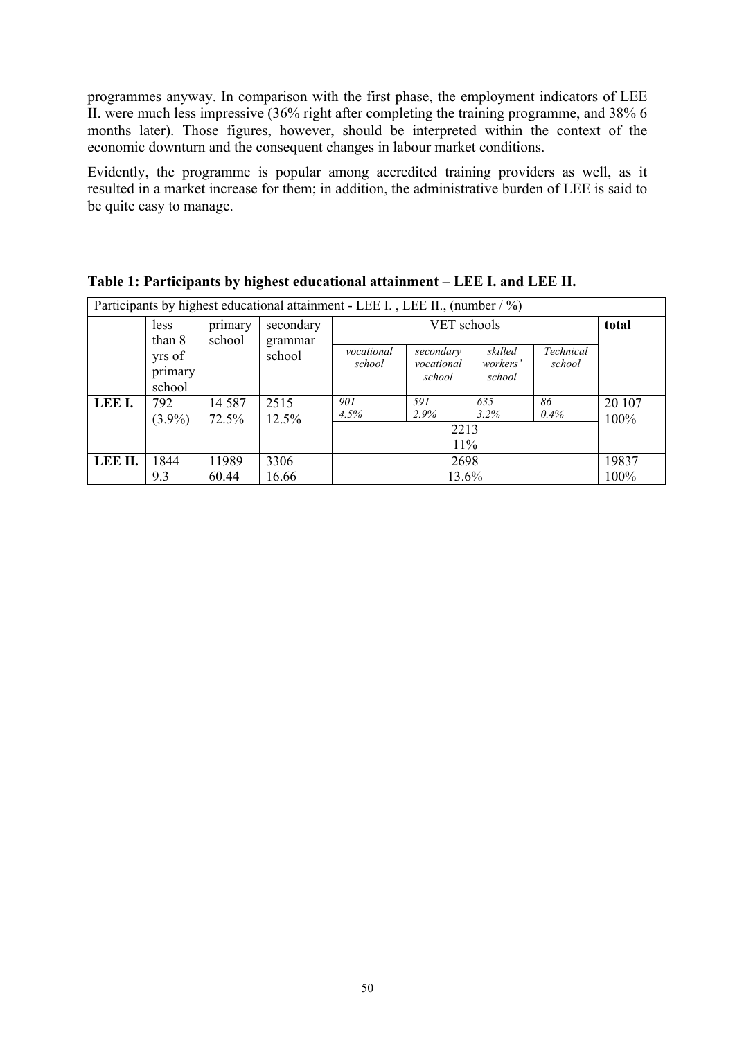programmes anyway. In comparison with the first phase, the employment indicators of LEE II. were much less impressive (36% right after completing the training programme, and 38% 6 months later). Those figures, however, should be interpreted within the context of the economic downturn and the consequent changes in labour market conditions.

Evidently, the programme is popular among accredited training providers as well, as it resulted in a market increase for them; in addition, the administrative burden of LEE is said to be quite easy to manage.

**Table 1: Participants by highest educational attainment – LEE I. and LEE II.**

| Participants by highest educational attainment - LEE I. , LEE II., (number / %) | | | | | | | | |
|---|---|---|---|---|---|---|---|---|
| | less than 8 yrs of primary school | primary school | secondary grammar school | VET schools | | | | total |
| | | | | *vocational school* | *secondary vocational school* | *skilled workers' school* | *Technical school* | |
| **LEE I.** | 792 (3.9%) | 14 587 72.5% | 2515 12.5% | *901 4.5%* | *591 2.9%* | *635 3.2%* | *86 0.4%* | 20 107 100% |
| | | | | 2213 11% | | | | |
| **LEE II.** | 1844 9.3 | 11989 60.44 | 3306 16.66 | 2698 13.6% | | | | 19837 100% |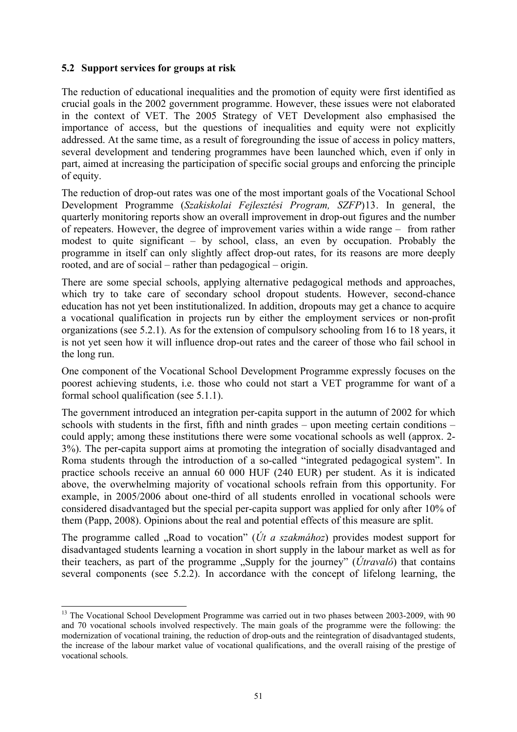## 5.2 Support services for groups at risk

The reduction of educational inequalities and the promotion of equity were first identified as crucial goals in the 2002 government programme. However, these issues were not elaborated in the context of VET. The 2005 Strategy of VET Development also emphasised the importance of access, but the questions of inequalities and equity were not explicitly addressed. At the same time, as a result of foregrounding the issue of access in policy matters, several development and tendering programmes have been launched which, even if only in part, aimed at increasing the participation of specific social groups and enforcing the principle of equity.

The reduction of drop-out rates was one of the most important goals of the Vocational School Development Programme (*Szakiskolai Fejlesztési Program, SZFP*)13. In general, the quarterly monitoring reports show an overall improvement in drop-out figures and the number of repeaters. However, the degree of improvement varies within a wide range – from rather modest to quite significant – by school, class, an even by occupation. Probably the programme in itself can only slightly affect drop-out rates, for its reasons are more deeply rooted, and are of social – rather than pedagogical – origin.

There are some special schools, applying alternative pedagogical methods and approaches, which try to take care of secondary school dropout students. However, second-chance education has not yet been institutionalized. In addition, dropouts may get a chance to acquire a vocational qualification in projects run by either the employment services or non-profit organizations (see 5.2.1). As for the extension of compulsory schooling from 16 to 18 years, it is not yet seen how it will influence drop-out rates and the career of those who fail school in the long run.

One component of the Vocational School Development Programme expressly focuses on the poorest achieving students, i.e. those who could not start a VET programme for want of a formal school qualification (see 5.1.1).

The government introduced an integration per-capita support in the autumn of 2002 for which schools with students in the first, fifth and ninth grades – upon meeting certain conditions – could apply; among these institutions there were some vocational schools as well (approx. 2-3%). The per-capita support aims at promoting the integration of socially disadvantaged and Roma students through the introduction of a so-called "integrated pedagogical system". In practice schools receive an annual 60 000 HUF (240 EUR) per student. As it is indicated above, the overwhelming majority of vocational schools refrain from this opportunity. For example, in 2005/2006 about one-third of all students enrolled in vocational schools were considered disadvantaged but the special per-capita support was applied for only after 10% of them (Papp, 2008). Opinions about the real and potential effects of this measure are split.

The programme called „Road to vocation" (*Út a szakmához*) provides modest support for disadvantaged students learning a vocation in short supply in the labour market as well as for their teachers, as part of the programme „Supply for the journey" (*Útravaló*) that contains several components (see 5.2.2). In accordance with the concept of lifelong learning, the

[13] The Vocational School Development Programme was carried out in two phases between 2003-2009, with 90 and 70 vocational schools involved respectively. The main goals of the programme were the following: the modernization of vocational training, the reduction of drop-outs and the reintegration of disadvantaged students, the increase of the labour market value of vocational qualifications, and the overall raising of the prestige of vocational schools.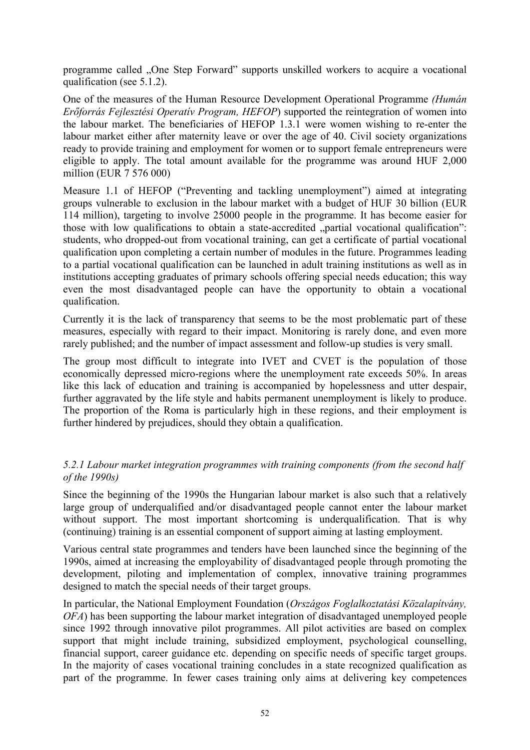programme called „One Step Forward" supports unskilled workers to acquire a vocational qualification (see 5.1.2).

One of the measures of the Human Resource Development Operational Programme *(Humán Erőforrás Fejlesztési Operatív Program, HEFOP*) supported the reintegration of women into the labour market. The beneficiaries of HEFOP 1.3.1 were women wishing to re-enter the labour market either after maternity leave or over the age of 40. Civil society organizations ready to provide training and employment for women or to support female entrepreneurs were eligible to apply. The total amount available for the programme was around HUF 2,000 million (EUR 7 576 000)

Measure 1.1 of HEFOP ("Preventing and tackling unemployment") aimed at integrating groups vulnerable to exclusion in the labour market with a budget of HUF 30 billion (EUR 114 million), targeting to involve 25000 people in the programme. It has become easier for those with low qualifications to obtain a state-accredited „partial vocational qualification": students, who dropped-out from vocational training, can get a certificate of partial vocational qualification upon completing a certain number of modules in the future. Programmes leading to a partial vocational qualification can be launched in adult training institutions as well as in institutions accepting graduates of primary schools offering special needs education; this way even the most disadvantaged people can have the opportunity to obtain a vocational qualification.

Currently it is the lack of transparency that seems to be the most problematic part of these measures, especially with regard to their impact. Monitoring is rarely done, and even more rarely published; and the number of impact assessment and follow-up studies is very small.

The group most difficult to integrate into IVET and CVET is the population of those economically depressed micro-regions where the unemployment rate exceeds 50%. In areas like this lack of education and training is accompanied by hopelessness and utter despair, further aggravated by the life style and habits permanent unemployment is likely to produce. The proportion of the Roma is particularly high in these regions, and their employment is further hindered by prejudices, should they obtain a qualification.

### *5.2.1 Labour market integration programmes with training components (from the second half of the 1990s)*

Since the beginning of the 1990s the Hungarian labour market is also such that a relatively large group of underqualified and/or disadvantaged people cannot enter the labour market without support. The most important shortcoming is underqualification. That is why (continuing) training is an essential component of support aiming at lasting employment.

Various central state programmes and tenders have been launched since the beginning of the 1990s, aimed at increasing the employability of disadvantaged people through promoting the development, piloting and implementation of complex, innovative training programmes designed to match the special needs of their target groups.

In particular, the National Employment Foundation (*Országos Foglalkoztatási Közalapítvány, OFA*) has been supporting the labour market integration of disadvantaged unemployed people since 1992 through innovative pilot programmes. All pilot activities are based on complex support that might include training, subsidized employment, psychological counselling, financial support, career guidance etc. depending on specific needs of specific target groups. In the majority of cases vocational training concludes in a state recognized qualification as part of the programme. In fewer cases training only aims at delivering key competences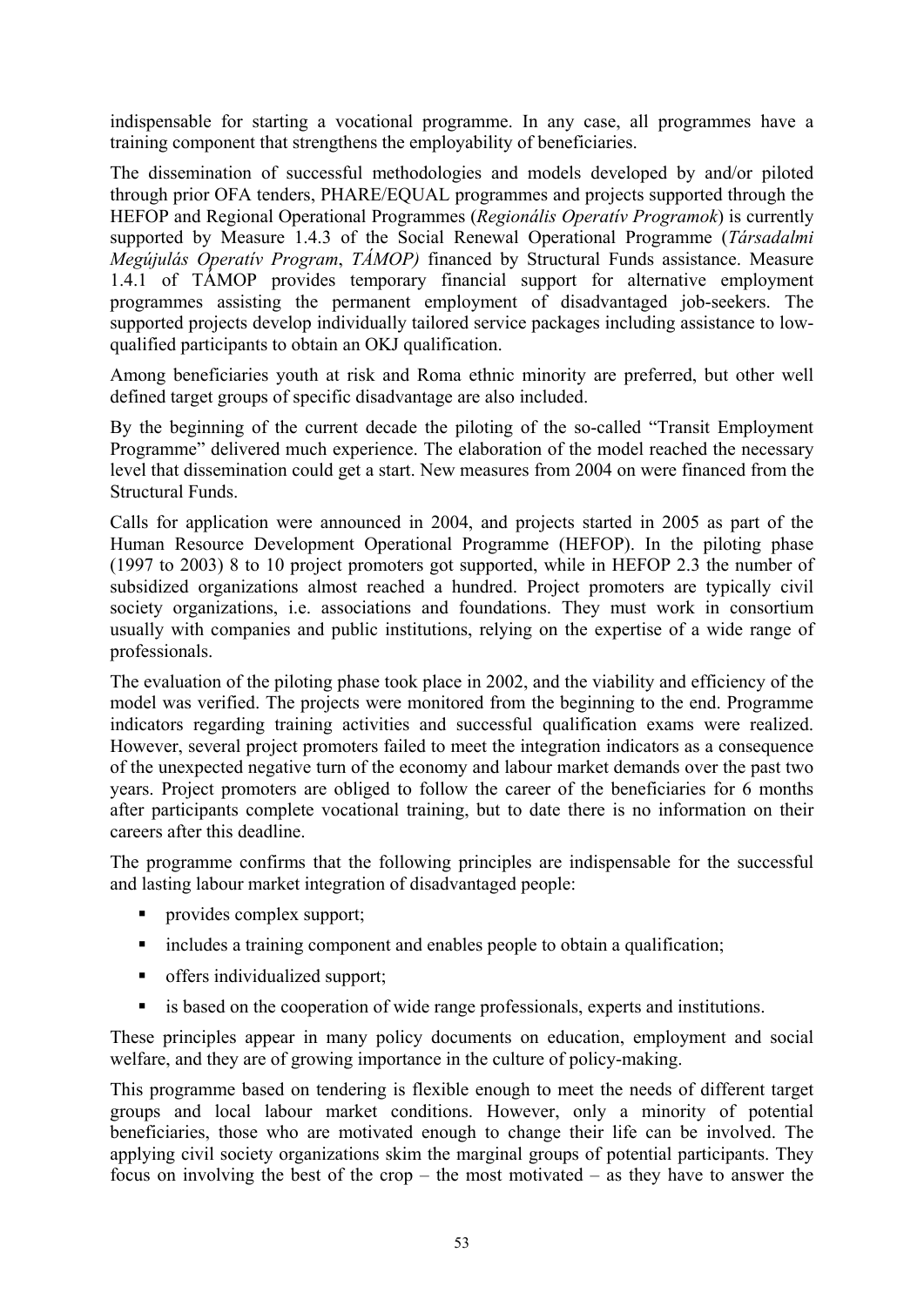indispensable for starting a vocational programme. In any case, all programmes have a training component that strengthens the employability of beneficiaries.

The dissemination of successful methodologies and models developed by and/or piloted through prior OFA tenders, PHARE/EQUAL programmes and projects supported through the HEFOP and Regional Operational Programmes (*Regionális Operatív Programok*) is currently supported by Measure 1.4.3 of the Social Renewal Operational Programme (*Társadalmi Megújulás Operatív Program*, *TÁMOP)* financed by Structural Funds assistance. Measure 1.4.1 of TÁMOP provides temporary financial support for alternative employment programmes assisting the permanent employment of disadvantaged job-seekers. The supported projects develop individually tailored service packages including assistance to low-qualified participants to obtain an OKJ qualification.

Among beneficiaries youth at risk and Roma ethnic minority are preferred, but other well defined target groups of specific disadvantage are also included.

By the beginning of the current decade the piloting of the so-called "Transit Employment Programme" delivered much experience. The elaboration of the model reached the necessary level that dissemination could get a start. New measures from 2004 on were financed from the Structural Funds.

Calls for application were announced in 2004, and projects started in 2005 as part of the Human Resource Development Operational Programme (HEFOP). In the piloting phase (1997 to 2003) 8 to 10 project promoters got supported, while in HEFOP 2.3 the number of subsidized organizations almost reached a hundred. Project promoters are typically civil society organizations, i.e. associations and foundations. They must work in consortium usually with companies and public institutions, relying on the expertise of a wide range of professionals.

The evaluation of the piloting phase took place in 2002, and the viability and efficiency of the model was verified. The projects were monitored from the beginning to the end. Programme indicators regarding training activities and successful qualification exams were realized. However, several project promoters failed to meet the integration indicators as a consequence of the unexpected negative turn of the economy and labour market demands over the past two years. Project promoters are obliged to follow the career of the beneficiaries for 6 months after participants complete vocational training, but to date there is no information on their careers after this deadline.

The programme confirms that the following principles are indispensable for the successful and lasting labour market integration of disadvantaged people:

- provides complex support;
- includes a training component and enables people to obtain a qualification;
- offers individualized support;
- is based on the cooperation of wide range professionals, experts and institutions.

These principles appear in many policy documents on education, employment and social welfare, and they are of growing importance in the culture of policy-making.

This programme based on tendering is flexible enough to meet the needs of different target groups and local labour market conditions. However, only a minority of potential beneficiaries, those who are motivated enough to change their life can be involved. The applying civil society organizations skim the marginal groups of potential participants. They focus on involving the best of the crop – the most motivated – as they have to answer the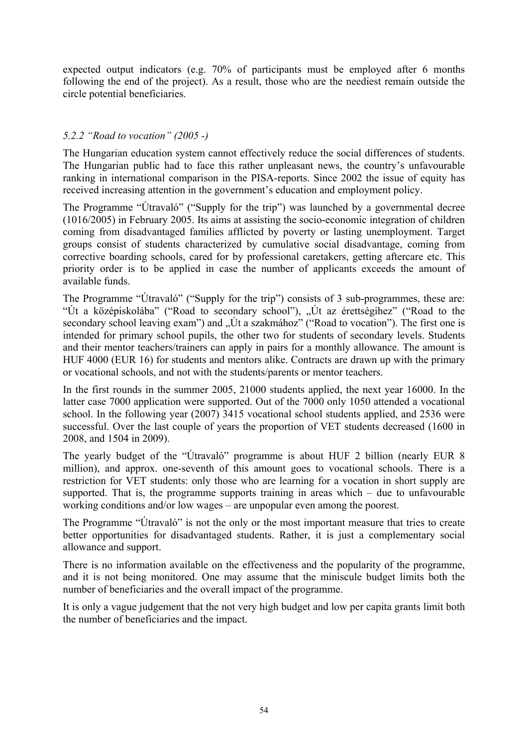expected output indicators (e.g. 70% of participants must be employed after 6 months following the end of the project). As a result, those who are the neediest remain outside the circle potential beneficiaries.

### *5.2.2 "Road to vocation" (2005 -)*

The Hungarian education system cannot effectively reduce the social differences of students. The Hungarian public had to face this rather unpleasant news, the country's unfavourable ranking in international comparison in the PISA-reports. Since 2002 the issue of equity has received increasing attention in the government's education and employment policy.

The Programme "Útravaló" ("Supply for the trip") was launched by a governmental decree (1016/2005) in February 2005. Its aims at assisting the socio-economic integration of children coming from disadvantaged families afflicted by poverty or lasting unemployment. Target groups consist of students characterized by cumulative social disadvantage, coming from corrective boarding schools, cared for by professional caretakers, getting aftercare etc. This priority order is to be applied in case the number of applicants exceeds the amount of available funds.

The Programme "Útravaló" ("Supply for the trip") consists of 3 sub-programmes, these are: "Út a középiskolába" ("Road to secondary school"), „Út az érettségihez" ("Road to the secondary school leaving exam") and „Út a szakmához" ("Road to vocation"). The first one is intended for primary school pupils, the other two for students of secondary levels. Students and their mentor teachers/trainers can apply in pairs for a monthly allowance. The amount is HUF 4000 (EUR 16) for students and mentors alike. Contracts are drawn up with the primary or vocational schools, and not with the students/parents or mentor teachers.

In the first rounds in the summer 2005, 21000 students applied, the next year 16000. In the latter case 7000 application were supported. Out of the 7000 only 1050 attended a vocational school. In the following year (2007) 3415 vocational school students applied, and 2536 were successful. Over the last couple of years the proportion of VET students decreased (1600 in 2008, and 1504 in 2009).

The yearly budget of the "Útravaló" programme is about HUF 2 billion (nearly EUR 8 million), and approx. one-seventh of this amount goes to vocational schools. There is a restriction for VET students: only those who are learning for a vocation in short supply are supported. That is, the programme supports training in areas which – due to unfavourable working conditions and/or low wages – are unpopular even among the poorest.

The Programme "Útravaló" is not the only or the most important measure that tries to create better opportunities for disadvantaged students. Rather, it is just a complementary social allowance and support.

There is no information available on the effectiveness and the popularity of the programme, and it is not being monitored. One may assume that the miniscule budget limits both the number of beneficiaries and the overall impact of the programme.

It is only a vague judgement that the not very high budget and low per capita grants limit both the number of beneficiaries and the impact.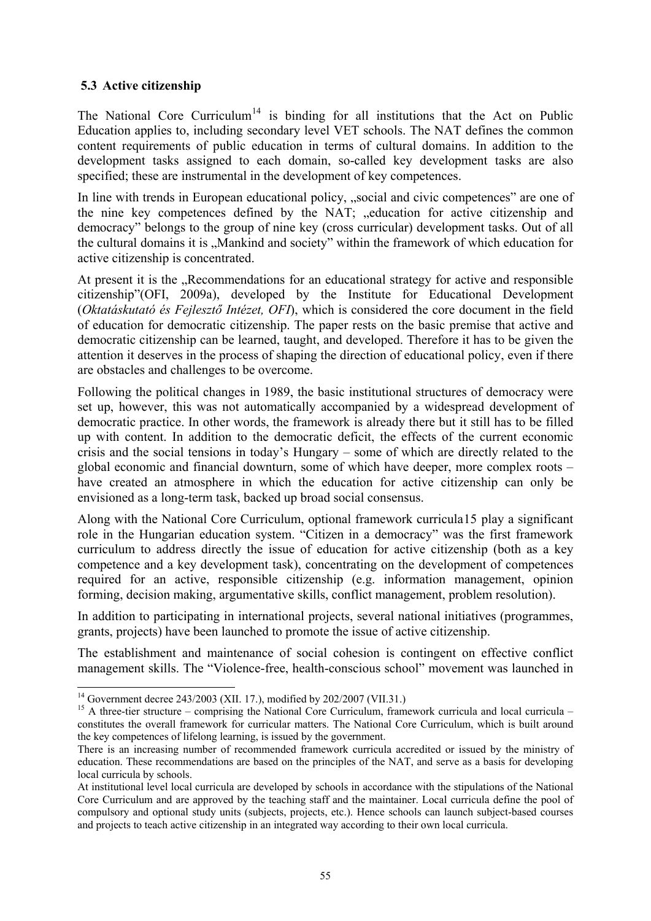### 5.3 Active citizenship

The National Core Curriculum[14] is binding for all institutions that the Act on Public Education applies to, including secondary level VET schools. The NAT defines the common content requirements of public education in terms of cultural domains. In addition to the development tasks assigned to each domain, so-called key development tasks are also specified; these are instrumental in the development of key competences.

In line with trends in European educational policy, „social and civic competences" are one of the nine key competences defined by the NAT; „education for active citizenship and democracy" belongs to the group of nine key (cross curricular) development tasks. Out of all the cultural domains it is „Mankind and society" within the framework of which education for active citizenship is concentrated.

At present it is the „Recommendations for an educational strategy for active and responsible citizenship"(OFI, 2009a), developed by the Institute for Educational Development (*Oktatáskutató és Fejlesztő Intézet, OFI*), which is considered the core document in the field of education for democratic citizenship. The paper rests on the basic premise that active and democratic citizenship can be learned, taught, and developed. Therefore it has to be given the attention it deserves in the process of shaping the direction of educational policy, even if there are obstacles and challenges to be overcome.

Following the political changes in 1989, the basic institutional structures of democracy were set up, however, this was not automatically accompanied by a widespread development of democratic practice. In other words, the framework is already there but it still has to be filled up with content. In addition to the democratic deficit, the effects of the current economic crisis and the social tensions in today's Hungary – some of which are directly related to the global economic and financial downturn, some of which have deeper, more complex roots – have created an atmosphere in which the education for active citizenship can only be envisioned as a long-term task, backed up broad social consensus.

Along with the National Core Curriculum, optional framework curricula15 play a significant role in the Hungarian education system. "Citizen in a democracy" was the first framework curriculum to address directly the issue of education for active citizenship (both as a key competence and a key development task), concentrating on the development of competences required for an active, responsible citizenship (e.g. information management, opinion forming, decision making, argumentative skills, conflict management, problem resolution).

In addition to participating in international projects, several national initiatives (programmes, grants, projects) have been launched to promote the issue of active citizenship.

The establishment and maintenance of social cohesion is contingent on effective conflict management skills. The "Violence-free, health-conscious school" movement was launched in

---

[14] Government decree 243/2003 (XII. 17.), modified by 202/2007 (VII.31.)

[15] A three-tier structure – comprising the National Core Curriculum, framework curricula and local curricula – constitutes the overall framework for curricular matters. The National Core Curriculum, which is built around the key competences of lifelong learning, is issued by the government.

There is an increasing number of recommended framework curricula accredited or issued by the ministry of education. These recommendations are based on the principles of the NAT, and serve as a basis for developing local curricula by schools.

At institutional level local curricula are developed by schools in accordance with the stipulations of the National Core Curriculum and are approved by the teaching staff and the maintainer. Local curricula define the pool of compulsory and optional study units (subjects, projects, etc.). Hence schools can launch subject-based courses and projects to teach active citizenship in an integrated way according to their own local curricula.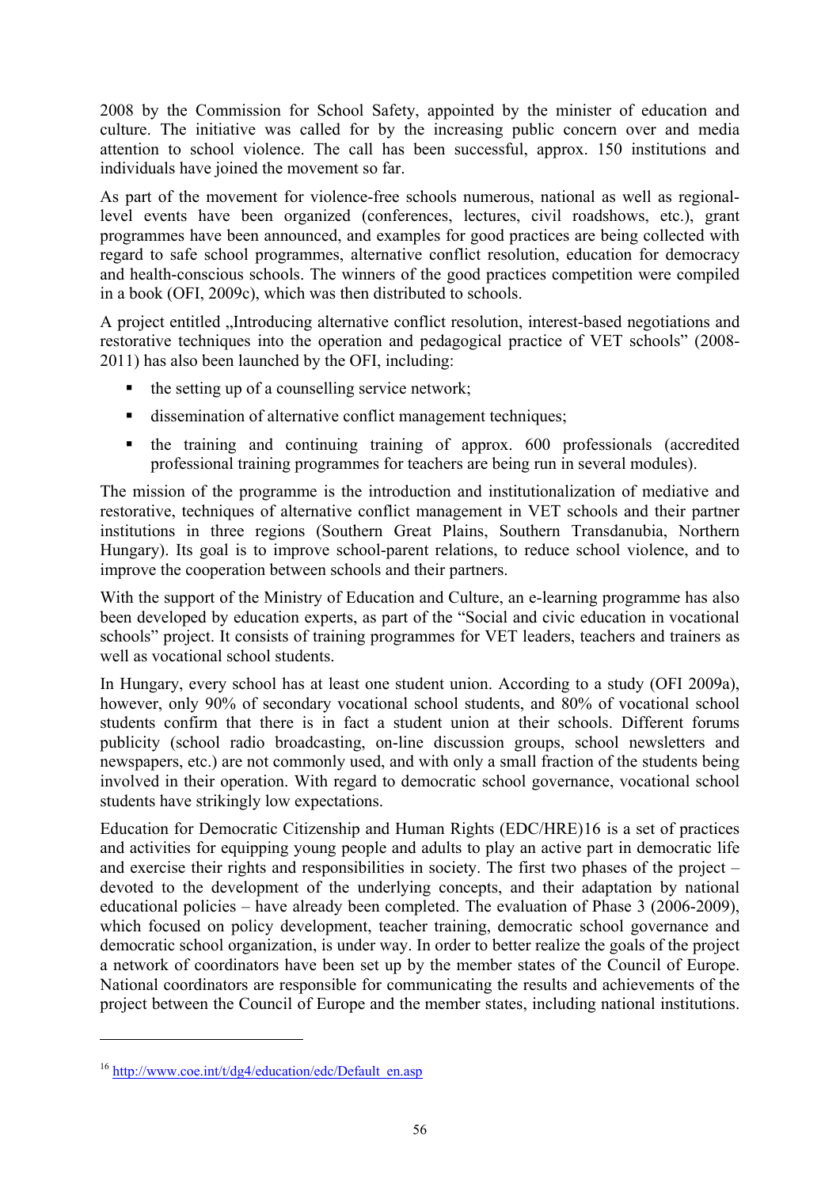2008 by the Commission for School Safety, appointed by the minister of education and culture. The initiative was called for by the increasing public concern over and media attention to school violence. The call has been successful, approx. 150 institutions and individuals have joined the movement so far.

As part of the movement for violence-free schools numerous, national as well as regional-level events have been organized (conferences, lectures, civil roadshows, etc.), grant programmes have been announced, and examples for good practices are being collected with regard to safe school programmes, alternative conflict resolution, education for democracy and health-conscious schools. The winners of the good practices competition were compiled in a book (OFI, 2009c), which was then distributed to schools.

A project entitled „Introducing alternative conflict resolution, interest-based negotiations and restorative techniques into the operation and pedagogical practice of VET schools" (2008-2011) has also been launched by the OFI, including:

- the setting up of a counselling service network;
- dissemination of alternative conflict management techniques;
- the training and continuing training of approx. 600 professionals (accredited professional training programmes for teachers are being run in several modules).

The mission of the programme is the introduction and institutionalization of mediative and restorative, techniques of alternative conflict management in VET schools and their partner institutions in three regions (Southern Great Plains, Southern Transdanubia, Northern Hungary). Its goal is to improve school-parent relations, to reduce school violence, and to improve the cooperation between schools and their partners.

With the support of the Ministry of Education and Culture, an e-learning programme has also been developed by education experts, as part of the "Social and civic education in vocational schools" project. It consists of training programmes for VET leaders, teachers and trainers as well as vocational school students.

In Hungary, every school has at least one student union. According to a study (OFI 2009a), however, only 90% of secondary vocational school students, and 80% of vocational school students confirm that there is in fact a student union at their schools. Different forums publicity (school radio broadcasting, on-line discussion groups, school newsletters and newspapers, etc.) are not commonly used, and with only a small fraction of the students being involved in their operation. With regard to democratic school governance, vocational school students have strikingly low expectations.

Education for Democratic Citizenship and Human Rights (EDC/HRE)16 is a set of practices and activities for equipping young people and adults to play an active part in democratic life and exercise their rights and responsibilities in society. The first two phases of the project – devoted to the development of the underlying concepts, and their adaptation by national educational policies – have already been completed. The evaluation of Phase 3 (2006-2009), which focused on policy development, teacher training, democratic school governance and democratic school organization, is under way. In order to better realize the goals of the project a network of coordinators have been set up by the member states of the Council of Europe. National coordinators are responsible for communicating the results and achievements of the project between the Council of Europe and the member states, including national institutions.

[16] http://www.coe.int/t/dg4/education/edc/Default_en.asp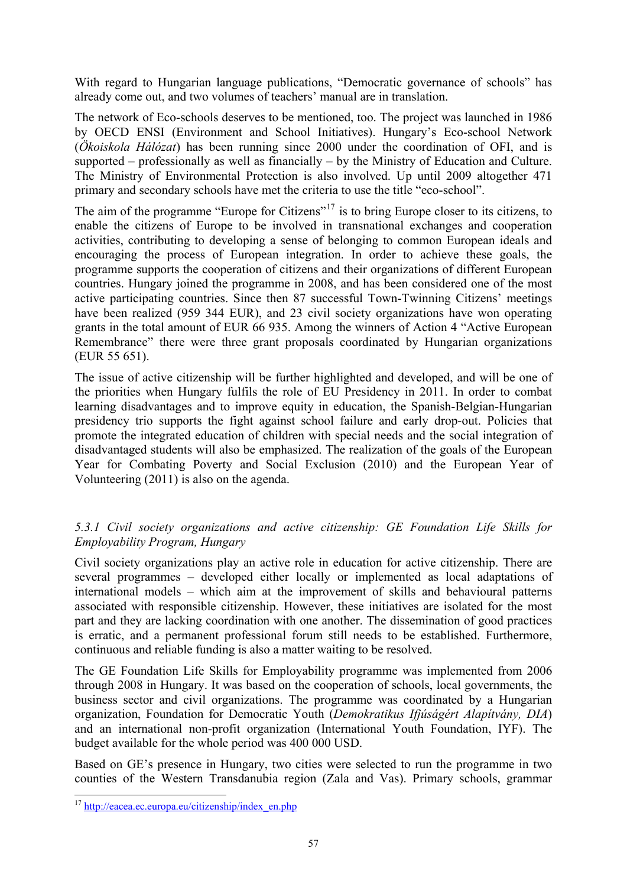With regard to Hungarian language publications, "Democratic governance of schools" has already come out, and two volumes of teachers' manual are in translation.

The network of Eco-schools deserves to be mentioned, too. The project was launched in 1986 by OECD ENSI (Environment and School Initiatives). Hungary's Eco-school Network (*Ökoiskola Hálózat*) has been running since 2000 under the coordination of OFI, and is supported – professionally as well as financially – by the Ministry of Education and Culture. The Ministry of Environmental Protection is also involved. Up until 2009 altogether 471 primary and secondary schools have met the criteria to use the title "eco-school".

The aim of the programme "Europe for Citizens"[17] is to bring Europe closer to its citizens, to enable the citizens of Europe to be involved in transnational exchanges and cooperation activities, contributing to developing a sense of belonging to common European ideals and encouraging the process of European integration. In order to achieve these goals, the programme supports the cooperation of citizens and their organizations of different European countries. Hungary joined the programme in 2008, and has been considered one of the most active participating countries. Since then 87 successful Town-Twinning Citizens' meetings have been realized (959 344 EUR), and 23 civil society organizations have won operating grants in the total amount of EUR 66 935. Among the winners of Action 4 "Active European Remembrance" there were three grant proposals coordinated by Hungarian organizations (EUR 55 651).

The issue of active citizenship will be further highlighted and developed, and will be one of the priorities when Hungary fulfils the role of EU Presidency in 2011. In order to combat learning disadvantages and to improve equity in education, the Spanish-Belgian-Hungarian presidency trio supports the fight against school failure and early drop-out. Policies that promote the integrated education of children with special needs and the social integration of disadvantaged students will also be emphasized. The realization of the goals of the European Year for Combating Poverty and Social Exclusion (2010) and the European Year of Volunteering (2011) is also on the agenda.

### *5.3.1 Civil society organizations and active citizenship: GE Foundation Life Skills for Employability Program, Hungary*

Civil society organizations play an active role in education for active citizenship. There are several programmes – developed either locally or implemented as local adaptations of international models – which aim at the improvement of skills and behavioural patterns associated with responsible citizenship. However, these initiatives are isolated for the most part and they are lacking coordination with one another. The dissemination of good practices is erratic, and a permanent professional forum still needs to be established. Furthermore, continuous and reliable funding is also a matter waiting to be resolved.

The GE Foundation Life Skills for Employability programme was implemented from 2006 through 2008 in Hungary. It was based on the cooperation of schools, local governments, the business sector and civil organizations. The programme was coordinated by a Hungarian organization, Foundation for Democratic Youth (*Demokratikus Ifjúságért Alapítvány, DIA*) and an international non-profit organization (International Youth Foundation, IYF). The budget available for the whole period was 400 000 USD.

Based on GE's presence in Hungary, two cities were selected to run the programme in two counties of the Western Transdanubia region (Zala and Vas). Primary schools, grammar

---

[17] http://eacea.ec.europa.eu/citizenship/index_en.php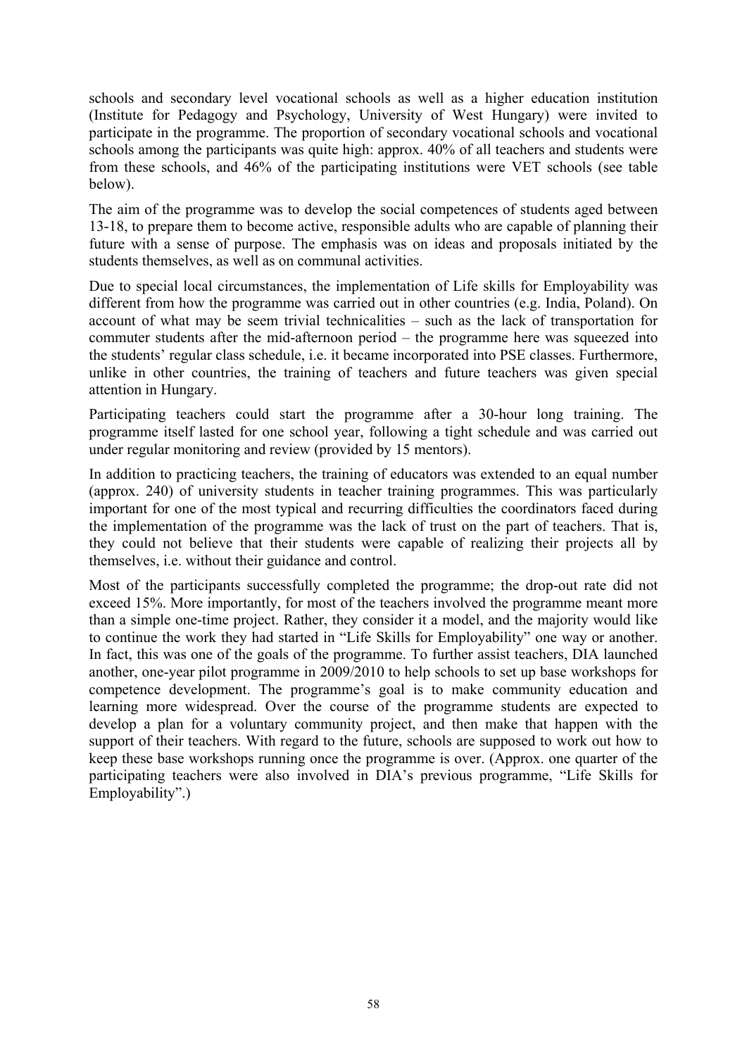schools and secondary level vocational schools as well as a higher education institution (Institute for Pedagogy and Psychology, University of West Hungary) were invited to participate in the programme. The proportion of secondary vocational schools and vocational schools among the participants was quite high: approx. 40% of all teachers and students were from these schools, and 46% of the participating institutions were VET schools (see table below).

The aim of the programme was to develop the social competences of students aged between 13-18, to prepare them to become active, responsible adults who are capable of planning their future with a sense of purpose. The emphasis was on ideas and proposals initiated by the students themselves, as well as on communal activities.

Due to special local circumstances, the implementation of Life skills for Employability was different from how the programme was carried out in other countries (e.g. India, Poland). On account of what may be seem trivial technicalities – such as the lack of transportation for commuter students after the mid-afternoon period – the programme here was squeezed into the students' regular class schedule, i.e. it became incorporated into PSE classes. Furthermore, unlike in other countries, the training of teachers and future teachers was given special attention in Hungary.

Participating teachers could start the programme after a 30-hour long training. The programme itself lasted for one school year, following a tight schedule and was carried out under regular monitoring and review (provided by 15 mentors).

In addition to practicing teachers, the training of educators was extended to an equal number (approx. 240) of university students in teacher training programmes. This was particularly important for one of the most typical and recurring difficulties the coordinators faced during the implementation of the programme was the lack of trust on the part of teachers. That is, they could not believe that their students were capable of realizing their projects all by themselves, i.e. without their guidance and control.

Most of the participants successfully completed the programme; the drop-out rate did not exceed 15%. More importantly, for most of the teachers involved the programme meant more than a simple one-time project. Rather, they consider it a model, and the majority would like to continue the work they had started in "Life Skills for Employability" one way or another. In fact, this was one of the goals of the programme. To further assist teachers, DIA launched another, one-year pilot programme in 2009/2010 to help schools to set up base workshops for competence development. The programme's goal is to make community education and learning more widespread. Over the course of the programme students are expected to develop a plan for a voluntary community project, and then make that happen with the support of their teachers. With regard to the future, schools are supposed to work out how to keep these base workshops running once the programme is over. (Approx. one quarter of the participating teachers were also involved in DIA's previous programme, "Life Skills for Employability".)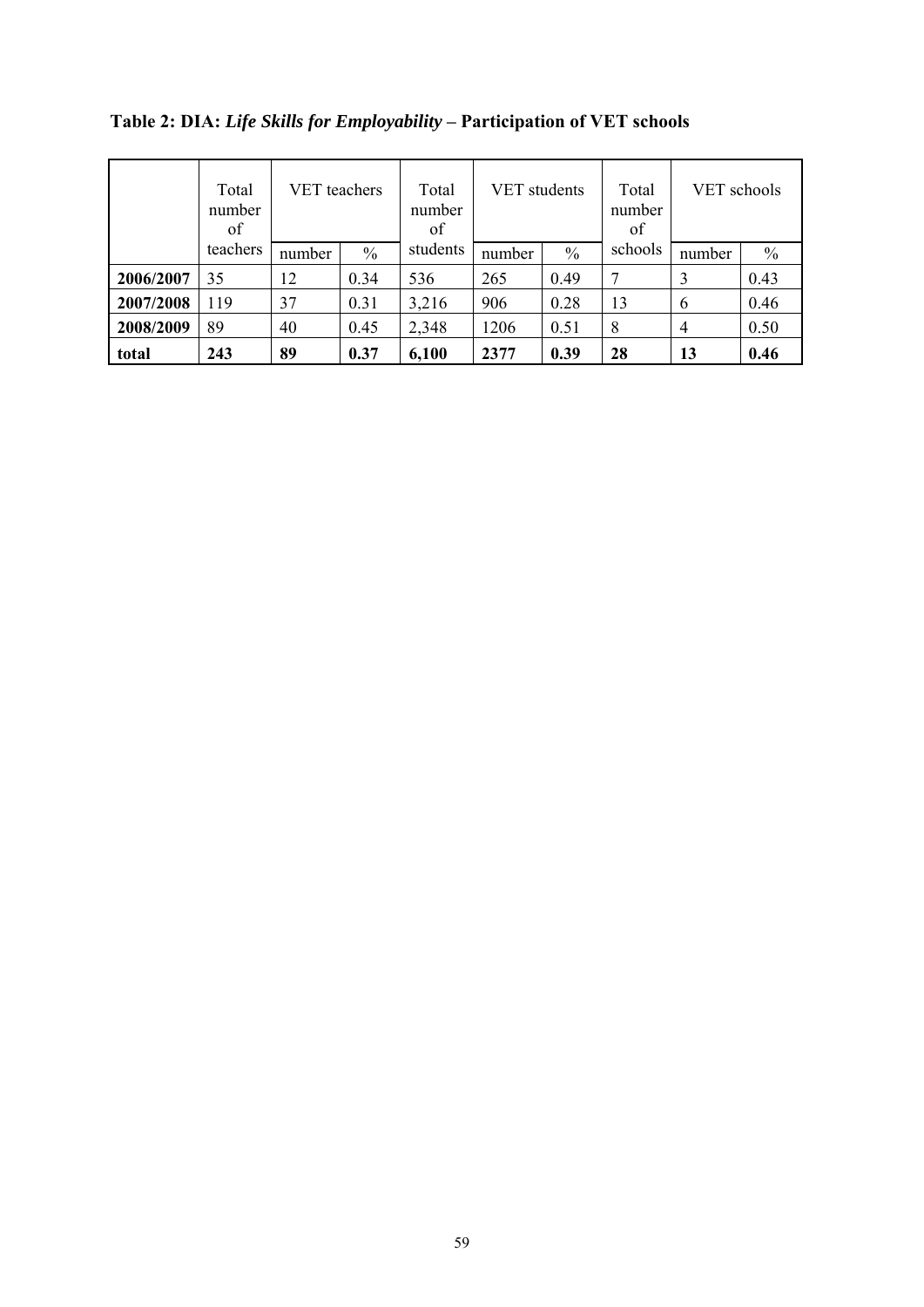**Table 2: DIA: *Life Skills for Employability* – Participation of VET schools**

| | Total number of teachers | VET teachers | | Total number of students | VET students | | Total number of schools | VET schools | |
|---|---|---|---|---|---|---|---|---|---|
| | | number | % | | number | % | | number | % |
| **2006/2007** | 35 | 12 | 0.34 | 536 | 265 | 0.49 | 7 | 3 | 0.43 |
| **2007/2008** | 119 | 37 | 0.31 | 3,216 | 906 | 0.28 | 13 | 6 | 0.46 |
| **2008/2009** | 89 | 40 | 0.45 | 2,348 | 1206 | 0.51 | 8 | 4 | 0.50 |
| **total** | **243** | **89** | **0.37** | **6,100** | **2377** | **0.39** | **28** | **13** | **0.46** |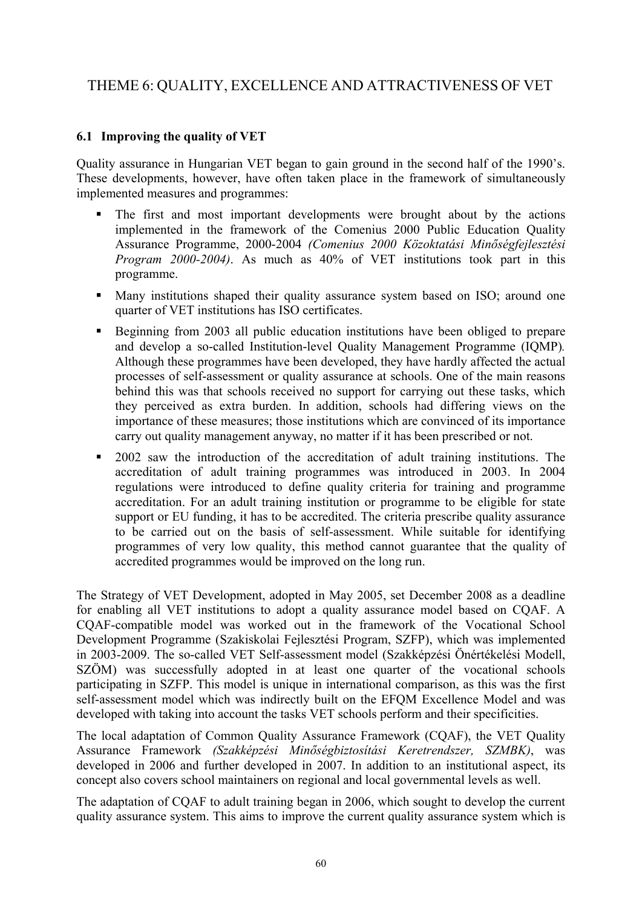# THEME 6: QUALITY, EXCELLENCE AND ATTRACTIVENESS OF VET

## 6.1 Improving the quality of VET

Quality assurance in Hungarian VET began to gain ground in the second half of the 1990's. These developments, however, have often taken place in the framework of simultaneously implemented measures and programmes:

- The first and most important developments were brought about by the actions implemented in the framework of the Comenius 2000 Public Education Quality Assurance Programme, 2000-2004 *(Comenius 2000 Közoktatási Minőségfejlesztési Program 2000-2004)*. As much as 40% of VET institutions took part in this programme.
- Many institutions shaped their quality assurance system based on ISO; around one quarter of VET institutions has ISO certificates.
- Beginning from 2003 all public education institutions have been obliged to prepare and develop a so-called Institution-level Quality Management Programme (IQMP). Although these programmes have been developed, they have hardly affected the actual processes of self-assessment or quality assurance at schools. One of the main reasons behind this was that schools received no support for carrying out these tasks, which they perceived as extra burden. In addition, schools had differing views on the importance of these measures; those institutions which are convinced of its importance carry out quality management anyway, no matter if it has been prescribed or not.
- 2002 saw the introduction of the accreditation of adult training institutions. The accreditation of adult training programmes was introduced in 2003. In 2004 regulations were introduced to define quality criteria for training and programme accreditation. For an adult training institution or programme to be eligible for state support or EU funding, it has to be accredited. The criteria prescribe quality assurance to be carried out on the basis of self-assessment. While suitable for identifying programmes of very low quality, this method cannot guarantee that the quality of accredited programmes would be improved on the long run.

The Strategy of VET Development, adopted in May 2005, set December 2008 as a deadline for enabling all VET institutions to adopt a quality assurance model based on CQAF. A CQAF-compatible model was worked out in the framework of the Vocational School Development Programme (Szakiskolai Fejlesztési Program, SZFP), which was implemented in 2003-2009. The so-called VET Self-assessment model (Szakképzési Önértékelési Modell, SZÖM) was successfully adopted in at least one quarter of the vocational schools participating in SZFP. This model is unique in international comparison, as this was the first self-assessment model which was indirectly built on the EFQM Excellence Model and was developed with taking into account the tasks VET schools perform and their specificities.

The local adaptation of Common Quality Assurance Framework (CQAF), the VET Quality Assurance Framework *(Szakképzési Minőségbiztosítási Keretrendszer, SZMBK)*, was developed in 2006 and further developed in 2007. In addition to an institutional aspect, its concept also covers school maintainers on regional and local governmental levels as well.

The adaptation of CQAF to adult training began in 2006, which sought to develop the current quality assurance system. This aims to improve the current quality assurance system which is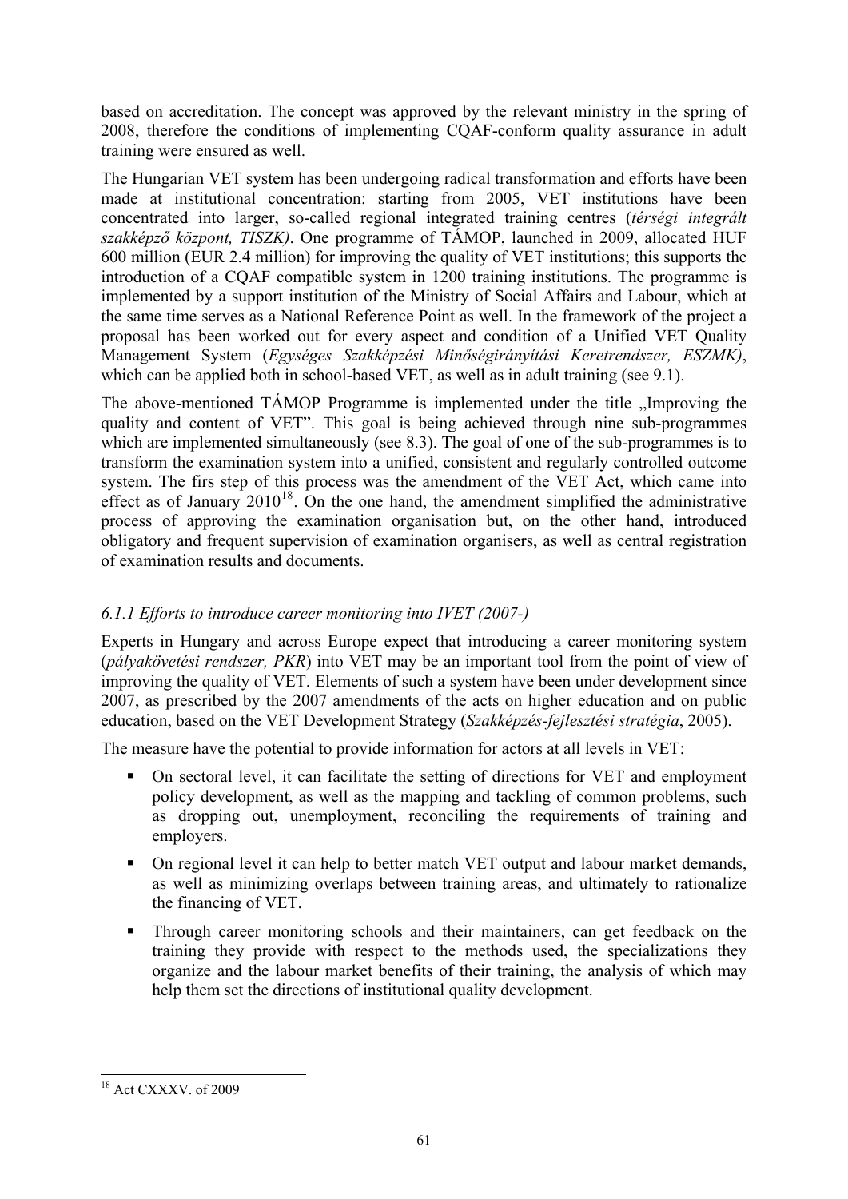based on accreditation. The concept was approved by the relevant ministry in the spring of 2008, therefore the conditions of implementing CQAF-conform quality assurance in adult training were ensured as well.

The Hungarian VET system has been undergoing radical transformation and efforts have been made at institutional concentration: starting from 2005, VET institutions have been concentrated into larger, so-called regional integrated training centres (*térségi integrált szakképző központ, TISZK)*. One programme of TÁMOP, launched in 2009, allocated HUF 600 million (EUR 2.4 million) for improving the quality of VET institutions; this supports the introduction of a CQAF compatible system in 1200 training institutions. The programme is implemented by a support institution of the Ministry of Social Affairs and Labour, which at the same time serves as a National Reference Point as well. In the framework of the project a proposal has been worked out for every aspect and condition of a Unified VET Quality Management System (*Egységes Szakképzési Minőségirányítási Keretrendszer, ESZMK)*, which can be applied both in school-based VET, as well as in adult training (see 9.1).

The above-mentioned TÁMOP Programme is implemented under the title „Improving the quality and content of VET". This goal is being achieved through nine sub-programmes which are implemented simultaneously (see 8.3). The goal of one of the sub-programmes is to transform the examination system into a unified, consistent and regularly controlled outcome system. The firs step of this process was the amendment of the VET Act, which came into effect as of January 2010[18]. On the one hand, the amendment simplified the administrative process of approving the examination organisation but, on the other hand, introduced obligatory and frequent supervision of examination organisers, as well as central registration of examination results and documents.

### *6.1.1 Efforts to introduce career monitoring into IVET (2007-)*

Experts in Hungary and across Europe expect that introducing a career monitoring system (*pályakövetési rendszer, PKR*) into VET may be an important tool from the point of view of improving the quality of VET. Elements of such a system have been under development since 2007, as prescribed by the 2007 amendments of the acts on higher education and on public education, based on the VET Development Strategy (*Szakképzés-fejlesztési stratégia*, 2005).

The measure have the potential to provide information for actors at all levels in VET:

- On sectoral level, it can facilitate the setting of directions for VET and employment policy development, as well as the mapping and tackling of common problems, such as dropping out, unemployment, reconciling the requirements of training and employers.
- On regional level it can help to better match VET output and labour market demands, as well as minimizing overlaps between training areas, and ultimately to rationalize the financing of VET.
- Through career monitoring schools and their maintainers, can get feedback on the training they provide with respect to the methods used, the specializations they organize and the labour market benefits of their training, the analysis of which may help them set the directions of institutional quality development.

[18] Act CXXXV. of 2009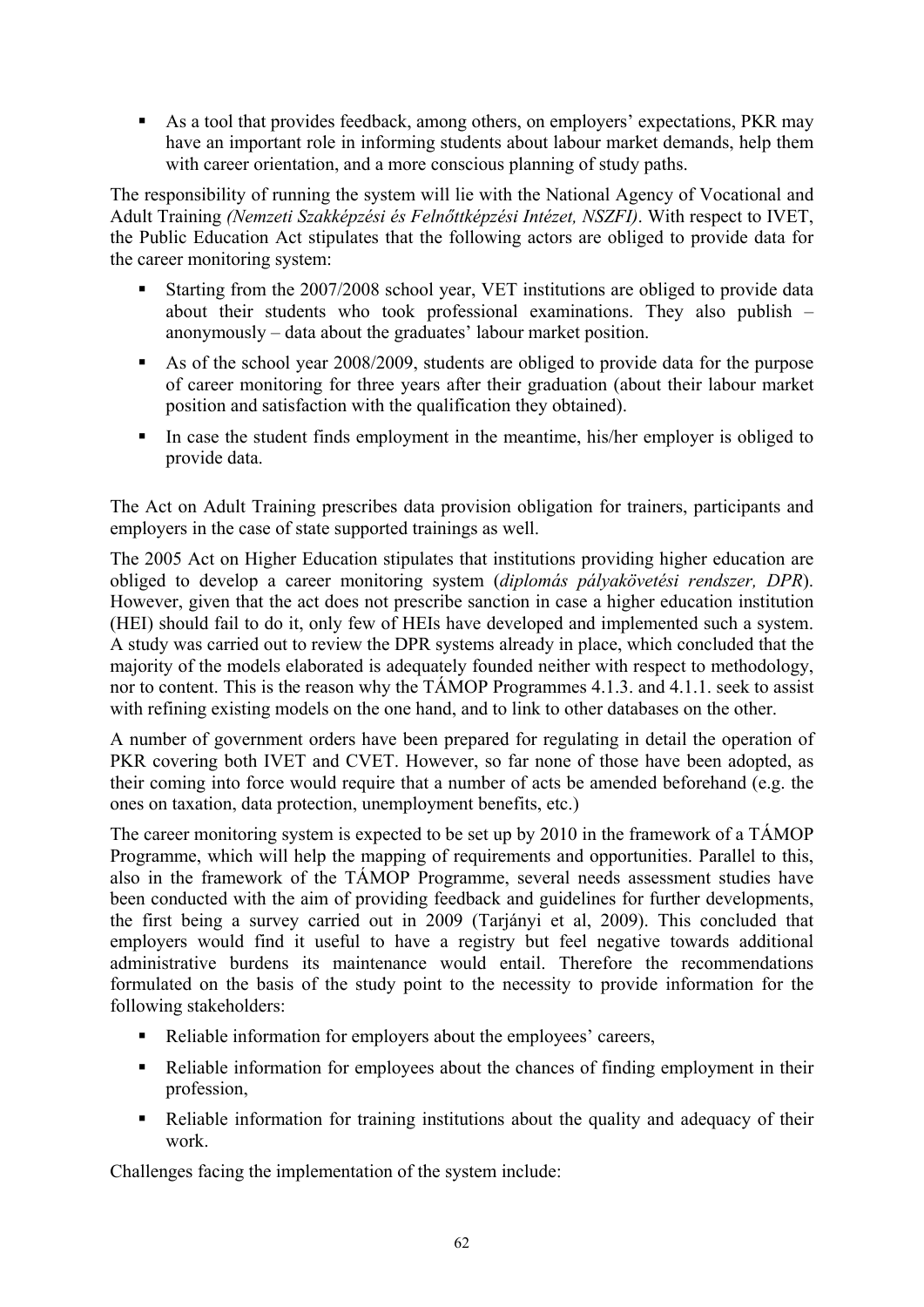- As a tool that provides feedback, among others, on employers' expectations, PKR may have an important role in informing students about labour market demands, help them with career orientation, and a more conscious planning of study paths.

The responsibility of running the system will lie with the National Agency of Vocational and Adult Training *(Nemzeti Szakképzési és Felnőttképzési Intézet, NSZFI)*. With respect to IVET, the Public Education Act stipulates that the following actors are obliged to provide data for the career monitoring system:

- Starting from the 2007/2008 school year, VET institutions are obliged to provide data about their students who took professional examinations. They also publish – anonymously – data about the graduates' labour market position.
- As of the school year 2008/2009, students are obliged to provide data for the purpose of career monitoring for three years after their graduation (about their labour market position and satisfaction with the qualification they obtained).
- In case the student finds employment in the meantime, his/her employer is obliged to provide data.

The Act on Adult Training prescribes data provision obligation for trainers, participants and employers in the case of state supported trainings as well.

The 2005 Act on Higher Education stipulates that institutions providing higher education are obliged to develop a career monitoring system (*diplomás pályakövetési rendszer, DPR*). However, given that the act does not prescribe sanction in case a higher education institution (HEI) should fail to do it, only few of HEIs have developed and implemented such a system. A study was carried out to review the DPR systems already in place, which concluded that the majority of the models elaborated is adequately founded neither with respect to methodology, nor to content. This is the reason why the TÁMOP Programmes 4.1.3. and 4.1.1. seek to assist with refining existing models on the one hand, and to link to other databases on the other.

A number of government orders have been prepared for regulating in detail the operation of PKR covering both IVET and CVET. However, so far none of those have been adopted, as their coming into force would require that a number of acts be amended beforehand (e.g. the ones on taxation, data protection, unemployment benefits, etc.)

The career monitoring system is expected to be set up by 2010 in the framework of a TÁMOP Programme, which will help the mapping of requirements and opportunities. Parallel to this, also in the framework of the TÁMOP Programme, several needs assessment studies have been conducted with the aim of providing feedback and guidelines for further developments, the first being a survey carried out in 2009 (Tarjányi et al, 2009). This concluded that employers would find it useful to have a registry but feel negative towards additional administrative burdens its maintenance would entail. Therefore the recommendations formulated on the basis of the study point to the necessity to provide information for the following stakeholders:

- Reliable information for employers about the employees' careers,
- Reliable information for employees about the chances of finding employment in their profession,
- Reliable information for training institutions about the quality and adequacy of their work.

Challenges facing the implementation of the system include: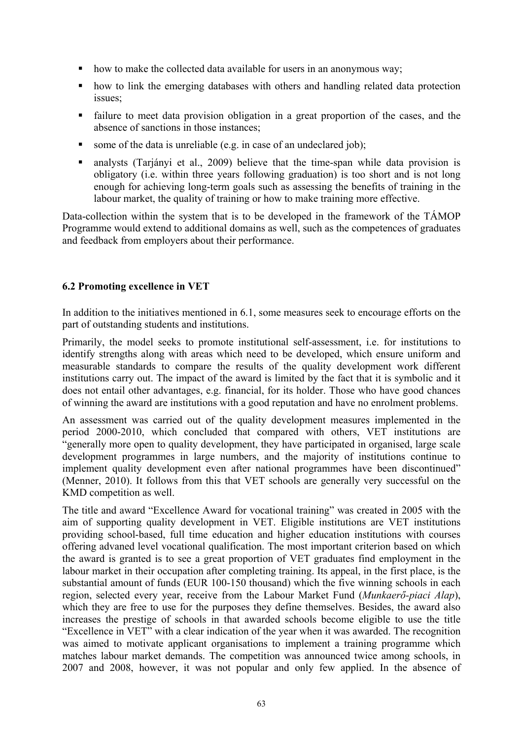- how to make the collected data available for users in an anonymous way;
- how to link the emerging databases with others and handling related data protection issues;
- failure to meet data provision obligation in a great proportion of the cases, and the absence of sanctions in those instances;
- some of the data is unreliable (e.g. in case of an undeclared job);
- analysts (Tarjányi et al., 2009) believe that the time-span while data provision is obligatory (i.e. within three years following graduation) is too short and is not long enough for achieving long-term goals such as assessing the benefits of training in the labour market, the quality of training or how to make training more effective.

Data-collection within the system that is to be developed in the framework of the TÁMOP Programme would extend to additional domains as well, such as the competences of graduates and feedback from employers about their performance.

### 6.2 Promoting excellence in VET

In addition to the initiatives mentioned in 6.1, some measures seek to encourage efforts on the part of outstanding students and institutions.

Primarily, the model seeks to promote institutional self-assessment, i.e. for institutions to identify strengths along with areas which need to be developed, which ensure uniform and measurable standards to compare the results of the quality development work different institutions carry out. The impact of the award is limited by the fact that it is symbolic and it does not entail other advantages, e.g. financial, for its holder. Those who have good chances of winning the award are institutions with a good reputation and have no enrolment problems.

An assessment was carried out of the quality development measures implemented in the period 2000-2010, which concluded that compared with others, VET institutions are "generally more open to quality development, they have participated in organised, large scale development programmes in large numbers, and the majority of institutions continue to implement quality development even after national programmes have been discontinued" (Menner, 2010). It follows from this that VET schools are generally very successful on the KMD competition as well.

The title and award "Excellence Award for vocational training" was created in 2005 with the aim of supporting quality development in VET. Eligible institutions are VET institutions providing school-based, full time education and higher education institutions with courses offering advaned level vocational qualification. The most important criterion based on which the award is granted is to see a great proportion of VET graduates find employment in the labour market in their occupation after completing training. Its appeal, in the first place, is the substantial amount of funds (EUR 100-150 thousand) which the five winning schools in each region, selected every year, receive from the Labour Market Fund (*Munkaerő-piaci Alap*), which they are free to use for the purposes they define themselves. Besides, the award also increases the prestige of schools in that awarded schools become eligible to use the title "Excellence in VET" with a clear indication of the year when it was awarded. The recognition was aimed to motivate applicant organisations to implement a training programme which matches labour market demands. The competition was announced twice among schools, in 2007 and 2008, however, it was not popular and only few applied. In the absence of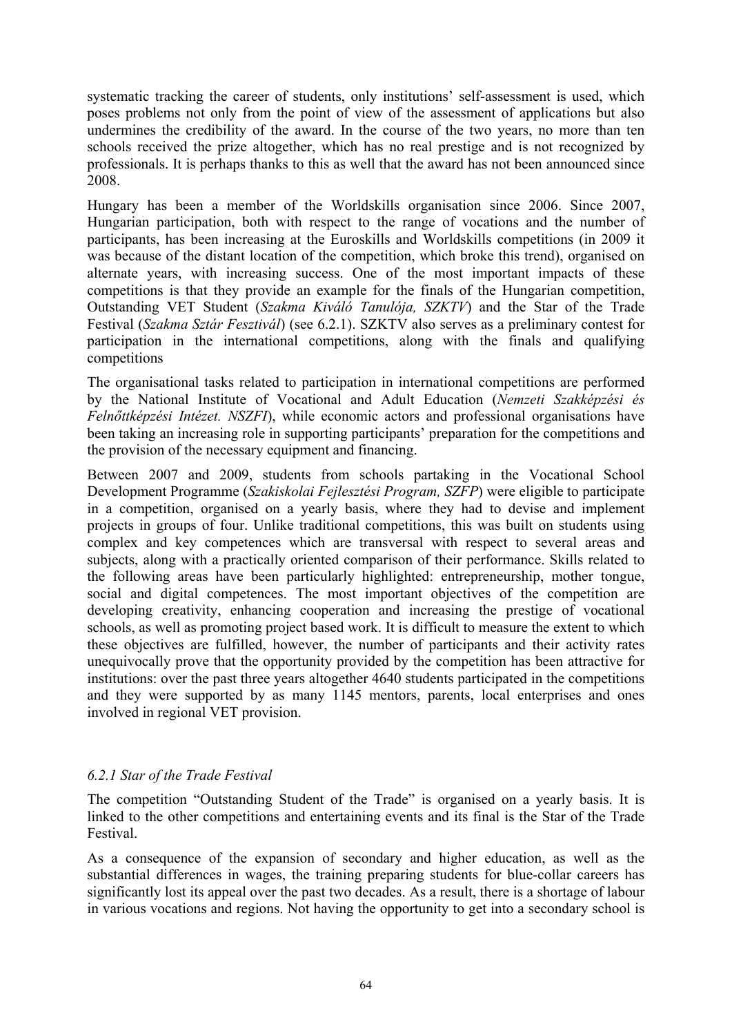systematic tracking the career of students, only institutions' self-assessment is used, which poses problems not only from the point of view of the assessment of applications but also undermines the credibility of the award. In the course of the two years, no more than ten schools received the prize altogether, which has no real prestige and is not recognized by professionals. It is perhaps thanks to this as well that the award has not been announced since 2008.

Hungary has been a member of the Worldskills organisation since 2006. Since 2007, Hungarian participation, both with respect to the range of vocations and the number of participants, has been increasing at the Euroskills and Worldskills competitions (in 2009 it was because of the distant location of the competition, which broke this trend), organised on alternate years, with increasing success. One of the most important impacts of these competitions is that they provide an example for the finals of the Hungarian competition, Outstanding VET Student (*Szakma Kiváló Tanulója, SZKTV*) and the Star of the Trade Festival (*Szakma Sztár Fesztivál*) (see 6.2.1). SZKTV also serves as a preliminary contest for participation in the international competitions, along with the finals and qualifying competitions

The organisational tasks related to participation in international competitions are performed by the National Institute of Vocational and Adult Education (*Nemzeti Szakképzési és Felnőttképzési Intézet. NSZFI*), while economic actors and professional organisations have been taking an increasing role in supporting participants' preparation for the competitions and the provision of the necessary equipment and financing.

Between 2007 and 2009, students from schools partaking in the Vocational School Development Programme (*Szakiskolai Fejlesztési Program, SZFP*) were eligible to participate in a competition, organised on a yearly basis, where they had to devise and implement projects in groups of four. Unlike traditional competitions, this was built on students using complex and key competences which are transversal with respect to several areas and subjects, along with a practically oriented comparison of their performance. Skills related to the following areas have been particularly highlighted: entrepreneurship, mother tongue, social and digital competences. The most important objectives of the competition are developing creativity, enhancing cooperation and increasing the prestige of vocational schools, as well as promoting project based work. It is difficult to measure the extent to which these objectives are fulfilled, however, the number of participants and their activity rates unequivocally prove that the opportunity provided by the competition has been attractive for institutions: over the past three years altogether 4640 students participated in the competitions and they were supported by as many 1145 mentors, parents, local enterprises and ones involved in regional VET provision.

### *6.2.1 Star of the Trade Festival*

The competition "Outstanding Student of the Trade" is organised on a yearly basis. It is linked to the other competitions and entertaining events and its final is the Star of the Trade Festival.

As a consequence of the expansion of secondary and higher education, as well as the substantial differences in wages, the training preparing students for blue-collar careers has significantly lost its appeal over the past two decades. As a result, there is a shortage of labour in various vocations and regions. Not having the opportunity to get into a secondary school is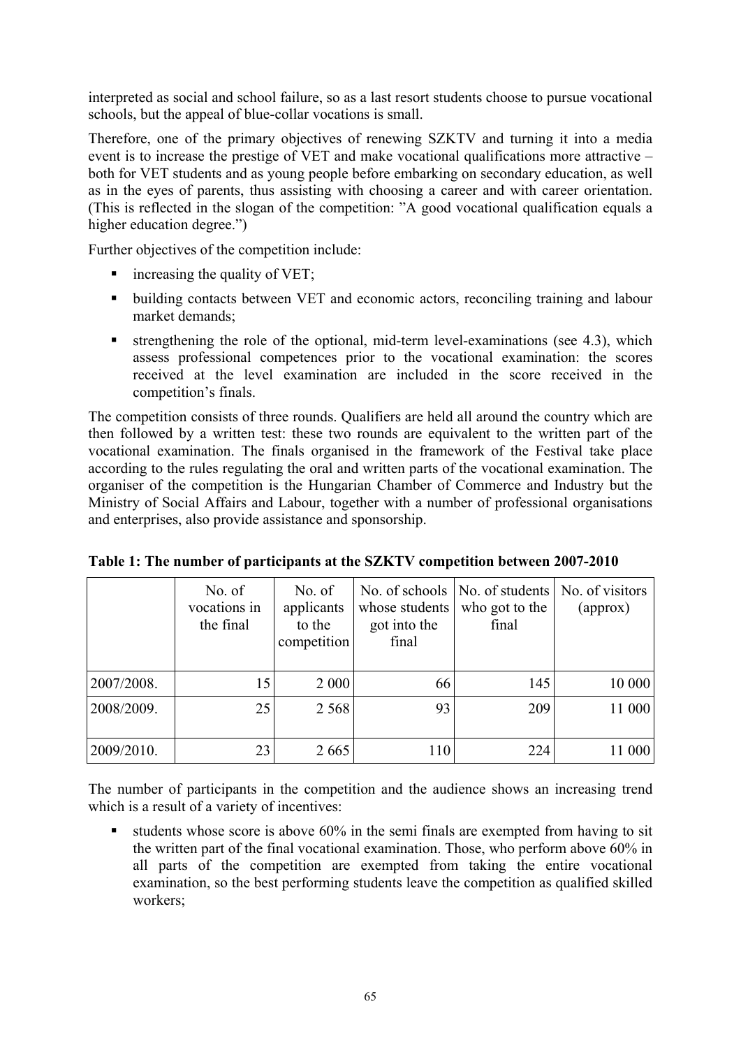interpreted as social and school failure, so as a last resort students choose to pursue vocational schools, but the appeal of blue-collar vocations is small.

Therefore, one of the primary objectives of renewing SZKTV and turning it into a media event is to increase the prestige of VET and make vocational qualifications more attractive – both for VET students and as young people before embarking on secondary education, as well as in the eyes of parents, thus assisting with choosing a career and with career orientation. (This is reflected in the slogan of the competition: "A good vocational qualification equals a higher education degree.")

Further objectives of the competition include:

- increasing the quality of VET;
- building contacts between VET and economic actors, reconciling training and labour market demands;
- strengthening the role of the optional, mid-term level-examinations (see 4.3), which assess professional competences prior to the vocational examination: the scores received at the level examination are included in the score received in the competition's finals.

The competition consists of three rounds. Qualifiers are held all around the country which are then followed by a written test: these two rounds are equivalent to the written part of the vocational examination. The finals organised in the framework of the Festival take place according to the rules regulating the oral and written parts of the vocational examination. The organiser of the competition is the Hungarian Chamber of Commerce and Industry but the Ministry of Social Affairs and Labour, together with a number of professional organisations and enterprises, also provide assistance and sponsorship.

**Table 1: The number of participants at the SZKTV competition between 2007-2010**

| | No. of vocations in the final | No. of applicants to the competition | No. of schools whose students got into the final | No. of students who got to the final | No. of visitors (approx) |
|---|---|---|---|---|---|
| 2007/2008. | 15 | 2 000 | 66 | 145 | 10 000 |
| 2008/2009. | 25 | 2 568 | 93 | 209 | 11 000 |
| 2009/2010. | 23 | 2 665 | 110 | 224 | 11 000 |

The number of participants in the competition and the audience shows an increasing trend which is a result of a variety of incentives:

- students whose score is above 60% in the semi finals are exempted from having to sit the written part of the final vocational examination. Those, who perform above 60% in all parts of the competition are exempted from taking the entire vocational examination, so the best performing students leave the competition as qualified skilled workers;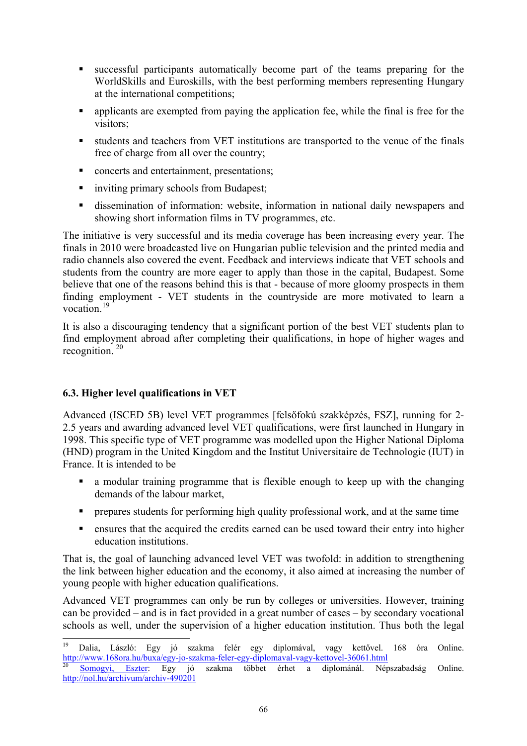- successful participants automatically become part of the teams preparing for the WorldSkills and Euroskills, with the best performing members representing Hungary at the international competitions;
- applicants are exempted from paying the application fee, while the final is free for the visitors;
- students and teachers from VET institutions are transported to the venue of the finals free of charge from all over the country;
- concerts and entertainment, presentations;
- inviting primary schools from Budapest;
- dissemination of information: website, information in national daily newspapers and showing short information films in TV programmes, etc.

The initiative is very successful and its media coverage has been increasing every year. The finals in 2010 were broadcasted live on Hungarian public television and the printed media and radio channels also covered the event. Feedback and interviews indicate that VET schools and students from the country are more eager to apply than those in the capital, Budapest. Some believe that one of the reasons behind this is that - because of more gloomy prospects in them finding employment - VET students in the countryside are more motivated to learn a vocation.[19]

It is also a discouraging tendency that a significant portion of the best VET students plan to find employment abroad after completing their qualifications, in hope of higher wages and recognition.[20]

### 6.3. Higher level qualifications in VET

Advanced (ISCED 5B) level VET programmes [felsőfokú szakképzés, FSZ], running for 2-2.5 years and awarding advanced level VET qualifications, were first launched in Hungary in 1998. This specific type of VET programme was modelled upon the Higher National Diploma (HND) program in the United Kingdom and the Institut Universitaire de Technologie (IUT) in France. It is intended to be

- a modular training programme that is flexible enough to keep up with the changing demands of the labour market,
- prepares students for performing high quality professional work, and at the same time
- ensures that the acquired the credits earned can be used toward their entry into higher education institutions.

That is, the goal of launching advanced level VET was twofold: in addition to strengthening the link between higher education and the economy, it also aimed at increasing the number of young people with higher education qualifications.

Advanced VET programmes can only be run by colleges or universities. However, training can be provided – and is in fact provided in a great number of cases – by secondary vocational schools as well, under the supervision of a higher education institution. Thus both the legal

---

[19] Dalia, László: Egy jó szakma felér egy diplomával, vagy kettővel. 168 óra Online. http://www.168ora.hu/buxa/egy-jo-szakma-feler-egy-diplomaval-vagy-kettovel-36061.html

[20] Somogyi, Eszter: Egy jó szakma többet érhet a diplománál. Népszabadság Online. http://nol.hu/archivum/archiv-490201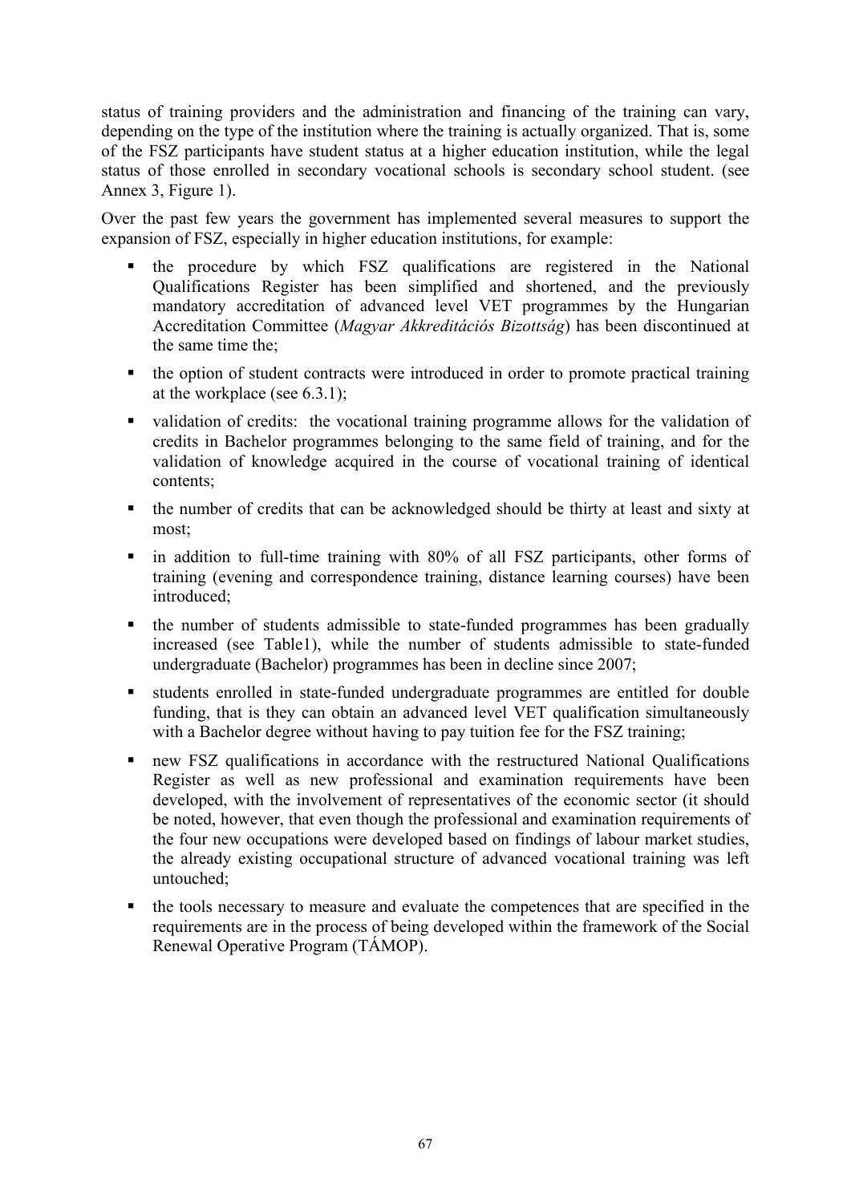status of training providers and the administration and financing of the training can vary, depending on the type of the institution where the training is actually organized. That is, some of the FSZ participants have student status at a higher education institution, while the legal status of those enrolled in secondary vocational schools is secondary school student. (see Annex 3, Figure 1).

Over the past few years the government has implemented several measures to support the expansion of FSZ, especially in higher education institutions, for example:

- the procedure by which FSZ qualifications are registered in the National Qualifications Register has been simplified and shortened, and the previously mandatory accreditation of advanced level VET programmes by the Hungarian Accreditation Committee (*Magyar Akkreditációs Bizottság*) has been discontinued at the same time the;
- the option of student contracts were introduced in order to promote practical training at the workplace (see 6.3.1);
- validation of credits: the vocational training programme allows for the validation of credits in Bachelor programmes belonging to the same field of training, and for the validation of knowledge acquired in the course of vocational training of identical contents;
- the number of credits that can be acknowledged should be thirty at least and sixty at most;
- in addition to full-time training with 80% of all FSZ participants, other forms of training (evening and correspondence training, distance learning courses) have been introduced;
- the number of students admissible to state-funded programmes has been gradually increased (see Table1), while the number of students admissible to state-funded undergraduate (Bachelor) programmes has been in decline since 2007;
- students enrolled in state-funded undergraduate programmes are entitled for double funding, that is they can obtain an advanced level VET qualification simultaneously with a Bachelor degree without having to pay tuition fee for the FSZ training;
- new FSZ qualifications in accordance with the restructured National Qualifications Register as well as new professional and examination requirements have been developed, with the involvement of representatives of the economic sector (it should be noted, however, that even though the professional and examination requirements of the four new occupations were developed based on findings of labour market studies, the already existing occupational structure of advanced vocational training was left untouched;
- the tools necessary to measure and evaluate the competences that are specified in the requirements are in the process of being developed within the framework of the Social Renewal Operative Program (TÁMOP).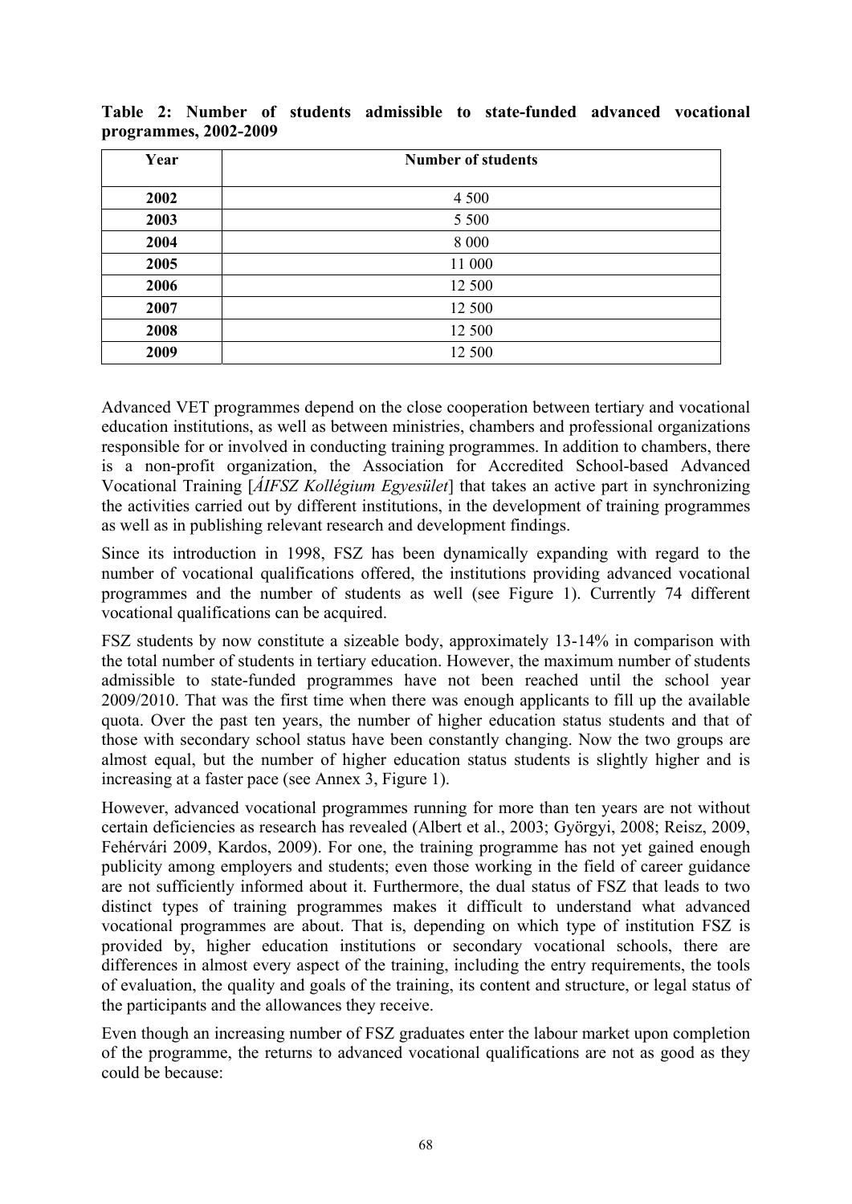**Table 2: Number of students admissible to state-funded advanced vocational programmes, 2002-2009**

| Year | Number of students |
|---|---|
| **2002** | 4 500 |
| **2003** | 5 500 |
| **2004** | 8 000 |
| **2005** | 11 000 |
| **2006** | 12 500 |
| **2007** | 12 500 |
| **2008** | 12 500 |
| **2009** | 12 500 |

Advanced VET programmes depend on the close cooperation between tertiary and vocational education institutions, as well as between ministries, chambers and professional organizations responsible for or involved in conducting training programmes. In addition to chambers, there is a non-profit organization, the Association for Accredited School-based Advanced Vocational Training [*ÁIFSZ Kollégium Egyesület*] that takes an active part in synchronizing the activities carried out by different institutions, in the development of training programmes as well as in publishing relevant research and development findings.

Since its introduction in 1998, FSZ has been dynamically expanding with regard to the number of vocational qualifications offered, the institutions providing advanced vocational programmes and the number of students as well (see Figure 1). Currently 74 different vocational qualifications can be acquired.

FSZ students by now constitute a sizeable body, approximately 13-14% in comparison with the total number of students in tertiary education. However, the maximum number of students admissible to state-funded programmes have not been reached until the school year 2009/2010. That was the first time when there was enough applicants to fill up the available quota. Over the past ten years, the number of higher education status students and that of those with secondary school status have been constantly changing. Now the two groups are almost equal, but the number of higher education status students is slightly higher and is increasing at a faster pace (see Annex 3, Figure 1).

However, advanced vocational programmes running for more than ten years are not without certain deficiencies as research has revealed (Albert et al., 2003; Györgyi, 2008; Reisz, 2009, Fehérvári 2009, Kardos, 2009). For one, the training programme has not yet gained enough publicity among employers and students; even those working in the field of career guidance are not sufficiently informed about it. Furthermore, the dual status of FSZ that leads to two distinct types of training programmes makes it difficult to understand what advanced vocational programmes are about. That is, depending on which type of institution FSZ is provided by, higher education institutions or secondary vocational schools, there are differences in almost every aspect of the training, including the entry requirements, the tools of evaluation, the quality and goals of the training, its content and structure, or legal status of the participants and the allowances they receive.

Even though an increasing number of FSZ graduates enter the labour market upon completion of the programme, the returns to advanced vocational qualifications are not as good as they could be because: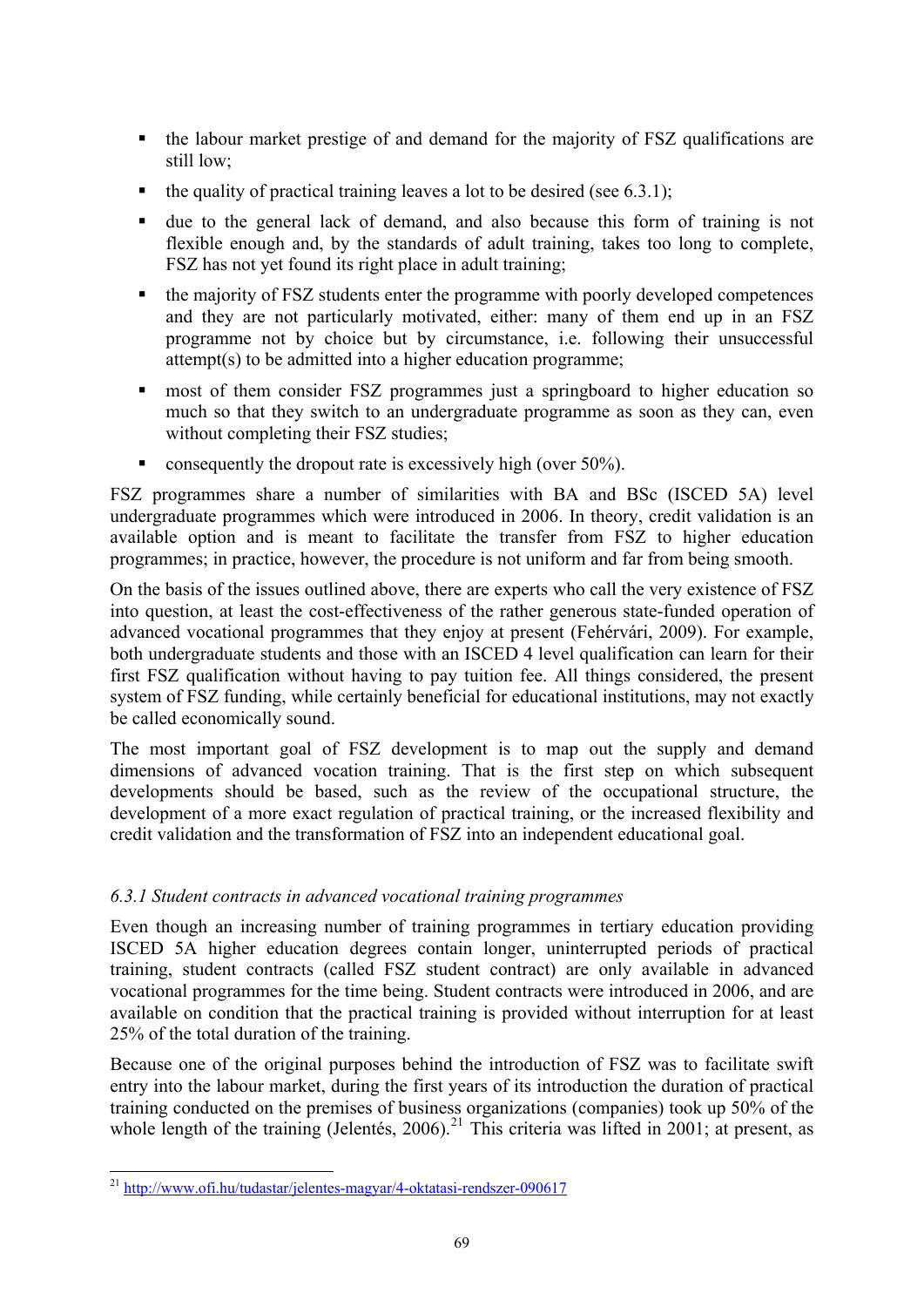- the labour market prestige of and demand for the majority of FSZ qualifications are still low;
- the quality of practical training leaves a lot to be desired (see 6.3.1);
- due to the general lack of demand, and also because this form of training is not flexible enough and, by the standards of adult training, takes too long to complete, FSZ has not yet found its right place in adult training;
- the majority of FSZ students enter the programme with poorly developed competences and they are not particularly motivated, either: many of them end up in an FSZ programme not by choice but by circumstance, i.e. following their unsuccessful attempt(s) to be admitted into a higher education programme;
- most of them consider FSZ programmes just a springboard to higher education so much so that they switch to an undergraduate programme as soon as they can, even without completing their FSZ studies;
- consequently the dropout rate is excessively high (over 50%).

FSZ programmes share a number of similarities with BA and BSc (ISCED 5A) level undergraduate programmes which were introduced in 2006. In theory, credit validation is an available option and is meant to facilitate the transfer from FSZ to higher education programmes; in practice, however, the procedure is not uniform and far from being smooth.

On the basis of the issues outlined above, there are experts who call the very existence of FSZ into question, at least the cost-effectiveness of the rather generous state-funded operation of advanced vocational programmes that they enjoy at present (Fehérvári, 2009). For example, both undergraduate students and those with an ISCED 4 level qualification can learn for their first FSZ qualification without having to pay tuition fee. All things considered, the present system of FSZ funding, while certainly beneficial for educational institutions, may not exactly be called economically sound.

The most important goal of FSZ development is to map out the supply and demand dimensions of advanced vocation training. That is the first step on which subsequent developments should be based, such as the review of the occupational structure, the development of a more exact regulation of practical training, or the increased flexibility and credit validation and the transformation of FSZ into an independent educational goal.

### *6.3.1 Student contracts in advanced vocational training programmes*

Even though an increasing number of training programmes in tertiary education providing ISCED 5A higher education degrees contain longer, uninterrupted periods of practical training, student contracts (called FSZ student contract) are only available in advanced vocational programmes for the time being. Student contracts were introduced in 2006, and are available on condition that the practical training is provided without interruption for at least 25% of the total duration of the training.

Because one of the original purposes behind the introduction of FSZ was to facilitate swift entry into the labour market, during the first years of its introduction the duration of practical training conducted on the premises of business organizations (companies) took up 50% of the whole length of the training (Jelentés, 2006).[21] This criteria was lifted in 2001; at present, as

[21] http://www.ofi.hu/tudastar/jelentes-magyar/4-oktatasi-rendszer-090617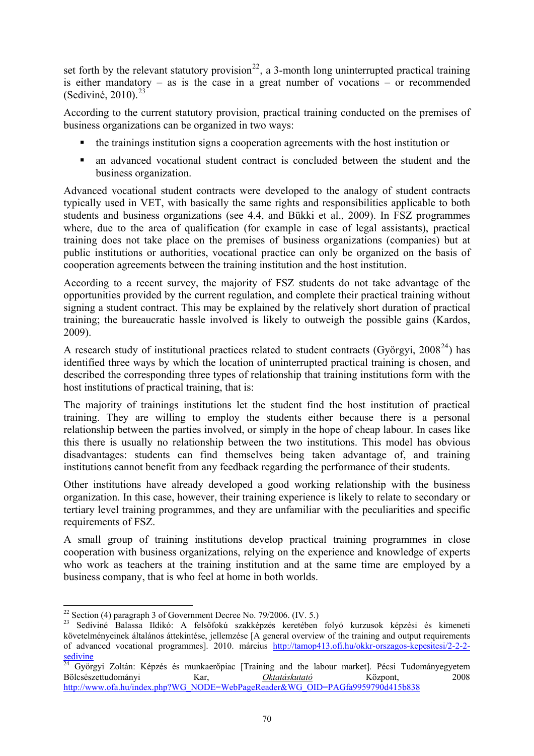set forth by the relevant statutory provision[22], a 3-month long uninterrupted practical training is either mandatory – as is the case in a great number of vocations – or recommended (Sedivíné, 2010).[23]

According to the current statutory provision, practical training conducted on the premises of business organizations can be organized in two ways:

- the trainings institution signs a cooperation agreements with the host institution or
- an advanced vocational student contract is concluded between the student and the business organization.

Advanced vocational student contracts were developed to the analogy of student contracts typically used in VET, with basically the same rights and responsibilities applicable to both students and business organizations (see 4.4, and Bükki et al., 2009). In FSZ programmes where, due to the area of qualification (for example in case of legal assistants), practical training does not take place on the premises of business organizations (companies) but at public institutions or authorities, vocational practice can only be organized on the basis of cooperation agreements between the training institution and the host institution.

According to a recent survey, the majority of FSZ students do not take advantage of the opportunities provided by the current regulation, and complete their practical training without signing a student contract. This may be explained by the relatively short duration of practical training; the bureaucratic hassle involved is likely to outweigh the possible gains (Kardos, 2009).

A research study of institutional practices related to student contracts (Györgyi, 2008[24]) has identified three ways by which the location of uninterrupted practical training is chosen, and described the corresponding three types of relationship that training institutions form with the host institutions of practical training, that is:

The majority of trainings institutions let the student find the host institution of practical training. They are willing to employ the students either because there is a personal relationship between the parties involved, or simply in the hope of cheap labour. In cases like this there is usually no relationship between the two institutions. This model has obvious disadvantages: students can find themselves being taken advantage of, and training institutions cannot benefit from any feedback regarding the performance of their students.

Other institutions have already developed a good working relationship with the business organization. In this case, however, their training experience is likely to relate to secondary or tertiary level training programmes, and they are unfamiliar with the peculiarities and specific requirements of FSZ.

A small group of training institutions develop practical training programmes in close cooperation with business organizations, relying on the experience and knowledge of experts who work as teachers at the training institution and at the same time are employed by a business company, that is who feel at home in both worlds.

---

[22] Section (4) paragraph 3 of Government Decree No. 79/2006. (IV. 5.)

[23] Sedivíné Balassa Ildikó: A felsőfokú szakképzés keretében folyó kurzusok képzési és kimeneti követelményeinek általános áttekintése, jellemzése [A general overview of the training and output requirements of advanced vocational programmes]. 2010. március http://tamop413.ofi.hu/okkr-orszagos-kepesitesi/2-2-2-sedivine

[24] Györgyi Zoltán: Képzés és munkaerőpiac [Training and the labour market]. Pécsi Tudományegyetem Bölcsészettudományi Kar, *Oktatáskutató* Központ, 2008 http://www.ofa.hu/index.php?WG_NODE=WebPageReader&WG_OID=PAGfa9959790d415b838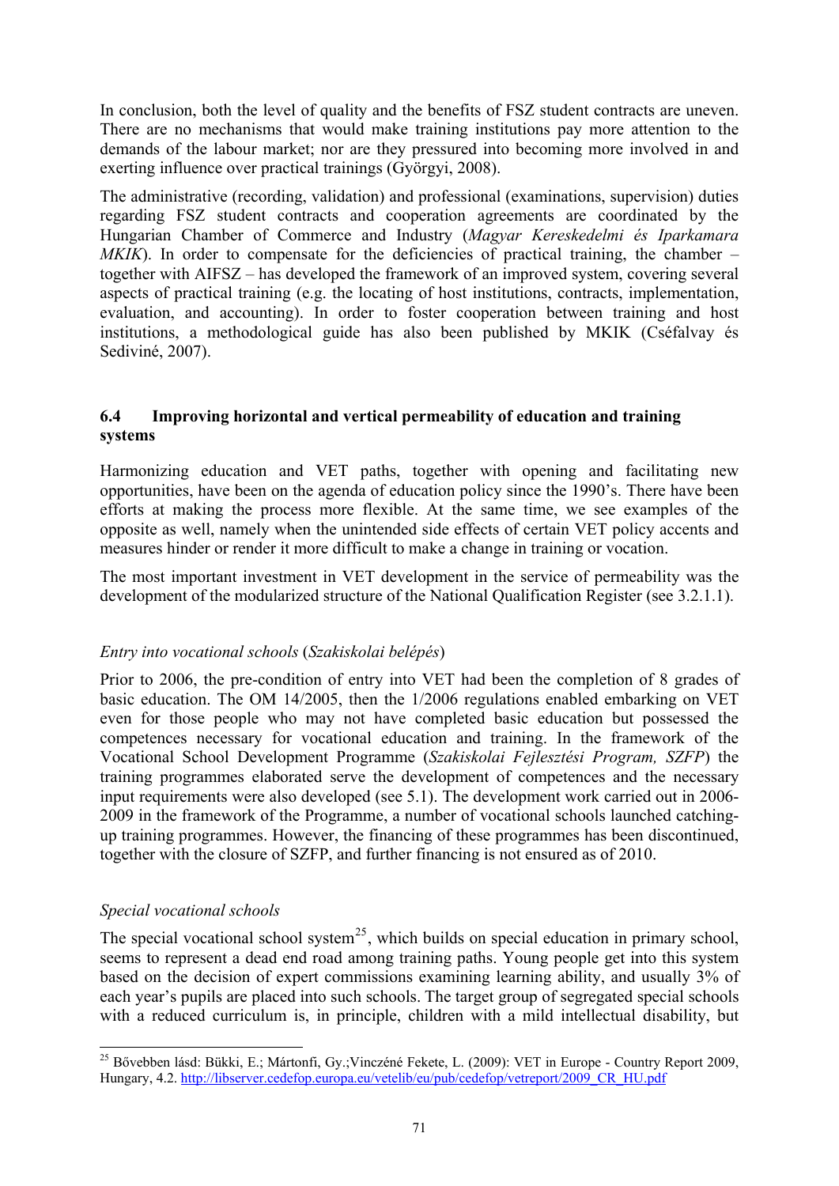In conclusion, both the level of quality and the benefits of FSZ student contracts are uneven. There are no mechanisms that would make training institutions pay more attention to the demands of the labour market; nor are they pressured into becoming more involved in and exerting influence over practical trainings (Györgyi, 2008).

The administrative (recording, validation) and professional (examinations, supervision) duties regarding FSZ student contracts and cooperation agreements are coordinated by the Hungarian Chamber of Commerce and Industry (*Magyar Kereskedelmi és Iparkamara MKIK*). In order to compensate for the deficiencies of practical training, the chamber – together with AIFSZ – has developed the framework of an improved system, covering several aspects of practical training (e.g. the locating of host institutions, contracts, implementation, evaluation, and accounting). In order to foster cooperation between training and host institutions, a methodological guide has also been published by MKIK (Cséfalvay és Sedivinė, 2007).

## 6.4 Improving horizontal and vertical permeability of education and training systems

Harmonizing education and VET paths, together with opening and facilitating new opportunities, have been on the agenda of education policy since the 1990's. There have been efforts at making the process more flexible. At the same time, we see examples of the opposite as well, namely when the unintended side effects of certain VET policy accents and measures hinder or render it more difficult to make a change in training or vocation.

The most important investment in VET development in the service of permeability was the development of the modularized structure of the National Qualification Register (see 3.2.1.1).

*Entry into vocational schools* (*Szakiskolai belépés*)

Prior to 2006, the pre-condition of entry into VET had been the completion of 8 grades of basic education. The OM 14/2005, then the 1/2006 regulations enabled embarking on VET even for those people who may not have completed basic education but possessed the competences necessary for vocational education and training. In the framework of the Vocational School Development Programme (*Szakiskolai Fejlesztési Program, SZFP*) the training programmes elaborated serve the development of competences and the necessary input requirements were also developed (see 5.1). The development work carried out in 2006-2009 in the framework of the Programme, a number of vocational schools launched catching-up training programmes. However, the financing of these programmes has been discontinued, together with the closure of SZFP, and further financing is not ensured as of 2010.

*Special vocational schools*

The special vocational school system[25], which builds on special education in primary school, seems to represent a dead end road among training paths. Young people get into this system based on the decision of expert commissions examining learning ability, and usually 3% of each year's pupils are placed into such schools. The target group of segregated special schools with a reduced curriculum is, in principle, children with a mild intellectual disability, but

[25] Bővebben lásd: Bükki, E.; Mártonfi, Gy.;Vinczéné Fekete, L. (2009): VET in Europe - Country Report 2009, Hungary, 4.2. http://libserver.cedefop.europa.eu/vetelib/eu/pub/cedefop/vetreport/2009_CR_HU.pdf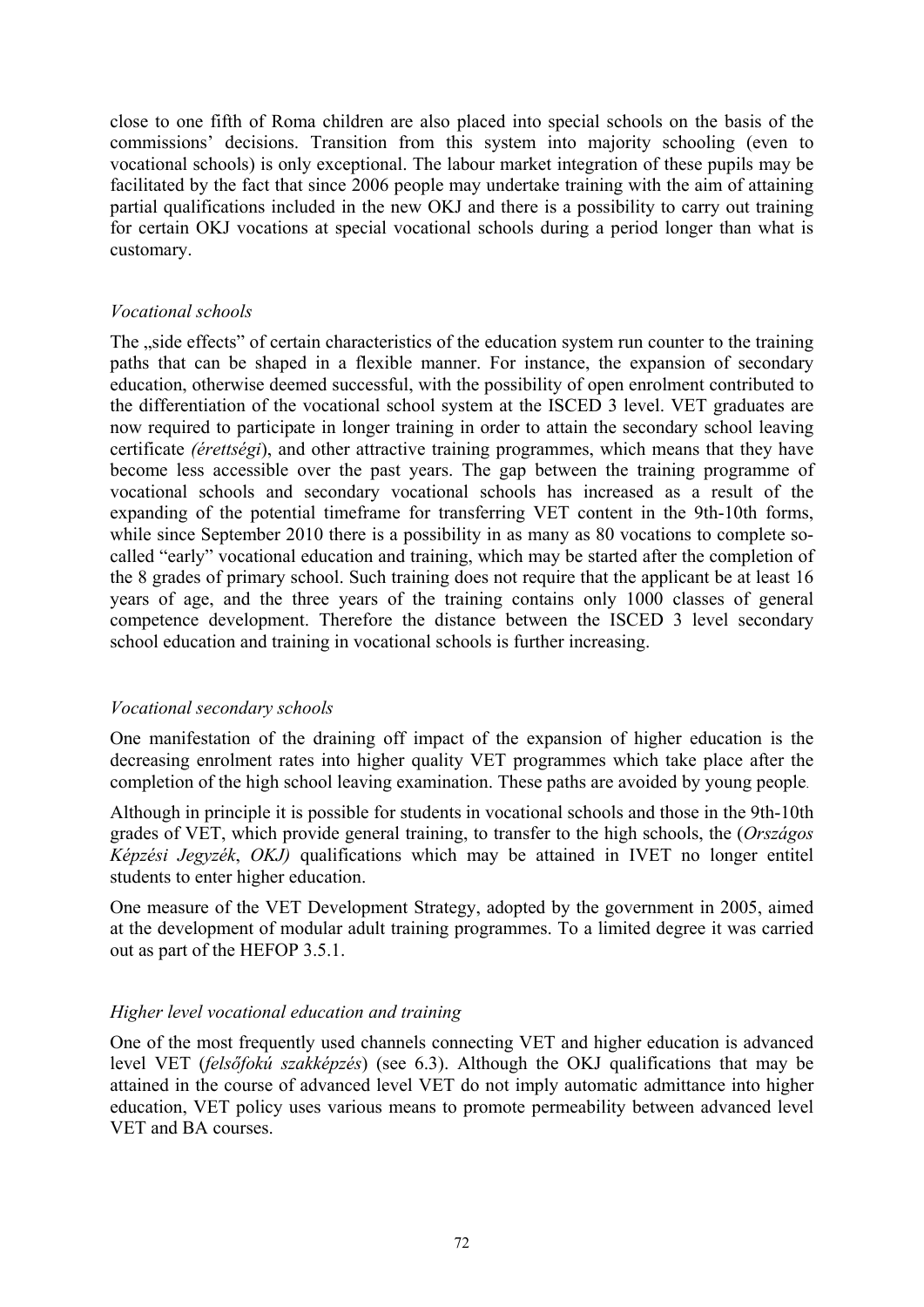close to one fifth of Roma children are also placed into special schools on the basis of the commissions' decisions. Transition from this system into majority schooling (even to vocational schools) is only exceptional. The labour market integration of these pupils may be facilitated by the fact that since 2006 people may undertake training with the aim of attaining partial qualifications included in the new OKJ and there is a possibility to carry out training for certain OKJ vocations at special vocational schools during a period longer than what is customary.

*Vocational schools*

The „side effects" of certain characteristics of the education system run counter to the training paths that can be shaped in a flexible manner. For instance, the expansion of secondary education, otherwise deemed successful, with the possibility of open enrolment contributed to the differentiation of the vocational school system at the ISCED 3 level. VET graduates are now required to participate in longer training in order to attain the secondary school leaving certificate *(érettségi*), and other attractive training programmes, which means that they have become less accessible over the past years. The gap between the training programme of vocational schools and secondary vocational schools has increased as a result of the expanding of the potential timeframe for transferring VET content in the 9th-10th forms, while since September 2010 there is a possibility in as many as 80 vocations to complete so-called "early" vocational education and training, which may be started after the completion of the 8 grades of primary school. Such training does not require that the applicant be at least 16 years of age, and the three years of the training contains only 1000 classes of general competence development. Therefore the distance between the ISCED 3 level secondary school education and training in vocational schools is further increasing.

*Vocational secondary schools*

One manifestation of the draining off impact of the expansion of higher education is the decreasing enrolment rates into higher quality VET programmes which take place after the completion of the high school leaving examination. These paths are avoided by young people.

Although in principle it is possible for students in vocational schools and those in the 9th-10th grades of VET, which provide general training, to transfer to the high schools, the (*Országos Képzési Jegyzék*, *OKJ)* qualifications which may be attained in IVET no longer entitel students to enter higher education.

One measure of the VET Development Strategy, adopted by the government in 2005, aimed at the development of modular adult training programmes. To a limited degree it was carried out as part of the HEFOP 3.5.1.

*Higher level vocational education and training*

One of the most frequently used channels connecting VET and higher education is advanced level VET (*felsőfokú szakképzés*) (see 6.3). Although the OKJ qualifications that may be attained in the course of advanced level VET do not imply automatic admittance into higher education, VET policy uses various means to promote permeability between advanced level VET and BA courses.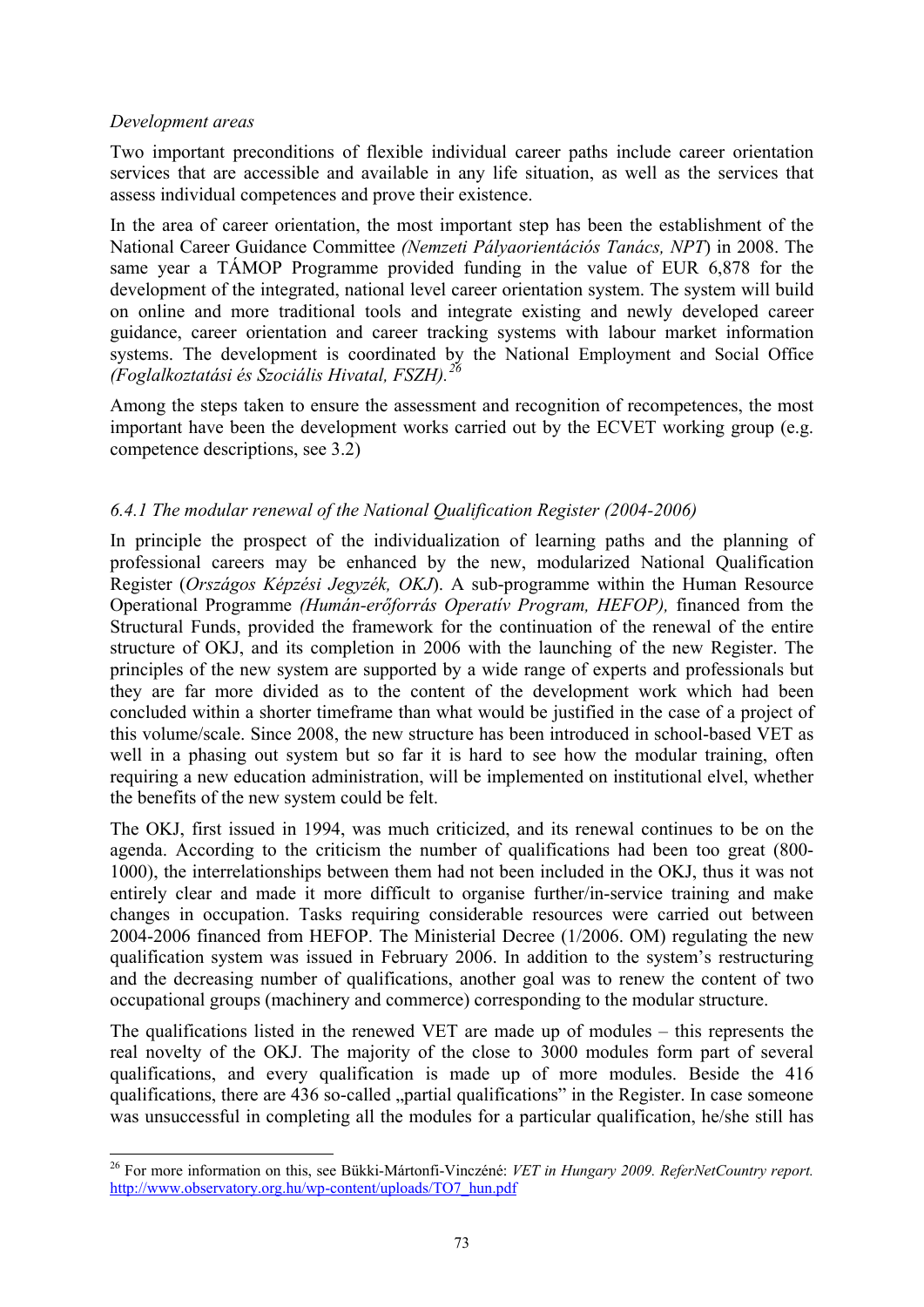*Development areas*

Two important preconditions of flexible individual career paths include career orientation services that are accessible and available in any life situation, as well as the services that assess individual competences and prove their existence.

In the area of career orientation, the most important step has been the establishment of the National Career Guidance Committee *(Nemzeti Pályaorientációs Tanács, NPT*) in 2008. The same year a TÁMOP Programme provided funding in the value of EUR 6,878 for the development of the integrated, national level career orientation system. The system will build on online and more traditional tools and integrate existing and newly developed career guidance, career orientation and career tracking systems with labour market information systems. The development is coordinated by the National Employment and Social Office *(Foglalkoztatási és Szociális Hivatal, FSZH).*[26]

Among the steps taken to ensure the assessment and recognition of recompetences, the most important have been the development works carried out by the ECVET working group (e.g. competence descriptions, see 3.2)

### *6.4.1 The modular renewal of the National Qualification Register (2004-2006)*

In principle the prospect of the individualization of learning paths and the planning of professional careers may be enhanced by the new, modularized National Qualification Register (*Országos Képzési Jegyzék, OKJ*). A sub-programme within the Human Resource Operational Programme *(Humán-erőforrás Operatív Program, HEFOP),* financed from the Structural Funds, provided the framework for the continuation of the renewal of the entire structure of OKJ, and its completion in 2006 with the launching of the new Register. The principles of the new system are supported by a wide range of experts and professionals but they are far more divided as to the content of the development work which had been concluded within a shorter timeframe than what would be justified in the case of a project of this volume/scale. Since 2008, the new structure has been introduced in school-based VET as well in a phasing out system but so far it is hard to see how the modular training, often requiring a new education administration, will be implemented on institutional elvel, whether the benefits of the new system could be felt.

The OKJ, first issued in 1994, was much criticized, and its renewal continues to be on the agenda. According to the criticism the number of qualifications had been too great (800-1000), the interrelationships between them had not been included in the OKJ, thus it was not entirely clear and made it more difficult to organise further/in-service training and make changes in occupation. Tasks requiring considerable resources were carried out between 2004-2006 financed from HEFOP. The Ministerial Decree (1/2006. OM) regulating the new qualification system was issued in February 2006. In addition to the system's restructuring and the decreasing number of qualifications, another goal was to renew the content of two occupational groups (machinery and commerce) corresponding to the modular structure.

The qualifications listed in the renewed VET are made up of modules – this represents the real novelty of the OKJ. The majority of the close to 3000 modules form part of several qualifications, and every qualification is made up of more modules. Beside the 416 qualifications, there are 436 so-called „partial qualifications" in the Register. In case someone was unsuccessful in completing all the modules for a particular qualification, he/she still has

---

[26] For more information on this, see Bükki-Mártonfi-Vinczéné: *VET in Hungary 2009. ReferNetCountry report.* http://www.observatory.org.hu/wp-content/uploads/TO7_hun.pdf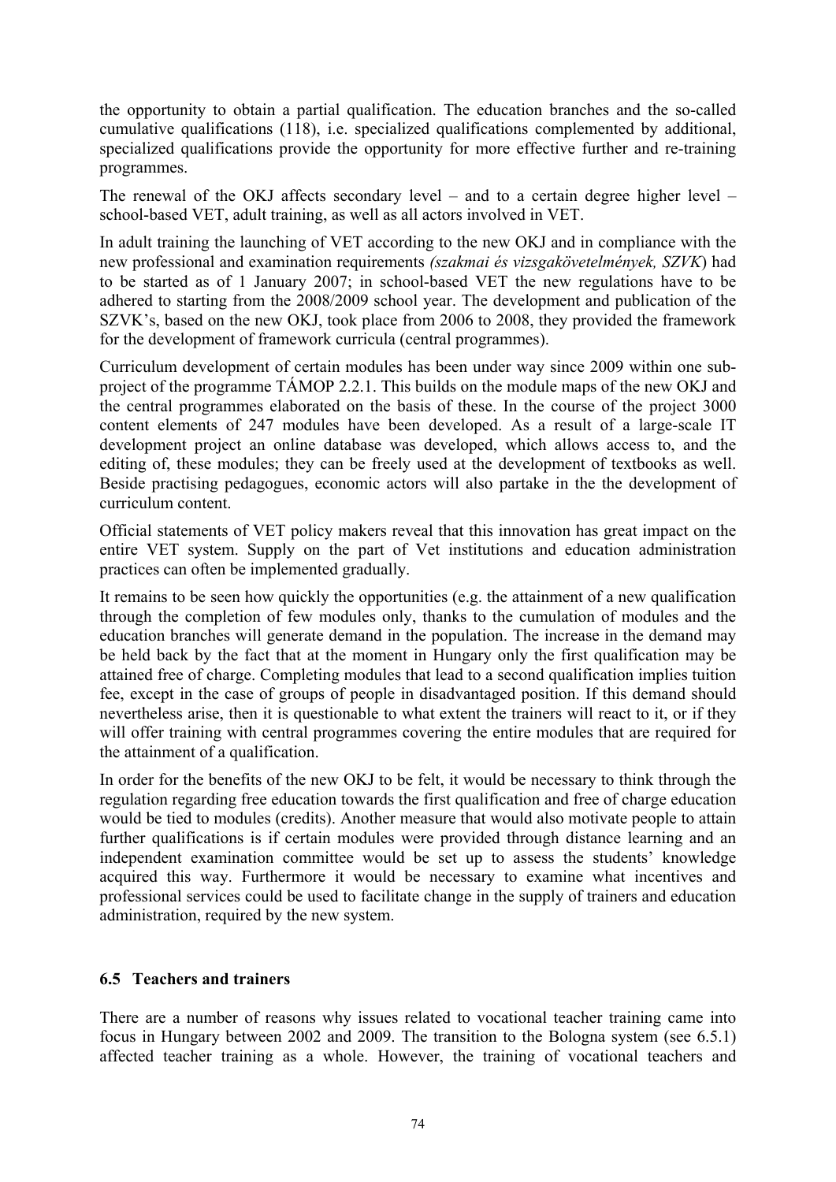the opportunity to obtain a partial qualification. The education branches and the so-called cumulative qualifications (118), i.e. specialized qualifications complemented by additional, specialized qualifications provide the opportunity for more effective further and re-training programmes.

The renewal of the OKJ affects secondary level – and to a certain degree higher level – school-based VET, adult training, as well as all actors involved in VET.

In adult training the launching of VET according to the new OKJ and in compliance with the new professional and examination requirements *(szakmai és vizsgakövetelmények, SZVK*) had to be started as of 1 January 2007; in school-based VET the new regulations have to be adhered to starting from the 2008/2009 school year. The development and publication of the SZVK's, based on the new OKJ, took place from 2006 to 2008, they provided the framework for the development of framework curricula (central programmes).

Curriculum development of certain modules has been under way since 2009 within one sub-project of the programme TÁMOP 2.2.1. This builds on the module maps of the new OKJ and the central programmes elaborated on the basis of these. In the course of the project 3000 content elements of 247 modules have been developed. As a result of a large-scale IT development project an online database was developed, which allows access to, and the editing of, these modules; they can be freely used at the development of textbooks as well. Beside practising pedagogues, economic actors will also partake in the the development of curriculum content.

Official statements of VET policy makers reveal that this innovation has great impact on the entire VET system. Supply on the part of Vet institutions and education administration practices can often be implemented gradually.

It remains to be seen how quickly the opportunities (e.g. the attainment of a new qualification through the completion of few modules only, thanks to the cumulation of modules and the education branches will generate demand in the population. The increase in the demand may be held back by the fact that at the moment in Hungary only the first qualification may be attained free of charge. Completing modules that lead to a second qualification implies tuition fee, except in the case of groups of people in disadvantaged position. If this demand should nevertheless arise, then it is questionable to what extent the trainers will react to it, or if they will offer training with central programmes covering the entire modules that are required for the attainment of a qualification.

In order for the benefits of the new OKJ to be felt, it would be necessary to think through the regulation regarding free education towards the first qualification and free of charge education would be tied to modules (credits). Another measure that would also motivate people to attain further qualifications is if certain modules were provided through distance learning and an independent examination committee would be set up to assess the students' knowledge acquired this way. Furthermore it would be necessary to examine what incentives and professional services could be used to facilitate change in the supply of trainers and education administration, required by the new system.

### 6.5 Teachers and trainers

There are a number of reasons why issues related to vocational teacher training came into focus in Hungary between 2002 and 2009. The transition to the Bologna system (see 6.5.1) affected teacher training as a whole. However, the training of vocational teachers and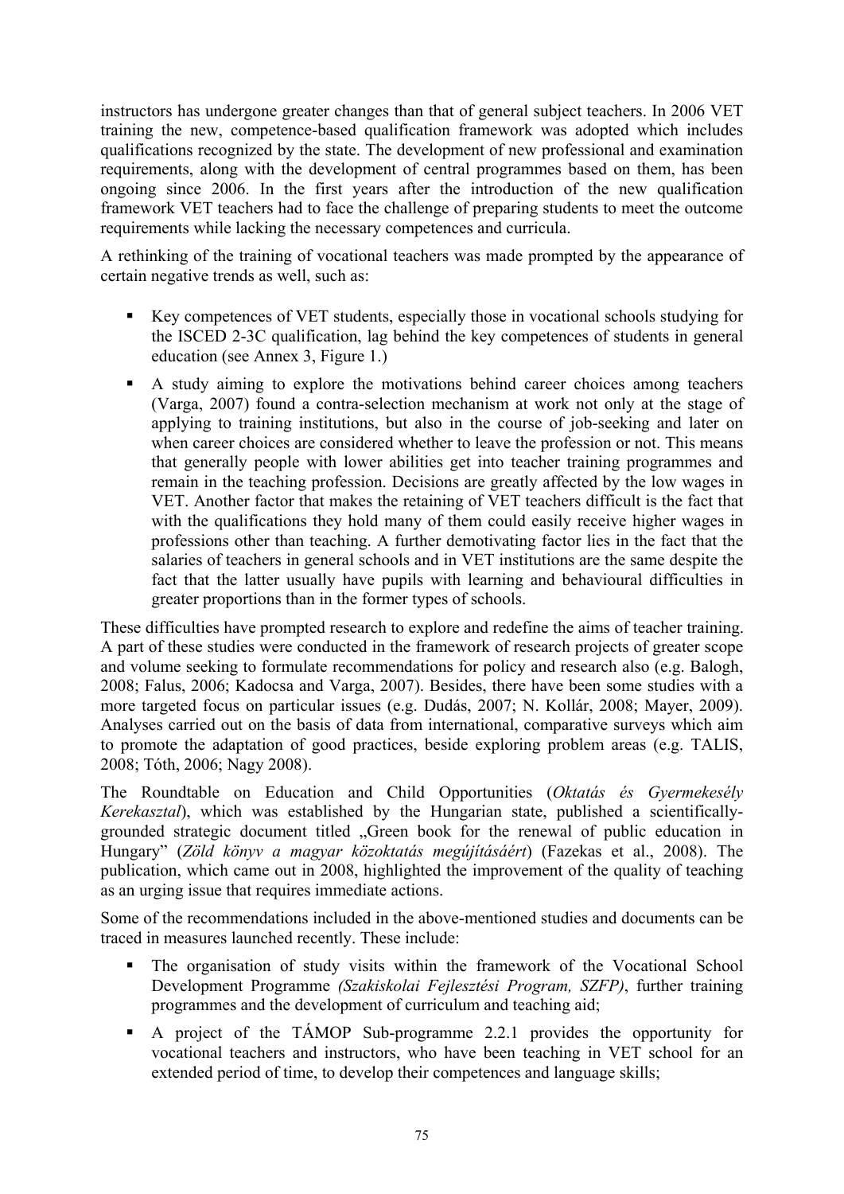instructors has undergone greater changes than that of general subject teachers. In 2006 VET training the new, competence-based qualification framework was adopted which includes qualifications recognized by the state. The development of new professional and examination requirements, along with the development of central programmes based on them, has been ongoing since 2006. In the first years after the introduction of the new qualification framework VET teachers had to face the challenge of preparing students to meet the outcome requirements while lacking the necessary competences and curricula.

A rethinking of the training of vocational teachers was made prompted by the appearance of certain negative trends as well, such as:

- Key competences of VET students, especially those in vocational schools studying for the ISCED 2-3C qualification, lag behind the key competences of students in general education (see Annex 3, Figure 1.)
- A study aiming to explore the motivations behind career choices among teachers (Varga, 2007) found a contra-selection mechanism at work not only at the stage of applying to training institutions, but also in the course of job-seeking and later on when career choices are considered whether to leave the profession or not. This means that generally people with lower abilities get into teacher training programmes and remain in the teaching profession. Decisions are greatly affected by the low wages in VET. Another factor that makes the retaining of VET teachers difficult is the fact that with the qualifications they hold many of them could easily receive higher wages in professions other than teaching. A further demotivating factor lies in the fact that the salaries of teachers in general schools and in VET institutions are the same despite the fact that the latter usually have pupils with learning and behavioural difficulties in greater proportions than in the former types of schools.

These difficulties have prompted research to explore and redefine the aims of teacher training. A part of these studies were conducted in the framework of research projects of greater scope and volume seeking to formulate recommendations for policy and research also (e.g. Balogh, 2008; Falus, 2006; Kadocsa and Varga, 2007). Besides, there have been some studies with a more targeted focus on particular issues (e.g. Dudás, 2007; N. Kollár, 2008; Mayer, 2009). Analyses carried out on the basis of data from international, comparative surveys which aim to promote the adaptation of good practices, beside exploring problem areas (e.g. TALIS, 2008; Tóth, 2006; Nagy 2008).

The Roundtable on Education and Child Opportunities (*Oktatás és Gyermekesély Kerekasztal*), which was established by the Hungarian state, published a scientifically-grounded strategic document titled „Green book for the renewal of public education in Hungary" (*Zöld könyv a magyar közoktatás megújításáért*) (Fazekas et al., 2008). The publication, which came out in 2008, highlighted the improvement of the quality of teaching as an urging issue that requires immediate actions.

Some of the recommendations included in the above-mentioned studies and documents can be traced in measures launched recently. These include:

- The organisation of study visits within the framework of the Vocational School Development Programme *(Szakiskolai Fejlesztési Program, SZFP)*, further training programmes and the development of curriculum and teaching aid;
- A project of the TÁMOP Sub-programme 2.2.1 provides the opportunity for vocational teachers and instructors, who have been teaching in VET school for an extended period of time, to develop their competences and language skills;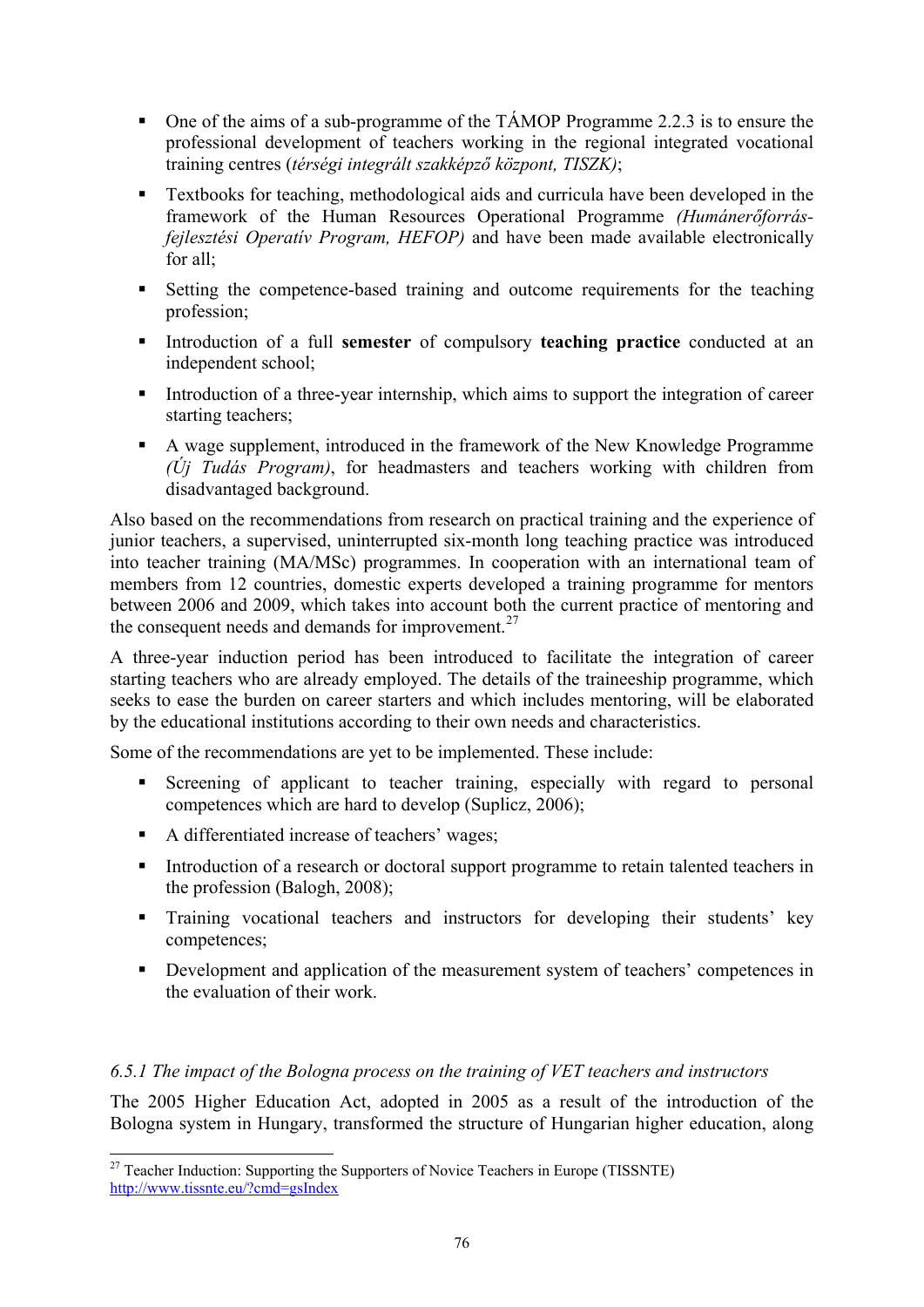- One of the aims of a sub-programme of the TÁMOP Programme 2.2.3 is to ensure the professional development of teachers working in the regional integrated vocational training centres (*térségi integrált szakképző központ, TISZK)*;
- Textbooks for teaching, methodological aids and curricula have been developed in the framework of the Human Resources Operational Programme *(Humánerőforrás-fejlesztési Operatív Program, HEFOP)* and have been made available electronically for all;
- Setting the competence-based training and outcome requirements for the teaching profession;
- Introduction of a full **semester** of compulsory **teaching practice** conducted at an independent school;
- Introduction of a three-year internship, which aims to support the integration of career starting teachers;
- A wage supplement, introduced in the framework of the New Knowledge Programme *(Új Tudás Program)*, for headmasters and teachers working with children from disadvantaged background.

Also based on the recommendations from research on practical training and the experience of junior teachers, a supervised, uninterrupted six-month long teaching practice was introduced into teacher training (MA/MSc) programmes. In cooperation with an international team of members from 12 countries, domestic experts developed a training programme for mentors between 2006 and 2009, which takes into account both the current practice of mentoring and the consequent needs and demands for improvement.[27]

A three-year induction period has been introduced to facilitate the integration of career starting teachers who are already employed. The details of the traineeship programme, which seeks to ease the burden on career starters and which includes mentoring, will be elaborated by the educational institutions according to their own needs and characteristics.

Some of the recommendations are yet to be implemented. These include:

- Screening of applicant to teacher training, especially with regard to personal competences which are hard to develop (Suplicz, 2006);
- A differentiated increase of teachers' wages;
- Introduction of a research or doctoral support programme to retain talented teachers in the profession (Balogh, 2008);
- Training vocational teachers and instructors for developing their students' key competences;
- Development and application of the measurement system of teachers' competences in the evaluation of their work.

### *6.5.1 The impact of the Bologna process on the training of VET teachers and instructors*

The 2005 Higher Education Act, adopted in 2005 as a result of the introduction of the Bologna system in Hungary, transformed the structure of Hungarian higher education, along

[27] Teacher Induction: Supporting the Supporters of Novice Teachers in Europe (TISSNTE) http://www.tissnte.eu/?cmd=gsIndex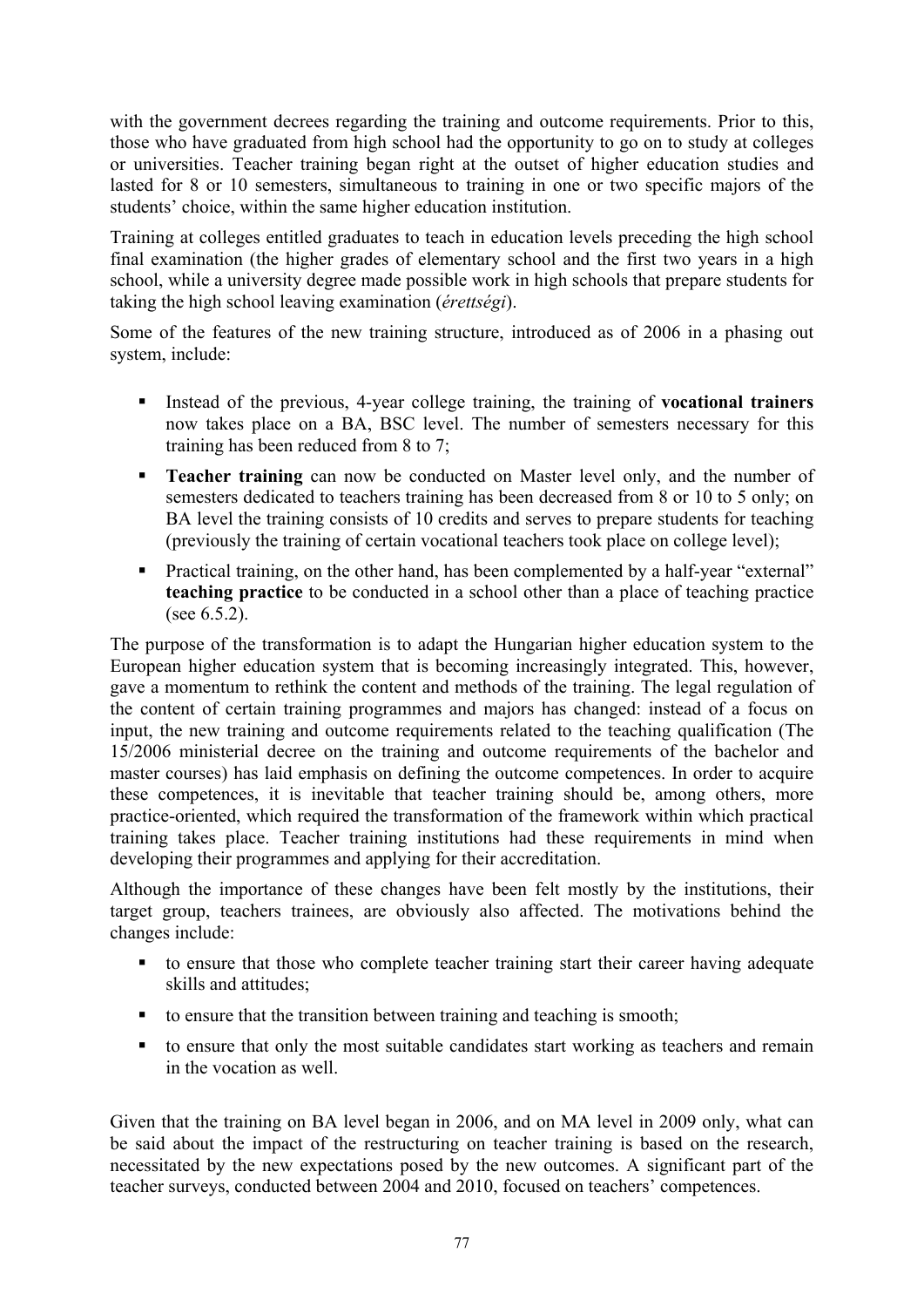with the government decrees regarding the training and outcome requirements. Prior to this, those who have graduated from high school had the opportunity to go on to study at colleges or universities. Teacher training began right at the outset of higher education studies and lasted for 8 or 10 semesters, simultaneous to training in one or two specific majors of the students' choice, within the same higher education institution.

Training at colleges entitled graduates to teach in education levels preceding the high school final examination (the higher grades of elementary school and the first two years in a high school, while a university degree made possible work in high schools that prepare students for taking the high school leaving examination (*érettségi*).

Some of the features of the new training structure, introduced as of 2006 in a phasing out system, include:

- Instead of the previous, 4-year college training, the training of **vocational trainers** now takes place on a BA, BSC level. The number of semesters necessary for this training has been reduced from 8 to 7;
- **Teacher training** can now be conducted on Master level only, and the number of semesters dedicated to teachers training has been decreased from 8 or 10 to 5 only; on BA level the training consists of 10 credits and serves to prepare students for teaching (previously the training of certain vocational teachers took place on college level);
- Practical training, on the other hand, has been complemented by a half-year "external" **teaching practice** to be conducted in a school other than a place of teaching practice (see 6.5.2).

The purpose of the transformation is to adapt the Hungarian higher education system to the European higher education system that is becoming increasingly integrated. This, however, gave a momentum to rethink the content and methods of the training. The legal regulation of the content of certain training programmes and majors has changed: instead of a focus on input, the new training and outcome requirements related to the teaching qualification (The 15/2006 ministerial decree on the training and outcome requirements of the bachelor and master courses) has laid emphasis on defining the outcome competences. In order to acquire these competences, it is inevitable that teacher training should be, among others, more practice-oriented, which required the transformation of the framework within which practical training takes place. Teacher training institutions had these requirements in mind when developing their programmes and applying for their accreditation.

Although the importance of these changes have been felt mostly by the institutions, their target group, teachers trainees, are obviously also affected. The motivations behind the changes include:

- to ensure that those who complete teacher training start their career having adequate skills and attitudes;
- to ensure that the transition between training and teaching is smooth;
- to ensure that only the most suitable candidates start working as teachers and remain in the vocation as well.

Given that the training on BA level began in 2006, and on MA level in 2009 only, what can be said about the impact of the restructuring on teacher training is based on the research, necessitated by the new expectations posed by the new outcomes. A significant part of the teacher surveys, conducted between 2004 and 2010, focused on teachers' competences.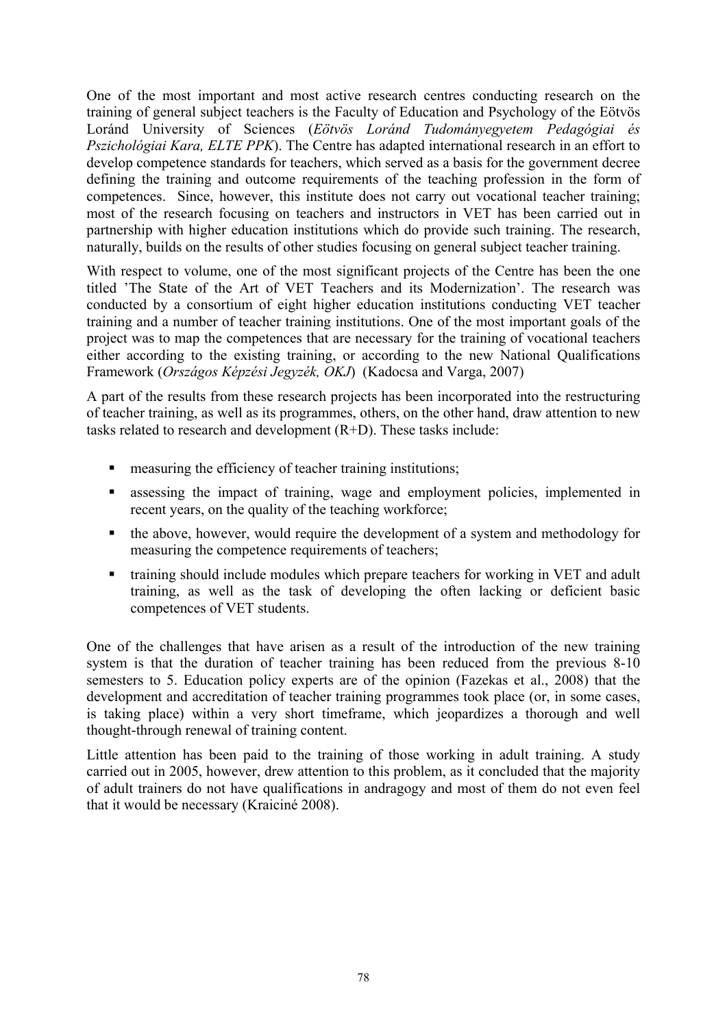One of the most important and most active research centres conducting research on the training of general subject teachers is the Faculty of Education and Psychology of the Eötvös Loránd University of Sciences (*Eötvös Loránd Tudományegyetem Pedagógiai és Pszichológiai Kara, ELTE PPK*). The Centre has adapted international research in an effort to develop competence standards for teachers, which served as a basis for the government decree defining the training and outcome requirements of the teaching profession in the form of competences. Since, however, this institute does not carry out vocational teacher training; most of the research focusing on teachers and instructors in VET has been carried out in partnership with higher education institutions which do provide such training. The research, naturally, builds on the results of other studies focusing on general subject teacher training.

With respect to volume, one of the most significant projects of the Centre has been the one titled 'The State of the Art of VET Teachers and its Modernization'. The research was conducted by a consortium of eight higher education institutions conducting VET teacher training and a number of teacher training institutions. One of the most important goals of the project was to map the competences that are necessary for the training of vocational teachers either according to the existing training, or according to the new National Qualifications Framework (*Országos Képzési Jegyzék, OKJ*) (Kadocsa and Varga, 2007)

A part of the results from these research projects has been incorporated into the restructuring of teacher training, as well as its programmes, others, on the other hand, draw attention to new tasks related to research and development (R+D). These tasks include:

- measuring the efficiency of teacher training institutions;
- assessing the impact of training, wage and employment policies, implemented in recent years, on the quality of the teaching workforce;
- the above, however, would require the development of a system and methodology for measuring the competence requirements of teachers;
- training should include modules which prepare teachers for working in VET and adult training, as well as the task of developing the often lacking or deficient basic competences of VET students.

One of the challenges that have arisen as a result of the introduction of the new training system is that the duration of teacher training has been reduced from the previous 8-10 semesters to 5. Education policy experts are of the opinion (Fazekas et al., 2008) that the development and accreditation of teacher training programmes took place (or, in some cases, is taking place) within a very short timeframe, which jeopardizes a thorough and well thought-through renewal of training content.

Little attention has been paid to the training of those working in adult training. A study carried out in 2005, however, drew attention to this problem, as it concluded that the majority of adult trainers do not have qualifications in andragogy and most of them do not even feel that it would be necessary (Kraiciné 2008).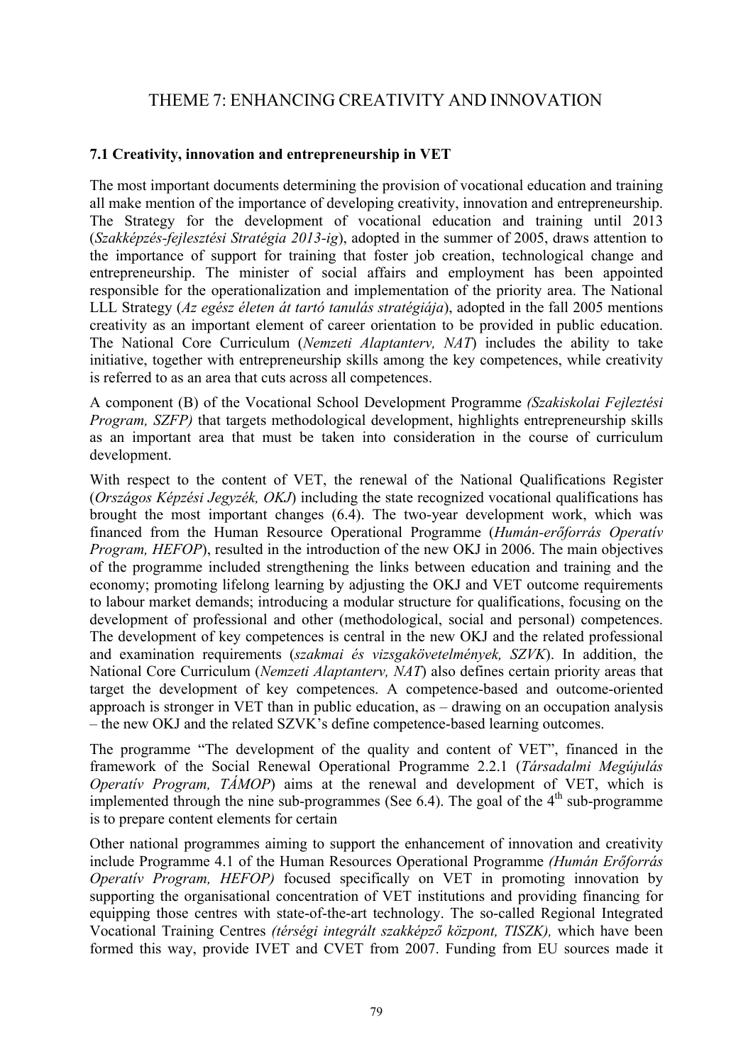# THEME 7: ENHANCING CREATIVITY AND INNOVATION

### 7.1 Creativity, innovation and entrepreneurship in VET

The most important documents determining the provision of vocational education and training all make mention of the importance of developing creativity, innovation and entrepreneurship. The Strategy for the development of vocational education and training until 2013 (*Szakképzés-fejlesztési Stratégia 2013-ig*), adopted in the summer of 2005, draws attention to the importance of support for training that foster job creation, technological change and entrepreneurship. The minister of social affairs and employment has been appointed responsible for the operationalization and implementation of the priority area. The National LLL Strategy (*Az egész életen át tartó tanulás stratégiája*), adopted in the fall 2005 mentions creativity as an important element of career orientation to be provided in public education. The National Core Curriculum (*Nemzeti Alaptanterv, NAT*) includes the ability to take initiative, together with entrepreneurship skills among the key competences, while creativity is referred to as an area that cuts across all competences.

A component (B) of the Vocational School Development Programme *(Szakiskolai Fejleztési Program, SZFP)* that targets methodological development, highlights entrepreneurship skills as an important area that must be taken into consideration in the course of curriculum development.

With respect to the content of VET, the renewal of the National Qualifications Register (*Országos Képzési Jegyzék, OKJ*) including the state recognized vocational qualifications has brought the most important changes (6.4). The two-year development work, which was financed from the Human Resource Operational Programme (*Humán-erőforrás Operatív Program, HEFOP*), resulted in the introduction of the new OKJ in 2006. The main objectives of the programme included strengthening the links between education and training and the economy; promoting lifelong learning by adjusting the OKJ and VET outcome requirements to labour market demands; introducing a modular structure for qualifications, focusing on the development of professional and other (methodological, social and personal) competences. The development of key competences is central in the new OKJ and the related professional and examination requirements (*szakmai és vizsgakövetelmények, SZVK*). In addition, the National Core Curriculum (*Nemzeti Alaptanterv, NAT*) also defines certain priority areas that target the development of key competences. A competence-based and outcome-oriented approach is stronger in VET than in public education, as – drawing on an occupation analysis – the new OKJ and the related SZVK's define competence-based learning outcomes.

The programme "The development of the quality and content of VET", financed in the framework of the Social Renewal Operational Programme 2.2.1 (*Társadalmi Megújulás Operatív Program, TÁMOP*) aims at the renewal and development of VET, which is implemented through the nine sub-programmes (See 6.4). The goal of the 4th sub-programme is to prepare content elements for certain

Other national programmes aiming to support the enhancement of innovation and creativity include Programme 4.1 of the Human Resources Operational Programme *(Humán Erőforrás Operatív Program, HEFOP)* focused specifically on VET in promoting innovation by supporting the organisational concentration of VET institutions and providing financing for equipping those centres with state-of-the-art technology. The so-called Regional Integrated Vocational Training Centres *(térségi integrált szakképző központ, TISZK),* which have been formed this way, provide IVET and CVET from 2007. Funding from EU sources made it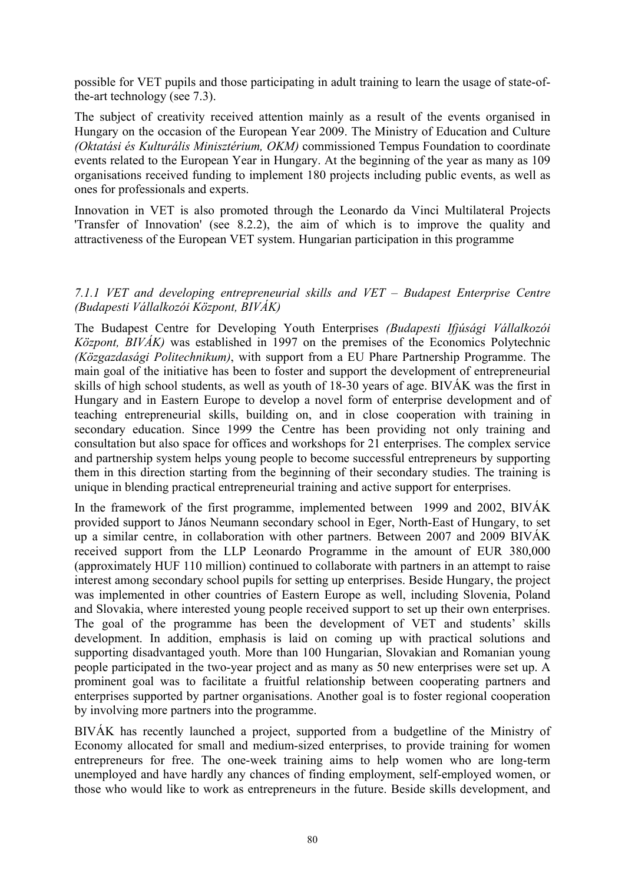possible for VET pupils and those participating in adult training to learn the usage of state-of-the-art technology (see 7.3).

The subject of creativity received attention mainly as a result of the events organised in Hungary on the occasion of the European Year 2009. The Ministry of Education and Culture *(Oktatási és Kulturális Minisztérium, OKM)* commissioned Tempus Foundation to coordinate events related to the European Year in Hungary. At the beginning of the year as many as 109 organisations received funding to implement 180 projects including public events, as well as ones for professionals and experts.

Innovation in VET is also promoted through the Leonardo da Vinci Multilateral Projects 'Transfer of Innovation' (see 8.2.2), the aim of which is to improve the quality and attractiveness of the European VET system. Hungarian participation in this programme

### *7.1.1 VET and developing entrepreneurial skills and VET – Budapest Enterprise Centre (Budapesti Vállalkozói Központ, BIVÁK)*

The Budapest Centre for Developing Youth Enterprises *(Budapesti Ifjúsági Vállalkozói Központ, BIVÁK)* was established in 1997 on the premises of the Economics Polytechnic *(Közgazdasági Politechnikum)*, with support from a EU Phare Partnership Programme. The main goal of the initiative has been to foster and support the development of entrepreneurial skills of high school students, as well as youth of 18-30 years of age. BIVÁK was the first in Hungary and in Eastern Europe to develop a novel form of enterprise development and of teaching entrepreneurial skills, building on, and in close cooperation with training in secondary education. Since 1999 the Centre has been providing not only training and consultation but also space for offices and workshops for 21 enterprises. The complex service and partnership system helps young people to become successful entrepreneurs by supporting them in this direction starting from the beginning of their secondary studies. The training is unique in blending practical entrepreneurial training and active support for enterprises.

In the framework of the first programme, implemented between 1999 and 2002, BIVÁK provided support to János Neumann secondary school in Eger, North-East of Hungary, to set up a similar centre, in collaboration with other partners. Between 2007 and 2009 BIVÁK received support from the LLP Leonardo Programme in the amount of EUR 380,000 (approximately HUF 110 million) continued to collaborate with partners in an attempt to raise interest among secondary school pupils for setting up enterprises. Beside Hungary, the project was implemented in other countries of Eastern Europe as well, including Slovenia, Poland and Slovakia, where interested young people received support to set up their own enterprises. The goal of the programme has been the development of VET and students' skills development. In addition, emphasis is laid on coming up with practical solutions and supporting disadvantaged youth. More than 100 Hungarian, Slovakian and Romanian young people participated in the two-year project and as many as 50 new enterprises were set up. A prominent goal was to facilitate a fruitful relationship between cooperating partners and enterprises supported by partner organisations. Another goal is to foster regional cooperation by involving more partners into the programme.

BIVÁK has recently launched a project, supported from a budgetline of the Ministry of Economy allocated for small and medium-sized enterprises, to provide training for women entrepreneurs for free. The one-week training aims to help women who are long-term unemployed and have hardly any chances of finding employment, self-employed women, or those who would like to work as entrepreneurs in the future. Beside skills development, and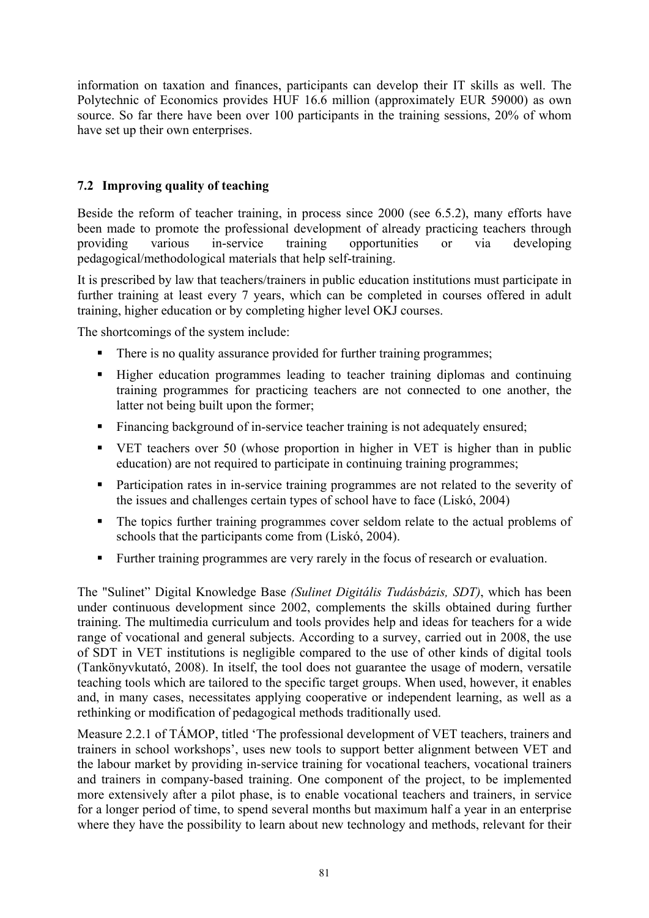information on taxation and finances, participants can develop their IT skills as well. The Polytechnic of Economics provides HUF 16.6 million (approximately EUR 59000) as own source. So far there have been over 100 participants in the training sessions, 20% of whom have set up their own enterprises.

## 7.2 Improving quality of teaching

Beside the reform of teacher training, in process since 2000 (see 6.5.2), many efforts have been made to promote the professional development of already practicing teachers through providing various in-service training opportunities or via developing pedagogical/methodological materials that help self-training.

It is prescribed by law that teachers/trainers in public education institutions must participate in further training at least every 7 years, which can be completed in courses offered in adult training, higher education or by completing higher level OKJ courses.

The shortcomings of the system include:

- There is no quality assurance provided for further training programmes;
- Higher education programmes leading to teacher training diplomas and continuing training programmes for practicing teachers are not connected to one another, the latter not being built upon the former;
- Financing background of in-service teacher training is not adequately ensured;
- VET teachers over 50 (whose proportion in higher in VET is higher than in public education) are not required to participate in continuing training programmes;
- Participation rates in in-service training programmes are not related to the severity of the issues and challenges certain types of school have to face (Liskó, 2004)
- The topics further training programmes cover seldom relate to the actual problems of schools that the participants come from (Liskó, 2004).
- Further training programmes are very rarely in the focus of research or evaluation.

The "Sulinet" Digital Knowledge Base *(Sulinet Digitális Tudásbázis, SDT)*, which has been under continuous development since 2002, complements the skills obtained during further training. The multimedia curriculum and tools provides help and ideas for teachers for a wide range of vocational and general subjects. According to a survey, carried out in 2008, the use of SDT in VET institutions is negligible compared to the use of other kinds of digital tools (Tankönyvkutató, 2008). In itself, the tool does not guarantee the usage of modern, versatile teaching tools which are tailored to the specific target groups. When used, however, it enables and, in many cases, necessitates applying cooperative or independent learning, as well as a rethinking or modification of pedagogical methods traditionally used.

Measure 2.2.1 of TÁMOP, titled 'The professional development of VET teachers, trainers and trainers in school workshops', uses new tools to support better alignment between VET and the labour market by providing in-service training for vocational teachers, vocational trainers and trainers in company-based training. One component of the project, to be implemented more extensively after a pilot phase, is to enable vocational teachers and trainers, in service for a longer period of time, to spend several months but maximum half a year in an enterprise where they have the possibility to learn about new technology and methods, relevant for their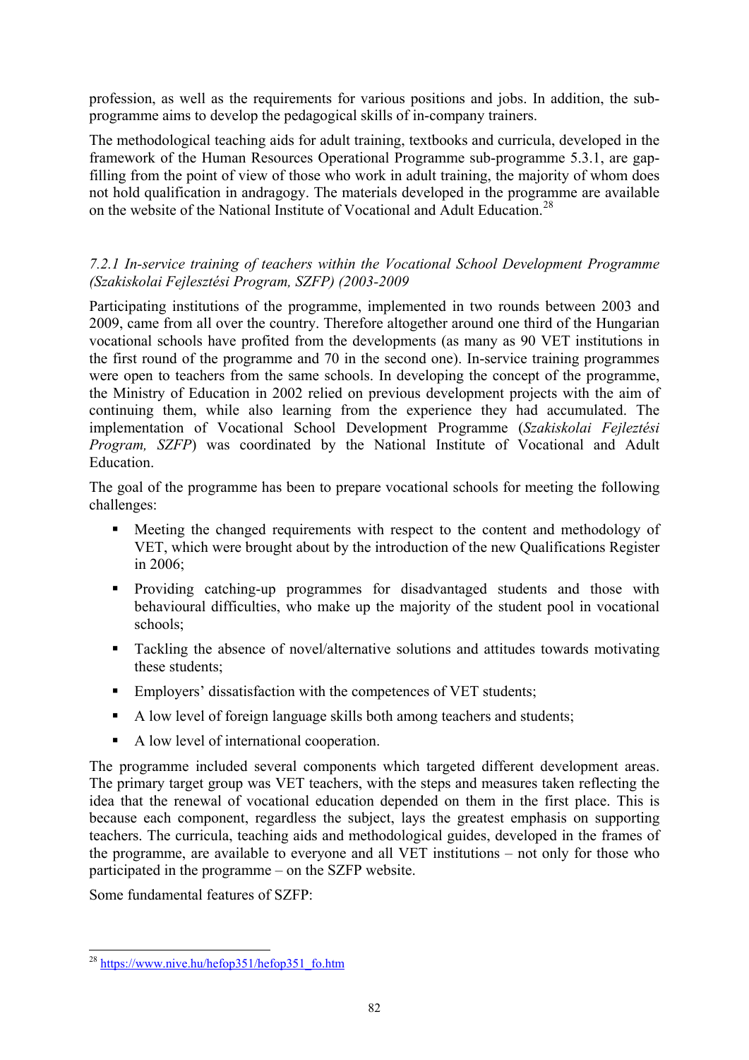profession, as well as the requirements for various positions and jobs. In addition, the sub-programme aims to develop the pedagogical skills of in-company trainers.

The methodological teaching aids for adult training, textbooks and curricula, developed in the framework of the Human Resources Operational Programme sub-programme 5.3.1, are gap-filling from the point of view of those who work in adult training, the majority of whom does not hold qualification in andragogy. The materials developed in the programme are available on the website of the National Institute of Vocational and Adult Education.[28]

### *7.2.1 In-service training of teachers within the Vocational School Development Programme (Szakiskolai Fejlesztési Program, SZFP) (2003-2009*

Participating institutions of the programme, implemented in two rounds between 2003 and 2009, came from all over the country. Therefore altogether around one third of the Hungarian vocational schools have profited from the developments (as many as 90 VET institutions in the first round of the programme and 70 in the second one). In-service training programmes were open to teachers from the same schools. In developing the concept of the programme, the Ministry of Education in 2002 relied on previous development projects with the aim of continuing them, while also learning from the experience they had accumulated. The implementation of Vocational School Development Programme (*Szakiskolai Fejleztési Program, SZFP*) was coordinated by the National Institute of Vocational and Adult Education.

The goal of the programme has been to prepare vocational schools for meeting the following challenges:

- Meeting the changed requirements with respect to the content and methodology of VET, which were brought about by the introduction of the new Qualifications Register in 2006;
- Providing catching-up programmes for disadvantaged students and those with behavioural difficulties, who make up the majority of the student pool in vocational schools;
- Tackling the absence of novel/alternative solutions and attitudes towards motivating these students;
- Employers' dissatisfaction with the competences of VET students;
- A low level of foreign language skills both among teachers and students;
- A low level of international cooperation.

The programme included several components which targeted different development areas. The primary target group was VET teachers, with the steps and measures taken reflecting the idea that the renewal of vocational education depended on them in the first place. This is because each component, regardless the subject, lays the greatest emphasis on supporting teachers. The curricula, teaching aids and methodological guides, developed in the frames of the programme, are available to everyone and all VET institutions – not only for those who participated in the programme – on the SZFP website.

Some fundamental features of SZFP:

[28] https://www.nive.hu/hefop351/hefop351_fo.htm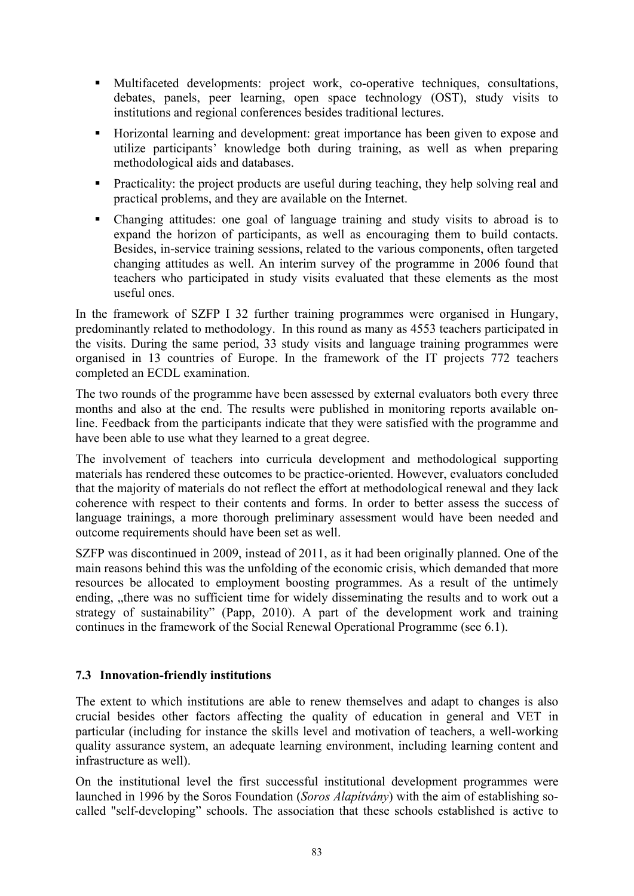- Multifaceted developments: project work, co-operative techniques, consultations, debates, panels, peer learning, open space technology (OST), study visits to institutions and regional conferences besides traditional lectures.
- Horizontal learning and development: great importance has been given to expose and utilize participants' knowledge both during training, as well as when preparing methodological aids and databases.
- Practicality: the project products are useful during teaching, they help solving real and practical problems, and they are available on the Internet.
- Changing attitudes: one goal of language training and study visits to abroad is to expand the horizon of participants, as well as encouraging them to build contacts. Besides, in-service training sessions, related to the various components, often targeted changing attitudes as well. An interim survey of the programme in 2006 found that teachers who participated in study visits evaluated that these elements as the most useful ones.

In the framework of SZFP I 32 further training programmes were organised in Hungary, predominantly related to methodology. In this round as many as 4553 teachers participated in the visits. During the same period, 33 study visits and language training programmes were organised in 13 countries of Europe. In the framework of the IT projects 772 teachers completed an ECDL examination.

The two rounds of the programme have been assessed by external evaluators both every three months and also at the end. The results were published in monitoring reports available on-line. Feedback from the participants indicate that they were satisfied with the programme and have been able to use what they learned to a great degree.

The involvement of teachers into curricula development and methodological supporting materials has rendered these outcomes to be practice-oriented. However, evaluators concluded that the majority of materials do not reflect the effort at methodological renewal and they lack coherence with respect to their contents and forms. In order to better assess the success of language trainings, a more thorough preliminary assessment would have been needed and outcome requirements should have been set as well.

SZFP was discontinued in 2009, instead of 2011, as it had been originally planned. One of the main reasons behind this was the unfolding of the economic crisis, which demanded that more resources be allocated to employment boosting programmes. As a result of the untimely ending, „there was no sufficient time for widely disseminating the results and to work out a strategy of sustainability" (Papp, 2010). A part of the development work and training continues in the framework of the Social Renewal Operational Programme (see 6.1).

### 7.3 Innovation-friendly institutions

The extent to which institutions are able to renew themselves and adapt to changes is also crucial besides other factors affecting the quality of education in general and VET in particular (including for instance the skills level and motivation of teachers, a well-working quality assurance system, an adequate learning environment, including learning content and infrastructure as well).

On the institutional level the first successful institutional development programmes were launched in 1996 by the Soros Foundation (*Soros Alapítvány*) with the aim of establishing so-called "self-developing" schools. The association that these schools established is active to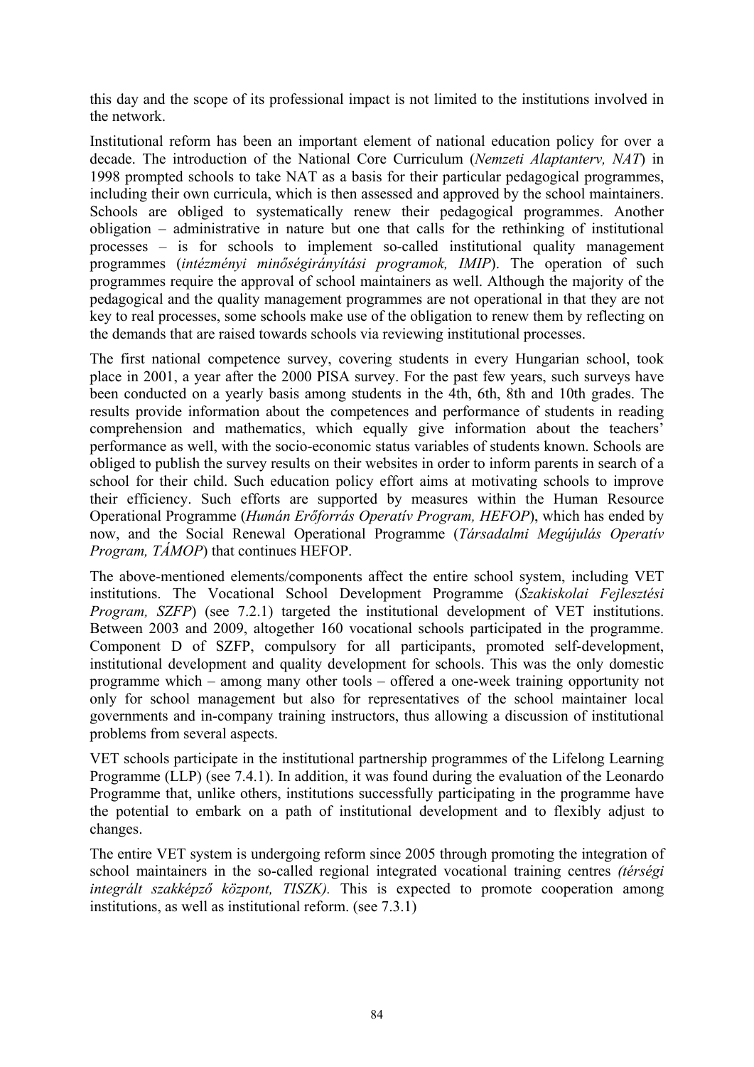this day and the scope of its professional impact is not limited to the institutions involved in the network.

Institutional reform has been an important element of national education policy for over a decade. The introduction of the National Core Curriculum (*Nemzeti Alaptanterv, NAT*) in 1998 prompted schools to take NAT as a basis for their particular pedagogical programmes, including their own curricula, which is then assessed and approved by the school maintainers. Schools are obliged to systematically renew their pedagogical programmes. Another obligation – administrative in nature but one that calls for the rethinking of institutional processes – is for schools to implement so-called institutional quality management programmes (*intézményi minőségirányítási programok, IMIP*). The operation of such programmes require the approval of school maintainers as well. Although the majority of the pedagogical and the quality management programmes are not operational in that they are not key to real processes, some schools make use of the obligation to renew them by reflecting on the demands that are raised towards schools via reviewing institutional processes.

The first national competence survey, covering students in every Hungarian school, took place in 2001, a year after the 2000 PISA survey. For the past few years, such surveys have been conducted on a yearly basis among students in the 4th, 6th, 8th and 10th grades. The results provide information about the competences and performance of students in reading comprehension and mathematics, which equally give information about the teachers' performance as well, with the socio-economic status variables of students known. Schools are obliged to publish the survey results on their websites in order to inform parents in search of a school for their child. Such education policy effort aims at motivating schools to improve their efficiency. Such efforts are supported by measures within the Human Resource Operational Programme (*Humán Erőforrás Operatív Program, HEFOP*), which has ended by now, and the Social Renewal Operational Programme (*Társadalmi Megújulás Operatív Program, TÁMOP*) that continues HEFOP.

The above-mentioned elements/components affect the entire school system, including VET institutions. The Vocational School Development Programme (*Szakiskolai Fejlesztési Program, SZFP*) (see 7.2.1) targeted the institutional development of VET institutions. Between 2003 and 2009, altogether 160 vocational schools participated in the programme. Component D of SZFP, compulsory for all participants, promoted self-development, institutional development and quality development for schools. This was the only domestic programme which – among many other tools – offered a one-week training opportunity not only for school management but also for representatives of the school maintainer local governments and in-company training instructors, thus allowing a discussion of institutional problems from several aspects.

VET schools participate in the institutional partnership programmes of the Lifelong Learning Programme (LLP) (see 7.4.1). In addition, it was found during the evaluation of the Leonardo Programme that, unlike others, institutions successfully participating in the programme have the potential to embark on a path of institutional development and to flexibly adjust to changes.

The entire VET system is undergoing reform since 2005 through promoting the integration of school maintainers in the so-called regional integrated vocational training centres *(térségi integrált szakképző központ, TISZK).* This is expected to promote cooperation among institutions, as well as institutional reform. (see 7.3.1)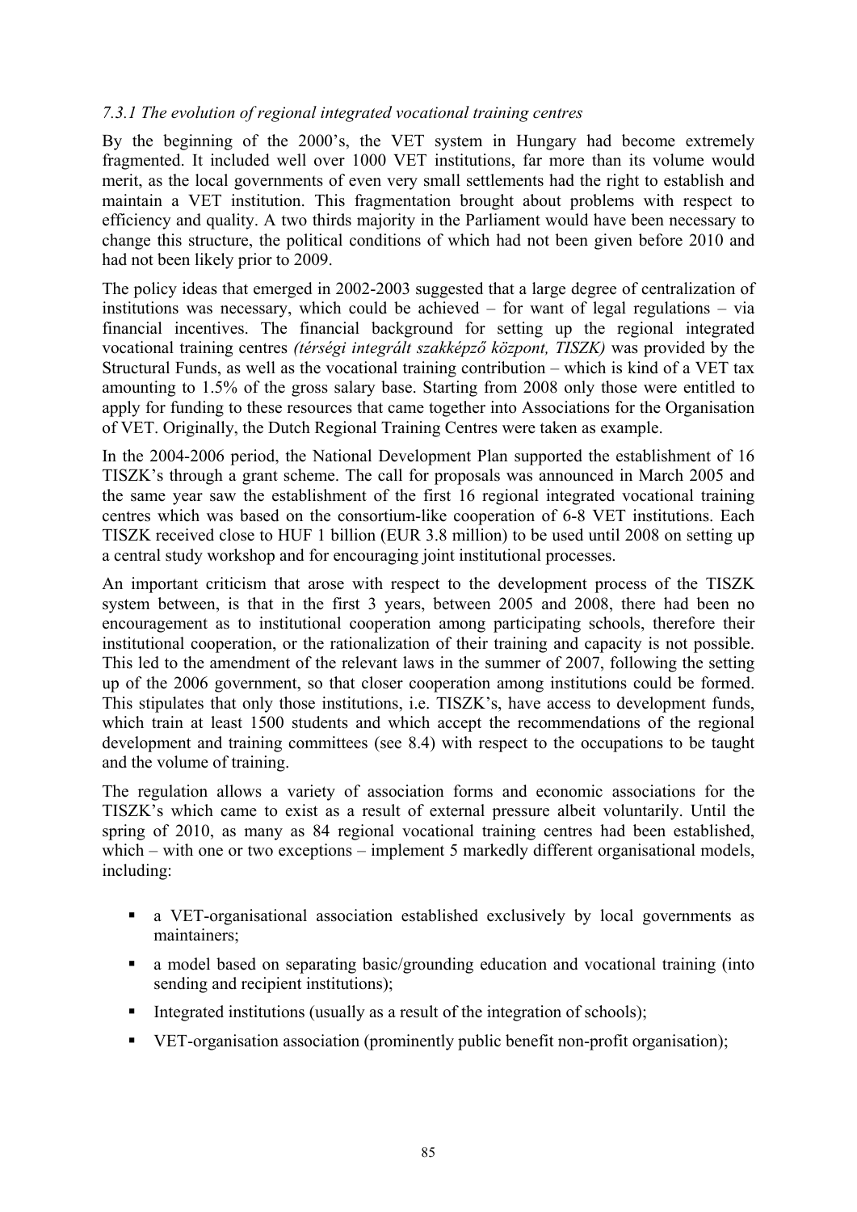*7.3.1 The evolution of regional integrated vocational training centres*

By the beginning of the 2000's, the VET system in Hungary had become extremely fragmented. It included well over 1000 VET institutions, far more than its volume would merit, as the local governments of even very small settlements had the right to establish and maintain a VET institution. This fragmentation brought about problems with respect to efficiency and quality. A two thirds majority in the Parliament would have been necessary to change this structure, the political conditions of which had not been given before 2010 and had not been likely prior to 2009.

The policy ideas that emerged in 2002-2003 suggested that a large degree of centralization of institutions was necessary, which could be achieved – for want of legal regulations – via financial incentives. The financial background for setting up the regional integrated vocational training centres *(térségi integrált szakképző központ, TISZK)* was provided by the Structural Funds, as well as the vocational training contribution – which is kind of a VET tax amounting to 1.5% of the gross salary base. Starting from 2008 only those were entitled to apply for funding to these resources that came together into Associations for the Organisation of VET. Originally, the Dutch Regional Training Centres were taken as example.

In the 2004-2006 period, the National Development Plan supported the establishment of 16 TISZK's through a grant scheme. The call for proposals was announced in March 2005 and the same year saw the establishment of the first 16 regional integrated vocational training centres which was based on the consortium-like cooperation of 6-8 VET institutions. Each TISZK received close to HUF 1 billion (EUR 3.8 million) to be used until 2008 on setting up a central study workshop and for encouraging joint institutional processes.

An important criticism that arose with respect to the development process of the TISZK system between, is that in the first 3 years, between 2005 and 2008, there had been no encouragement as to institutional cooperation among participating schools, therefore their institutional cooperation, or the rationalization of their training and capacity is not possible. This led to the amendment of the relevant laws in the summer of 2007, following the setting up of the 2006 government, so that closer cooperation among institutions could be formed. This stipulates that only those institutions, i.e. TISZK's, have access to development funds, which train at least 1500 students and which accept the recommendations of the regional development and training committees (see 8.4) with respect to the occupations to be taught and the volume of training.

The regulation allows a variety of association forms and economic associations for the TISZK's which came to exist as a result of external pressure albeit voluntarily. Until the spring of 2010, as many as 84 regional vocational training centres had been established, which – with one or two exceptions – implement 5 markedly different organisational models, including:

- a VET-organisational association established exclusively by local governments as maintainers;
- a model based on separating basic/grounding education and vocational training (into sending and recipient institutions);
- Integrated institutions (usually as a result of the integration of schools);
- VET-organisation association (prominently public benefit non-profit organisation);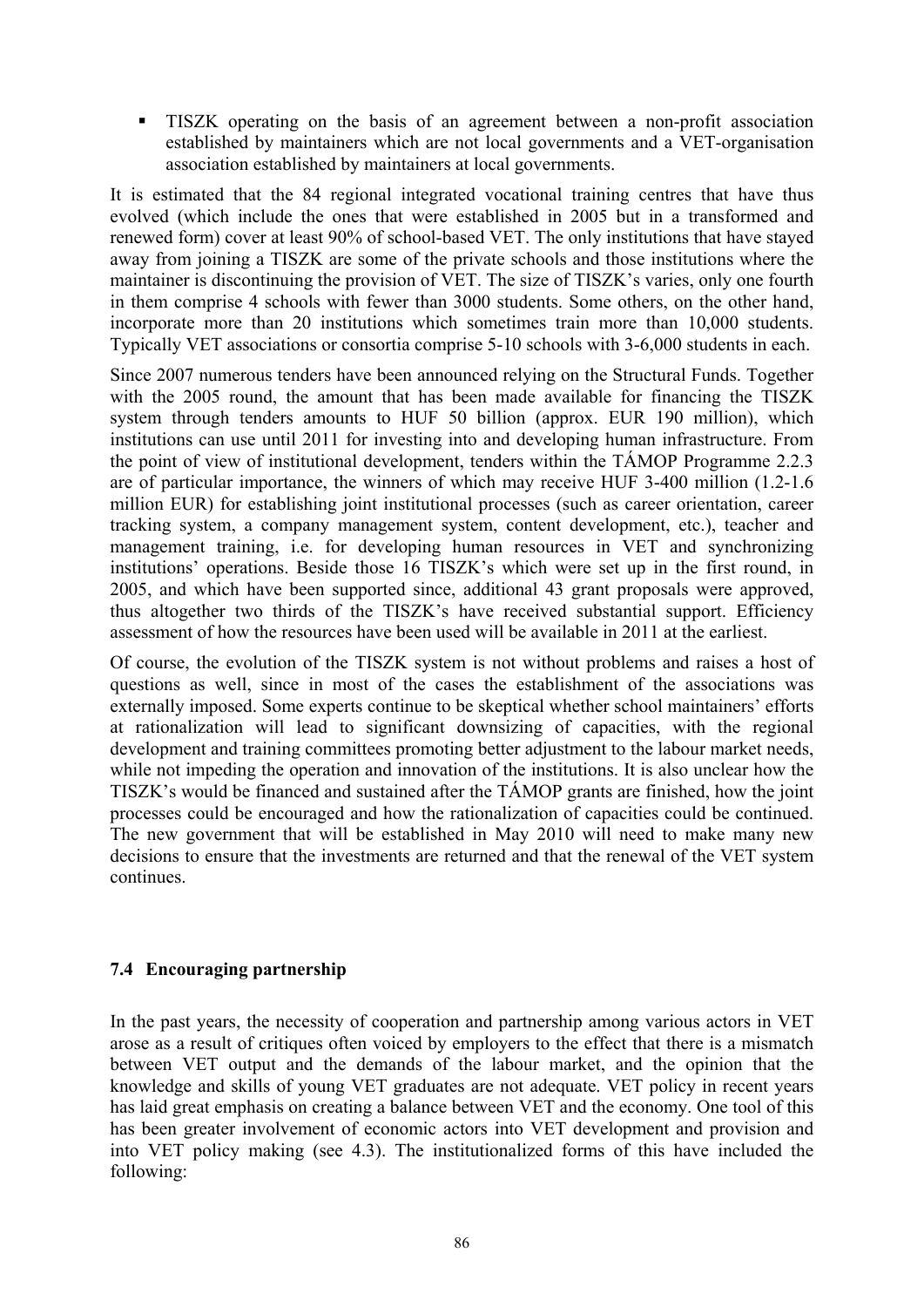- TISZK operating on the basis of an agreement between a non-profit association established by maintainers which are not local governments and a VET-organisation association established by maintainers at local governments.

It is estimated that the 84 regional integrated vocational training centres that have thus evolved (which include the ones that were established in 2005 but in a transformed and renewed form) cover at least 90% of school-based VET. The only institutions that have stayed away from joining a TISZK are some of the private schools and those institutions where the maintainer is discontinuing the provision of VET. The size of TISZK's varies, only one fourth in them comprise 4 schools with fewer than 3000 students. Some others, on the other hand, incorporate more than 20 institutions which sometimes train more than 10,000 students. Typically VET associations or consortia comprise 5-10 schools with 3-6,000 students in each.

Since 2007 numerous tenders have been announced relying on the Structural Funds. Together with the 2005 round, the amount that has been made available for financing the TISZK system through tenders amounts to HUF 50 billion (approx. EUR 190 million), which institutions can use until 2011 for investing into and developing human infrastructure. From the point of view of institutional development, tenders within the TÁMOP Programme 2.2.3 are of particular importance, the winners of which may receive HUF 3-400 million (1.2-1.6 million EUR) for establishing joint institutional processes (such as career orientation, career tracking system, a company management system, content development, etc.), teacher and management training, i.e. for developing human resources in VET and synchronizing institutions' operations. Beside those 16 TISZK's which were set up in the first round, in 2005, and which have been supported since, additional 43 grant proposals were approved, thus altogether two thirds of the TISZK's have received substantial support. Efficiency assessment of how the resources have been used will be available in 2011 at the earliest.

Of course, the evolution of the TISZK system is not without problems and raises a host of questions as well, since in most of the cases the establishment of the associations was externally imposed. Some experts continue to be skeptical whether school maintainers' efforts at rationalization will lead to significant downsizing of capacities, with the regional development and training committees promoting better adjustment to the labour market needs, while not impeding the operation and innovation of the institutions. It is also unclear how the TISZK's would be financed and sustained after the TÁMOP grants are finished, how the joint processes could be encouraged and how the rationalization of capacities could be continued. The new government that will be established in May 2010 will need to make many new decisions to ensure that the investments are returned and that the renewal of the VET system continues.

### 7.4 Encouraging partnership

In the past years, the necessity of cooperation and partnership among various actors in VET arose as a result of critiques often voiced by employers to the effect that there is a mismatch between VET output and the demands of the labour market, and the opinion that the knowledge and skills of young VET graduates are not adequate. VET policy in recent years has laid great emphasis on creating a balance between VET and the economy. One tool of this has been greater involvement of economic actors into VET development and provision and into VET policy making (see 4.3). The institutionalized forms of this have included the following: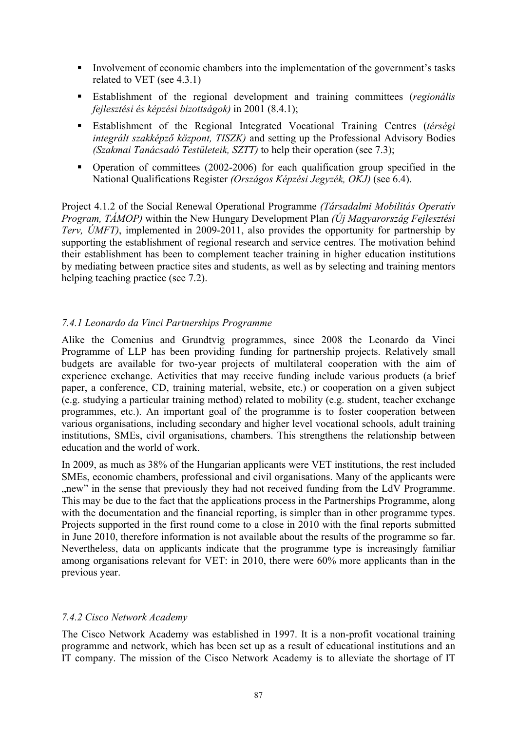- Involvement of economic chambers into the implementation of the government's tasks related to VET (see 4.3.1)
- Establishment of the regional development and training committees (*regionális fejlesztési és képzési bizottságok)* in 2001 (8.4.1);
- Establishment of the Regional Integrated Vocational Training Centres (*térségi integrált szakképző központ, TISZK)* and setting up the Professional Advisory Bodies *(Szakmai Tanácsadó Testületeik, SZTT)* to help their operation (see 7.3);
- Operation of committees (2002-2006) for each qualification group specified in the National Qualifications Register *(Országos Képzési Jegyzék, OKJ)* (see 6.4).

Project 4.1.2 of the Social Renewal Operational Programme *(Társadalmi Mobilitás Operatív Program, TÁMOP)* within the New Hungary Development Plan *(Új Magyarország Fejlesztési Terv, ÚMFT)*, implemented in 2009-2011, also provides the opportunity for partnership by supporting the establishment of regional research and service centres. The motivation behind their establishment has been to complement teacher training in higher education institutions by mediating between practice sites and students, as well as by selecting and training mentors helping teaching practice (see 7.2).

### *7.4.1 Leonardo da Vinci Partnerships Programme*

Alike the Comenius and Grundtvig programmes, since 2008 the Leonardo da Vinci Programme of LLP has been providing funding for partnership projects. Relatively small budgets are available for two-year projects of multilateral cooperation with the aim of experience exchange. Activities that may receive funding include various products (a brief paper, a conference, CD, training material, website, etc.) or cooperation on a given subject (e.g. studying a particular training method) related to mobility (e.g. student, teacher exchange programmes, etc.). An important goal of the programme is to foster cooperation between various organisations, including secondary and higher level vocational schools, adult training institutions, SMEs, civil organisations, chambers. This strengthens the relationship between education and the world of work.

In 2009, as much as 38% of the Hungarian applicants were VET institutions, the rest included SMEs, economic chambers, professional and civil organisations. Many of the applicants were „new" in the sense that previously they had not received funding from the LdV Programme. This may be due to the fact that the applications process in the Partnerships Programme, along with the documentation and the financial reporting, is simpler than in other programme types. Projects supported in the first round come to a close in 2010 with the final reports submitted in June 2010, therefore information is not available about the results of the programme so far. Nevertheless, data on applicants indicate that the programme type is increasingly familiar among organisations relevant for VET: in 2010, there were 60% more applicants than in the previous year.

### *7.4.2 Cisco Network Academy*

The Cisco Network Academy was established in 1997. It is a non-profit vocational training programme and network, which has been set up as a result of educational institutions and an IT company. The mission of the Cisco Network Academy is to alleviate the shortage of IT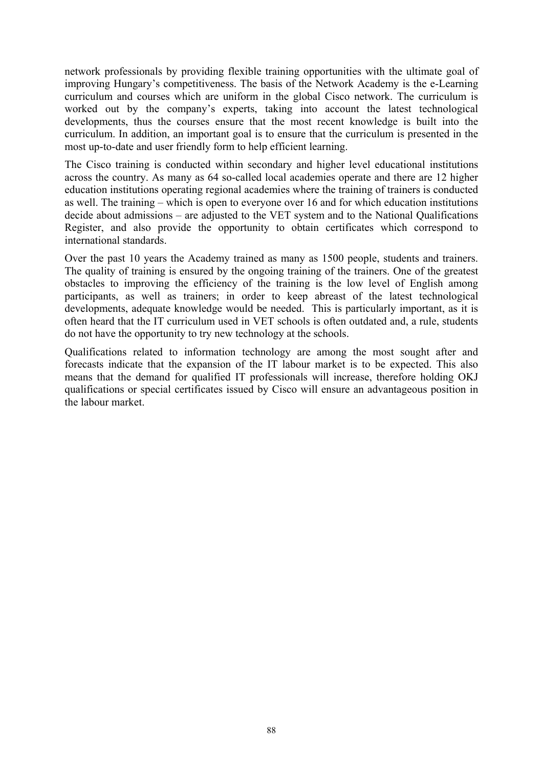network professionals by providing flexible training opportunities with the ultimate goal of improving Hungary's competitiveness. The basis of the Network Academy is the e-Learning curriculum and courses which are uniform in the global Cisco network. The curriculum is worked out by the company's experts, taking into account the latest technological developments, thus the courses ensure that the most recent knowledge is built into the curriculum. In addition, an important goal is to ensure that the curriculum is presented in the most up-to-date and user friendly form to help efficient learning.

The Cisco training is conducted within secondary and higher level educational institutions across the country. As many as 64 so-called local academies operate and there are 12 higher education institutions operating regional academies where the training of trainers is conducted as well. The training – which is open to everyone over 16 and for which education institutions decide about admissions – are adjusted to the VET system and to the National Qualifications Register, and also provide the opportunity to obtain certificates which correspond to international standards.

Over the past 10 years the Academy trained as many as 1500 people, students and trainers. The quality of training is ensured by the ongoing training of the trainers. One of the greatest obstacles to improving the efficiency of the training is the low level of English among participants, as well as trainers; in order to keep abreast of the latest technological developments, adequate knowledge would be needed. This is particularly important, as it is often heard that the IT curriculum used in VET schools is often outdated and, a rule, students do not have the opportunity to try new technology at the schools.

Qualifications related to information technology are among the most sought after and forecasts indicate that the expansion of the IT labour market is to be expected. This also means that the demand for qualified IT professionals will increase, therefore holding OKJ qualifications or special certificates issued by Cisco will ensure an advantageous position in the labour market.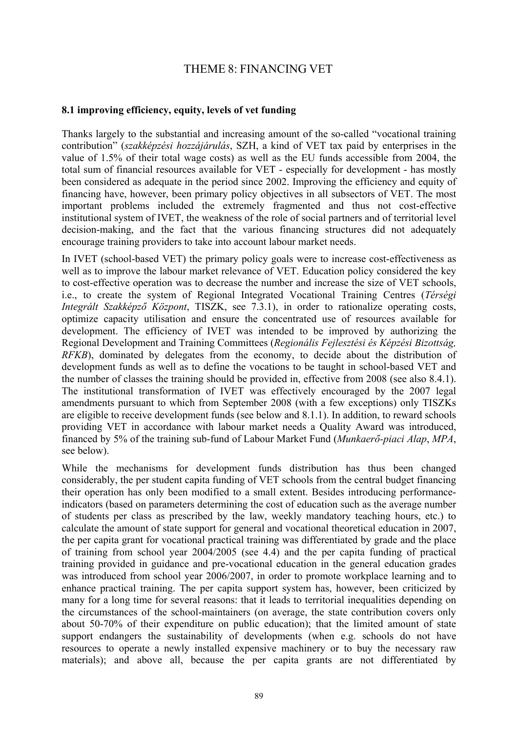# THEME 8: FINANCING VET

### 8.1 improving efficiency, equity, levels of vet funding

Thanks largely to the substantial and increasing amount of the so-called "vocational training contribution" (*szakképzési hozzájárulás*, SZH, a kind of VET tax paid by enterprises in the value of 1.5% of their total wage costs) as well as the EU funds accessible from 2004, the total sum of financial resources available for VET - especially for development - has mostly been considered as adequate in the period since 2002. Improving the efficiency and equity of financing have, however, been primary policy objectives in all subsectors of VET. The most important problems included the extremely fragmented and thus not cost-effective institutional system of IVET, the weakness of the role of social partners and of territorial level decision-making, and the fact that the various financing structures did not adequately encourage training providers to take into account labour market needs.

In IVET (school-based VET) the primary policy goals were to increase cost-effectiveness as well as to improve the labour market relevance of VET. Education policy considered the key to cost-effective operation was to decrease the number and increase the size of VET schools, i.e., to create the system of Regional Integrated Vocational Training Centres (*Térségi Integrált Szakképző Központ*, TISZK, see 7.3.1), in order to rationalize operating costs, optimize capacity utilisation and ensure the concentrated use of resources available for development. The efficiency of IVET was intended to be improved by authorizing the Regional Development and Training Committees (*Regionális Fejlesztési és Képzési Bizottság, RFKB*), dominated by delegates from the economy, to decide about the distribution of development funds as well as to define the vocations to be taught in school-based VET and the number of classes the training should be provided in, effective from 2008 (see also 8.4.1). The institutional transformation of IVET was effectively encouraged by the 2007 legal amendments pursuant to which from September 2008 (with a few exceptions) only TISZKs are eligible to receive development funds (see below and 8.1.1). In addition, to reward schools providing VET in accordance with labour market needs a Quality Award was introduced, financed by 5% of the training sub-fund of Labour Market Fund (*Munkaerő-piaci Alap*, *MPA*, see below).

While the mechanisms for development funds distribution has thus been changed considerably, the per student capita funding of VET schools from the central budget financing their operation has only been modified to a small extent. Besides introducing performance-indicators (based on parameters determining the cost of education such as the average number of students per class as prescribed by the law, weekly mandatory teaching hours, etc.) to calculate the amount of state support for general and vocational theoretical education in 2007, the per capita grant for vocational practical training was differentiated by grade and the place of training from school year 2004/2005 (see 4.4) and the per capita funding of practical training provided in guidance and pre-vocational education in the general education grades was introduced from school year 2006/2007, in order to promote workplace learning and to enhance practical training. The per capita support system has, however, been criticized by many for a long time for several reasons: that it leads to territorial inequalities depending on the circumstances of the school-maintainers (on average, the state contribution covers only about 50-70% of their expenditure on public education); that the limited amount of state support endangers the sustainability of developments (when e.g. schools do not have resources to operate a newly installed expensive machinery or to buy the necessary raw materials); and above all, because the per capita grants are not differentiated by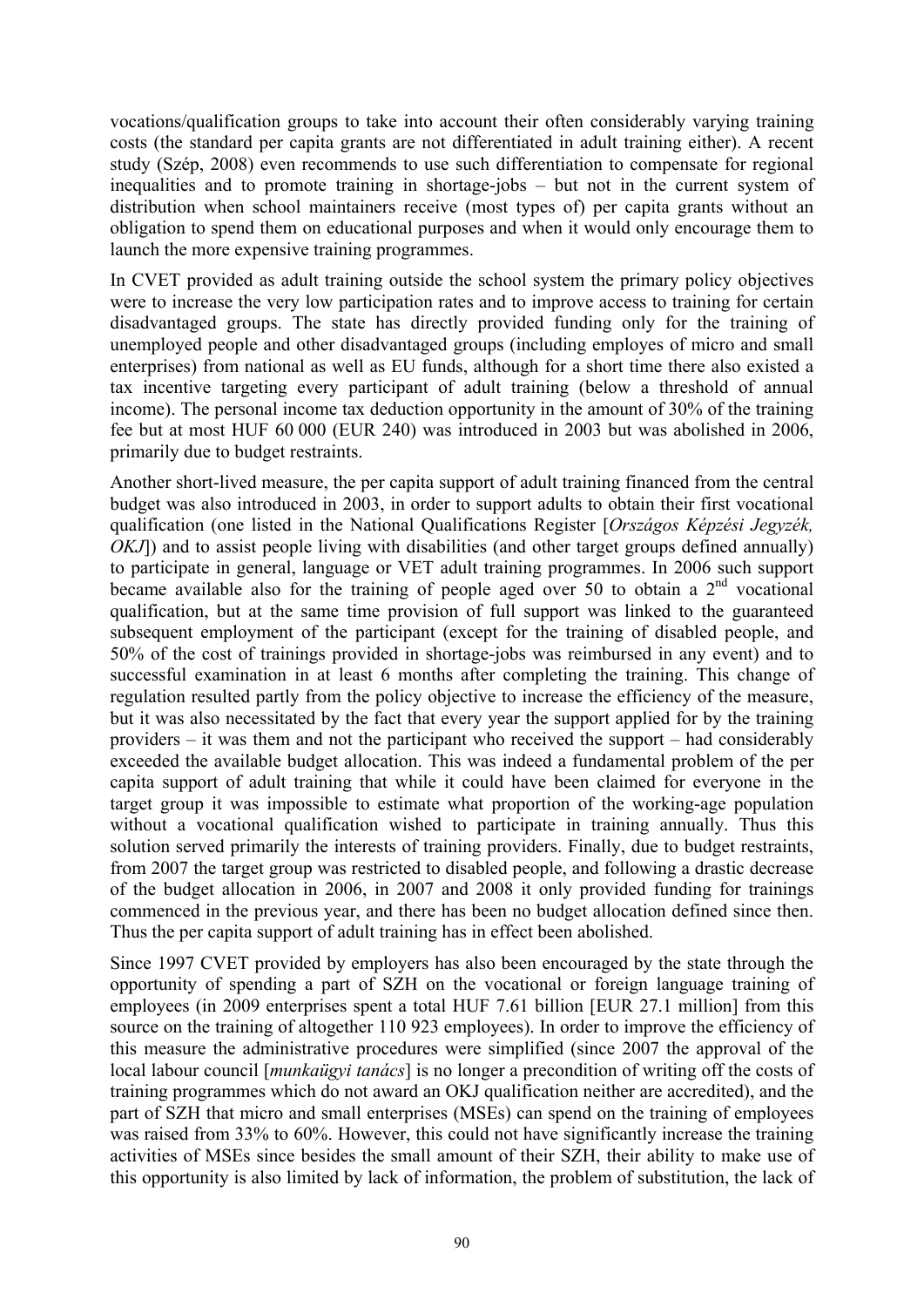vocations/qualification groups to take into account their often considerably varying training costs (the standard per capita grants are not differentiated in adult training either). A recent study (Szép, 2008) even recommends to use such differentiation to compensate for regional inequalities and to promote training in shortage-jobs – but not in the current system of distribution when school maintainers receive (most types of) per capita grants without an obligation to spend them on educational purposes and when it would only encourage them to launch the more expensive training programmes.

In CVET provided as adult training outside the school system the primary policy objectives were to increase the very low participation rates and to improve access to training for certain disadvantaged groups. The state has directly provided funding only for the training of unemployed people and other disadvantaged groups (including employes of micro and small enterprises) from national as well as EU funds, although for a short time there also existed a tax incentive targeting every participant of adult training (below a threshold of annual income). The personal income tax deduction opportunity in the amount of 30% of the training fee but at most HUF 60 000 (EUR 240) was introduced in 2003 but was abolished in 2006, primarily due to budget restraints.

Another short-lived measure, the per capita support of adult training financed from the central budget was also introduced in 2003, in order to support adults to obtain their first vocational qualification (one listed in the National Qualifications Register [*Országos Képzési Jegyzék, OKJ*]) and to assist people living with disabilities (and other target groups defined annually) to participate in general, language or VET adult training programmes. In 2006 such support became available also for the training of people aged over 50 to obtain a 2nd vocational qualification, but at the same time provision of full support was linked to the guaranteed subsequent employment of the participant (except for the training of disabled people, and 50% of the cost of trainings provided in shortage-jobs was reimbursed in any event) and to successful examination in at least 6 months after completing the training. This change of regulation resulted partly from the policy objective to increase the efficiency of the measure, but it was also necessitated by the fact that every year the support applied for by the training providers – it was them and not the participant who received the support – had considerably exceeded the available budget allocation. This was indeed a fundamental problem of the per capita support of adult training that while it could have been claimed for everyone in the target group it was impossible to estimate what proportion of the working-age population without a vocational qualification wished to participate in training annually. Thus this solution served primarily the interests of training providers. Finally, due to budget restraints, from 2007 the target group was restricted to disabled people, and following a drastic decrease of the budget allocation in 2006, in 2007 and 2008 it only provided funding for trainings commenced in the previous year, and there has been no budget allocation defined since then. Thus the per capita support of adult training has in effect been abolished.

Since 1997 CVET provided by employers has also been encouraged by the state through the opportunity of spending a part of SZH on the vocational or foreign language training of employees (in 2009 enterprises spent a total HUF 7.61 billion [EUR 27.1 million] from this source on the training of altogether 110 923 employees). In order to improve the efficiency of this measure the administrative procedures were simplified (since 2007 the approval of the local labour council [*munkaügyi tanács*] is no longer a precondition of writing off the costs of training programmes which do not award an OKJ qualification neither are accredited), and the part of SZH that micro and small enterprises (MSEs) can spend on the training of employees was raised from 33% to 60%. However, this could not have significantly increase the training activities of MSEs since besides the small amount of their SZH, their ability to make use of this opportunity is also limited by lack of information, the problem of substitution, the lack of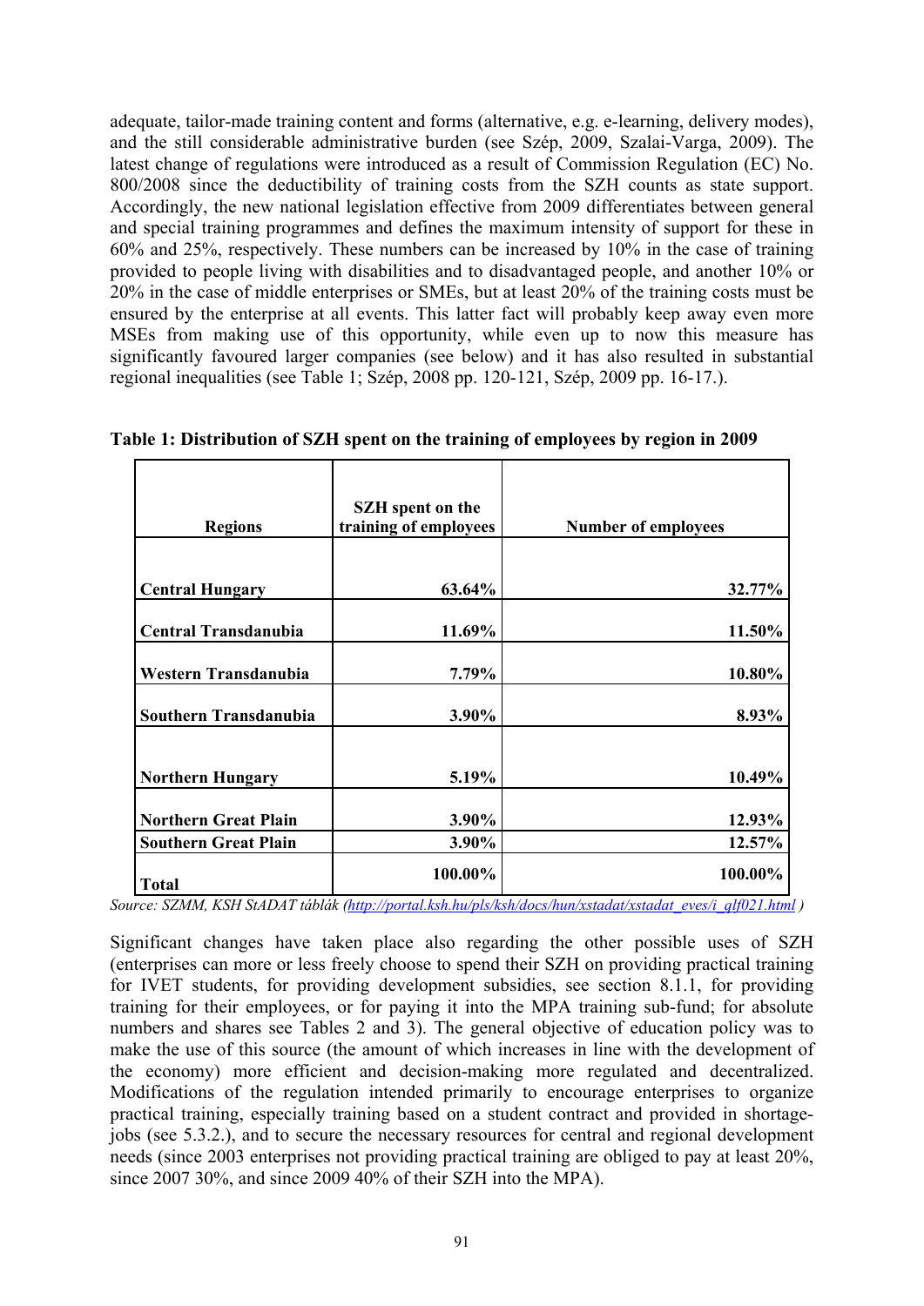adequate, tailor-made training content and forms (alternative, e.g. e-learning, delivery modes), and the still considerable administrative burden (see Szép, 2009, Szalai-Varga, 2009). The latest change of regulations were introduced as a result of Commission Regulation (EC) No. 800/2008 since the deductibility of training costs from the SZH counts as state support. Accordingly, the new national legislation effective from 2009 differentiates between general and special training programmes and defines the maximum intensity of support for these in 60% and 25%, respectively. These numbers can be increased by 10% in the case of training provided to people living with disabilities and to disadvantaged people, and another 10% or 20% in the case of middle enterprises or SMEs, but at least 20% of the training costs must be ensured by the enterprise at all events. This latter fact will probably keep away even more MSEs from making use of this opportunity, while even up to now this measure has significantly favoured larger companies (see below) and it has also resulted in substantial regional inequalities (see Table 1; Szép, 2008 pp. 120-121, Szép, 2009 pp. 16-17.).

**Table 1: Distribution of SZH spent on the training of employees by region in 2009**

| Regions | SZH spent on the training of employees | Number of employees |
|---|---|---|
| **Central Hungary** | **63.64%** | **32.77%** |
| **Central Transdanubia** | **11.69%** | **11.50%** |
| **Western Transdanubia** | **7.79%** | **10.80%** |
| **Southern Transdanubia** | **3.90%** | **8.93%** |
| **Northern Hungary** | **5.19%** | **10.49%** |
| **Northern Great Plain** | **3.90%** | **12.93%** |
| **Southern Great Plain** | **3.90%** | **12.57%** |
| **Total** | **100.00%** | **100.00%** |

*Source: SZMM, KSH StADAT táblák (http://portal.ksh.hu/pls/ksh/docs/hun/xstadat/xstadat_eves/i_qlf021.html )*

Significant changes have taken place also regarding the other possible uses of SZH (enterprises can more or less freely choose to spend their SZH on providing practical training for IVET students, for providing development subsidies, see section 8.1.1, for providing training for their employees, or for paying it into the MPA training sub-fund; for absolute numbers and shares see Tables 2 and 3). The general objective of education policy was to make the use of this source (the amount of which increases in line with the development of the economy) more efficient and decision-making more regulated and decentralized. Modifications of the regulation intended primarily to encourage enterprises to organize practical training, especially training based on a student contract and provided in shortage-jobs (see 5.3.2.), and to secure the necessary resources for central and regional development needs (since 2003 enterprises not providing practical training are obliged to pay at least 20%, since 2007 30%, and since 2009 40% of their SZH into the MPA).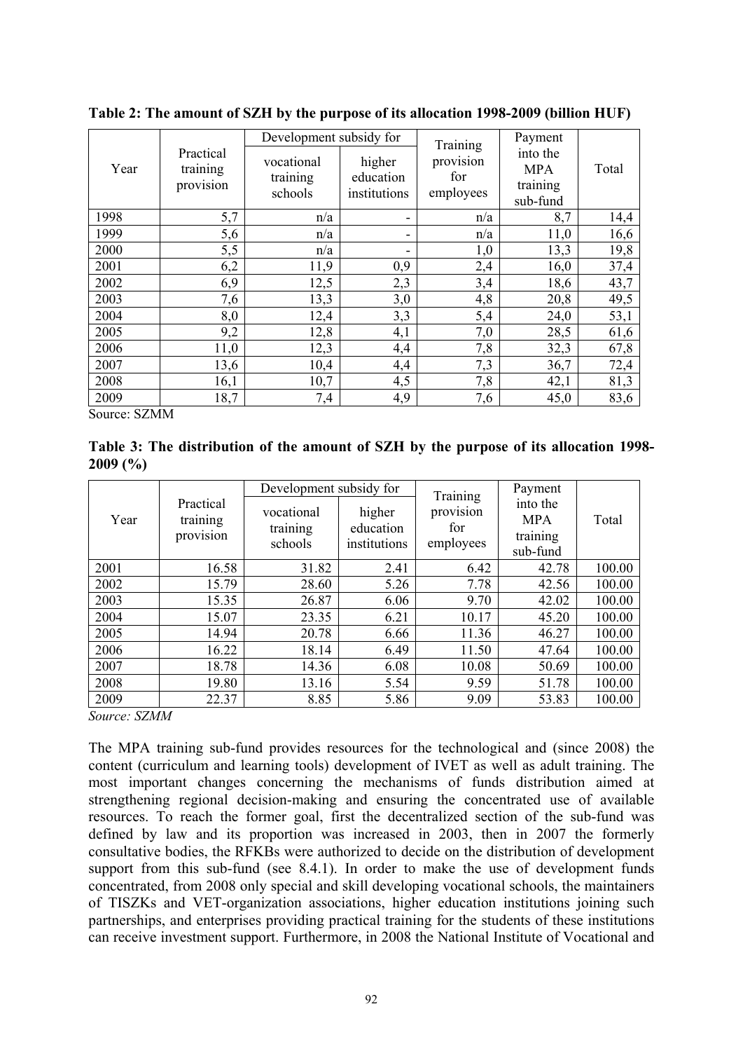**Table 2: The amount of SZH by the purpose of its allocation 1998-2009 (billion HUF)**

| Year | Practical training provision | Development subsidy for | | Training provision for employees | Payment into the MPA training sub-fund | Total |
|---|---|---|---|---|---|---|
| | | vocational training schools | higher education institutions | | | |
| 1998 | 5,7 | n/a | - | n/a | 8,7 | 14,4 |
| 1999 | 5,6 | n/a | - | n/a | 11,0 | 16,6 |
| 2000 | 5,5 | n/a | - | 1,0 | 13,3 | 19,8 |
| 2001 | 6,2 | 11,9 | 0,9 | 2,4 | 16,0 | 37,4 |
| 2002 | 6,9 | 12,5 | 2,3 | 3,4 | 18,6 | 43,7 |
| 2003 | 7,6 | 13,3 | 3,0 | 4,8 | 20,8 | 49,5 |
| 2004 | 8,0 | 12,4 | 3,3 | 5,4 | 24,0 | 53,1 |
| 2005 | 9,2 | 12,8 | 4,1 | 7,0 | 28,5 | 61,6 |
| 2006 | 11,0 | 12,3 | 4,4 | 7,8 | 32,3 | 67,8 |
| 2007 | 13,6 | 10,4 | 4,4 | 7,3 | 36,7 | 72,4 |
| 2008 | 16,1 | 10,7 | 4,5 | 7,8 | 42,1 | 81,3 |
| 2009 | 18,7 | 7,4 | 4,9 | 7,6 | 45,0 | 83,6 |

Source: SZMM

**Table 3: The distribution of the amount of SZH by the purpose of its allocation 1998-2009 (%)**

| Year | Practical training provision | Development subsidy for | | Training provision for employees | Payment into the MPA training sub-fund | Total |
|---|---|---|---|---|---|---|
| | | vocational training schools | higher education institutions | | | |
| 2001 | 16.58 | 31.82 | 2.41 | 6.42 | 42.78 | 100.00 |
| 2002 | 15.79 | 28.60 | 5.26 | 7.78 | 42.56 | 100.00 |
| 2003 | 15.35 | 26.87 | 6.06 | 9.70 | 42.02 | 100.00 |
| 2004 | 15.07 | 23.35 | 6.21 | 10.17 | 45.20 | 100.00 |
| 2005 | 14.94 | 20.78 | 6.66 | 11.36 | 46.27 | 100.00 |
| 2006 | 16.22 | 18.14 | 6.49 | 11.50 | 47.64 | 100.00 |
| 2007 | 18.78 | 14.36 | 6.08 | 10.08 | 50.69 | 100.00 |
| 2008 | 19.80 | 13.16 | 5.54 | 9.59 | 51.78 | 100.00 |
| 2009 | 22.37 | 8.85 | 5.86 | 9.09 | 53.83 | 100.00 |

*Source: SZMM*

The MPA training sub-fund provides resources for the technological and (since 2008) the content (curriculum and learning tools) development of IVET as well as adult training. The most important changes concerning the mechanisms of funds distribution aimed at strengthening regional decision-making and ensuring the concentrated use of available resources. To reach the former goal, first the decentralized section of the sub-fund was defined by law and its proportion was increased in 2003, then in 2007 the formerly consultative bodies, the RFKBs were authorized to decide on the distribution of development support from this sub-fund (see 8.4.1). In order to make the use of development funds concentrated, from 2008 only special and skill developing vocational schools, the maintainers of TISZKs and VET-organization associations, higher education institutions joining such partnerships, and enterprises providing practical training for the students of these institutions can receive investment support. Furthermore, in 2008 the National Institute of Vocational and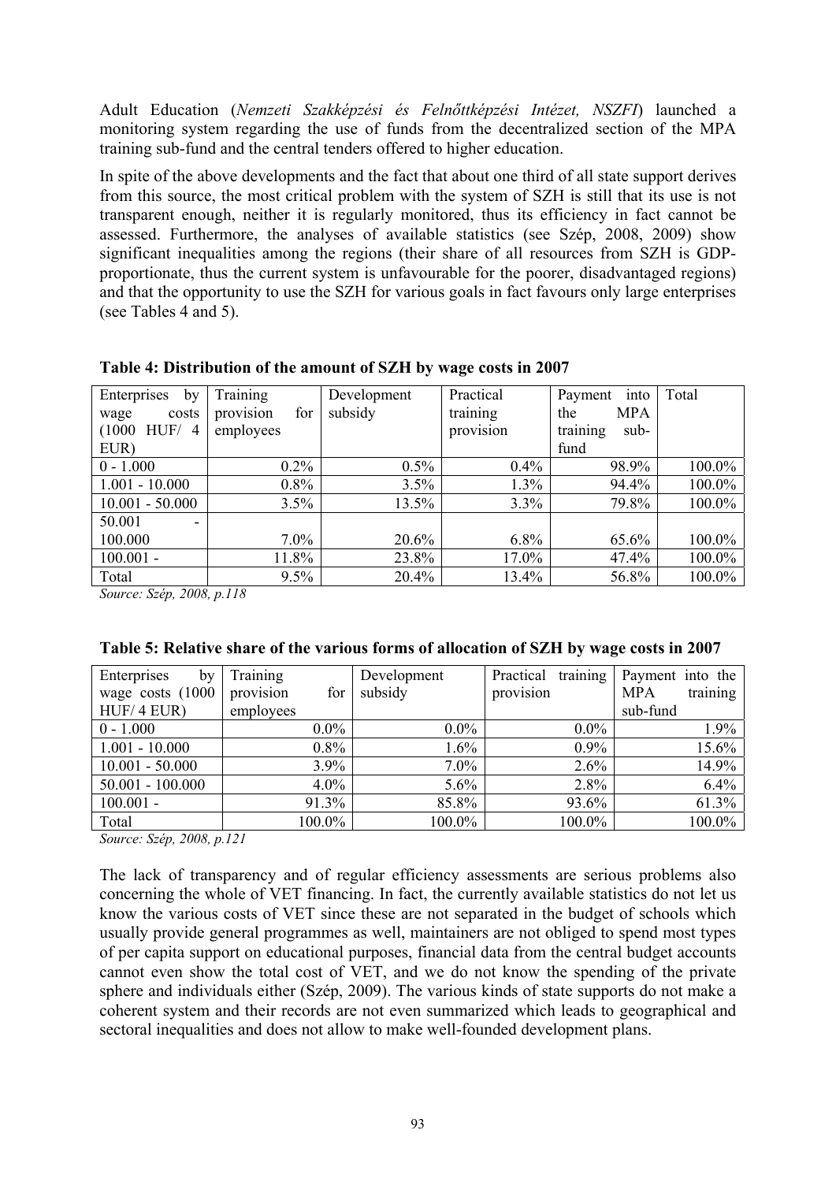Adult Education (*Nemzeti Szakképzési és Felnőttképzési Intézet, NSZFI*) launched a monitoring system regarding the use of funds from the decentralized section of the MPA training sub-fund and the central tenders offered to higher education.

In spite of the above developments and the fact that about one third of all state support derives from this source, the most critical problem with the system of SZH is still that its use is not transparent enough, neither it is regularly monitored, thus its efficiency in fact cannot be assessed. Furthermore, the analyses of available statistics (see Szép, 2008, 2009) show significant inequalities among the regions (their share of all resources from SZH is GDP-proportionate, thus the current system is unfavourable for the poorer, disadvantaged regions) and that the opportunity to use the SZH for various goals in fact favours only large enterprises (see Tables 4 and 5).

**Table 4: Distribution of the amount of SZH by wage costs in 2007**

| Enterprises by wage costs (1000 HUF/ 4 EUR) | Training provision for employees | Development subsidy | Practical training provision | Payment into the MPA training sub-fund | Total |
|---|---|---|---|---|---|
| 0 - 1.000 | 0.2% | 0.5% | 0.4% | 98.9% | 100.0% |
| 1.001 - 10.000 | 0.8% | 3.5% | 1.3% | 94.4% | 100.0% |
| 10.001 - 50.000 | 3.5% | 13.5% | 3.3% | 79.8% | 100.0% |
| 50.001 - 100.000 | 7.0% | 20.6% | 6.8% | 65.6% | 100.0% |
| 100.001 - | 11.8% | 23.8% | 17.0% | 47.4% | 100.0% |
| Total | 9.5% | 20.4% | 13.4% | 56.8% | 100.0% |

*Source: Szép, 2008, p.118*

**Table 5: Relative share of the various forms of allocation of SZH by wage costs in 2007**

| Enterprises by wage costs (1000 HUF/ 4 EUR) | Training provision for employees | Development subsidy | Practical training provision | Payment into the MPA training sub-fund |
|---|---|---|---|---|
| 0 - 1.000 | 0.0% | 0.0% | 0.0% | 1.9% |
| 1.001 - 10.000 | 0.8% | 1.6% | 0.9% | 15.6% |
| 10.001 - 50.000 | 3.9% | 7.0% | 2.6% | 14.9% |
| 50.001 - 100.000 | 4.0% | 5.6% | 2.8% | 6.4% |
| 100.001 - | 91.3% | 85.8% | 93.6% | 61.3% |
| Total | 100.0% | 100.0% | 100.0% | 100.0% |

*Source: Szép, 2008, p.121*

The lack of transparency and of regular efficiency assessments are serious problems also concerning the whole of VET financing. In fact, the currently available statistics do not let us know the various costs of VET since these are not separated in the budget of schools which usually provide general programmes as well, maintainers are not obliged to spend most types of per capita support on educational purposes, financial data from the central budget accounts cannot even show the total cost of VET, and we do not know the spending of the private sphere and individuals either (Szép, 2009). The various kinds of state supports do not make a coherent system and their records are not even summarized which leads to geographical and sectoral inequalities and does not allow to make well-founded development plans.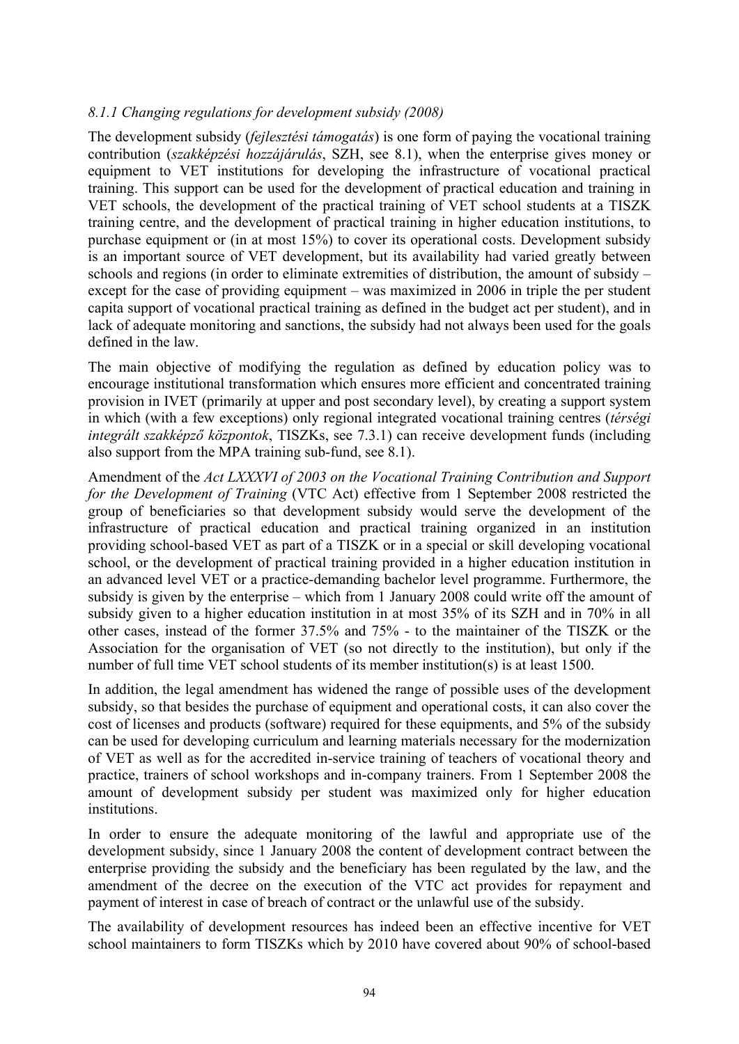*8.1.1 Changing regulations for development subsidy (2008)*

The development subsidy (*fejlesztési támogatás*) is one form of paying the vocational training contribution (*szakképzési hozzájárulás*, SZH, see 8.1), when the enterprise gives money or equipment to VET institutions for developing the infrastructure of vocational practical training. This support can be used for the development of practical education and training in VET schools, the development of the practical training of VET school students at a TISZK training centre, and the development of practical training in higher education institutions, to purchase equipment or (in at most 15%) to cover its operational costs. Development subsidy is an important source of VET development, but its availability had varied greatly between schools and regions (in order to eliminate extremities of distribution, the amount of subsidy – except for the case of providing equipment – was maximized in 2006 in triple the per student capita support of vocational practical training as defined in the budget act per student), and in lack of adequate monitoring and sanctions, the subsidy had not always been used for the goals defined in the law.

The main objective of modifying the regulation as defined by education policy was to encourage institutional transformation which ensures more efficient and concentrated training provision in IVET (primarily at upper and post secondary level), by creating a support system in which (with a few exceptions) only regional integrated vocational training centres (*térségi integrált szakképző központok*, TISZKs, see 7.3.1) can receive development funds (including also support from the MPA training sub-fund, see 8.1).

Amendment of the *Act LXXXVI of 2003 on the Vocational Training Contribution and Support for the Development of Training* (VTC Act) effective from 1 September 2008 restricted the group of beneficiaries so that development subsidy would serve the development of the infrastructure of practical education and practical training organized in an institution providing school-based VET as part of a TISZK or in a special or skill developing vocational school, or the development of practical training provided in a higher education institution in an advanced level VET or a practice-demanding bachelor level programme. Furthermore, the subsidy is given by the enterprise – which from 1 January 2008 could write off the amount of subsidy given to a higher education institution in at most 35% of its SZH and in 70% in all other cases, instead of the former 37.5% and 75% - to the maintainer of the TISZK or the Association for the organisation of VET (so not directly to the institution), but only if the number of full time VET school students of its member institution(s) is at least 1500.

In addition, the legal amendment has widened the range of possible uses of the development subsidy, so that besides the purchase of equipment and operational costs, it can also cover the cost of licenses and products (software) required for these equipments, and 5% of the subsidy can be used for developing curriculum and learning materials necessary for the modernization of VET as well as for the accredited in-service training of teachers of vocational theory and practice, trainers of school workshops and in-company trainers. From 1 September 2008 the amount of development subsidy per student was maximized only for higher education institutions.

In order to ensure the adequate monitoring of the lawful and appropriate use of the development subsidy, since 1 January 2008 the content of development contract between the enterprise providing the subsidy and the beneficiary has been regulated by the law, and the amendment of the decree on the execution of the VTC act provides for repayment and payment of interest in case of breach of contract or the unlawful use of the subsidy.

The availability of development resources has indeed been an effective incentive for VET school maintainers to form TISZKs which by 2010 have covered about 90% of school-based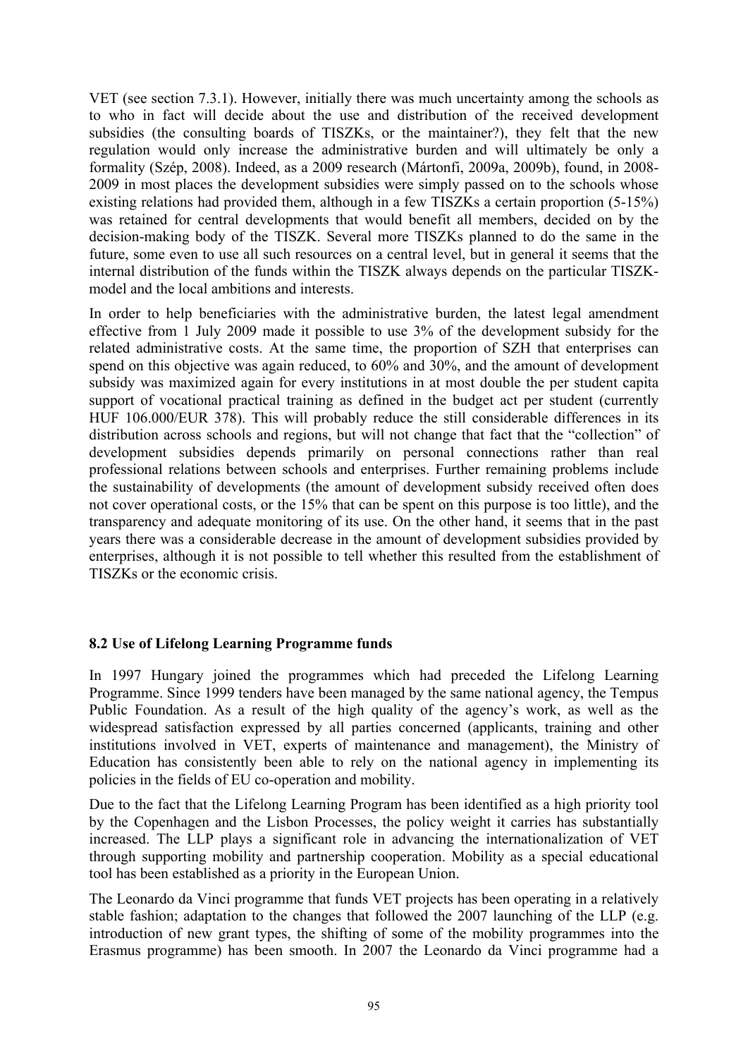VET (see section 7.3.1). However, initially there was much uncertainty among the schools as to who in fact will decide about the use and distribution of the received development subsidies (the consulting boards of TISZKs, or the maintainer?), they felt that the new regulation would only increase the administrative burden and will ultimately be only a formality (Szép, 2008). Indeed, as a 2009 research (Mártonfi, 2009a, 2009b), found, in 2008-2009 in most places the development subsidies were simply passed on to the schools whose existing relations had provided them, although in a few TISZKs a certain proportion (5-15%) was retained for central developments that would benefit all members, decided on by the decision-making body of the TISZK. Several more TISZKs planned to do the same in the future, some even to use all such resources on a central level, but in general it seems that the internal distribution of the funds within the TISZK always depends on the particular TISZK-model and the local ambitions and interests.

In order to help beneficiaries with the administrative burden, the latest legal amendment effective from 1 July 2009 made it possible to use 3% of the development subsidy for the related administrative costs. At the same time, the proportion of SZH that enterprises can spend on this objective was again reduced, to 60% and 30%, and the amount of development subsidy was maximized again for every institutions in at most double the per student capita support of vocational practical training as defined in the budget act per student (currently HUF 106.000/EUR 378). This will probably reduce the still considerable differences in its distribution across schools and regions, but will not change that fact that the "collection" of development subsidies depends primarily on personal connections rather than real professional relations between schools and enterprises. Further remaining problems include the sustainability of developments (the amount of development subsidy received often does not cover operational costs, or the 15% that can be spent on this purpose is too little), and the transparency and adequate monitoring of its use. On the other hand, it seems that in the past years there was a considerable decrease in the amount of development subsidies provided by enterprises, although it is not possible to tell whether this resulted from the establishment of TISZKs or the economic crisis.

### 8.2 Use of Lifelong Learning Programme funds

In 1997 Hungary joined the programmes which had preceded the Lifelong Learning Programme. Since 1999 tenders have been managed by the same national agency, the Tempus Public Foundation. As a result of the high quality of the agency's work, as well as the widespread satisfaction expressed by all parties concerned (applicants, training and other institutions involved in VET, experts of maintenance and management), the Ministry of Education has consistently been able to rely on the national agency in implementing its policies in the fields of EU co-operation and mobility.

Due to the fact that the Lifelong Learning Program has been identified as a high priority tool by the Copenhagen and the Lisbon Processes, the policy weight it carries has substantially increased. The LLP plays a significant role in advancing the internationalization of VET through supporting mobility and partnership cooperation. Mobility as a special educational tool has been established as a priority in the European Union.

The Leonardo da Vinci programme that funds VET projects has been operating in a relatively stable fashion; adaptation to the changes that followed the 2007 launching of the LLP (e.g. introduction of new grant types, the shifting of some of the mobility programmes into the Erasmus programme) has been smooth. In 2007 the Leonardo da Vinci programme had a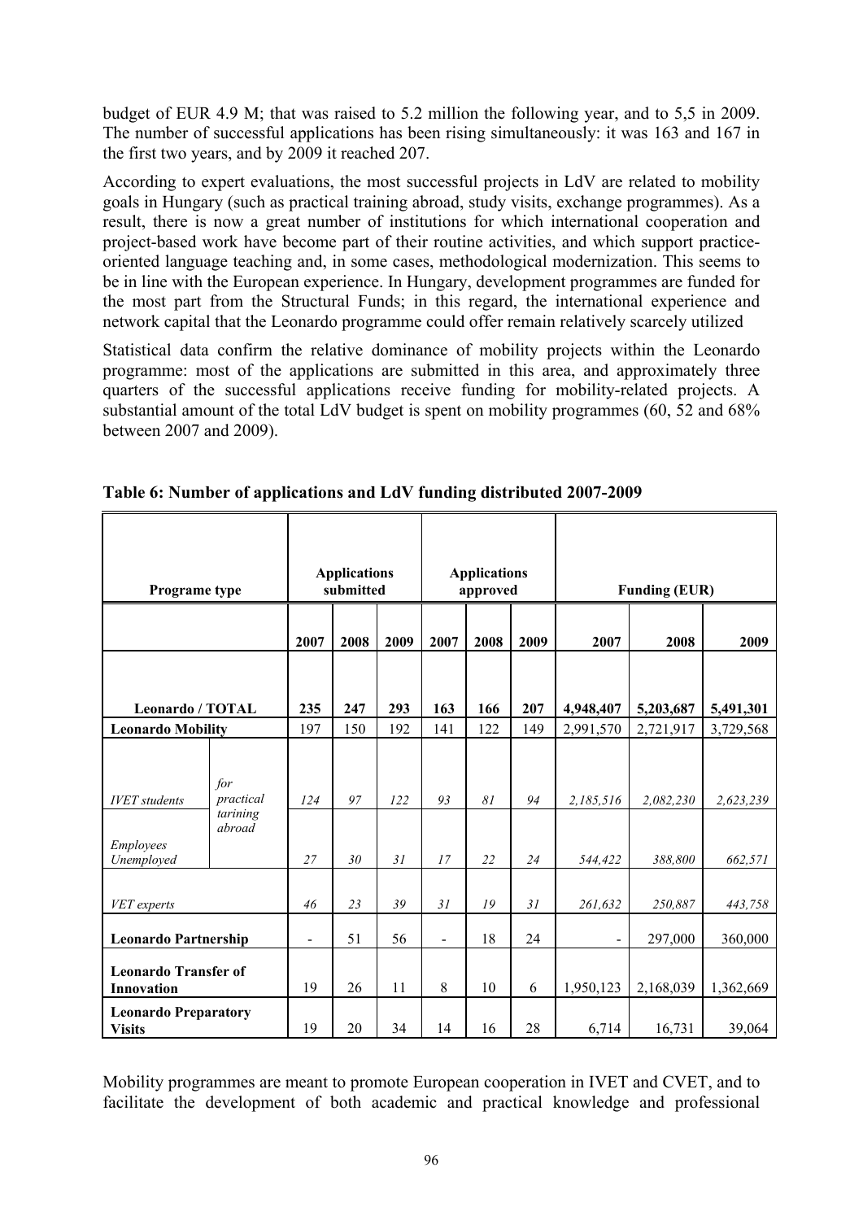budget of EUR 4.9 M; that was raised to 5.2 million the following year, and to 5,5 in 2009. The number of successful applications has been rising simultaneously: it was 163 and 167 in the first two years, and by 2009 it reached 207.

According to expert evaluations, the most successful projects in LdV are related to mobility goals in Hungary (such as practical training abroad, study visits, exchange programmes). As a result, there is now a great number of institutions for which international cooperation and project-based work have become part of their routine activities, and which support practice-oriented language teaching and, in some cases, methodological modernization. This seems to be in line with the European experience. In Hungary, development programmes are funded for the most part from the Structural Funds; in this regard, the international experience and network capital that the Leonardo programme could offer remain relatively scarcely utilized

Statistical data confirm the relative dominance of mobility projects within the Leonardo programme: most of the applications are submitted in this area, and approximately three quarters of the successful applications receive funding for mobility-related projects. A substantial amount of the total LdV budget is spent on mobility programmes (60, 52 and 68% between 2007 and 2009).

**Table 6: Number of applications and LdV funding distributed 2007-2009**

| **Programe type** | | **Applications submitted** | | | **Applications approved** | | | **Funding (EUR)** | | |
|---|---|---|---|---|---|---|---|---|---|---|
| | | **2007** | **2008** | **2009** | **2007** | **2008** | **2009** | **2007** | **2008** | **2009** |
| **Leonardo / TOTAL** | | **235** | **247** | **293** | **163** | **166** | **207** | **4,948,407** | **5,203,687** | **5,491,301** |
| **Leonardo Mobility** | | 197 | 150 | 192 | 141 | 122 | 149 | 2,991,570 | 2,721,917 | 3,729,568 |
| *IVET students* | *for practical tarining abroad* | *124* | *97* | *122* | *93* | *81* | *94* | *2,185,516* | *2,082,230* | *2,623,239* |
| *Employees Unemployed* | | *27* | *30* | *31* | *17* | *22* | *24* | *544,422* | *388,800* | *662,571* |
| *VET experts* | | *46* | *23* | *39* | *31* | *19* | *31* | *261,632* | *250,887* | *443,758* |
| **Leonardo Partnership** | | - | 51 | 56 | - | 18 | 24 | - | 297,000 | 360,000 |
| **Leonardo Transfer of Innovation** | | 19 | 26 | 11 | 8 | 10 | 6 | 1,950,123 | 2,168,039 | 1,362,669 |
| **Leonardo Preparatory Visits** | | 19 | 20 | 34 | 14 | 16 | 28 | 6,714 | 16,731 | 39,064 |

Mobility programmes are meant to promote European cooperation in IVET and CVET, and to facilitate the development of both academic and practical knowledge and professional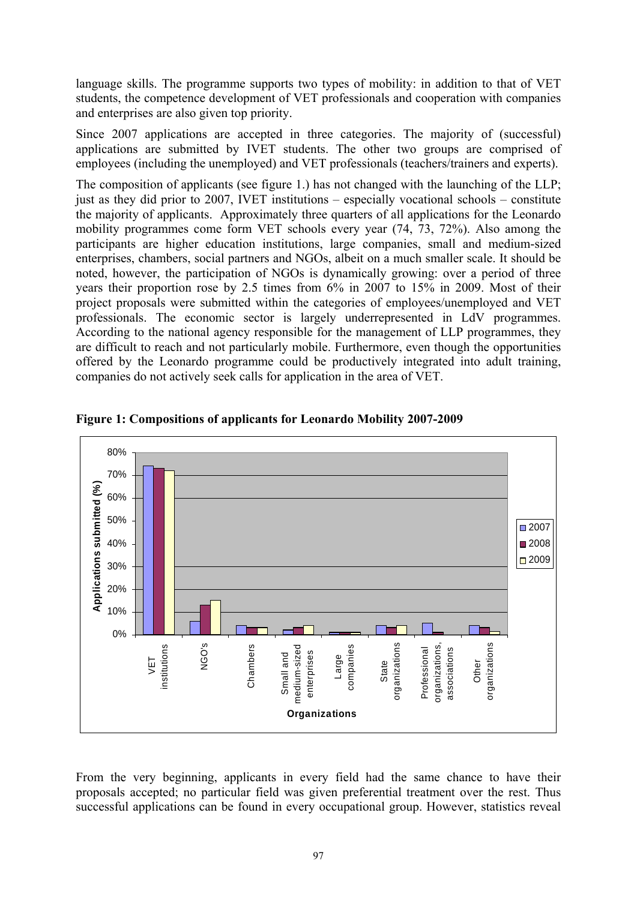language skills. The programme supports two types of mobility: in addition to that of VET students, the competence development of VET professionals and cooperation with companies and enterprises are also given top priority.

Since 2007 applications are accepted in three categories. The majority of (successful) applications are submitted by IVET students. The other two groups are comprised of employees (including the unemployed) and VET professionals (teachers/trainers and experts).

The composition of applicants (see figure 1.) has not changed with the launching of the LLP; just as they did prior to 2007, IVET institutions – especially vocational schools – constitute the majority of applicants. Approximately three quarters of all applications for the Leonardo mobility programmes come form VET schools every year (74, 73, 72%). Also among the participants are higher education institutions, large companies, small and medium-sized enterprises, chambers, social partners and NGOs, albeit on a much smaller scale. It should be noted, however, the participation of NGOs is dynamically growing: over a period of three years their proportion rose by 2.5 times from 6% in 2007 to 15% in 2009. Most of their project proposals were submitted within the categories of employees/unemployed and VET professionals. The economic sector is largely underrepresented in LdV programmes. According to the national agency responsible for the management of LLP programmes, they are difficult to reach and not particularly mobile. Furthermore, even though the opportunities offered by the Leonardo programme could be productively integrated into adult training, companies do not actively seek calls for application in the area of VET.

**Figure 1: Compositions of applicants for Leonardo Mobility 2007-2009**

From the very beginning, applicants in every field had the same chance to have their proposals accepted; no particular field was given preferential treatment over the rest. Thus successful applications can be found in every occupational group. However, statistics reveal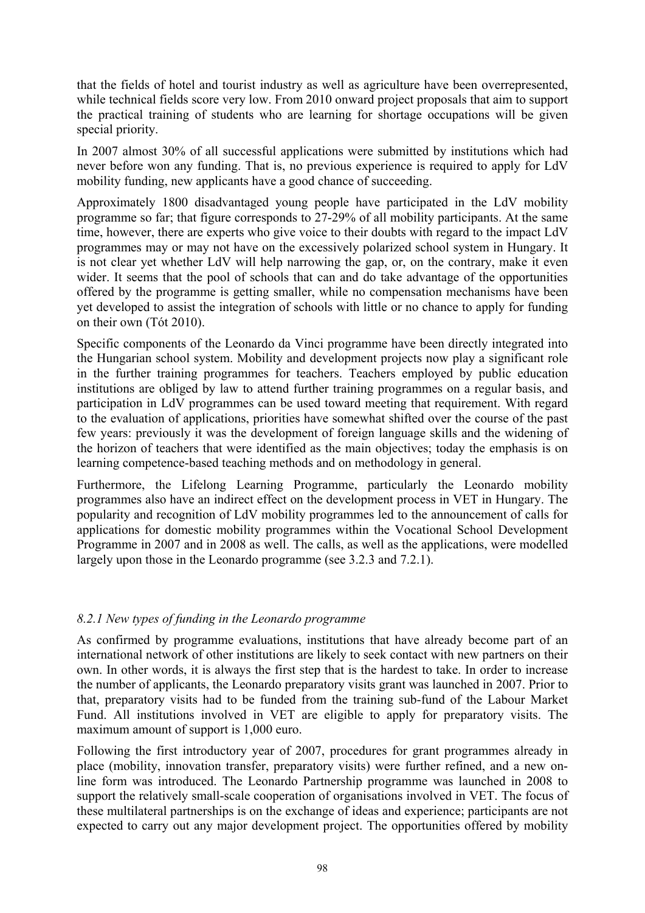that the fields of hotel and tourist industry as well as agriculture have been overrepresented, while technical fields score very low. From 2010 onward project proposals that aim to support the practical training of students who are learning for shortage occupations will be given special priority.

In 2007 almost 30% of all successful applications were submitted by institutions which had never before won any funding. That is, no previous experience is required to apply for LdV mobility funding, new applicants have a good chance of succeeding.

Approximately 1800 disadvantaged young people have participated in the LdV mobility programme so far; that figure corresponds to 27-29% of all mobility participants. At the same time, however, there are experts who give voice to their doubts with regard to the impact LdV programmes may or may not have on the excessively polarized school system in Hungary. It is not clear yet whether LdV will help narrowing the gap, or, on the contrary, make it even wider. It seems that the pool of schools that can and do take advantage of the opportunities offered by the programme is getting smaller, while no compensation mechanisms have been yet developed to assist the integration of schools with little or no chance to apply for funding on their own (Tót 2010).

Specific components of the Leonardo da Vinci programme have been directly integrated into the Hungarian school system. Mobility and development projects now play a significant role in the further training programmes for teachers. Teachers employed by public education institutions are obliged by law to attend further training programmes on a regular basis, and participation in LdV programmes can be used toward meeting that requirement. With regard to the evaluation of applications, priorities have somewhat shifted over the course of the past few years: previously it was the development of foreign language skills and the widening of the horizon of teachers that were identified as the main objectives; today the emphasis is on learning competence-based teaching methods and on methodology in general.

Furthermore, the Lifelong Learning Programme, particularly the Leonardo mobility programmes also have an indirect effect on the development process in VET in Hungary. The popularity and recognition of LdV mobility programmes led to the announcement of calls for applications for domestic mobility programmes within the Vocational School Development Programme in 2007 and in 2008 as well. The calls, as well as the applications, were modelled largely upon those in the Leonardo programme (see 3.2.3 and 7.2.1).

### *8.2.1 New types of funding in the Leonardo programme*

As confirmed by programme evaluations, institutions that have already become part of an international network of other institutions are likely to seek contact with new partners on their own. In other words, it is always the first step that is the hardest to take. In order to increase the number of applicants, the Leonardo preparatory visits grant was launched in 2007. Prior to that, preparatory visits had to be funded from the training sub-fund of the Labour Market Fund. All institutions involved in VET are eligible to apply for preparatory visits. The maximum amount of support is 1,000 euro.

Following the first introductory year of 2007, procedures for grant programmes already in place (mobility, innovation transfer, preparatory visits) were further refined, and a new on-line form was introduced. The Leonardo Partnership programme was launched in 2008 to support the relatively small-scale cooperation of organisations involved in VET. The focus of these multilateral partnerships is on the exchange of ideas and experience; participants are not expected to carry out any major development project. The opportunities offered by mobility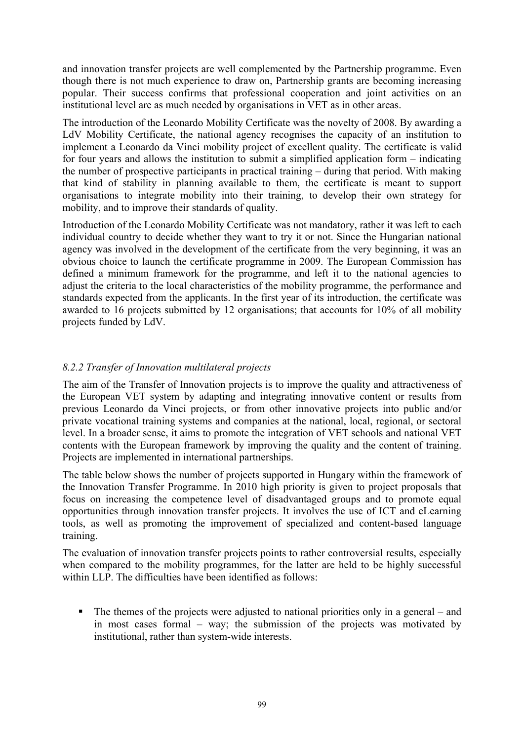and innovation transfer projects are well complemented by the Partnership programme. Even though there is not much experience to draw on, Partnership grants are becoming increasing popular. Their success confirms that professional cooperation and joint activities on an institutional level are as much needed by organisations in VET as in other areas.

The introduction of the Leonardo Mobility Certificate was the novelty of 2008. By awarding a LdV Mobility Certificate, the national agency recognises the capacity of an institution to implement a Leonardo da Vinci mobility project of excellent quality. The certificate is valid for four years and allows the institution to submit a simplified application form – indicating the number of prospective participants in practical training – during that period. With making that kind of stability in planning available to them, the certificate is meant to support organisations to integrate mobility into their training, to develop their own strategy for mobility, and to improve their standards of quality.

Introduction of the Leonardo Mobility Certificate was not mandatory, rather it was left to each individual country to decide whether they want to try it or not. Since the Hungarian national agency was involved in the development of the certificate from the very beginning, it was an obvious choice to launch the certificate programme in 2009. The European Commission has defined a minimum framework for the programme, and left it to the national agencies to adjust the criteria to the local characteristics of the mobility programme, the performance and standards expected from the applicants. In the first year of its introduction, the certificate was awarded to 16 projects submitted by 12 organisations; that accounts for 10% of all mobility projects funded by LdV.

### *8.2.2 Transfer of Innovation multilateral projects*

The aim of the Transfer of Innovation projects is to improve the quality and attractiveness of the European VET system by adapting and integrating innovative content or results from previous Leonardo da Vinci projects, or from other innovative projects into public and/or private vocational training systems and companies at the national, local, regional, or sectoral level. In a broader sense, it aims to promote the integration of VET schools and national VET contents with the European framework by improving the quality and the content of training. Projects are implemented in international partnerships.

The table below shows the number of projects supported in Hungary within the framework of the Innovation Transfer Programme. In 2010 high priority is given to project proposals that focus on increasing the competence level of disadvantaged groups and to promote equal opportunities through innovation transfer projects. It involves the use of ICT and eLearning tools, as well as promoting the improvement of specialized and content-based language training.

The evaluation of innovation transfer projects points to rather controversial results, especially when compared to the mobility programmes, for the latter are held to be highly successful within LLP. The difficulties have been identified as follows:

- The themes of the projects were adjusted to national priorities only in a general – and in most cases formal – way; the submission of the projects was motivated by institutional, rather than system-wide interests.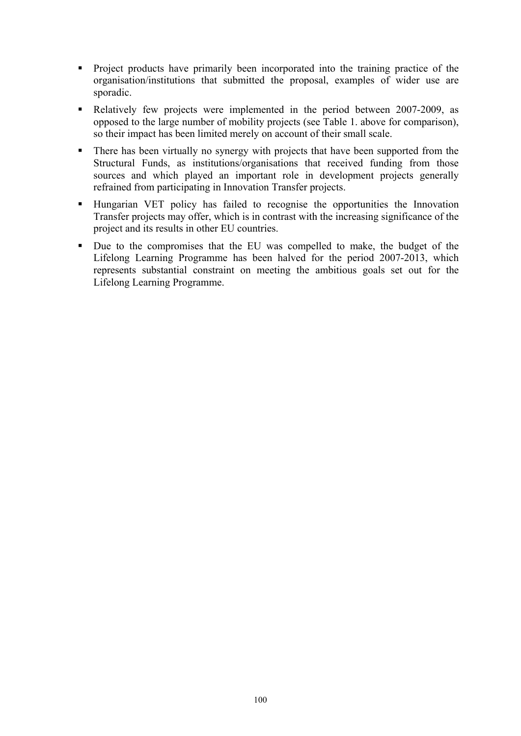- Project products have primarily been incorporated into the training practice of the organisation/institutions that submitted the proposal, examples of wider use are sporadic.
- Relatively few projects were implemented in the period between 2007-2009, as opposed to the large number of mobility projects (see Table 1. above for comparison), so their impact has been limited merely on account of their small scale.
- There has been virtually no synergy with projects that have been supported from the Structural Funds, as institutions/organisations that received funding from those sources and which played an important role in development projects generally refrained from participating in Innovation Transfer projects.
- Hungarian VET policy has failed to recognise the opportunities the Innovation Transfer projects may offer, which is in contrast with the increasing significance of the project and its results in other EU countries.
- Due to the compromises that the EU was compelled to make, the budget of the Lifelong Learning Programme has been halved for the period 2007-2013, which represents substantial constraint on meeting the ambitious goals set out for the Lifelong Learning Programme.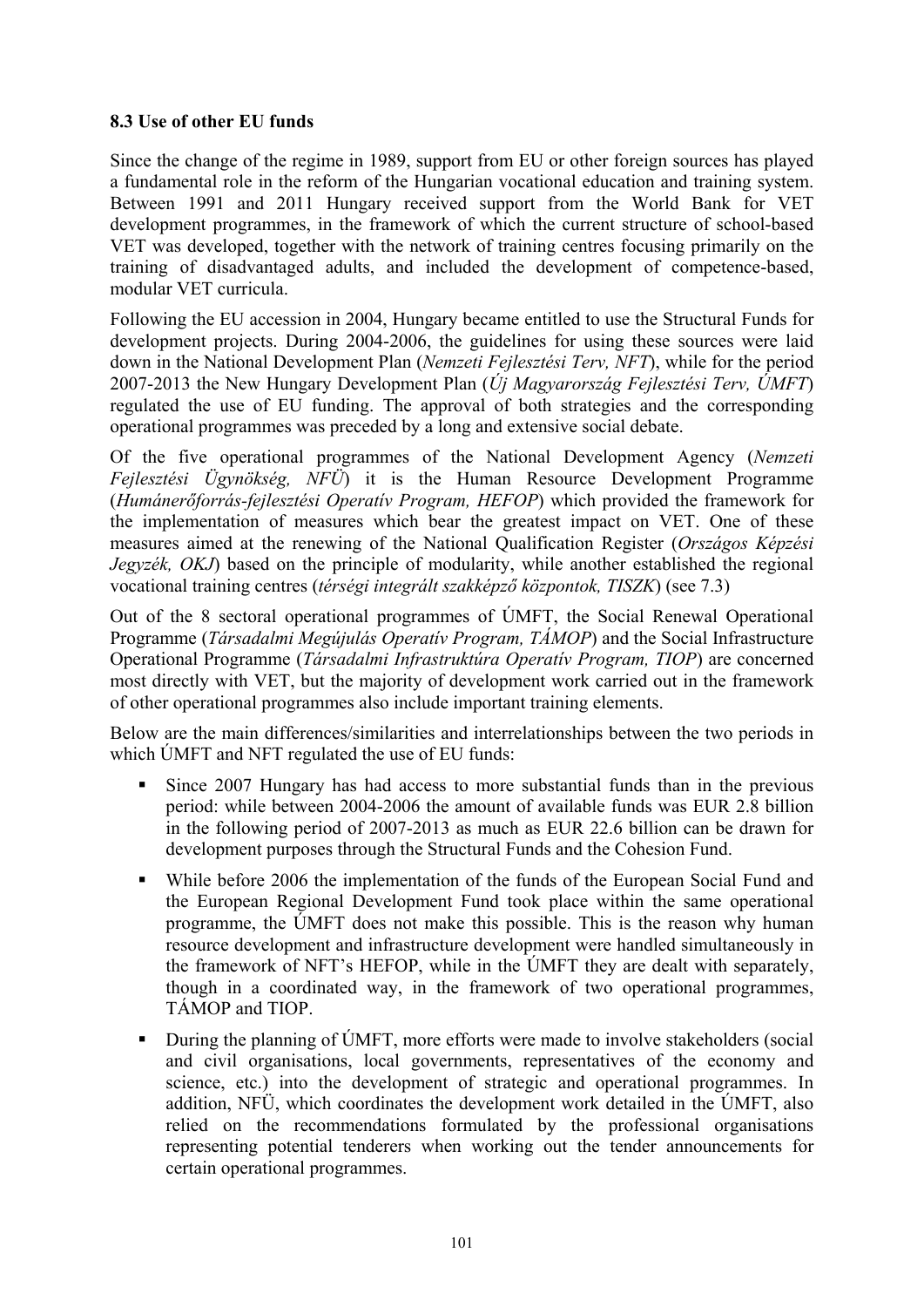### 8.3 Use of other EU funds

Since the change of the regime in 1989, support from EU or other foreign sources has played a fundamental role in the reform of the Hungarian vocational education and training system. Between 1991 and 2011 Hungary received support from the World Bank for VET development programmes, in the framework of which the current structure of school-based VET was developed, together with the network of training centres focusing primarily on the training of disadvantaged adults, and included the development of competence-based, modular VET curricula.

Following the EU accession in 2004, Hungary became entitled to use the Structural Funds for development projects. During 2004-2006, the guidelines for using these sources were laid down in the National Development Plan (*Nemzeti Fejlesztési Terv, NFT*), while for the period 2007-2013 the New Hungary Development Plan (*Új Magyarország Fejlesztési Terv, ÚMFT*) regulated the use of EU funding. The approval of both strategies and the corresponding operational programmes was preceded by a long and extensive social debate.

Of the five operational programmes of the National Development Agency (*Nemzeti Fejlesztési Ügynökség, NFÜ*) it is the Human Resource Development Programme (*Humánerőforrás-fejlesztési Operatív Program, HEFOP*) which provided the framework for the implementation of measures which bear the greatest impact on VET. One of these measures aimed at the renewing of the National Qualification Register (*Országos Képzési Jegyzék, OKJ*) based on the principle of modularity, while another established the regional vocational training centres (*térségi integrált szakképző központok, TISZK*) (see 7.3)

Out of the 8 sectoral operational programmes of ÚMFT, the Social Renewal Operational Programme (*Társadalmi Megújulás Operatív Program, TÁMOP*) and the Social Infrastructure Operational Programme (*Társadalmi Infrastruktúra Operatív Program, TIOP*) are concerned most directly with VET, but the majority of development work carried out in the framework of other operational programmes also include important training elements.

Below are the main differences/similarities and interrelationships between the two periods in which ÚMFT and NFT regulated the use of EU funds:

- Since 2007 Hungary has had access to more substantial funds than in the previous period: while between 2004-2006 the amount of available funds was EUR 2.8 billion in the following period of 2007-2013 as much as EUR 22.6 billion can be drawn for development purposes through the Structural Funds and the Cohesion Fund.
- While before 2006 the implementation of the funds of the European Social Fund and the European Regional Development Fund took place within the same operational programme, the ÚMFT does not make this possible. This is the reason why human resource development and infrastructure development were handled simultaneously in the framework of NFT's HEFOP, while in the ÚMFT they are dealt with separately, though in a coordinated way, in the framework of two operational programmes, TÁMOP and TIOP.
- During the planning of ÚMFT, more efforts were made to involve stakeholders (social and civil organisations, local governments, representatives of the economy and science, etc.) into the development of strategic and operational programmes. In addition, NFÜ, which coordinates the development work detailed in the ÚMFT, also relied on the recommendations formulated by the professional organisations representing potential tenderers when working out the tender announcements for certain operational programmes.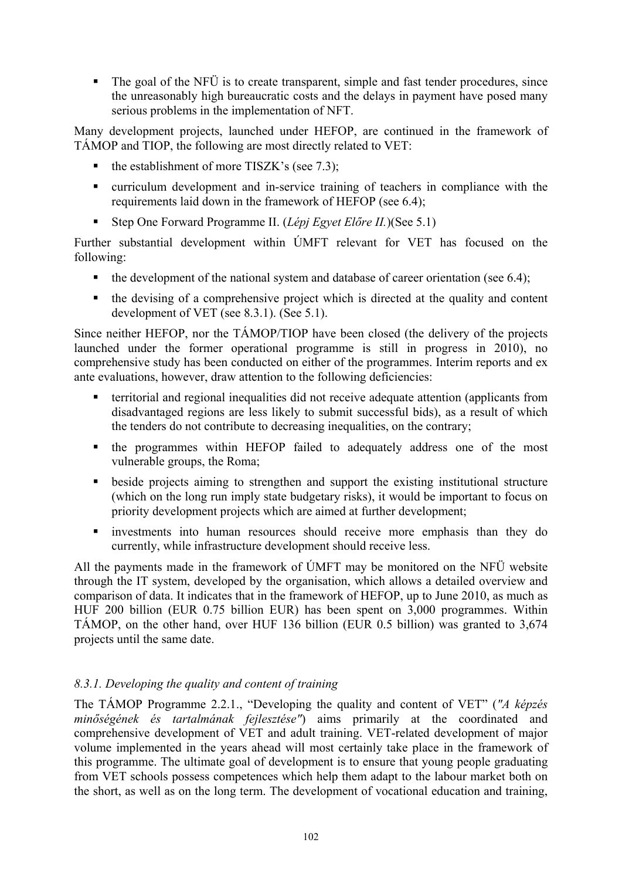- The goal of the NFÜ is to create transparent, simple and fast tender procedures, since the unreasonably high bureaucratic costs and the delays in payment have posed many serious problems in the implementation of NFT.

Many development projects, launched under HEFOP, are continued in the framework of TÁMOP and TIOP, the following are most directly related to VET:

- the establishment of more TISZK's (see 7.3);
- curriculum development and in-service training of teachers in compliance with the requirements laid down in the framework of HEFOP (see 6.4);
- Step One Forward Programme II. (*Lépj Egyet Előre II.*)(See 5.1)

Further substantial development within ÚMFT relevant for VET has focused on the following:

- the development of the national system and database of career orientation (see 6.4);
- the devising of a comprehensive project which is directed at the quality and content development of VET (see 8.3.1). (See 5.1).

Since neither HEFOP, nor the TÁMOP/TIOP have been closed (the delivery of the projects launched under the former operational programme is still in progress in 2010), no comprehensive study has been conducted on either of the programmes. Interim reports and ex ante evaluations, however, draw attention to the following deficiencies:

- territorial and regional inequalities did not receive adequate attention (applicants from disadvantaged regions are less likely to submit successful bids), as a result of which the tenders do not contribute to decreasing inequalities, on the contrary;
- the programmes within HEFOP failed to adequately address one of the most vulnerable groups, the Roma;
- beside projects aiming to strengthen and support the existing institutional structure (which on the long run imply state budgetary risks), it would be important to focus on priority development projects which are aimed at further development;
- investments into human resources should receive more emphasis than they do currently, while infrastructure development should receive less.

All the payments made in the framework of ÚMFT may be monitored on the NFÜ website through the IT system, developed by the organisation, which allows a detailed overview and comparison of data. It indicates that in the framework of HEFOP, up to June 2010, as much as HUF 200 billion (EUR 0.75 billion EUR) has been spent on 3,000 programmes. Within TÁMOP, on the other hand, over HUF 136 billion (EUR 0.5 billion) was granted to 3,674 projects until the same date.

### *8.3.1. Developing the quality and content of training*

The TÁMOP Programme 2.2.1., "Developing the quality and content of VET" (*"A képzés minőségének és tartalmának fejlesztése"*) aims primarily at the coordinated and comprehensive development of VET and adult training. VET-related development of major volume implemented in the years ahead will most certainly take place in the framework of this programme. The ultimate goal of development is to ensure that young people graduating from VET schools possess competences which help them adapt to the labour market both on the short, as well as on the long term. The development of vocational education and training,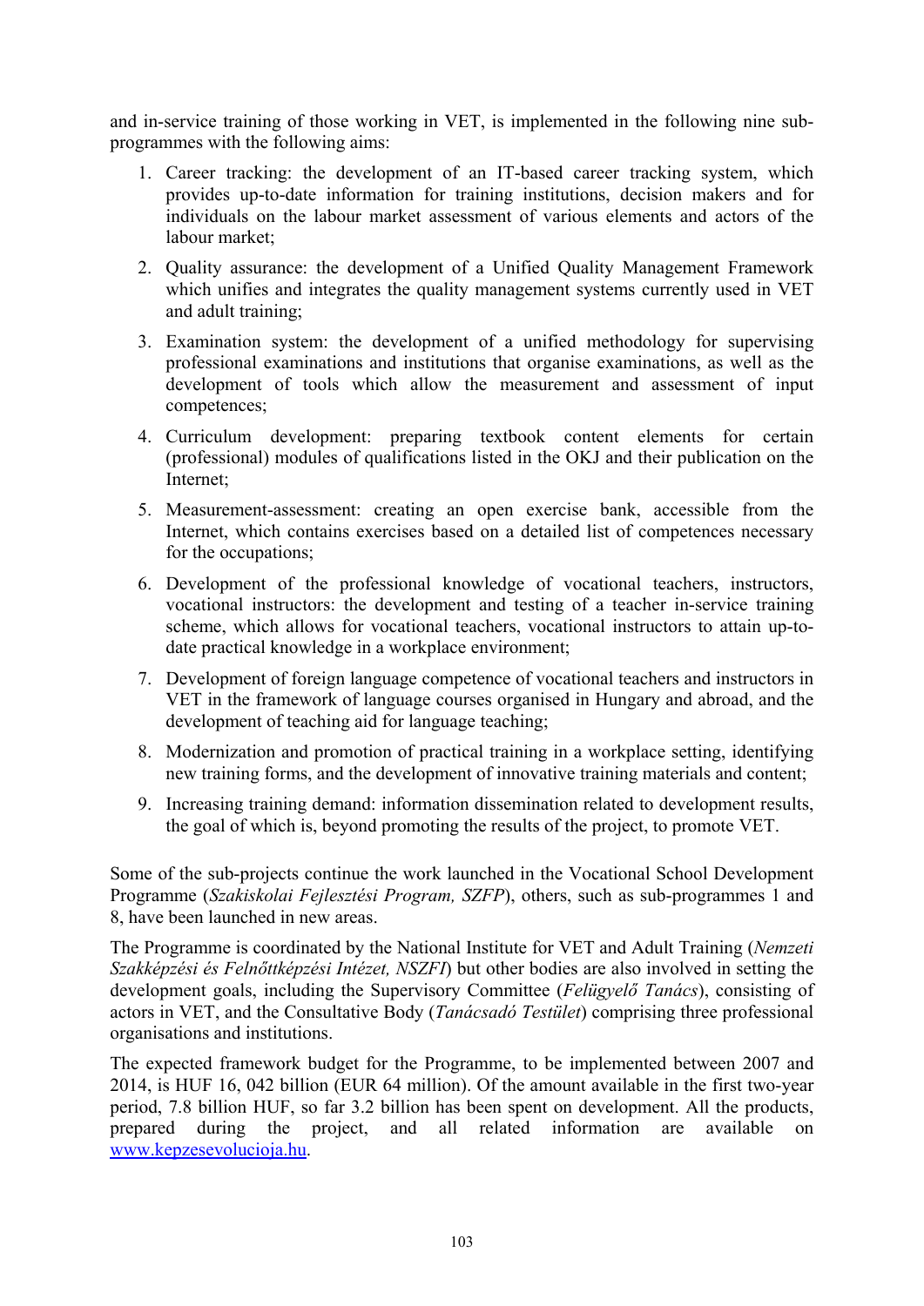and in-service training of those working in VET, is implemented in the following nine sub-programmes with the following aims:

1. Career tracking: the development of an IT-based career tracking system, which provides up-to-date information for training institutions, decision makers and for individuals on the labour market assessment of various elements and actors of the labour market;
2. Quality assurance: the development of a Unified Quality Management Framework which unifies and integrates the quality management systems currently used in VET and adult training;
3. Examination system: the development of a unified methodology for supervising professional examinations and institutions that organise examinations, as well as the development of tools which allow the measurement and assessment of input competences;
4. Curriculum development: preparing textbook content elements for certain (professional) modules of qualifications listed in the OKJ and their publication on the Internet;
5. Measurement-assessment: creating an open exercise bank, accessible from the Internet, which contains exercises based on a detailed list of competences necessary for the occupations;
6. Development of the professional knowledge of vocational teachers, instructors, vocational instructors: the development and testing of a teacher in-service training scheme, which allows for vocational teachers, vocational instructors to attain up-to-date practical knowledge in a workplace environment;
7. Development of foreign language competence of vocational teachers and instructors in VET in the framework of language courses organised in Hungary and abroad, and the development of teaching aid for language teaching;
8. Modernization and promotion of practical training in a workplace setting, identifying new training forms, and the development of innovative training materials and content;
9. Increasing training demand: information dissemination related to development results, the goal of which is, beyond promoting the results of the project, to promote VET.

Some of the sub-projects continue the work launched in the Vocational School Development Programme (*Szakiskolai Fejlesztési Program, SZFP*), others, such as sub-programmes 1 and 8, have been launched in new areas.

The Programme is coordinated by the National Institute for VET and Adult Training (*Nemzeti Szakképzési és Felnőttképzési Intézet, NSZFI*) but other bodies are also involved in setting the development goals, including the Supervisory Committee (*Felügyelő Tanács*), consisting of actors in VET, and the Consultative Body (*Tanácsadó Testület*) comprising three professional organisations and institutions.

The expected framework budget for the Programme, to be implemented between 2007 and 2014, is HUF 16, 042 billion (EUR 64 million). Of the amount available in the first two-year period, 7.8 billion HUF, so far 3.2 billion has been spent on development. All the products, prepared during the project, and all related information are available on [www.kepzesevolucioja.hu](www.kepzesevolucioja.hu).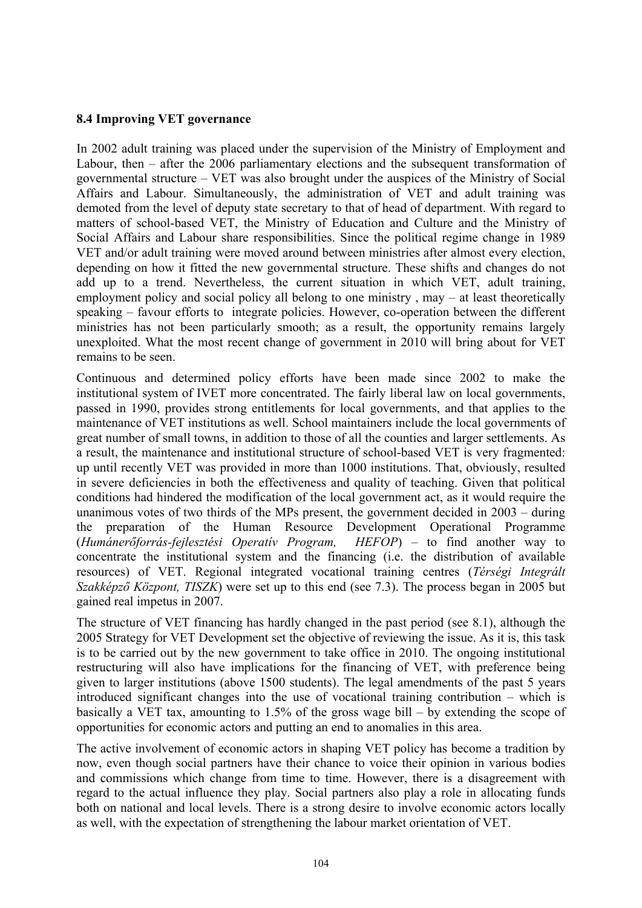**8.4 Improving VET governance**

In 2002 adult training was placed under the supervision of the Ministry of Employment and Labour, then – after the 2006 parliamentary elections and the subsequent transformation of governmental structure – VET was also brought under the auspices of the Ministry of Social Affairs and Labour. Simultaneously, the administration of VET and adult training was demoted from the level of deputy state secretary to that of head of department. With regard to matters of school-based VET, the Ministry of Education and Culture and the Ministry of Social Affairs and Labour share responsibilities. Since the political regime change in 1989 VET and/or adult training were moved around between ministries after almost every election, depending on how it fitted the new governmental structure. These shifts and changes do not add up to a trend. Nevertheless, the current situation in which VET, adult training, employment policy and social policy all belong to one ministry , may – at least theoretically speaking – favour efforts to integrate policies. However, co-operation between the different ministries has not been particularly smooth; as a result, the opportunity remains largely unexploited. What the most recent change of government in 2010 will bring about for VET remains to be seen.

Continuous and determined policy efforts have been made since 2002 to make the institutional system of IVET more concentrated. The fairly liberal law on local governments, passed in 1990, provides strong entitlements for local governments, and that applies to the maintenance of VET institutions as well. School maintainers include the local governments of great number of small towns, in addition to those of all the counties and larger settlements. As a result, the maintenance and institutional structure of school-based VET is very fragmented: up until recently VET was provided in more than 1000 institutions. That, obviously, resulted in severe deficiencies in both the effectiveness and quality of teaching. Given that political conditions had hindered the modification of the local government act, as it would require the unanimous votes of two thirds of the MPs present, the government decided in 2003 – during the preparation of the Human Resource Development Operational Programme (*Humánerőforrás-fejlesztési Operatív Program, HEFOP*) – to find another way to concentrate the institutional system and the financing (i.e. the distribution of available resources) of VET. Regional integrated vocational training centres (*Térségi Integrált Szakképző Központ, TISZK*) were set up to this end (see 7.3). The process began in 2005 but gained real impetus in 2007.

The structure of VET financing has hardly changed in the past period (see 8.1), although the 2005 Strategy for VET Development set the objective of reviewing the issue. As it is, this task is to be carried out by the new government to take office in 2010. The ongoing institutional restructuring will also have implications for the financing of VET, with preference being given to larger institutions (above 1500 students). The legal amendments of the past 5 years introduced significant changes into the use of vocational training contribution – which is basically a VET tax, amounting to 1.5% of the gross wage bill – by extending the scope of opportunities for economic actors and putting an end to anomalies in this area.

The active involvement of economic actors in shaping VET policy has become a tradition by now, even though social partners have their chance to voice their opinion in various bodies and commissions which change from time to time. However, there is a disagreement with regard to the actual influence they play. Social partners also play a role in allocating funds both on national and local levels. There is a strong desire to involve economic actors locally as well, with the expectation of strengthening the labour market orientation of VET.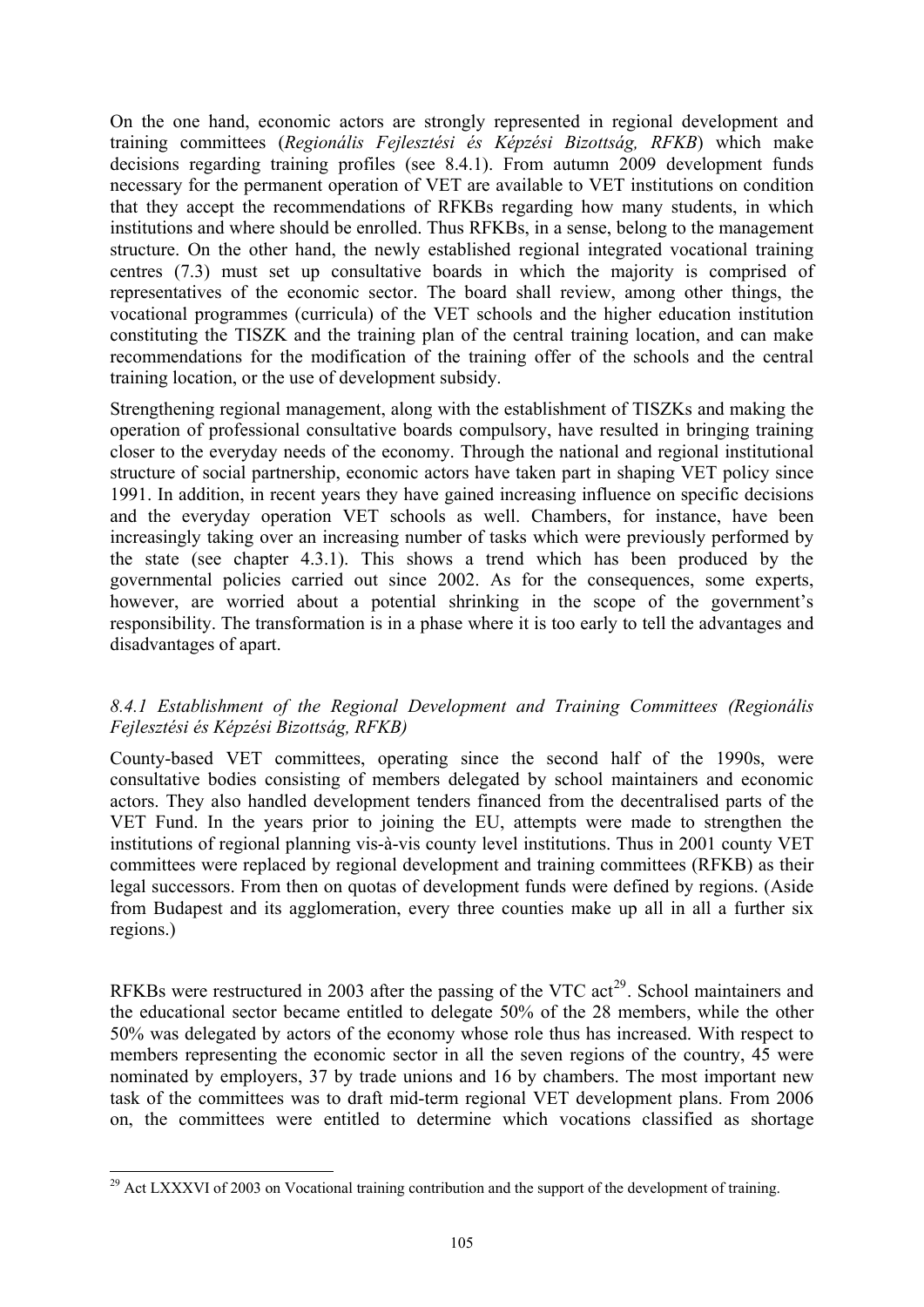On the one hand, economic actors are strongly represented in regional development and training committees (*Regionális Fejlesztési és Képzési Bizottság, RFKB*) which make decisions regarding training profiles (see 8.4.1). From autumn 2009 development funds necessary for the permanent operation of VET are available to VET institutions on condition that they accept the recommendations of RFKBs regarding how many students, in which institutions and where should be enrolled. Thus RFKBs, in a sense, belong to the management structure. On the other hand, the newly established regional integrated vocational training centres (7.3) must set up consultative boards in which the majority is comprised of representatives of the economic sector. The board shall review, among other things, the vocational programmes (curricula) of the VET schools and the higher education institution constituting the TISZK and the training plan of the central training location, and can make recommendations for the modification of the training offer of the schools and the central training location, or the use of development subsidy.

Strengthening regional management, along with the establishment of TISZKs and making the operation of professional consultative boards compulsory, have resulted in bringing training closer to the everyday needs of the economy. Through the national and regional institutional structure of social partnership, economic actors have taken part in shaping VET policy since 1991. In addition, in recent years they have gained increasing influence on specific decisions and the everyday operation VET schools as well. Chambers, for instance, have been increasingly taking over an increasing number of tasks which were previously performed by the state (see chapter 4.3.1). This shows a trend which has been produced by the governmental policies carried out since 2002. As for the consequences, some experts, however, are worried about a potential shrinking in the scope of the government's responsibility. The transformation is in a phase where it is too early to tell the advantages and disadvantages of apart.

### *8.4.1 Establishment of the Regional Development and Training Committees (Regionális Fejlesztési és Képzési Bizottság, RFKB)*

County-based VET committees, operating since the second half of the 1990s, were consultative bodies consisting of members delegated by school maintainers and economic actors. They also handled development tenders financed from the decentralised parts of the VET Fund. In the years prior to joining the EU, attempts were made to strengthen the institutions of regional planning vis-à-vis county level institutions. Thus in 2001 county VET committees were replaced by regional development and training committees (RFKB) as their legal successors. From then on quotas of development funds were defined by regions. (Aside from Budapest and its agglomeration, every three counties make up all in all a further six regions.)

RFKBs were restructured in 2003 after the passing of the VTC act[29]. School maintainers and the educational sector became entitled to delegate 50% of the 28 members, while the other 50% was delegated by actors of the economy whose role thus has increased. With respect to members representing the economic sector in all the seven regions of the country, 45 were nominated by employers, 37 by trade unions and 16 by chambers. The most important new task of the committees was to draft mid-term regional VET development plans. From 2006 on, the committees were entitled to determine which vocations classified as shortage

[29] Act LXXXVI of 2003 on Vocational training contribution and the support of the development of training.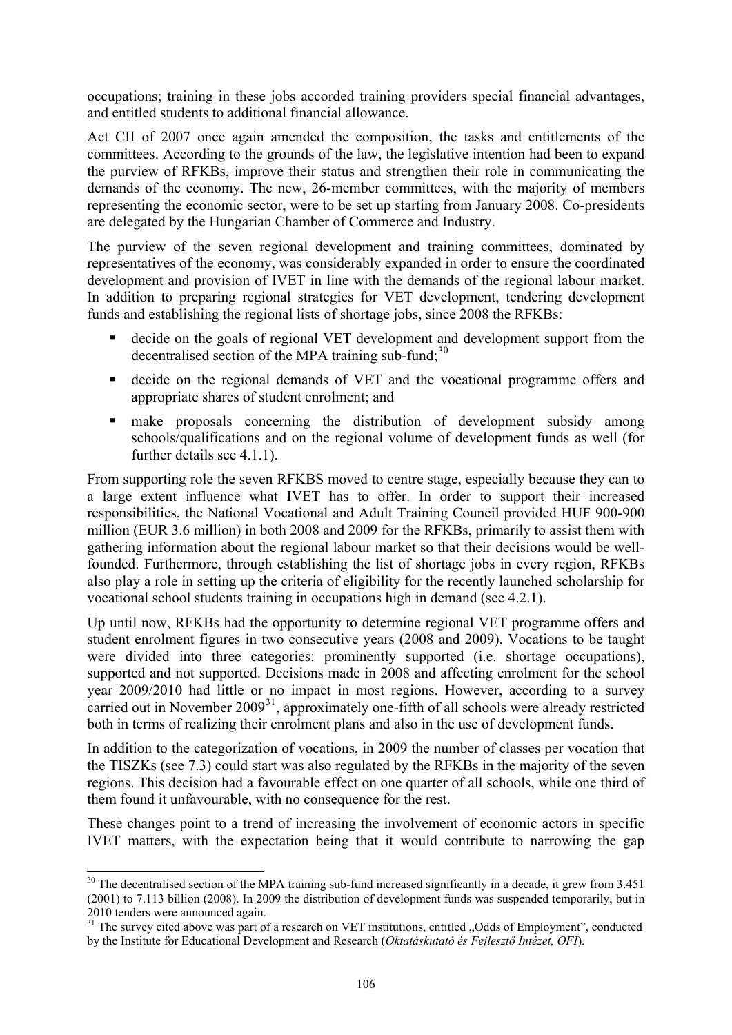occupations; training in these jobs accorded training providers special financial advantages, and entitled students to additional financial allowance.

Act CII of 2007 once again amended the composition, the tasks and entitlements of the committees. According to the grounds of the law, the legislative intention had been to expand the purview of RFKBs, improve their status and strengthen their role in communicating the demands of the economy. The new, 26-member committees, with the majority of members representing the economic sector, were to be set up starting from January 2008. Co-presidents are delegated by the Hungarian Chamber of Commerce and Industry.

The purview of the seven regional development and training committees, dominated by representatives of the economy, was considerably expanded in order to ensure the coordinated development and provision of IVET in line with the demands of the regional labour market. In addition to preparing regional strategies for VET development, tendering development funds and establishing the regional lists of shortage jobs, since 2008 the RFKBs:

- decide on the goals of regional VET development and development support from the decentralised section of the MPA training sub-fund;[30]
- decide on the regional demands of VET and the vocational programme offers and appropriate shares of student enrolment; and
- make proposals concerning the distribution of development subsidy among schools/qualifications and on the regional volume of development funds as well (for further details see 4.1.1).

From supporting role the seven RFKBS moved to centre stage, especially because they can to a large extent influence what IVET has to offer. In order to support their increased responsibilities, the National Vocational and Adult Training Council provided HUF 900-900 million (EUR 3.6 million) in both 2008 and 2009 for the RFKBs, primarily to assist them with gathering information about the regional labour market so that their decisions would be well-founded. Furthermore, through establishing the list of shortage jobs in every region, RFKBs also play a role in setting up the criteria of eligibility for the recently launched scholarship for vocational school students training in occupations high in demand (see 4.2.1).

Up until now, RFKBs had the opportunity to determine regional VET programme offers and student enrolment figures in two consecutive years (2008 and 2009). Vocations to be taught were divided into three categories: prominently supported (i.e. shortage occupations), supported and not supported. Decisions made in 2008 and affecting enrolment for the school year 2009/2010 had little or no impact in most regions. However, according to a survey carried out in November 2009[31], approximately one-fifth of all schools were already restricted both in terms of realizing their enrolment plans and also in the use of development funds.

In addition to the categorization of vocations, in 2009 the number of classes per vocation that the TISZKs (see 7.3) could start was also regulated by the RFKBs in the majority of the seven regions. This decision had a favourable effect on one quarter of all schools, while one third of them found it unfavourable, with no consequence for the rest.

These changes point to a trend of increasing the involvement of economic actors in specific IVET matters, with the expectation being that it would contribute to narrowing the gap

---

[30] The decentralised section of the MPA training sub-fund increased significantly in a decade, it grew from 3.451 (2001) to 7.113 billion (2008). In 2009 the distribution of development funds was suspended temporarily, but in 2010 tenders were announced again.

[31] The survey cited above was part of a research on VET institutions, entitled „Odds of Employment", conducted by the Institute for Educational Development and Research (*Oktatáskutató és Fejlesztő Intézet, OFI*).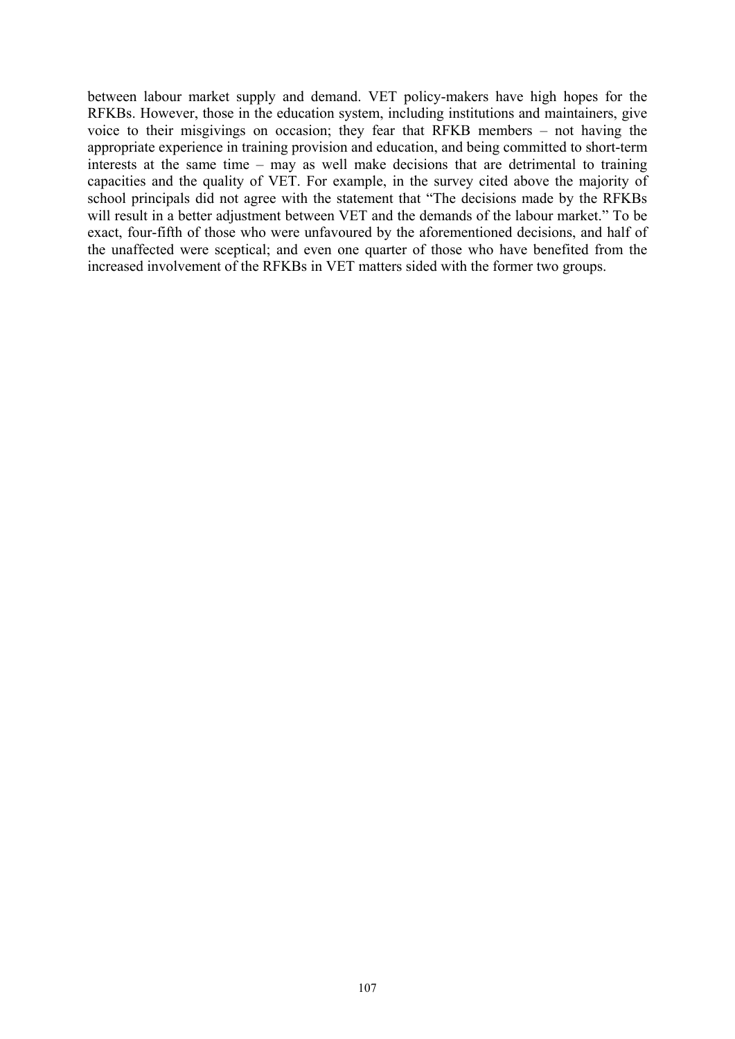between labour market supply and demand. VET policy-makers have high hopes for the RFKBs. However, those in the education system, including institutions and maintainers, give voice to their misgivings on occasion; they fear that RFKB members – not having the appropriate experience in training provision and education, and being committed to short-term interests at the same time – may as well make decisions that are detrimental to training capacities and the quality of VET. For example, in the survey cited above the majority of school principals did not agree with the statement that "The decisions made by the RFKBs will result in a better adjustment between VET and the demands of the labour market." To be exact, four-fifth of those who were unfavoured by the aforementioned decisions, and half of the unaffected were sceptical; and even one quarter of those who have benefited from the increased involvement of the RFKBs in VET matters sided with the former two groups.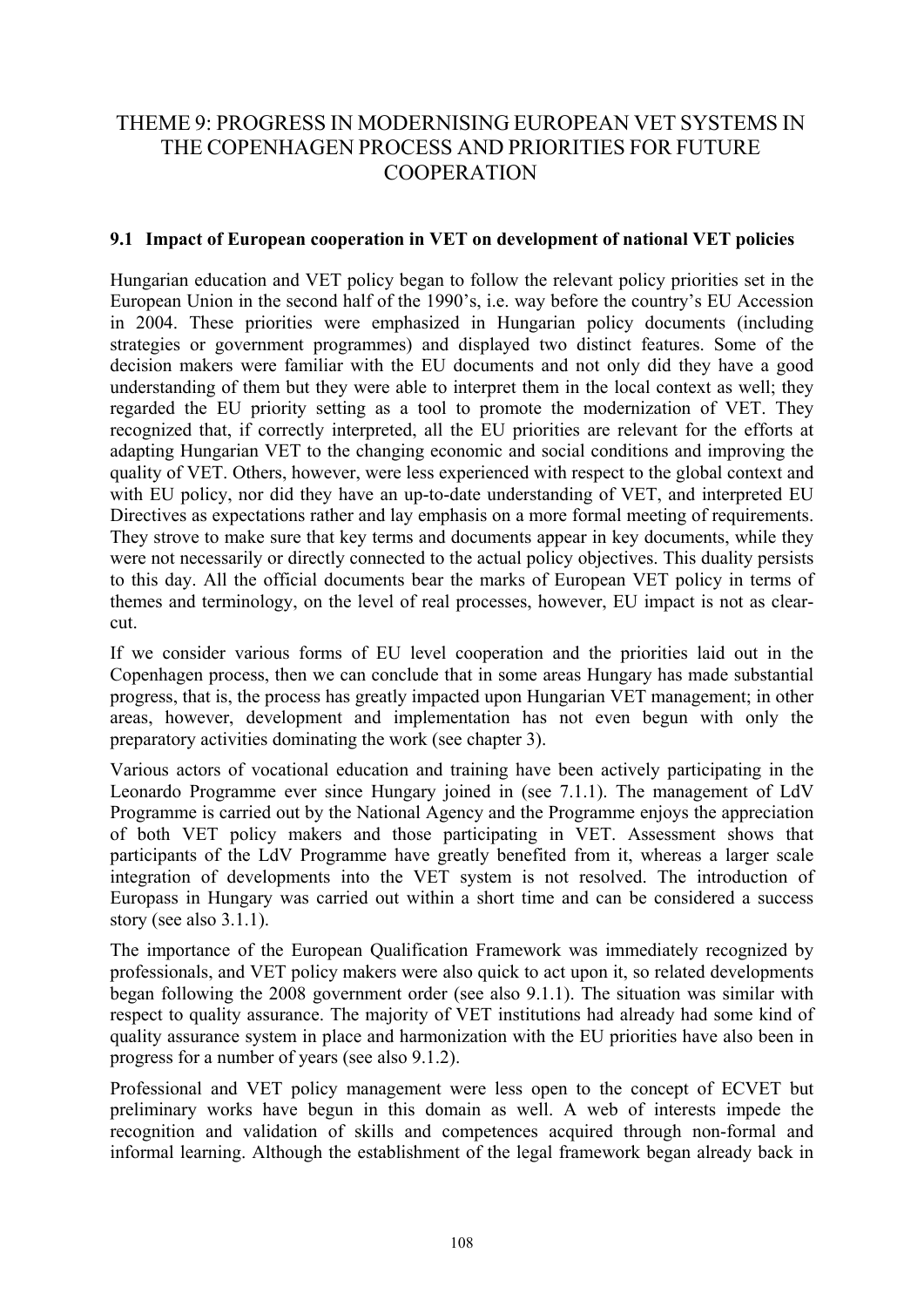# THEME 9: PROGRESS IN MODERNISING EUROPEAN VET SYSTEMS IN THE COPENHAGEN PROCESS AND PRIORITIES FOR FUTURE COOPERATION

## 9.1 Impact of European cooperation in VET on development of national VET policies

Hungarian education and VET policy began to follow the relevant policy priorities set in the European Union in the second half of the 1990's, i.e. way before the country's EU Accession in 2004. These priorities were emphasized in Hungarian policy documents (including strategies or government programmes) and displayed two distinct features. Some of the decision makers were familiar with the EU documents and not only did they have a good understanding of them but they were able to interpret them in the local context as well; they regarded the EU priority setting as a tool to promote the modernization of VET. They recognized that, if correctly interpreted, all the EU priorities are relevant for the efforts at adapting Hungarian VET to the changing economic and social conditions and improving the quality of VET. Others, however, were less experienced with respect to the global context and with EU policy, nor did they have an up-to-date understanding of VET, and interpreted EU Directives as expectations rather and lay emphasis on a more formal meeting of requirements. They strove to make sure that key terms and documents appear in key documents, while they were not necessarily or directly connected to the actual policy objectives. This duality persists to this day. All the official documents bear the marks of European VET policy in terms of themes and terminology, on the level of real processes, however, EU impact is not as clear-cut.

If we consider various forms of EU level cooperation and the priorities laid out in the Copenhagen process, then we can conclude that in some areas Hungary has made substantial progress, that is, the process has greatly impacted upon Hungarian VET management; in other areas, however, development and implementation has not even begun with only the preparatory activities dominating the work (see chapter 3).

Various actors of vocational education and training have been actively participating in the Leonardo Programme ever since Hungary joined in (see 7.1.1). The management of LdV Programme is carried out by the National Agency and the Programme enjoys the appreciation of both VET policy makers and those participating in VET. Assessment shows that participants of the LdV Programme have greatly benefited from it, whereas a larger scale integration of developments into the VET system is not resolved. The introduction of Europass in Hungary was carried out within a short time and can be considered a success story (see also 3.1.1).

The importance of the European Qualification Framework was immediately recognized by professionals, and VET policy makers were also quick to act upon it, so related developments began following the 2008 government order (see also 9.1.1). The situation was similar with respect to quality assurance. The majority of VET institutions had already had some kind of quality assurance system in place and harmonization with the EU priorities have also been in progress for a number of years (see also 9.1.2).

Professional and VET policy management were less open to the concept of ECVET but preliminary works have begun in this domain as well. A web of interests impede the recognition and validation of skills and competences acquired through non-formal and informal learning. Although the establishment of the legal framework began already back in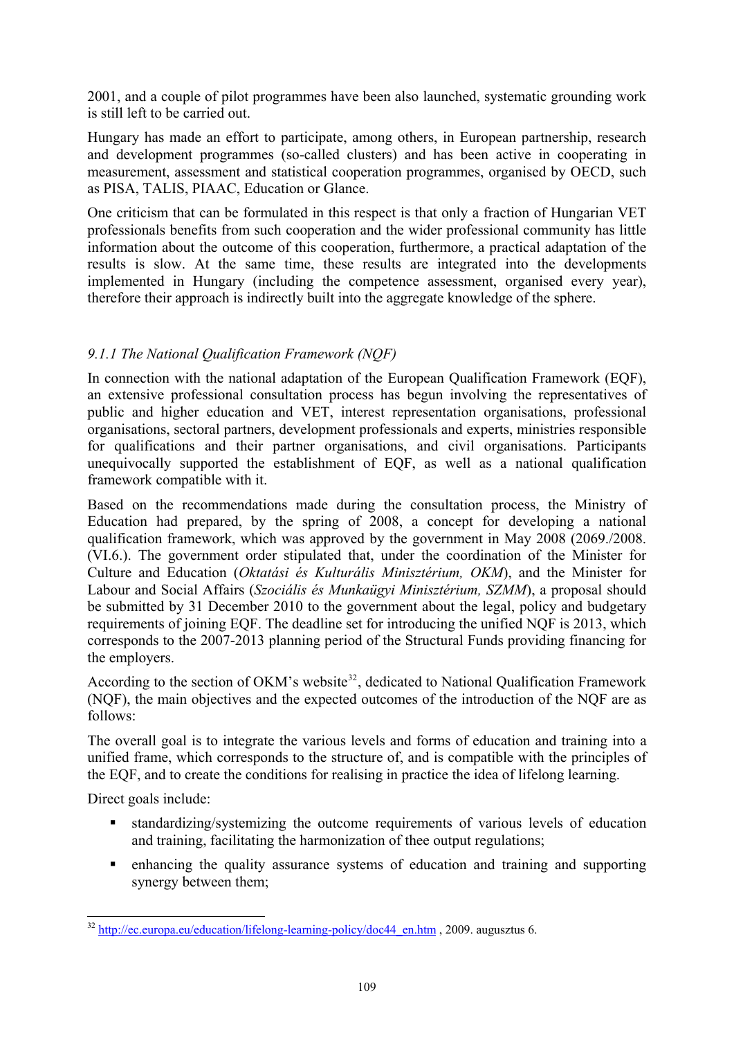2001, and a couple of pilot programmes have been also launched, systematic grounding work is still left to be carried out.

Hungary has made an effort to participate, among others, in European partnership, research and development programmes (so-called clusters) and has been active in cooperating in measurement, assessment and statistical cooperation programmes, organised by OECD, such as PISA, TALIS, PIAAC, Education or Glance.

One criticism that can be formulated in this respect is that only a fraction of Hungarian VET professionals benefits from such cooperation and the wider professional community has little information about the outcome of this cooperation, furthermore, a practical adaptation of the results is slow. At the same time, these results are integrated into the developments implemented in Hungary (including the competence assessment, organised every year), therefore their approach is indirectly built into the aggregate knowledge of the sphere.

### *9.1.1 The National Qualification Framework (NQF)*

In connection with the national adaptation of the European Qualification Framework (EQF), an extensive professional consultation process has begun involving the representatives of public and higher education and VET, interest representation organisations, professional organisations, sectoral partners, development professionals and experts, ministries responsible for qualifications and their partner organisations, and civil organisations. Participants unequivocally supported the establishment of EQF, as well as a national qualification framework compatible with it.

Based on the recommendations made during the consultation process, the Ministry of Education had prepared, by the spring of 2008, a concept for developing a national qualification framework, which was approved by the government in May 2008 (2069./2008. (VI.6.). The government order stipulated that, under the coordination of the Minister for Culture and Education (*Oktatási és Kulturális Minisztérium, OKM*), and the Minister for Labour and Social Affairs (*Szociális és Munkaügyi Minisztérium, SZMM*), a proposal should be submitted by 31 December 2010 to the government about the legal, policy and budgetary requirements of joining EQF. The deadline set for introducing the unified NQF is 2013, which corresponds to the 2007-2013 planning period of the Structural Funds providing financing for the employers.

According to the section of OKM's website[32], dedicated to National Qualification Framework (NQF), the main objectives and the expected outcomes of the introduction of the NQF are as follows:

The overall goal is to integrate the various levels and forms of education and training into a unified frame, which corresponds to the structure of, and is compatible with the principles of the EQF, and to create the conditions for realising in practice the idea of lifelong learning.

Direct goals include:

- standardizing/systemizing the outcome requirements of various levels of education and training, facilitating the harmonization of thee output regulations;
- enhancing the quality assurance systems of education and training and supporting synergy between them;

---

[32] http://ec.europa.eu/education/lifelong-learning-policy/doc44_en.htm , 2009. augusztus 6.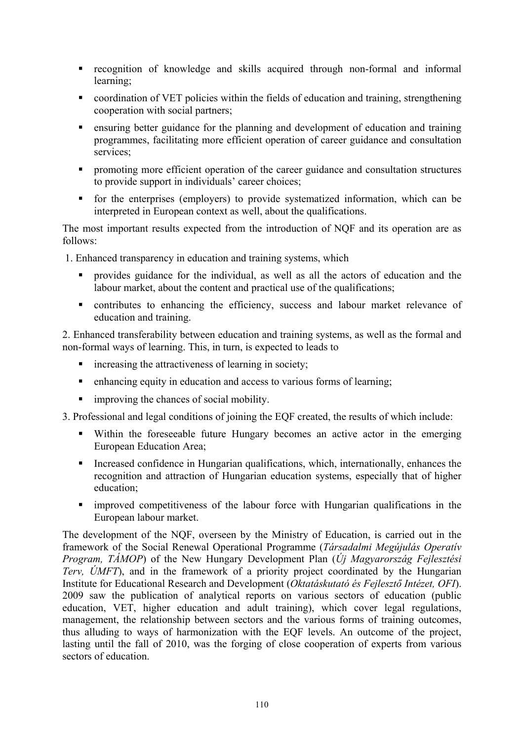- recognition of knowledge and skills acquired through non-formal and informal learning;
- coordination of VET policies within the fields of education and training, strengthening cooperation with social partners;
- ensuring better guidance for the planning and development of education and training programmes, facilitating more efficient operation of career guidance and consultation services;
- promoting more efficient operation of the career guidance and consultation structures to provide support in individuals' career choices;
- for the enterprises (employers) to provide systematized information, which can be interpreted in European context as well, about the qualifications.

The most important results expected from the introduction of NQF and its operation are as follows:

1. Enhanced transparency in education and training systems, which
   - provides guidance for the individual, as well as all the actors of education and the labour market, about the content and practical use of the qualifications;
   - contributes to enhancing the efficiency, success and labour market relevance of education and training.

2. Enhanced transferability between education and training systems, as well as the formal and non-formal ways of learning. This, in turn, is expected to leads to
   - increasing the attractiveness of learning in society;
   - enhancing equity in education and access to various forms of learning;
   - improving the chances of social mobility.

3. Professional and legal conditions of joining the EQF created, the results of which include:
   - Within the foreseeable future Hungary becomes an active actor in the emerging European Education Area;
   - Increased confidence in Hungarian qualifications, which, internationally, enhances the recognition and attraction of Hungarian education systems, especially that of higher education;
   - improved competitiveness of the labour force with Hungarian qualifications in the European labour market.

The development of the NQF, overseen by the Ministry of Education, is carried out in the framework of the Social Renewal Operational Programme (*Társadalmi Megújulás Operatív Program, TÁMOP*) of the New Hungary Development Plan (*Új Magyarország Fejlesztési Terv, ÚMFT*), and in the framework of a priority project coordinated by the Hungarian Institute for Educational Research and Development (*Oktatáskutató és Fejlesztő Intézet, OFI*). 2009 saw the publication of analytical reports on various sectors of education (public education, VET, higher education and adult training), which cover legal regulations, management, the relationship between sectors and the various forms of training outcomes, thus alluding to ways of harmonization with the EQF levels. An outcome of the project, lasting until the fall of 2010, was the forging of close cooperation of experts from various sectors of education.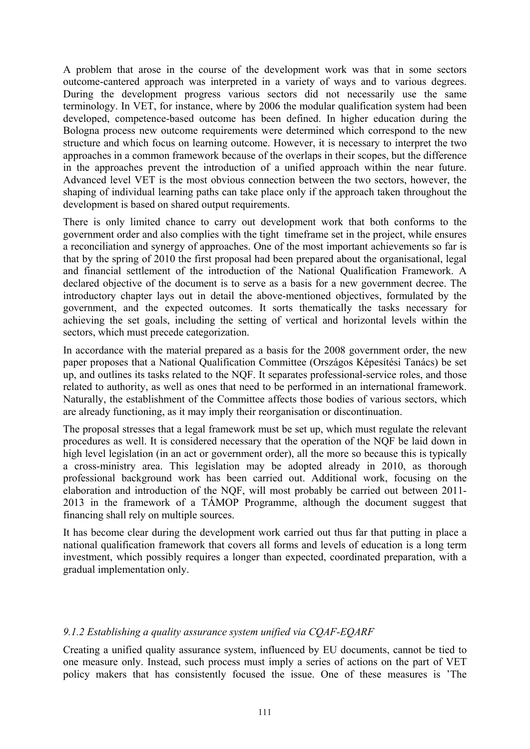A problem that arose in the course of the development work was that in some sectors outcome-cantered approach was interpreted in a variety of ways and to various degrees. During the development progress various sectors did not necessarily use the same terminology. In VET, for instance, where by 2006 the modular qualification system had been developed, competence-based outcome has been defined. In higher education during the Bologna process new outcome requirements were determined which correspond to the new structure and which focus on learning outcome. However, it is necessary to interpret the two approaches in a common framework because of the overlaps in their scopes, but the difference in the approaches prevent the introduction of a unified approach within the near future. Advanced level VET is the most obvious connection between the two sectors, however, the shaping of individual learning paths can take place only if the approach taken throughout the development is based on shared output requirements.

There is only limited chance to carry out development work that both conforms to the government order and also complies with the tight timeframe set in the project, while ensures a reconciliation and synergy of approaches. One of the most important achievements so far is that by the spring of 2010 the first proposal had been prepared about the organisational, legal and financial settlement of the introduction of the National Qualification Framework. A declared objective of the document is to serve as a basis for a new government decree. The introductory chapter lays out in detail the above-mentioned objectives, formulated by the government, and the expected outcomes. It sorts thematically the tasks necessary for achieving the set goals, including the setting of vertical and horizontal levels within the sectors, which must precede categorization.

In accordance with the material prepared as a basis for the 2008 government order, the new paper proposes that a National Qualification Committee (Országos Képesítési Tanács) be set up, and outlines its tasks related to the NQF. It separates professional-service roles, and those related to authority, as well as ones that need to be performed in an international framework. Naturally, the establishment of the Committee affects those bodies of various sectors, which are already functioning, as it may imply their reorganisation or discontinuation.

The proposal stresses that a legal framework must be set up, which must regulate the relevant procedures as well. It is considered necessary that the operation of the NQF be laid down in high level legislation (in an act or government order), all the more so because this is typically a cross-ministry area. This legislation may be adopted already in 2010, as thorough professional background work has been carried out. Additional work, focusing on the elaboration and introduction of the NQF, will most probably be carried out between 2011-2013 in the framework of a TÁMOP Programme, although the document suggest that financing shall rely on multiple sources.

It has become clear during the development work carried out thus far that putting in place a national qualification framework that covers all forms and levels of education is a long term investment, which possibly requires a longer than expected, coordinated preparation, with a gradual implementation only.

#### *9.1.2 Establishing a quality assurance system unified via CQAF-EQARF*

Creating a unified quality assurance system, influenced by EU documents, cannot be tied to one measure only. Instead, such process must imply a series of actions on the part of VET policy makers that has consistently focused the issue. One of these measures is 'The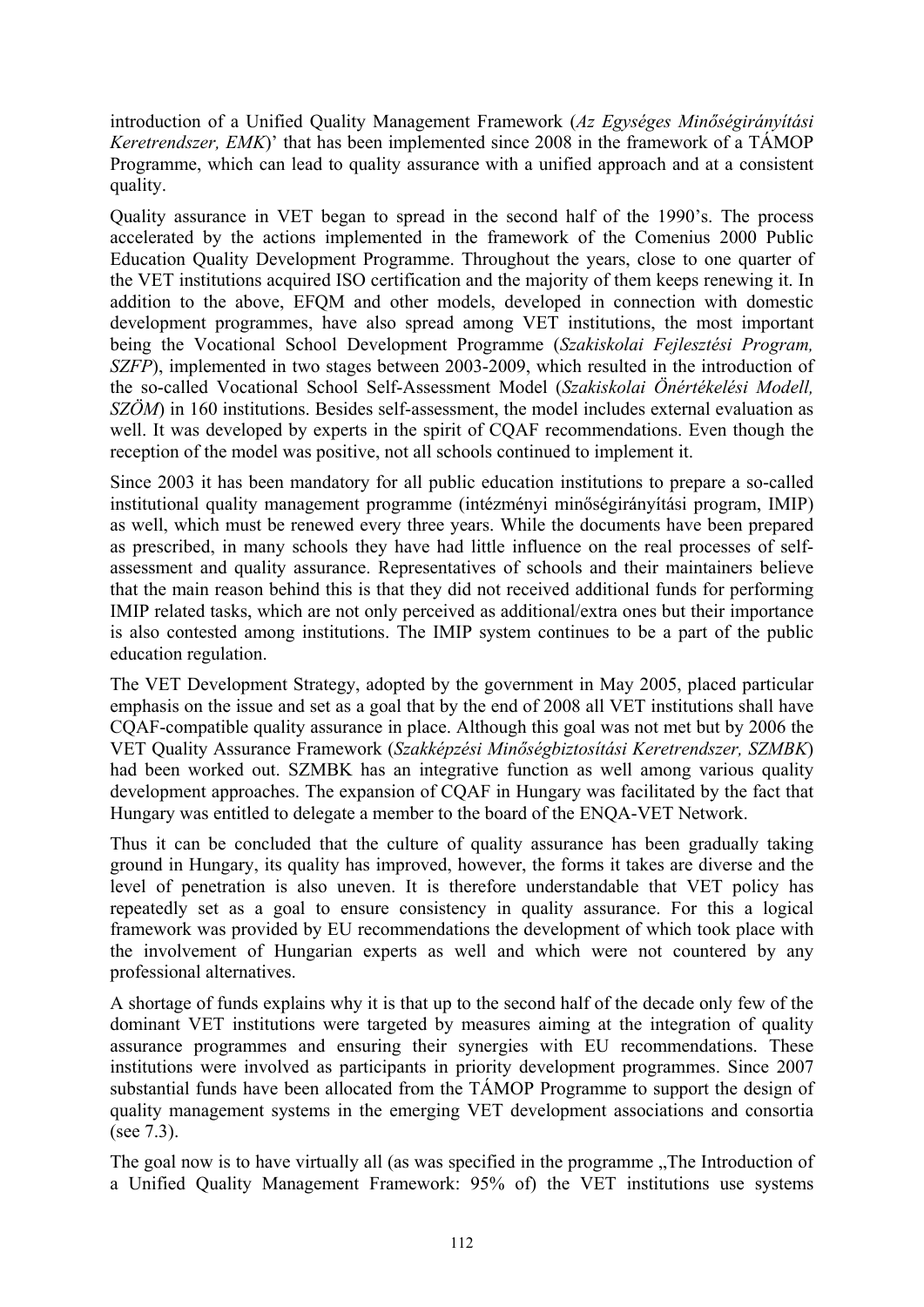introduction of a Unified Quality Management Framework (*Az Egységes Minőségirányítási Keretrendszer, EMK*)' that has been implemented since 2008 in the framework of a TÁMOP Programme, which can lead to quality assurance with a unified approach and at a consistent quality.

Quality assurance in VET began to spread in the second half of the 1990's. The process accelerated by the actions implemented in the framework of the Comenius 2000 Public Education Quality Development Programme. Throughout the years, close to one quarter of the VET institutions acquired ISO certification and the majority of them keeps renewing it. In addition to the above, EFQM and other models, developed in connection with domestic development programmes, have also spread among VET institutions, the most important being the Vocational School Development Programme (*Szakiskolai Fejlesztési Program, SZFP*), implemented in two stages between 2003-2009, which resulted in the introduction of the so-called Vocational School Self-Assessment Model (*Szakiskolai Önértékelési Modell, SZÖM*) in 160 institutions. Besides self-assessment, the model includes external evaluation as well. It was developed by experts in the spirit of CQAF recommendations. Even though the reception of the model was positive, not all schools continued to implement it.

Since 2003 it has been mandatory for all public education institutions to prepare a so-called institutional quality management programme (intézményi minőségirányítási program, IMIP) as well, which must be renewed every three years. While the documents have been prepared as prescribed, in many schools they have had little influence on the real processes of self-assessment and quality assurance. Representatives of schools and their maintainers believe that the main reason behind this is that they did not received additional funds for performing IMIP related tasks, which are not only perceived as additional/extra ones but their importance is also contested among institutions. The IMIP system continues to be a part of the public education regulation.

The VET Development Strategy, adopted by the government in May 2005, placed particular emphasis on the issue and set as a goal that by the end of 2008 all VET institutions shall have CQAF-compatible quality assurance in place. Although this goal was not met but by 2006 the VET Quality Assurance Framework (*Szakképzési Minőségbiztosítási Keretrendszer, SZMBK*) had been worked out. SZMBK has an integrative function as well among various quality development approaches. The expansion of CQAF in Hungary was facilitated by the fact that Hungary was entitled to delegate a member to the board of the ENQA-VET Network.

Thus it can be concluded that the culture of quality assurance has been gradually taking ground in Hungary, its quality has improved, however, the forms it takes are diverse and the level of penetration is also uneven. It is therefore understandable that VET policy has repeatedly set as a goal to ensure consistency in quality assurance. For this a logical framework was provided by EU recommendations the development of which took place with the involvement of Hungarian experts as well and which were not countered by any professional alternatives.

A shortage of funds explains why it is that up to the second half of the decade only few of the dominant VET institutions were targeted by measures aiming at the integration of quality assurance programmes and ensuring their synergies with EU recommendations. These institutions were involved as participants in priority development programmes. Since 2007 substantial funds have been allocated from the TÁMOP Programme to support the design of quality management systems in the emerging VET development associations and consortia (see 7.3).

The goal now is to have virtually all (as was specified in the programme „The Introduction of a Unified Quality Management Framework: 95% of) the VET institutions use systems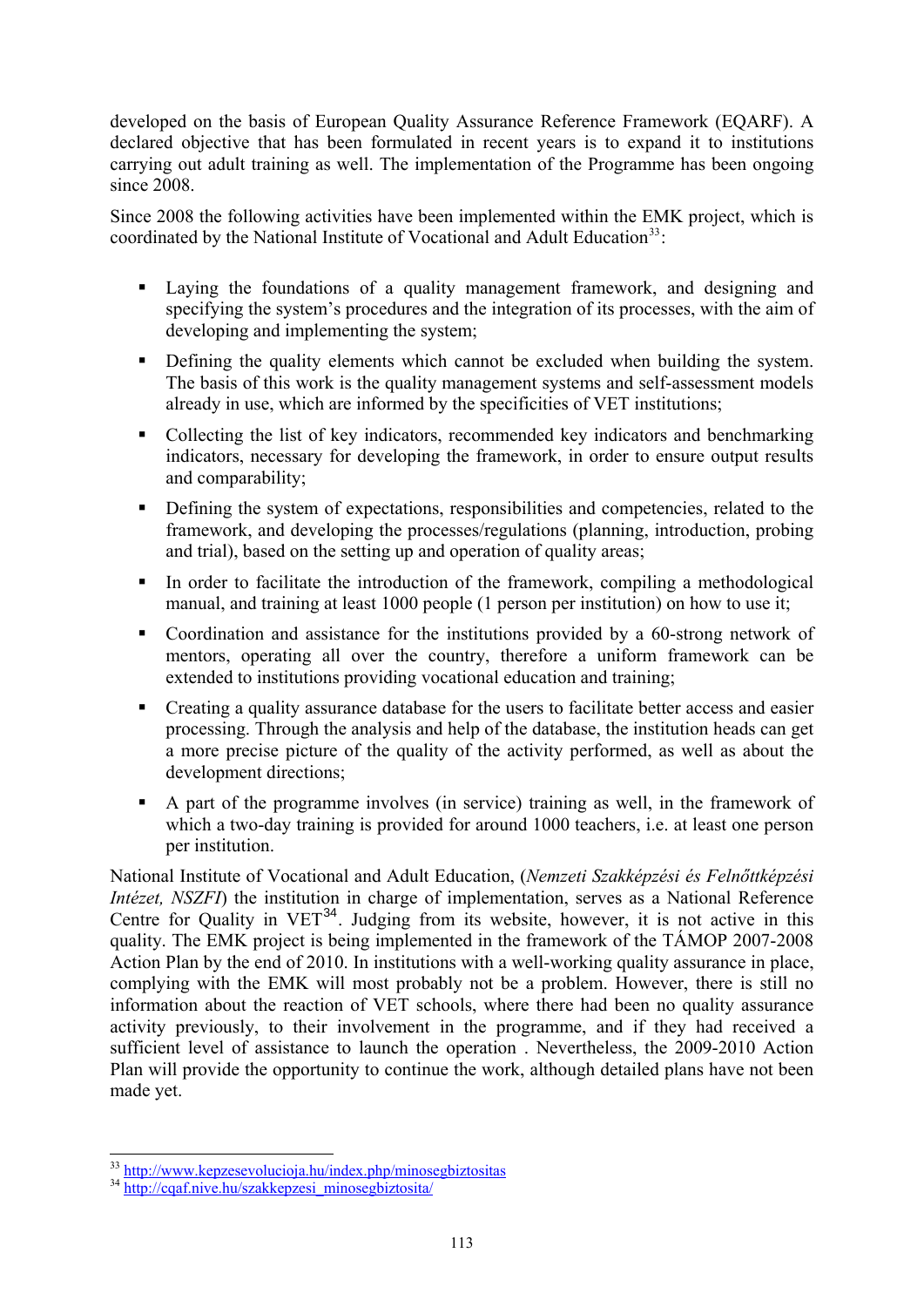developed on the basis of European Quality Assurance Reference Framework (EQARF). A declared objective that has been formulated in recent years is to expand it to institutions carrying out adult training as well. The implementation of the Programme has been ongoing since 2008.

Since 2008 the following activities have been implemented within the EMK project, which is coordinated by the National Institute of Vocational and Adult Education[33]:

- Laying the foundations of a quality management framework, and designing and specifying the system's procedures and the integration of its processes, with the aim of developing and implementing the system;
- Defining the quality elements which cannot be excluded when building the system. The basis of this work is the quality management systems and self-assessment models already in use, which are informed by the specificities of VET institutions;
- Collecting the list of key indicators, recommended key indicators and benchmarking indicators, necessary for developing the framework, in order to ensure output results and comparability;
- Defining the system of expectations, responsibilities and competencies, related to the framework, and developing the processes/regulations (planning, introduction, probing and trial), based on the setting up and operation of quality areas;
- In order to facilitate the introduction of the framework, compiling a methodological manual, and training at least 1000 people (1 person per institution) on how to use it;
- Coordination and assistance for the institutions provided by a 60-strong network of mentors, operating all over the country, therefore a uniform framework can be extended to institutions providing vocational education and training;
- Creating a quality assurance database for the users to facilitate better access and easier processing. Through the analysis and help of the database, the institution heads can get a more precise picture of the quality of the activity performed, as well as about the development directions;
- A part of the programme involves (in service) training as well, in the framework of which a two-day training is provided for around 1000 teachers, i.e. at least one person per institution.

National Institute of Vocational and Adult Education, (*Nemzeti Szakképzési és Felnőttképzési Intézet, NSZFI*) the institution in charge of implementation, serves as a National Reference Centre for Quality in VET[34]. Judging from its website, however, it is not active in this quality. The EMK project is being implemented in the framework of the TÁMOP 2007-2008 Action Plan by the end of 2010. In institutions with a well-working quality assurance in place, complying with the EMK will most probably not be a problem. However, there is still no information about the reaction of VET schools, where there had been no quality assurance activity previously, to their involvement in the programme, and if they had received a sufficient level of assistance to launch the operation . Nevertheless, the 2009-2010 Action Plan will provide the opportunity to continue the work, although detailed plans have not been made yet.

[33] http://www.kepzesevolucioja.hu/index.php/minosegbiztositas

[34] http://cqaf.nive.hu/szakkepzesi_minosegbiztosita/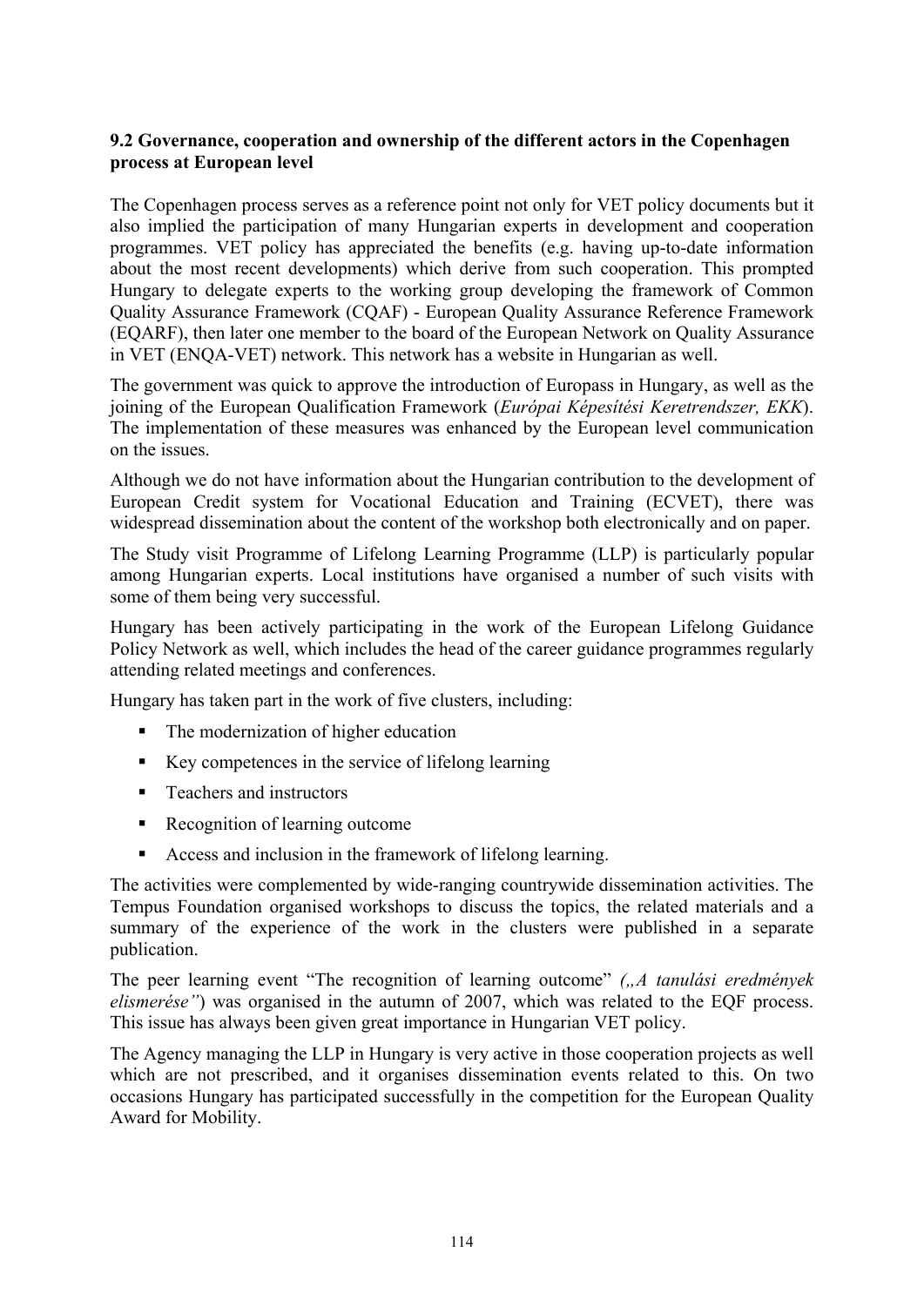### 9.2 Governance, cooperation and ownership of the different actors in the Copenhagen process at European level

The Copenhagen process serves as a reference point not only for VET policy documents but it also implied the participation of many Hungarian experts in development and cooperation programmes. VET policy has appreciated the benefits (e.g. having up-to-date information about the most recent developments) which derive from such cooperation. This prompted Hungary to delegate experts to the working group developing the framework of Common Quality Assurance Framework (CQAF) - European Quality Assurance Reference Framework (EQARF), then later one member to the board of the European Network on Quality Assurance in VET (ENQA-VET) network. This network has a website in Hungarian as well.

The government was quick to approve the introduction of Europass in Hungary, as well as the joining of the European Qualification Framework (*Európai Képesítési Keretrendszer, EKK*). The implementation of these measures was enhanced by the European level communication on the issues.

Although we do not have information about the Hungarian contribution to the development of European Credit system for Vocational Education and Training (ECVET), there was widespread dissemination about the content of the workshop both electronically and on paper.

The Study visit Programme of Lifelong Learning Programme (LLP) is particularly popular among Hungarian experts. Local institutions have organised a number of such visits with some of them being very successful.

Hungary has been actively participating in the work of the European Lifelong Guidance Policy Network as well, which includes the head of the career guidance programmes regularly attending related meetings and conferences.

Hungary has taken part in the work of five clusters, including:

- The modernization of higher education
- Key competences in the service of lifelong learning
- Teachers and instructors
- Recognition of learning outcome
- Access and inclusion in the framework of lifelong learning.

The activities were complemented by wide-ranging countrywide dissemination activities. The Tempus Foundation organised workshops to discuss the topics, the related materials and a summary of the experience of the work in the clusters were published in a separate publication.

The peer learning event "The recognition of learning outcome" *(„A tanulási eredmények elismerése")* was organised in the autumn of 2007, which was related to the EQF process. This issue has always been given great importance in Hungarian VET policy.

The Agency managing the LLP in Hungary is very active in those cooperation projects as well which are not prescribed, and it organises dissemination events related to this. On two occasions Hungary has participated successfully in the competition for the European Quality Award for Mobility.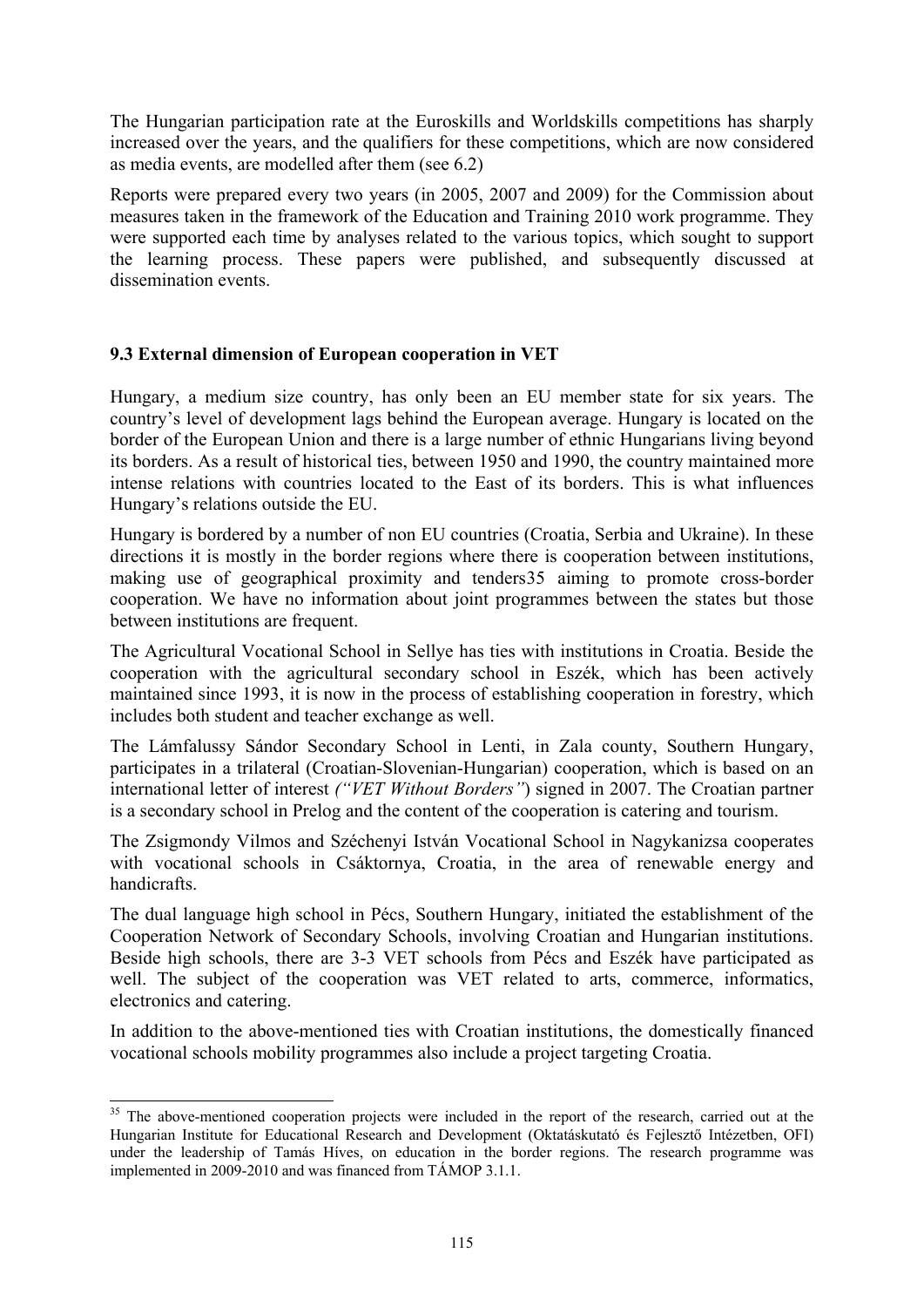The Hungarian participation rate at the Euroskills and Worldskills competitions has sharply increased over the years, and the qualifiers for these competitions, which are now considered as media events, are modelled after them (see 6.2)

Reports were prepared every two years (in 2005, 2007 and 2009) for the Commission about measures taken in the framework of the Education and Training 2010 work programme. They were supported each time by analyses related to the various topics, which sought to support the learning process. These papers were published, and subsequently discussed at dissemination events.

### 9.3 External dimension of European cooperation in VET

Hungary, a medium size country, has only been an EU member state for six years. The country's level of development lags behind the European average. Hungary is located on the border of the European Union and there is a large number of ethnic Hungarians living beyond its borders. As a result of historical ties, between 1950 and 1990, the country maintained more intense relations with countries located to the East of its borders. This is what influences Hungary's relations outside the EU.

Hungary is bordered by a number of non EU countries (Croatia, Serbia and Ukraine). In these directions it is mostly in the border regions where there is cooperation between institutions, making use of geographical proximity and tenders[35] aiming to promote cross-border cooperation. We have no information about joint programmes between the states but those between institutions are frequent.

The Agricultural Vocational School in Sellye has ties with institutions in Croatia. Beside the cooperation with the agricultural secondary school in Eszék, which has been actively maintained since 1993, it is now in the process of establishing cooperation in forestry, which includes both student and teacher exchange as well.

The Lámfalussy Sándor Secondary School in Lenti, in Zala county, Southern Hungary, participates in a trilateral (Croatian-Slovenian-Hungarian) cooperation, which is based on an international letter of interest *("VET Without Borders"*) signed in 2007. The Croatian partner is a secondary school in Prelog and the content of the cooperation is catering and tourism.

The Zsigmondy Vilmos and Széchenyi István Vocational School in Nagykanizsa cooperates with vocational schools in Csáktornya, Croatia, in the area of renewable energy and handicrafts.

The dual language high school in Pécs, Southern Hungary, initiated the establishment of the Cooperation Network of Secondary Schools, involving Croatian and Hungarian institutions. Beside high schools, there are 3-3 VET schools from Pécs and Eszék have participated as well. The subject of the cooperation was VET related to arts, commerce, informatics, electronics and catering.

In addition to the above-mentioned ties with Croatian institutions, the domestically financed vocational schools mobility programmes also include a project targeting Croatia.

---

[35] The above-mentioned cooperation projects were included in the report of the research, carried out at the Hungarian Institute for Educational Research and Development (Oktatáskutató és Fejlesztő Intézetben, OFI) under the leadership of Tamás Híves, on education in the border regions. The research programme was implemented in 2009-2010 and was financed from TÁMOP 3.1.1.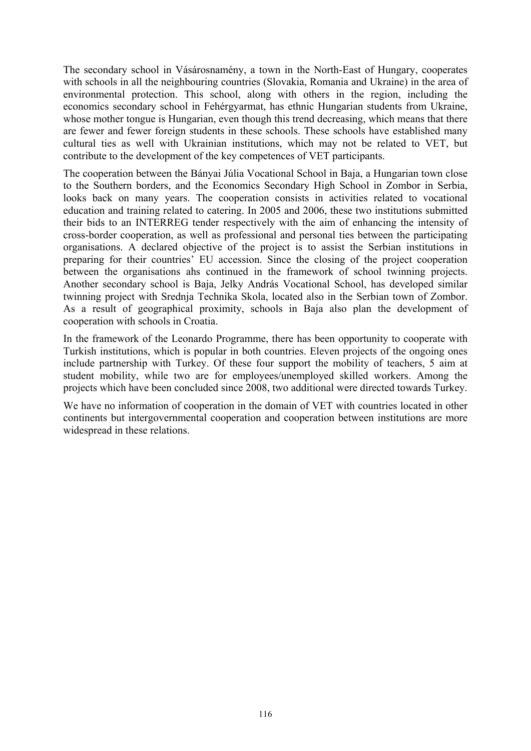The secondary school in Vásárosnamény, a town in the North-East of Hungary, cooperates with schools in all the neighbouring countries (Slovakia, Romania and Ukraine) in the area of environmental protection. This school, along with others in the region, including the economics secondary school in Fehérgyarmat, has ethnic Hungarian students from Ukraine, whose mother tongue is Hungarian, even though this trend decreasing, which means that there are fewer and fewer foreign students in these schools. These schools have established many cultural ties as well with Ukrainian institutions, which may not be related to VET, but contribute to the development of the key competences of VET participants.

The cooperation between the Bányai Júlia Vocational School in Baja, a Hungarian town close to the Southern borders, and the Economics Secondary High School in Zombor in Serbia, looks back on many years. The cooperation consists in activities related to vocational education and training related to catering. In 2005 and 2006, these two institutions submitted their bids to an INTERREG tender respectively with the aim of enhancing the intensity of cross-border cooperation, as well as professional and personal ties between the participating organisations. A declared objective of the project is to assist the Serbian institutions in preparing for their countries' EU accession. Since the closing of the project cooperation between the organisations ahs continued in the framework of school twinning projects. Another secondary school is Baja, Jelky András Vocational School, has developed similar twinning project with Srednja Technika Skola, located also in the Serbian town of Zombor. As a result of geographical proximity, schools in Baja also plan the development of cooperation with schools in Croatia.

In the framework of the Leonardo Programme, there has been opportunity to cooperate with Turkish institutions, which is popular in both countries. Eleven projects of the ongoing ones include partnership with Turkey. Of these four support the mobility of teachers, 5 aim at student mobility, while two are for employees/unemployed skilled workers. Among the projects which have been concluded since 2008, two additional were directed towards Turkey.

We have no information of cooperation in the domain of VET with countries located in other continents but intergovernmental cooperation and cooperation between institutions are more widespread in these relations.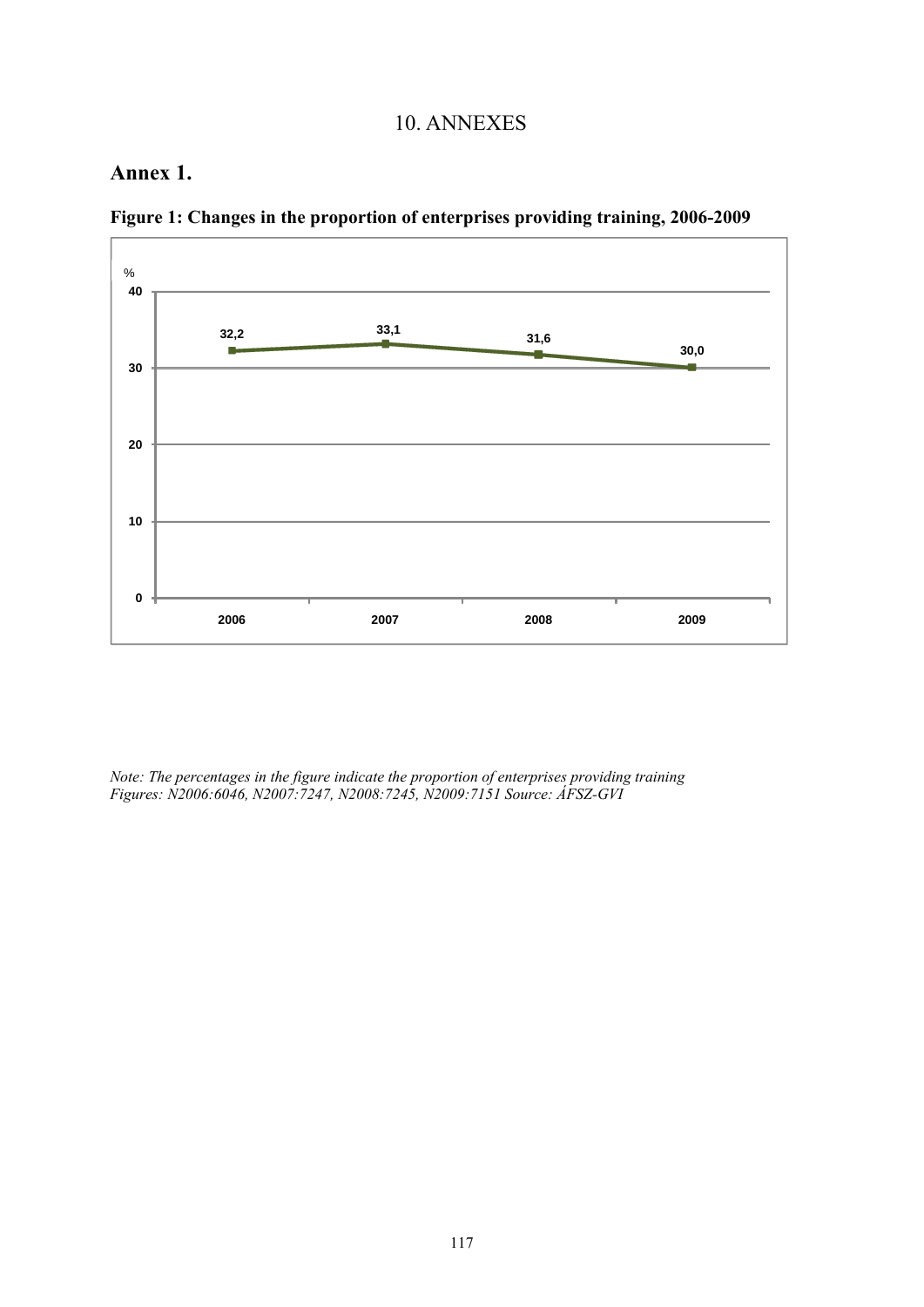# 10. ANNEXES

## Annex 1.

**Figure 1: Changes in the proportion of enterprises providing training, 2006-2009**

| Year | % |
|---|---|
| 2006 | 32,2 |
| 2007 | 33,1 |
| 2008 | 31,6 |
| 2009 | 30,0 |

*Note: The percentages in the figure indicate the proportion of enterprises providing training*
*Figures: N2006:6046, N2007:7247, N2008:7245, N2009:7151 Source: ÁFSZ-GVI*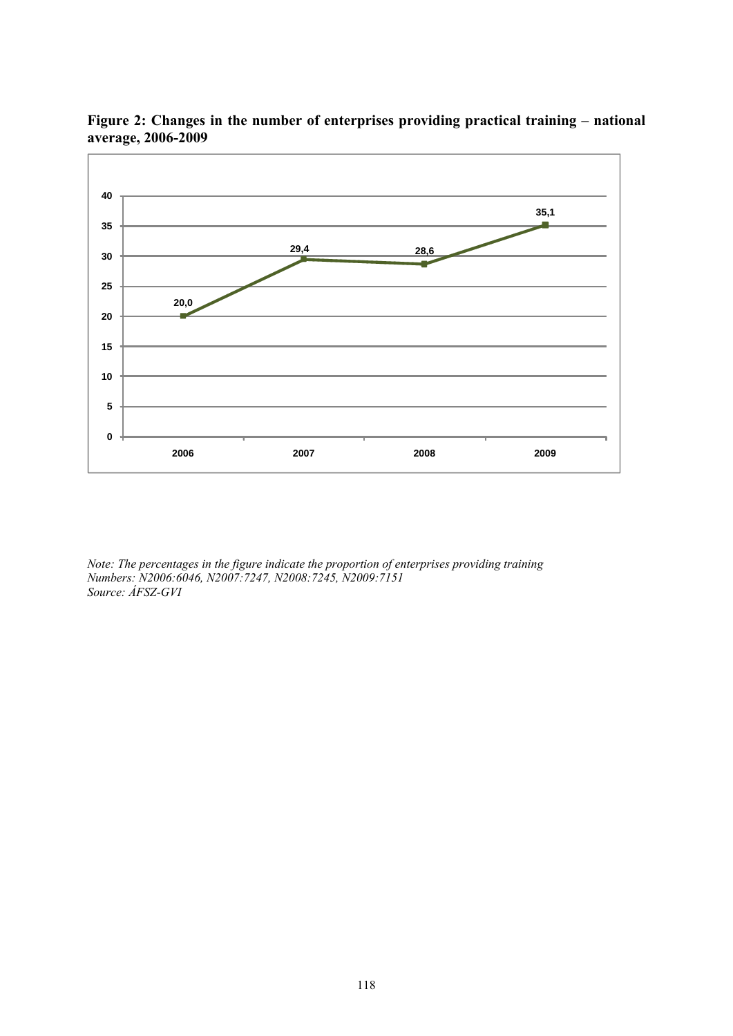**Figure 2: Changes in the number of enterprises providing practical training – national average, 2006-2009**

| Year | 2006 | 2007 | 2008 | 2009 |
|---|---|---|---|---|
| Value | 20,0 | 29,4 | 28,6 | 35,1 |

*Note: The percentages in the figure indicate the proportion of enterprises providing training*
*Numbers: N2006:6046, N2007:7247, N2008:7245, N2009:7151*
*Source: ÁFSZ-GVI*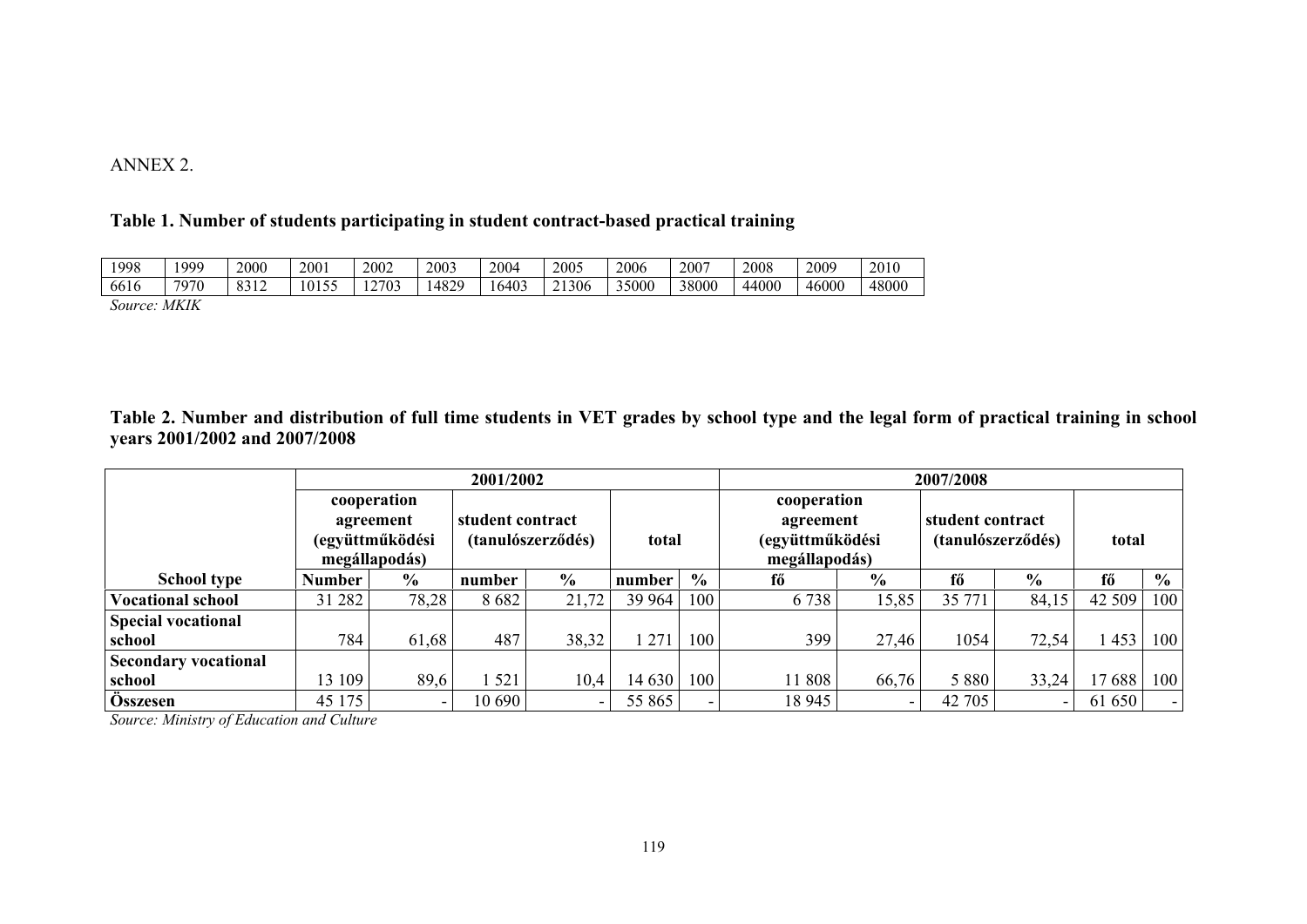ANNEX 2.

**Table 1. Number of students participating in student contract-based practical training**

| 1998 | 1999 | 2000 | 2001 | 2002 | 2003 | 2004 | 2005 | 2006 | 2007 | 2008 | 2009 | 2010 |
|---|---|---|---|---|---|---|---|---|---|---|---|---|
| 6616 | 7970 | 8312 | 10155 | 12703 | 14829 | 16403 | 21306 | 35000 | 38000 | 44000 | 46000 | 48000 |

*Source: MKIK*

**Table 2. Number and distribution of full time students in VET grades by school type and the legal form of practical training in school years 2001/2002 and 2007/2008**

| | 2001/2002 | | | | | | 2007/2008 | | | | | |
|---|---|---|---|---|---|---|---|---|---|---|---|---|
| | cooperation agreement (együttműködési megállapodás) | | student contract (tanulószerződés) | | total | | cooperation agreement (együttműködési megállapodás) | | student contract (tanulószerződés) | | total | |
| **School type** | **Number** | **%** | **number** | **%** | **number** | **%** | **fő** | **%** | **fő** | **%** | **fő** | **%** |
| **Vocational school** | 31 282 | 78,28 | 8 682 | 21,72 | 39 964 | 100 | 6 738 | 15,85 | 35 771 | 84,15 | 42 509 | 100 |
| **Special vocational school** | 784 | 61,68 | 487 | 38,32 | 1 271 | 100 | 399 | 27,46 | 1054 | 72,54 | 1 453 | 100 |
| **Secondary vocational school** | 13 109 | 89,6 | 1 521 | 10,4 | 14 630 | 100 | 11 808 | 66,76 | 5 880 | 33,24 | 17 688 | 100 |
| **Összesen** | 45 175 | - | 10 690 | - | 55 865 | - | 18 945 | - | 42 705 | - | 61 650 | - |

*Source: Ministry of Education and Culture*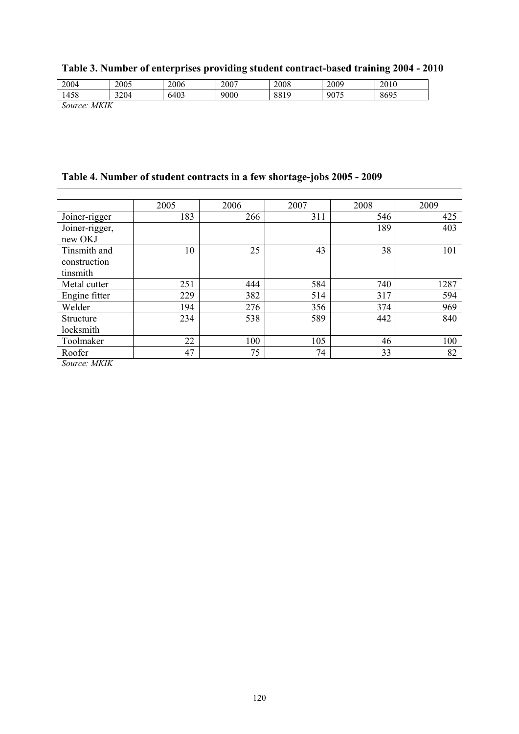**Table 3. Number of enterprises providing student contract-based training 2004 - 2010**

| 2004 | 2005 | 2006 | 2007 | 2008 | 2009 | 2010 |
|---|---|---|---|---|---|---|
| 1458 | 3204 | 6403 | 9000 | 8819 | 9075 | 8695 |

*Source: MKIK*

**Table 4. Number of student contracts in a few shortage-jobs 2005 - 2009**

| | 2005 | 2006 | 2007 | 2008 | 2009 |
|---|---|---|---|---|---|
| Joiner-rigger | 183 | 266 | 311 | 546 | 425 |
| Joiner-rigger, new OKJ | | | | 189 | 403 |
| Tinsmith and construction tinsmith | 10 | 25 | 43 | 38 | 101 |
| Metal cutter | 251 | 444 | 584 | 740 | 1287 |
| Engine fitter | 229 | 382 | 514 | 317 | 594 |
| Welder | 194 | 276 | 356 | 374 | 969 |
| Structure locksmith | 234 | 538 | 589 | 442 | 840 |
| Toolmaker | 22 | 100 | 105 | 46 | 100 |
| Roofer | 47 | 75 | 74 | 33 | 82 |

*Source: MKIK*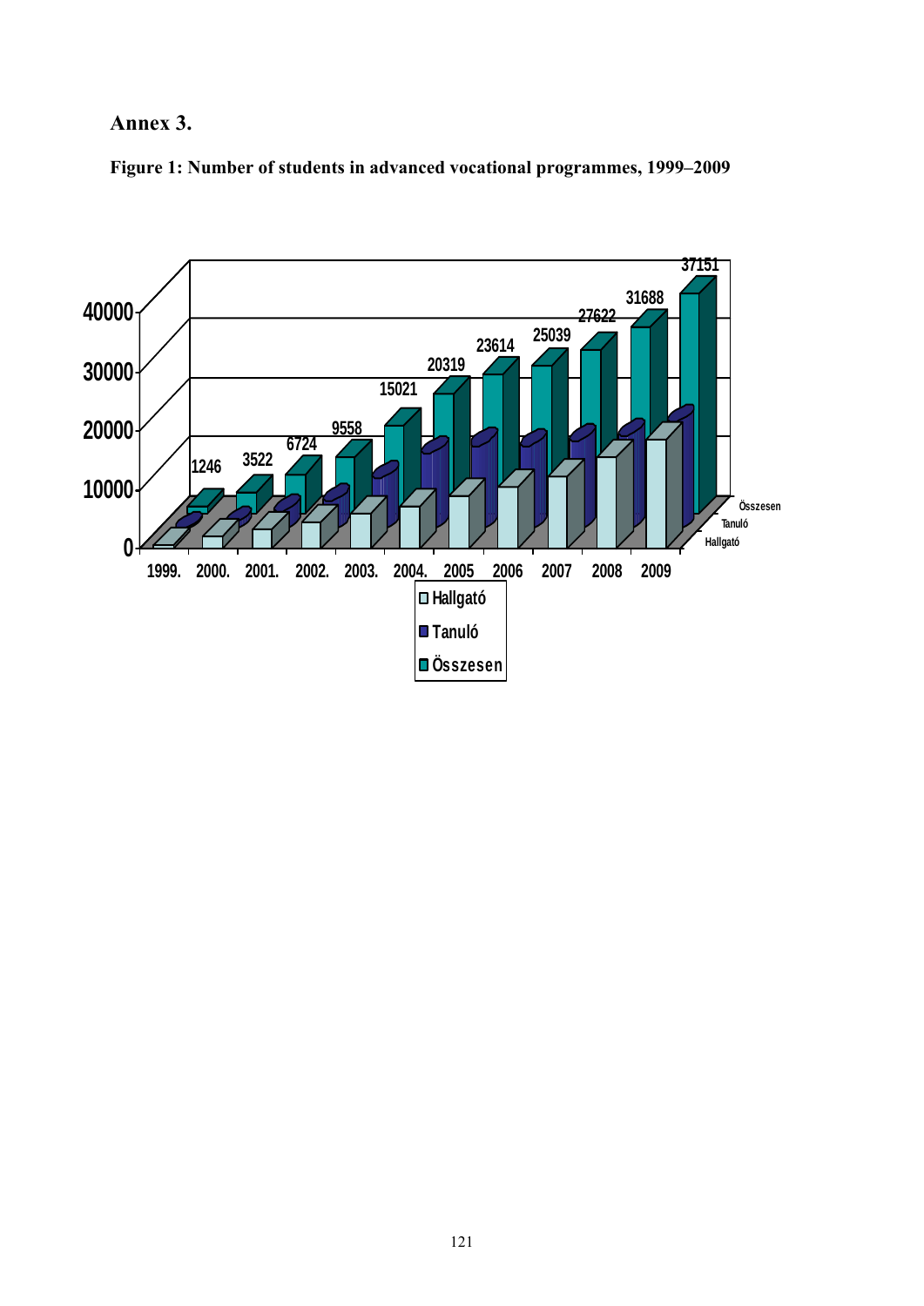# Annex 3.

**Figure 1: Number of students in advanced vocational programmes, 1999–2009**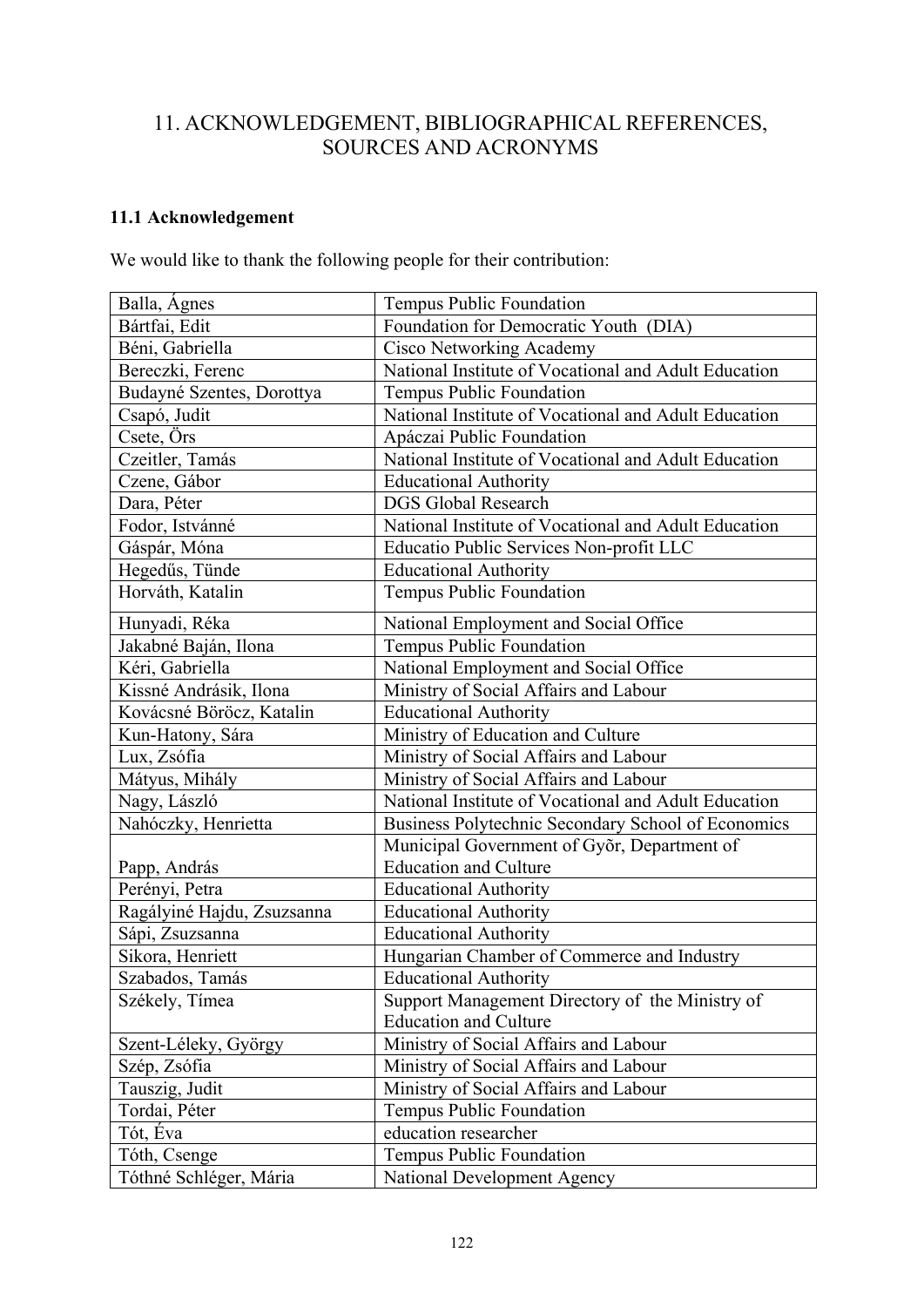# 11. ACKNOWLEDGEMENT, BIBLIOGRAPHICAL REFERENCES, SOURCES AND ACRONYMS

### 11.1 Acknowledgement

We would like to thank the following people for their contribution:

| | |
|---|---|
| Balla, Ágnes | Tempus Public Foundation |
| Bártfai, Edit | Foundation for Democratic Youth (DIA) |
| Béni, Gabriella | Cisco Networking Academy |
| Bereczki, Ferenc | National Institute of Vocational and Adult Education |
| Budayné Szentes, Dorottya | Tempus Public Foundation |
| Csapó, Judit | National Institute of Vocational and Adult Education |
| Csete, Örs | Apáczai Public Foundation |
| Czeitler, Tamás | National Institute of Vocational and Adult Education |
| Czene, Gábor | Educational Authority |
| Dara, Péter | DGS Global Research |
| Fodor, Istvánné | National Institute of Vocational and Adult Education |
| Gáspár, Móna | Educatio Public Services Non-profit LLC |
| Hegedűs, Tünde | Educational Authority |
| Horváth, Katalin | Tempus Public Foundation |
| Hunyadi, Réka | National Employment and Social Office |
| Jakabné Baján, Ilona | Tempus Public Foundation |
| Kéri, Gabriella | National Employment and Social Office |
| Kissné Andrásik, Ilona | Ministry of Social Affairs and Labour |
| Kovácsné Böröcz, Katalin | Educational Authority |
| Kun-Hatony, Sára | Ministry of Education and Culture |
| Lux, Zsófia | Ministry of Social Affairs and Labour |
| Mátyus, Mihály | Ministry of Social Affairs and Labour |
| Nagy, László | National Institute of Vocational and Adult Education |
| Nahóczky, Henrietta | Business Polytechnic Secondary School of Economics |
| Papp, András | Municipal Government of Győr, Department of Education and Culture |
| Perényi, Petra | Educational Authority |
| Ragályiné Hajdu, Zsuzsanna | Educational Authority |
| Sápi, Zsuzsanna | Educational Authority |
| Sikora, Henriett | Hungarian Chamber of Commerce and Industry |
| Szabados, Tamás | Educational Authority |
| Székely, Tímea | Support Management Directory of the Ministry of Education and Culture |
| Szent-Léleky, György | Ministry of Social Affairs and Labour |
| Szép, Zsófia | Ministry of Social Affairs and Labour |
| Tauszig, Judit | Ministry of Social Affairs and Labour |
| Tordai, Péter | Tempus Public Foundation |
| Tót, Éva | education researcher |
| Tóth, Csenge | Tempus Public Foundation |
| Tóthné Schléger, Mária | National Development Agency |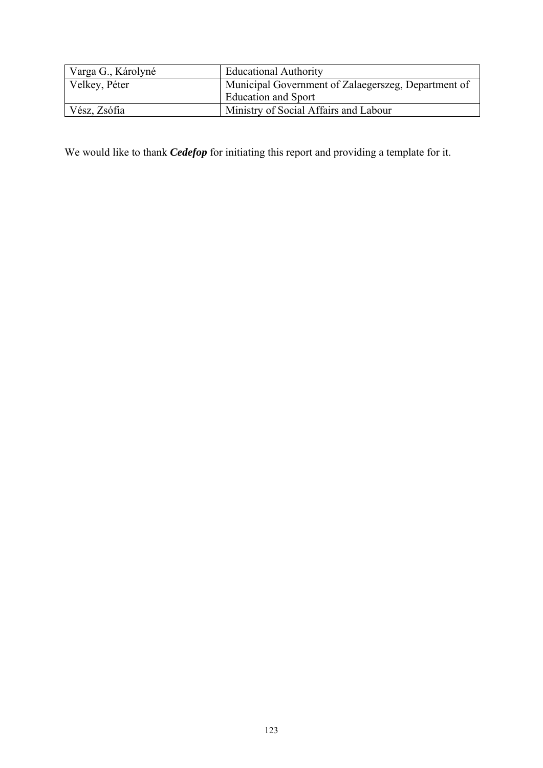| | |
|---|---|
| Varga G., Károlyné | Educational Authority |
| Velkey, Péter | Municipal Government of Zalaegerszeg, Department of Education and Sport |
| Vész, Zsófia | Ministry of Social Affairs and Labour |

We would like to thank ***Cedefop*** for initiating this report and providing a template for it.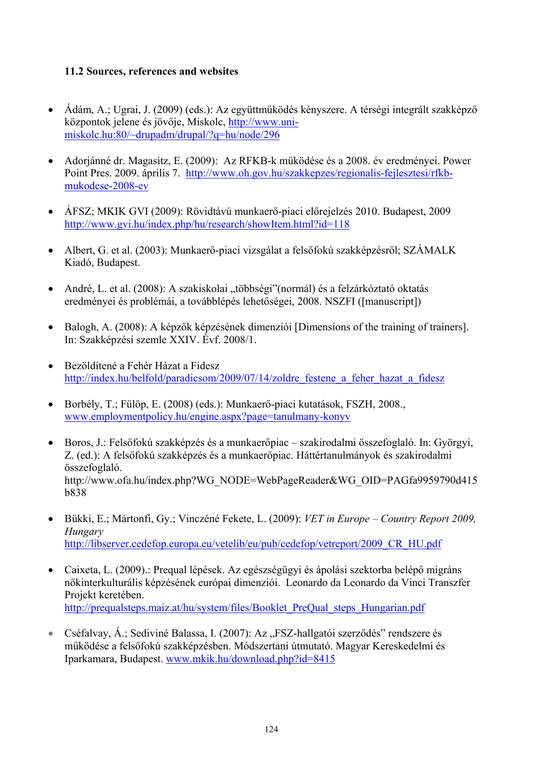### 11.2 Sources, references and websites

- Ádám, A.; Ugrai, J. (2009) (eds.): Az együttműködés kényszere. A térségi integrált szakképző központok jelene és jövője, Miskolc, http://www.uni-miskolc.hu:80/~drupadm/drupal/?q=hu/node/296

- Adorjánné dr. Magasitz, E. (2009): Az RFKB-k működése és a 2008. év eredményei. Power Point Pres. 2009. április 7. http://www.oh.gov.hu/szakkepzes/regionalis-fejlesztesi/rfkb-mukodese-2008-ev

- ÁFSZ; MKIK GVI (2009): Rövidtávú munkaerő-piaci előrejelzés 2010. Budapest, 2009 http://www.gvi.hu/index.php/hu/research/showItem.html?id=118

- Albert, G. et al. (2003): Munkaerő-piaci vizsgálat a felsőfokú szakképzésről; SZÁMALK Kiadó, Budapest.

- André, L. et al. (2008): A szakiskolai „többségi"(normál) és a felzárkóztató oktatás eredményei és problémái, a továbblépés lehetőségei, 2008. NSZFI ([manuscript])

- Balogh, A. (2008): A képzők képzésének dimenziói [Dimensions of the training of trainers]. In: Szakképzési szemle XXIV. Évf. 2008/1.

- Bezöldítené a Fehér Házat a Fidesz http://index.hu/belfold/paradicsom/2009/07/14/zoldre_festene_a_feher_hazat_a_fidesz

- Borbély, T.; Fülöp, E. (2008) (eds.): Munkaerő-piaci kutatások, FSZH, 2008., www.employmentpolicy.hu/engine.aspx?page=tanulmany-konyv

- Boros, J.: Felsőfokú szakképzés és a munkaerőpiac – szakirodalmi összefoglaló. In: Györgyi, Z. (ed.): A felsőfokú szakképzés és a munkaerőpiac. Háttértanulmányok és szakirodalmi összefoglaló. http://www.ofa.hu/index.php?WG_NODE=WebPageReader&WG_OID=PAGfa9959790d415b838

- Bükki, E.; Mártonfi, Gy.; Vinczéné Fekete, L. (2009): *VET in Europe – Country Report 2009, Hungary* http://libserver.cedefop.europa.eu/vetelib/eu/pub/cedefop/vetreport/2009_CR_HU.pdf

- Caixeta, L. (2009).: Prequal lépések. Az egészségügyi és ápolási szektorba belépő migráns nőkinterkulturális képzésének európai dimenziói. Leonardo da Leonardo da Vinci Transzfer Projekt keretében. http://prequalsteps.maiz.at/hu/system/files/Booklet_PreQual_steps_Hungarian.pdf

- Cséfalvay, Á.; Sedivinė Balassa, I. (2007): Az „FSZ-hallgatói szerződés" rendszere és működése a felsőfokú szakképzésben. Módszertani útmutató. Magyar Kereskedelmi és Iparkamara, Budapest. www.mkik.hu/download.php?id=8415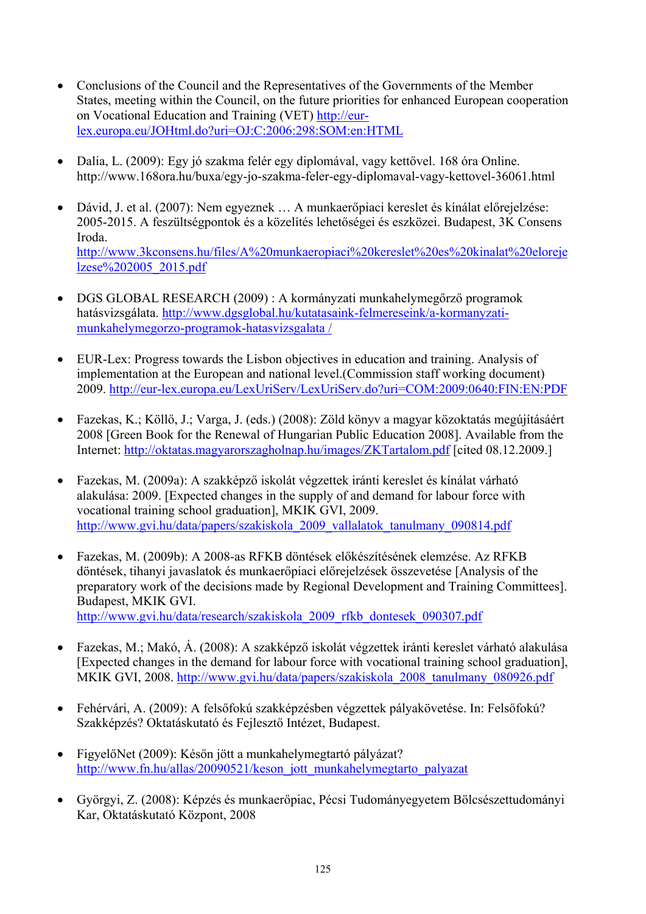- Conclusions of the Council and the Representatives of the Governments of the Member States, meeting within the Council, on the future priorities for enhanced European cooperation on Vocational Education and Training (VET) http://eur-lex.europa.eu/JOHtml.do?uri=OJ:C:2006:298:SOM:en:HTML

- Dalia, L. (2009): Egy jó szakma felér egy diplomával, vagy kettővel. 168 óra Online. http://www.168ora.hu/buxa/egy-jo-szakma-feler-egy-diplomaval-vagy-kettovel-36061.html

- Dávid, J. et al. (2007): Nem egyeznek … A munkaerőpiaci kereslet és kínálat előrejelzése: 2005-2015. A feszültségpontok és a közelítés lehetőségei és eszközei. Budapest, 3K Consens Iroda. http://www.3kconsens.hu/files/A%20munkaeropiaci%20kereslet%20es%20kinalat%20elorejelzese%202005_2015.pdf

- DGS GLOBAL RESEARCH (2009) : A kormányzati munkahelymegőrző programok hatásvizsgálata. http://www.dgsglobal.hu/kutatasaink-felmereseink/a-kormanyzati-munkahelymegorzo-programok-hatasvizsgalata /

- EUR-Lex: Progress towards the Lisbon objectives in education and training. Analysis of implementation at the European and national level.(Commission staff working document) 2009. http://eur-lex.europa.eu/LexUriServ/LexUriServ.do?uri=COM:2009:0640:FIN:EN:PDF

- Fazekas, K.; Köllő, J.; Varga, J. (eds.) (2008): Zöld könyv a magyar közoktatás megújításáért 2008 [Green Book for the Renewal of Hungarian Public Education 2008]. Available from the Internet: http://oktatas.magyarorszagholnap.hu/images/ZKTartalom.pdf [cited 08.12.2009.]

- Fazekas, M. (2009a): A szakképző iskolát végzettek iránti kereslet és kínálat várható alakulása: 2009. [Expected changes in the supply of and demand for labour force with vocational training school graduation], MKIK GVI, 2009. http://www.gvi.hu/data/papers/szakiskola_2009_vallalatok_tanulmany_090814.pdf

- Fazekas, M. (2009b): A 2008-as RFKB döntések előkészítésének elemzése. Az RFKB döntések, tihanyi javaslatok és munkaerőpiaci előrejelzések összevetése [Analysis of the preparatory work of the decisions made by Regional Development and Training Committees]. Budapest, MKIK GVI. http://www.gvi.hu/data/research/szakiskola_2009_rfkb_dontesek_090307.pdf

- Fazekas, M.; Makó, Á. (2008): A szakképző iskolát végzettek iránti kereslet várható alakulása [Expected changes in the demand for labour force with vocational training school graduation], MKIK GVI, 2008. http://www.gvi.hu/data/papers/szakiskola_2008_tanulmany_080926.pdf

- Fehérvári, A. (2009): A felsőfokú szakképzésben végzettek pályakövetése. In: Felsőfokú? Szakképzés? Oktatáskutató és Fejlesztő Intézet, Budapest.

- FigyelőNet (2009): Későn jött a munkahelymegtartó pályázat? http://www.fn.hu/allas/20090521/keson_jott_munkahelymegtarto_palyazat

- Györgyi, Z. (2008): Képzés és munkaerőpiac, Pécsi Tudományegyetem Bölcsészettudományi Kar, Oktatáskutató Központ, 2008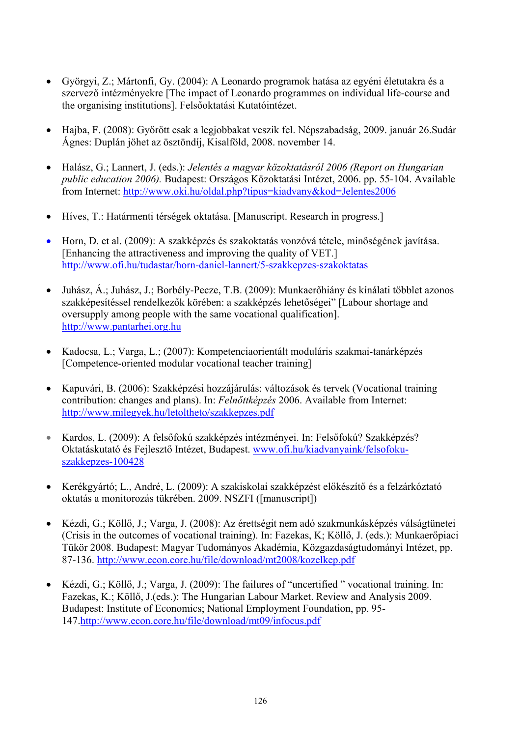- Györgyi, Z.; Mártonfi, Gy. (2004): A Leonardo programok hatása az egyéni életutakra és a szervező intézményekre [The impact of Leonardo programmes on individual life-course and the organising institutions]. Felsőoktatási Kutatóintézet.

- Hajba, F. (2008): Győrött csak a legjobbakat veszik fel. Népszabadság, 2009. január 26.Sudár Ágnes: Duplán jöhet az ösztöndíj, Kisalföld, 2008. november 14.

- Halász, G.; Lannert, J. (eds.): *Jelentés a magyar közoktatásról 2006 (Report on Hungarian public education 2006).* Budapest: Országos Közoktatási Intézet, 2006. pp. 55-104. Available from Internet: http://www.oki.hu/oldal.php?tipus=kiadvany&kod=Jelentes2006

- Híves, T.: Határmenti térségek oktatása. [Manuscript. Research in progress.]

- Horn, D. et al. (2009): A szakképzés és szakoktatás vonzóvá tétele, minőségének javítása. [Enhancing the attractiveness and improving the quality of VET.] http://www.ofi.hu/tudastar/horn-daniel-lannert/5-szakkepzes-szakoktatas

- Juhász, Á.; Juhász, J.; Borbély-Pecze, T.B. (2009): Munkaerőhiány és kínálati többlet azonos szakképesítéssel rendelkezők körében: a szakképzés lehetőségei" [Labour shortage and oversupply among people with the same vocational qualification]. http://www.pantarhei.org.hu

- Kadocsa, L.; Varga, L.; (2007): Kompetenciaorientált moduláris szakmai-tanárképzés [Competence-oriented modular vocational teacher training]

- Kapuvári, B. (2006): Szakképzési hozzájárulás: változások és tervek (Vocational training contribution: changes and plans). In: *Felnőttképzés* 2006. Available from Internet: http://www.milegyek.hu/letoltheto/szakkepzes.pdf

- Kardos, L. (2009): A felsőfokú szakképzés intézményei. In: Felsőfokú? Szakképzés? Oktatáskutató és Fejlesztő Intézet, Budapest. www.ofi.hu/kiadvanyaink/felsofoku-szakkepzes-100428

- Kerékgyártó; L., André, L. (2009): A szakiskolai szakképzést előkészítő és a felzárkóztató oktatás a monitorozás tükrében. 2009. NSZFI ([manuscript])

- Kézdi, G.; Köllő, J.; Varga, J. (2008): Az érettségit nem adó szakmunkásképzés válságtünetei (Crisis in the outcomes of vocational training). In: Fazekas, K; Köllő, J. (eds.): Munkaerőpiaci Tükör 2008. Budapest: Magyar Tudományos Akadémia, Közgazdaságtudományi Intézet, pp. 87-136. http://www.econ.core.hu/file/download/mt2008/kozelkep.pdf

- Kézdi, G.; Köllő, J.; Varga, J. (2009): The failures of "uncertified " vocational training. In: Fazekas, K.; Köllő, J.(eds.): The Hungarian Labour Market. Review and Analysis 2009. Budapest: Institute of Economics; National Employment Foundation, pp. 95-147.http://www.econ.core.hu/file/download/mt09/infocus.pdf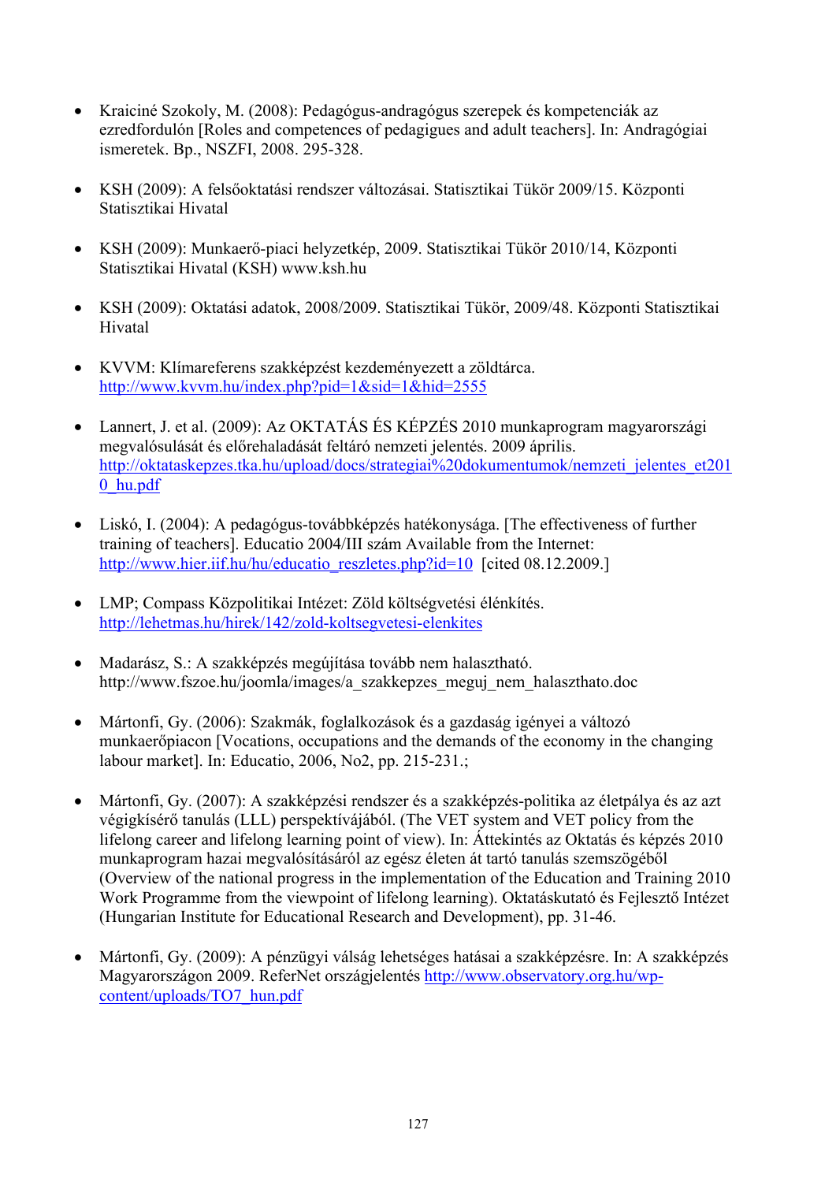- Kraiciné Szokoly, M. (2008): Pedagógus-andragógus szerepek és kompetenciák az ezredfordulón [Roles and competences of pedagigues and adult teachers]. In: Andragógiai ismeretek. Bp., NSZFI, 2008. 295-328.

- KSH (2009): A felsőoktatási rendszer változásai. Statisztikai Tükör 2009/15. Központi Statisztikai Hivatal

- KSH (2009): Munkaerő-piaci helyzetkép, 2009. Statisztikai Tükör 2010/14, Központi Statisztikai Hivatal (KSH) www.ksh.hu

- KSH (2009): Oktatási adatok, 2008/2009. Statisztikai Tükör, 2009/48. Központi Statisztikai Hivatal

- KVVM: Klímareferens szakképzést kezdeményezett a zöldtárca. http://www.kvvm.hu/index.php?pid=1&sid=1&hid=2555

- Lannert, J. et al. (2009): Az OKTATÁS ÉS KÉPZÉS 2010 munkaprogram magyarországi megvalósulását és előrehaladását feltáró nemzeti jelentés. 2009 április. http://oktataskepzes.tka.hu/upload/docs/strategiai%20dokumentumok/nemzeti_jelentes_et2010_hu.pdf

- Liskó, I. (2004): A pedagógus-továbbképzés hatékonysága. [The effectiveness of further training of teachers]. Educatio 2004/III szám Available from the Internet: http://www.hier.iif.hu/hu/educatio_reszletes.php?id=10 [cited 08.12.2009.]

- LMP; Compass Közpolitikai Intézet: Zöld költségvetési élénkítés. http://lehetmas.hu/hirek/142/zold-koltsegvetesi-elenkites

- Madarász, S.: A szakképzés megújítása tovább nem halasztható. http://www.fszoe.hu/joomla/images/a_szakkepzes_meguj_nem_halaszthato.doc

- Mártonfi, Gy. (2006): Szakmák, foglalkozások és a gazdaság igényei a változó munkaerőpiacon [Vocations, occupations and the demands of the economy in the changing labour market]. In: Educatio, 2006, No2, pp. 215-231.;

- Mártonfi, Gy. (2007): A szakképzési rendszer és a szakképzés-politika az életpálya és az azt végigkísérő tanulás (LLL) perspektívájából. (The VET system and VET policy from the lifelong career and lifelong learning point of view). In: Áttekintés az Oktatás és képzés 2010 munkaprogram hazai megvalósításáról az egész életen át tartó tanulás szemszögéből (Overview of the national progress in the implementation of the Education and Training 2010 Work Programme from the viewpoint of lifelong learning). Oktatáskutató és Fejlesztő Intézet (Hungarian Institute for Educational Research and Development), pp. 31-46.

- Mártonfi, Gy. (2009): A pénzügyi válság lehetséges hatásai a szakképzésre. In: A szakképzés Magyarországon 2009. ReferNet országjelentés http://www.observatory.org.hu/wp-content/uploads/TO7_hun.pdf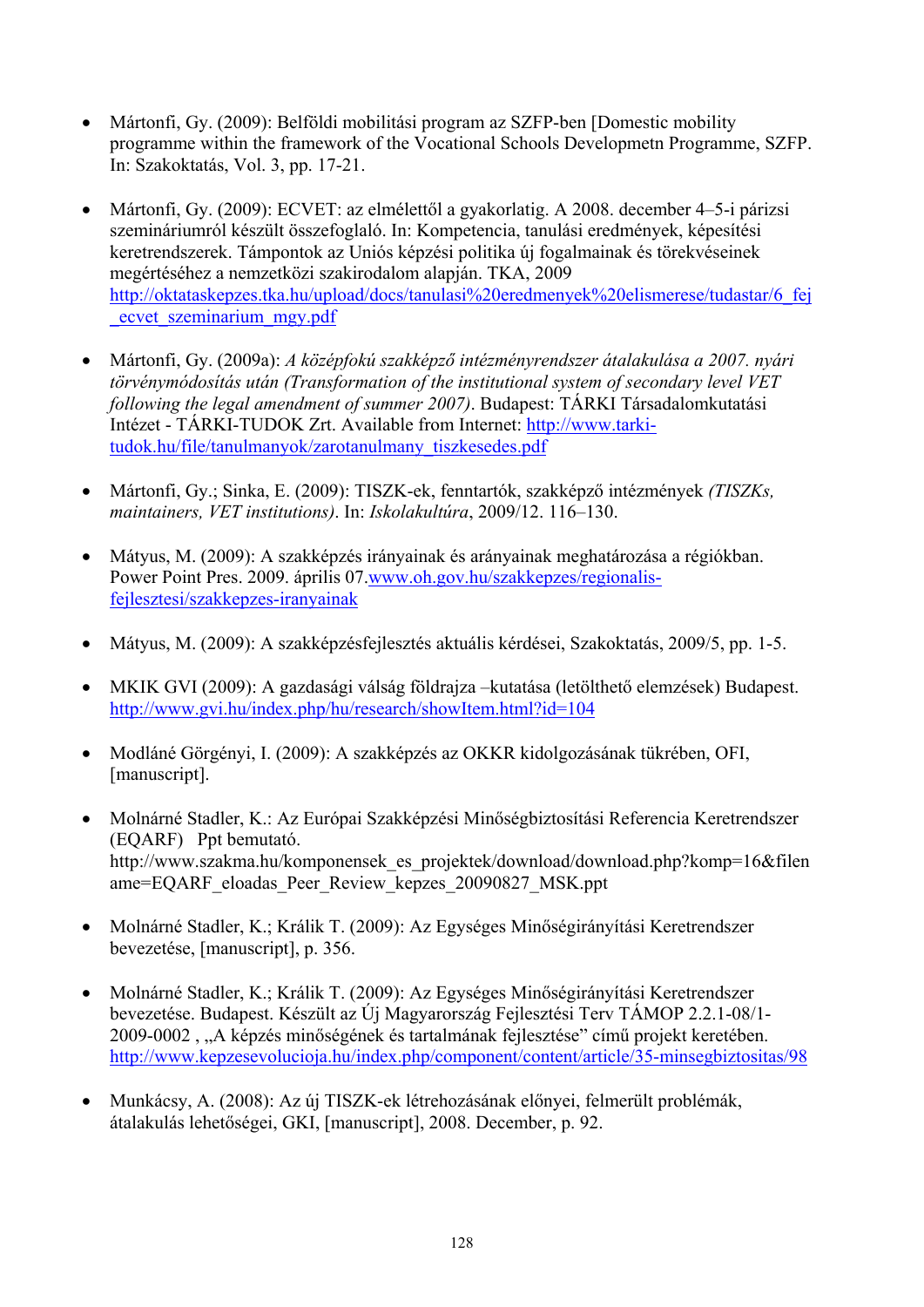- Mártonfi, Gy. (2009): Belföldi mobilitási program az SZFP-ben [Domestic mobility programme within the framework of the Vocational Schools Developmetn Programme, SZFP. In: Szakoktatás, Vol. 3, pp. 17-21.

- Mártonfi, Gy. (2009): ECVET: az elmélettől a gyakorlatig. A 2008. december 4–5-i párizsi szemináriumról készült összefoglaló. In: Kompetencia, tanulási eredmények, képesítési keretrendszerek. Támpontok az Uniós képzési politika új fogalmainak és törekvéseinek megértéséhez a nemzetközi szakirodalom alapján. TKA, 2009 http://oktataskepzes.tka.hu/upload/docs/tanulasi%20eredmenyek%20elismerese/tudastar/6_fej_ecvet_szeminarium_mgy.pdf

- Mártonfi, Gy. (2009a): *A középfokú szakképző intézményrendszer átalakulása a 2007. nyári törvénymódosítás után (Transformation of the institutional system of secondary level VET following the legal amendment of summer 2007)*. Budapest: TÁRKI Társadalomkutatási Intézet - TÁRKI-TUDOK Zrt. Available from Internet: http://www.tarki-tudok.hu/file/tanulmanyok/zarotanulmany_tiszkesedes.pdf

- Mártonfi, Gy.; Sinka, E. (2009): TISZK-ek, fenntartók, szakképző intézmények *(TISZKs, maintainers, VET institutions)*. In: *Iskolakultúra*, 2009/12. 116–130.

- Mátyus, M. (2009): A szakképzés irányainak és arányainak meghatározása a régiókban. Power Point Pres. 2009. április 07.www.oh.gov.hu/szakkepzes/regionalis-fejlesztesi/szakkepzes-iranyainak

- Mátyus, M. (2009): A szakképzésfejlesztés aktuális kérdései, Szakoktatás, 2009/5, pp. 1-5.

- MKIK GVI (2009): A gazdasági válság földrajza –kutatása (letölthető elemzések) Budapest. http://www.gvi.hu/index.php/hu/research/showItem.html?id=104

- Modláné Görgényi, I. (2009): A szakképzés az OKKR kidolgozásának tükrében, OFI, [manuscript].

- Molnárné Stadler, K.: Az Európai Szakképzési Minőségbiztosítási Referencia Keretrendszer (EQARF) Ppt bemutató. http://www.szakma.hu/komponensek_es_projektek/download/download.php?komp=16&filename=EQARF_eloadas_Peer_Review_kepzes_20090827_MSK.ppt

- Molnárné Stadler, K.; Králik T. (2009): Az Egységes Minőségirányítási Keretrendszer bevezetése, [manuscript], p. 356.

- Molnárné Stadler, K.; Králik T. (2009): Az Egységes Minőségirányítási Keretrendszer bevezetése. Budapest. Készült az Új Magyarország Fejlesztési Terv TÁMOP 2.2.1-08/1-2009-0002 , „A képzés minőségének és tartalmának fejlesztése" című projekt keretében. http://www.kepzesevolucioja.hu/index.php/component/content/article/35-minsegbiztositas/98

- Munkácsy, A. (2008): Az új TISZK-ek létrehozásának előnyei, felmerült problémák, átalakulás lehetőségei, GKI, [manuscript], 2008. December, p. 92.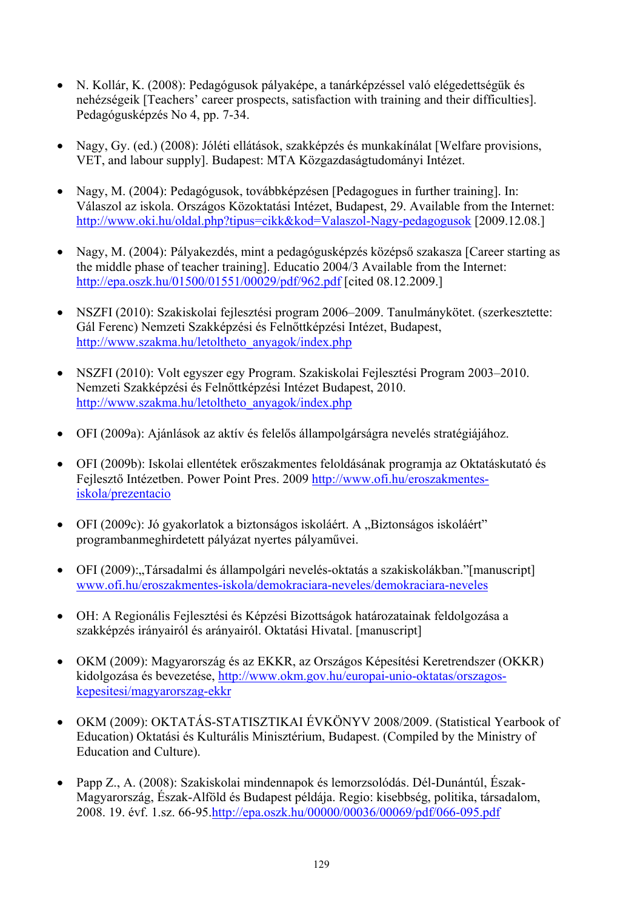- N. Kollár, K. (2008): Pedagógusok pályaképe, a tanárképzéssel való elégedettségük és nehézségeik [Teachers' career prospects, satisfaction with training and their difficulties]. Pedagógusképzés No 4, pp. 7-34.

- Nagy, Gy. (ed.) (2008): Jóléti ellátások, szakképzés és munkakínálat [Welfare provisions, VET, and labour supply]. Budapest: MTA Közgazdaságtudományi Intézet.

- Nagy, M. (2004): Pedagógusok, továbbképzésen [Pedagogues in further training]. In: Válaszol az iskola. Országos Közoktatási Intézet, Budapest, 29. Available from the Internet: http://www.oki.hu/oldal.php?tipus=cikk&kod=Valaszol-Nagy-pedagogusok [2009.12.08.]

- Nagy, M. (2004): Pályakezdés, mint a pedagógusképzés középső szakasza [Career starting as the middle phase of teacher training]. Educatio 2004/3 Available from the Internet: http://epa.oszk.hu/01500/01551/00029/pdf/962.pdf [cited 08.12.2009.]

- NSZFI (2010): Szakiskolai fejlesztési program 2006–2009. Tanulmánykötet. (szerkesztette: Gál Ferenc) Nemzeti Szakképzési és Felnőttképzési Intézet, Budapest, http://www.szakma.hu/letoltheto_anyagok/index.php

- NSZFI (2010): Volt egyszer egy Program. Szakiskolai Fejlesztési Program 2003–2010. Nemzeti Szakképzési és Felnőttképzési Intézet Budapest, 2010. http://www.szakma.hu/letoltheto_anyagok/index.php

- OFI (2009a): Ajánlások az aktív és felelős állampolgárságra nevelés stratégiájához.

- OFI (2009b): Iskolai ellentétek erőszakmentes feloldásának programja az Oktatáskutató és Fejlesztő Intézetben. Power Point Pres. 2009 http://www.ofi.hu/eroszakmentes-iskola/prezentacio

- OFI (2009c): Jó gyakorlatok a biztonságos iskoláért. A „Biztonságos iskoláért" programbanmeghirdetett pályázat nyertes pályaművei.

- OFI (2009):„Társadalmi és állampolgári nevelés-oktatás a szakiskolákban."[manuscript] www.ofi.hu/eroszakmentes-iskola/demokraciara-neveles/demokraciara-neveles

- OH: A Regionális Fejlesztési és Képzési Bizottságok határozatainak feldolgozása a szakképzés irányairól és arányairól. Oktatási Hivatal. [manuscript]

- OKM (2009): Magyarország és az EKKR, az Országos Képesítési Keretrendszer (OKKR) kidolgozása és bevezetése, http://www.okm.gov.hu/europai-unio-oktatas/orszagos-kepesitesi/magyarorszag-ekkr

- OKM (2009): OKTATÁS-STATISZTIKAI ÉVKÖNYV 2008/2009. (Statistical Yearbook of Education) Oktatási és Kulturális Minisztérium, Budapest. (Compiled by the Ministry of Education and Culture).

- Papp Z., A. (2008): Szakiskolai mindennapok és lemorzsolódás. Dél-Dunántúl, Észak-Magyarország, Észak-Alföld és Budapest példája. Regio: kisebbség, politika, társadalom, 2008. 19. évf. 1.sz. 66-95.http://epa.oszk.hu/00000/00036/00069/pdf/066-095.pdf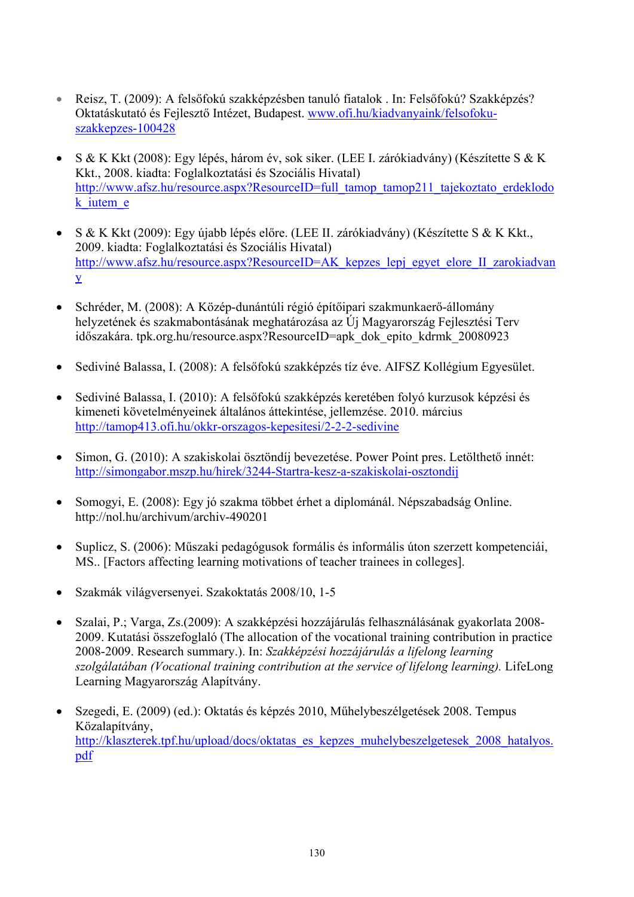- Reisz, T. (2009): A felsőfokú szakképzésben tanuló fiatalok . In: Felsőfokú? Szakképzés? Oktatáskutató és Fejlesztő Intézet, Budapest. www.ofi.hu/kiadvanyaink/felsofoku-szakkepzes-100428

- S & K Kkt (2008): Egy lépés, három év, sok siker. (LEE I. zárókiadvány) (Készítette S & K Kkt., 2008. kiadta: Foglalkoztatási és Szociális Hivatal) http://www.afsz.hu/resource.aspx?ResourceID=full_tamop_tamop211_tajekoztato_erdeklodok_iutem_e

- S & K Kkt (2009): Egy újabb lépés előre. (LEE II. zárókiadvány) (Készítette S & K Kkt., 2009. kiadta: Foglalkoztatási és Szociális Hivatal) http://www.afsz.hu/resource.aspx?ResourceID=AK_kepzes_lepj_egyet_elore_II_zarokiadvany

- Schréder, M. (2008): A Közép-dunántúli régió építőipari szakmunkaerő-állomány helyzetének és szakmabontásának meghatározása az Új Magyarország Fejlesztési Terv időszakára. tpk.org.hu/resource.aspx?ResourceID=apk_dok_epito_kdrmk_20080923

- Sedivinė Balassa, I. (2008): A felsőfokú szakképzés tíz éve. AIFSZ Kollégium Egyesület.

- Sedivinė Balassa, I. (2010): A felsőfokú szakképzés keretében folyó kurzusok képzési és kimeneti követelményeinek általános áttekintése, jellemzése. 2010. március http://tamop413.ofi.hu/okkr-orszagos-kepesitesi/2-2-2-sedivine

- Simon, G. (2010): A szakiskolai ösztöndíj bevezetése. Power Point pres. Letölthető innét: http://simongabor.mszp.hu/hirek/3244-Startra-kesz-a-szakiskolai-osztondij

- Somogyi, E. (2008): Egy jó szakma többet érhet a diplománál. Népszabadság Online. http://nol.hu/archivum/archiv-490201

- Suplicz, S. (2006): Műszaki pedagógusok formális és informális úton szerzett kompetenciái, MS.. [Factors affecting learning motivations of teacher trainees in colleges].

- Szakmák világversenyei. Szakoktatás 2008/10, 1-5

- Szalai, P.; Varga, Zs.(2009): A szakképzési hozzájárulás felhasználásának gyakorlata 2008-2009. Kutatási összefoglaló (The allocation of the vocational training contribution in practice 2008-2009. Research summary.). In: *Szakképzési hozzájárulás a lifelong learning szolgálatában (Vocational training contribution at the service of lifelong learning).* LifeLong Learning Magyarország Alapítvány.

- Szegedi, E. (2009) (ed.): Oktatás és képzés 2010, Műhelybeszélgetések 2008. Tempus Közalapítvány, http://klaszterek.tpf.hu/upload/docs/oktatas_es_kepzes_muhelybeszelgetesek_2008_hatalyos.pdf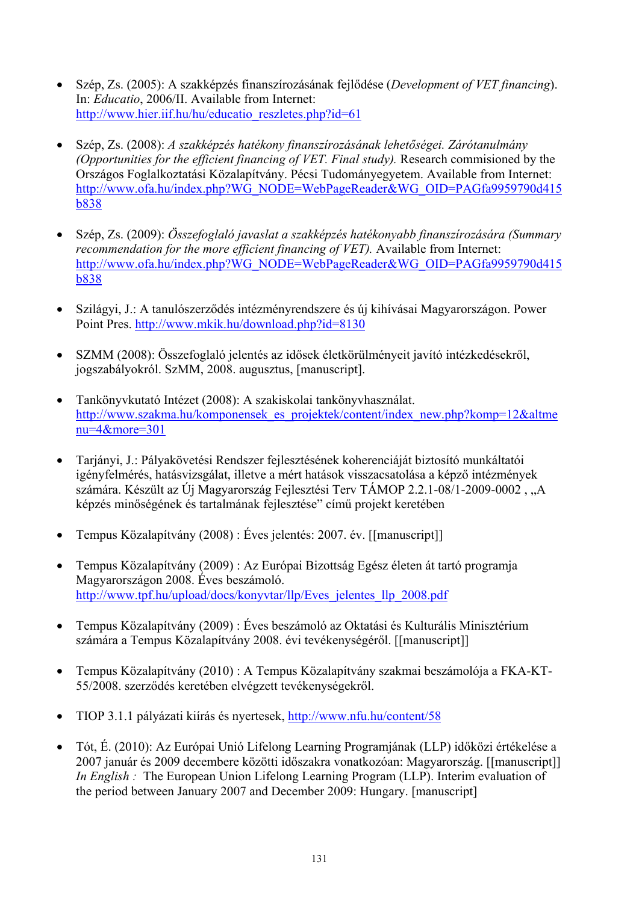- Szép, Zs. (2005): A szakképzés finanszírozásának fejlődése (*Development of VET financing*). In: *Educatio*, 2006/II. Available from Internet: http://www.hier.iif.hu/hu/educatio_reszletes.php?id=61

- Szép, Zs. (2008): *A szakképzés hatékony finanszírozásának lehetőségei. Zárótanulmány (Opportunities for the efficient financing of VET. Final study).* Research commisioned by the Országos Foglalkoztatási Közalapítvány. Pécsi Tudományegyetem. Available from Internet: http://www.ofa.hu/index.php?WG_NODE=WebPageReader&WG_OID=PAGfa9959790d415b838

- Szép, Zs. (2009): *Összefoglaló javaslat a szakképzés hatékonyabb finanszírozására (Summary recommendation for the more efficient financing of VET).* Available from Internet: http://www.ofa.hu/index.php?WG_NODE=WebPageReader&WG_OID=PAGfa9959790d415b838

- Szilágyi, J.: A tanulószerződés intézményrendszere és új kihívásai Magyarországon. Power Point Pres. http://www.mkik.hu/download.php?id=8130

- SZMM (2008): Összefoglaló jelentés az idősek életkörülményeit javító intézkedésekről, jogszabályokról. SzMM, 2008. augusztus, [manuscript].

- Tankönyvkutató Intézet (2008): A szakiskolai tankönyvhasználat. http://www.szakma.hu/komponensek_es_projektek/content/index_new.php?komp=12&altmenu=4&more=301

- Tarjányi, J.: Pályakövetési Rendszer fejlesztésének koherenciáját biztosító munkáltatói igényfelmérés, hatásvizsgálat, illetve a mért hatások visszacsatolása a képző intézmények számára. Készült az Új Magyarország Fejlesztési Terv TÁMOP 2.2.1-08/1-2009-0002 , „A képzés minőségének és tartalmának fejlesztése" című projekt keretében

- Tempus Közalapítvány (2008) : Éves jelentés: 2007. év. [[manuscript]]

- Tempus Közalapítvány (2009) : Az Európai Bizottság Egész életen át tartó programja Magyarországon 2008. Éves beszámoló. http://www.tpf.hu/upload/docs/konyvtar/llp/Eves_jelentes_llp_2008.pdf

- Tempus Közalapítvány (2009) : Éves beszámoló az Oktatási és Kulturális Minisztérium számára a Tempus Közalapítvány 2008. évi tevékenységéről. [[manuscript]]

- Tempus Közalapítvány (2010) : A Tempus Közalapítvány szakmai beszámolója a FKA-KT-55/2008. szerződés keretében elvégzett tevékenységekről.

- TIOP 3.1.1 pályázati kiírás és nyertesek, http://www.nfu.hu/content/58

- Tót, É. (2010): Az Európai Unió Lifelong Learning Programjának (LLP) időközi értékelése a 2007 január és 2009 decembere közötti időszakra vonatkozóan: Magyarország. [[manuscript]] *In English :* The European Union Lifelong Learning Program (LLP). Interim evaluation of the period between January 2007 and December 2009: Hungary. [manuscript]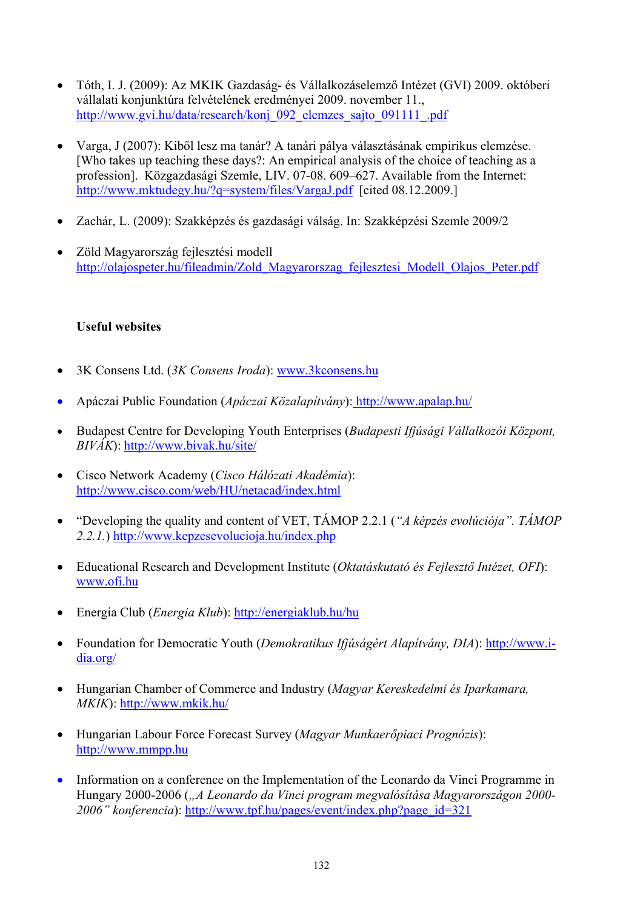- Tóth, I. J. (2009): Az MKIK Gazdaság- és Vállalkozáselemző Intézet (GVI) 2009. októberi vállalati konjunktúra felvételének eredményei 2009. november 11., http://www.gvi.hu/data/research/konj_092_elemzes_sajto_091111_.pdf

- Varga, J (2007): Kiből lesz ma tanár? A tanári pálya választásának empirikus elemzése. [Who takes up teaching these days?: An empirical analysis of the choice of teaching as a profession]. Közgazdasági Szemle, LIV. 07-08. 609–627. Available from the Internet: http://www.mktudegy.hu/?q=system/files/VargaJ.pdf [cited 08.12.2009.]

- Zachár, L. (2009): Szakképzés és gazdasági válság. In: Szakképzési Szemle 2009/2

- Zöld Magyarország fejlesztési modell http://olajospeter.hu/fileadmin/Zold_Magyarorszag_fejlesztesi_Modell_Olajos_Peter.pdf

**Useful websites**

- 3K Consens Ltd. (*3K Consens Iroda*): www.3kconsens.hu

- Apáczai Public Foundation (*Apáczai Közalapítvány*): http://www.apalap.hu/

- Budapest Centre for Developing Youth Enterprises (*Budapesti Ifjúsági Vállalkozói Központ, BIVÁK*): http://www.bivak.hu/site/

- Cisco Network Academy (*Cisco Hálózati Akadémia*): http://www.cisco.com/web/HU/netacad/index.html

- "Developing the quality and content of VET, TÁMOP 2.2.1 (*"A képzés evolúciója". TÁMOP 2.2.1.*) http://www.kepzesevolucioja.hu/index.php

- Educational Research and Development Institute (*Oktatáskutató és Fejlesztő Intézet, OFI*): www.ofi.hu

- Energia Club (*Energia Klub*): http://energiaklub.hu/hu

- Foundation for Democratic Youth (*Demokratikus Ifjúságért Alapítvány, DIA*): http://www.i-dia.org/

- Hungarian Chamber of Commerce and Industry (*Magyar Kereskedelmi és Iparkamara, MKIK*): http://www.mkik.hu/

- Hungarian Labour Force Forecast Survey (*Magyar Munkaerőpiaci Prognózis*): http://www.mmpp.hu

- Information on a conference on the Implementation of the Leonardo da Vinci Programme in Hungary 2000-2006 (*„A Leonardo da Vinci program megvalósítása Magyarországon 2000-2006" konferencia*): http://www.tpf.hu/pages/event/index.php?page_id=321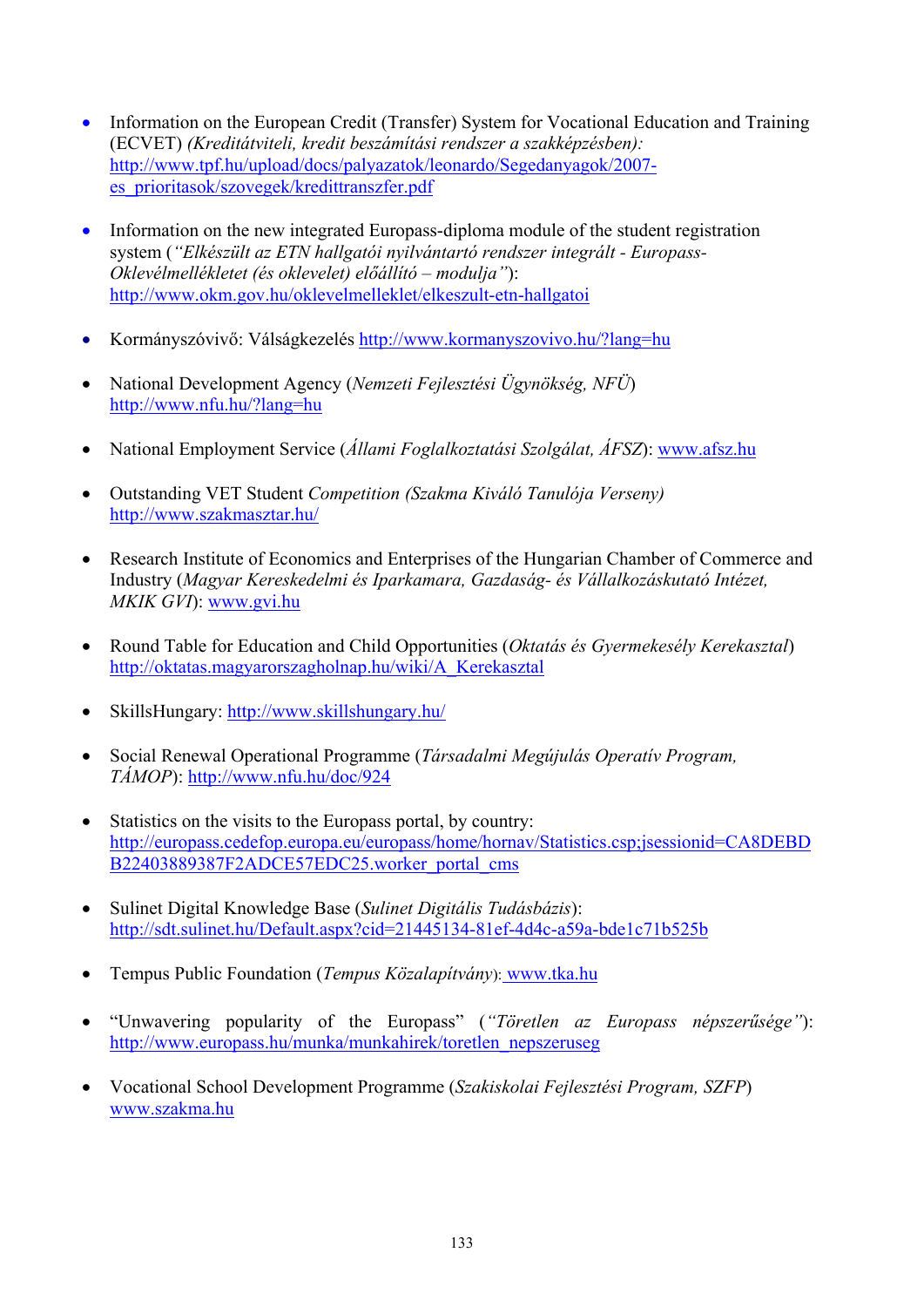- Information on the European Credit (Transfer) System for Vocational Education and Training (ECVET) *(Kreditátviteli, kredit beszámítási rendszer a szakképzésben):* http://www.tpf.hu/upload/docs/palyazatok/leonardo/Segedanyagok/2007-es_prioritasok/szovegek/kredittranszfer.pdf

- Information on the new integrated Europass-diploma module of the student registration system (*"Elkészült az ETN hallgatói nyilvántartó rendszer integrált - Europass-Oklevélmellékletet (és oklevelet) előállító – modulja"*): http://www.okm.gov.hu/oklevelmelleklet/elkeszult-etn-hallgatoi

- Kormányszóvivő: Válságkezelés http://www.kormanyszovivo.hu/?lang=hu

- National Development Agency (*Nemzeti Fejlesztési Ügynökség, NFÜ*) http://www.nfu.hu/?lang=hu

- National Employment Service (*Állami Foglalkoztatási Szolgálat, ÁFSZ*): www.afsz.hu

- Outstanding VET Student *Competition (Szakma Kiváló Tanulója Verseny)* http://www.szakmasztar.hu/

- Research Institute of Economics and Enterprises of the Hungarian Chamber of Commerce and Industry (*Magyar Kereskedelmi és Iparkamara, Gazdaság- és Vállalkozáskutató Intézet, MKIK GVI*): www.gvi.hu

- Round Table for Education and Child Opportunities (*Oktatás és Gyermekesély Kerekasztal*) http://oktatas.magyarorszagholnap.hu/wiki/A_Kerekasztal

- SkillsHungary: http://www.skillshungary.hu/

- Social Renewal Operational Programme (*Társadalmi Megújulás Operatív Program, TÁMOP*): http://www.nfu.hu/doc/924

- Statistics on the visits to the Europass portal, by country: http://europass.cedefop.europa.eu/europass/home/hornav/Statistics.csp;jsessionid=CA8DEBDB22403889387F2ADCE57EDC25.worker_portal_cms

- Sulinet Digital Knowledge Base (*Sulinet Digitális Tudásbázis*): http://sdt.sulinet.hu/Default.aspx?cid=21445134-81ef-4d4c-a59a-bde1c71b525b

- Tempus Public Foundation (*Tempus Közalapítvány*): www.tka.hu

- "Unwavering popularity of the Europass" (*"Töretlen az Europass népszerűsége"*): http://www.europass.hu/munka/munkahirek/toretlen_nepszeruseg

- Vocational School Development Programme (*Szakiskolai Fejlesztési Program, SZFP*) www.szakma.hu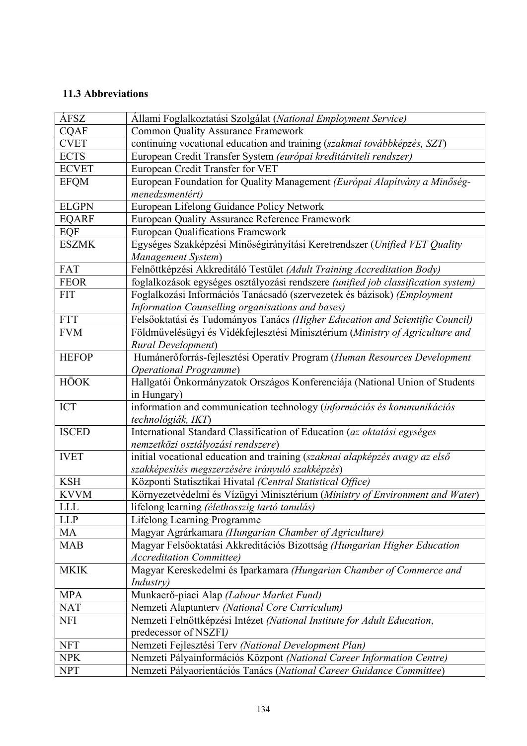### 11.3 Abbreviations

| | |
|---|---|
| ÁFSZ | Állami Foglalkoztatási Szolgálat (*National Employment Service)* |
| CQAF | Common Quality Assurance Framework |
| CVET | continuing vocational education and training (*szakmai továbbképzés, SZT*) |
| ECTS | European Credit Transfer System *(európai kreditátviteli rendszer)* |
| ECVET | European Credit Transfer for VET |
| EFQM | European Foundation for Quality Management *(Európai Alapítvány a Minőség-menedzsmentért)* |
| ELGPN | European Lifelong Guidance Policy Network |
| EQARF | European Quality Assurance Reference Framework |
| EQF | European Qualifications Framework |
| ESZMK | Egységes Szakképzési Minőségirányítási Keretrendszer (*Unified VET Quality Management System*) |
| FAT | Felnőttképzési Akkreditáló Testület *(Adult Training Accreditation Body)* |
| FEOR | foglalkozások egységes osztályozási rendszere *(unified job classification system)* |
| FIT | Foglalkozási Információs Tanácsadó (szervezetek és bázisok) *(Employment Information Counselling organisations and bases)* |
| FTT | Felsőoktatási és Tudományos Tanács *(Higher Education and Scientific Council)* |
| FVM | Földművelésügyi és Vidékfejlesztési Minisztérium (*Ministry of Agriculture and Rural Development*) |
| HEFOP | Humánerőforrás-fejlesztési Operatív Program (*Human Resources Development Operational Programme*) |
| HÖOK | Hallgatói Önkormányzatok Országos Konferenciája (National Union of Students in Hungary) |
| ICT | information and communication technology (*információs és kommunikációs technológiák, IKT*) |
| ISCED | International Standard Classification of Education (*az oktatási egységes nemzetközi osztályozási rendszere*) |
| IVET | initial vocational education and training (*szakmai alapképzés avagy az első szakképesítés megszerzésére irányuló szakképzés*) |
| KSH | Központi Statisztikai Hivatal *(Central Statistical Office)* |
| KVVM | Környezetvédelmi és Vízügyi Minisztérium (*Ministry of Environment and Water*) |
| LLL | lifelong learning *(élethosszig tartó tanulás)* |
| LLP | Lifelong Learning Programme |
| MA | Magyar Agrárkamara *(Hungarian Chamber of Agriculture)* |
| MAB | Magyar Felsőoktatási Akkreditációs Bizottság *(Hungarian Higher Education Accreditation Committee)* |
| MKIK | Magyar Kereskedelmi és Iparkamara *(Hungarian Chamber of Commerce and Industry)* |
| MPA | Munkaerő-piaci Alap *(Labour Market Fund)* |
| NAT | Nemzeti Alaptanterv *(National Core Curriculum)* |
| NFI | Nemzeti Felnőttképzési Intézet *(National Institute for Adult Education*, predecessor of NSZFI*)* |
| NFT | Nemzeti Fejlesztési Terv *(National Development Plan)* |
| NPK | Nemzeti Pályainformációs Központ *(National Career Information Centre)* |
| NPT | Nemzeti Pályaorientációs Tanács (*National Career Guidance Committee*) |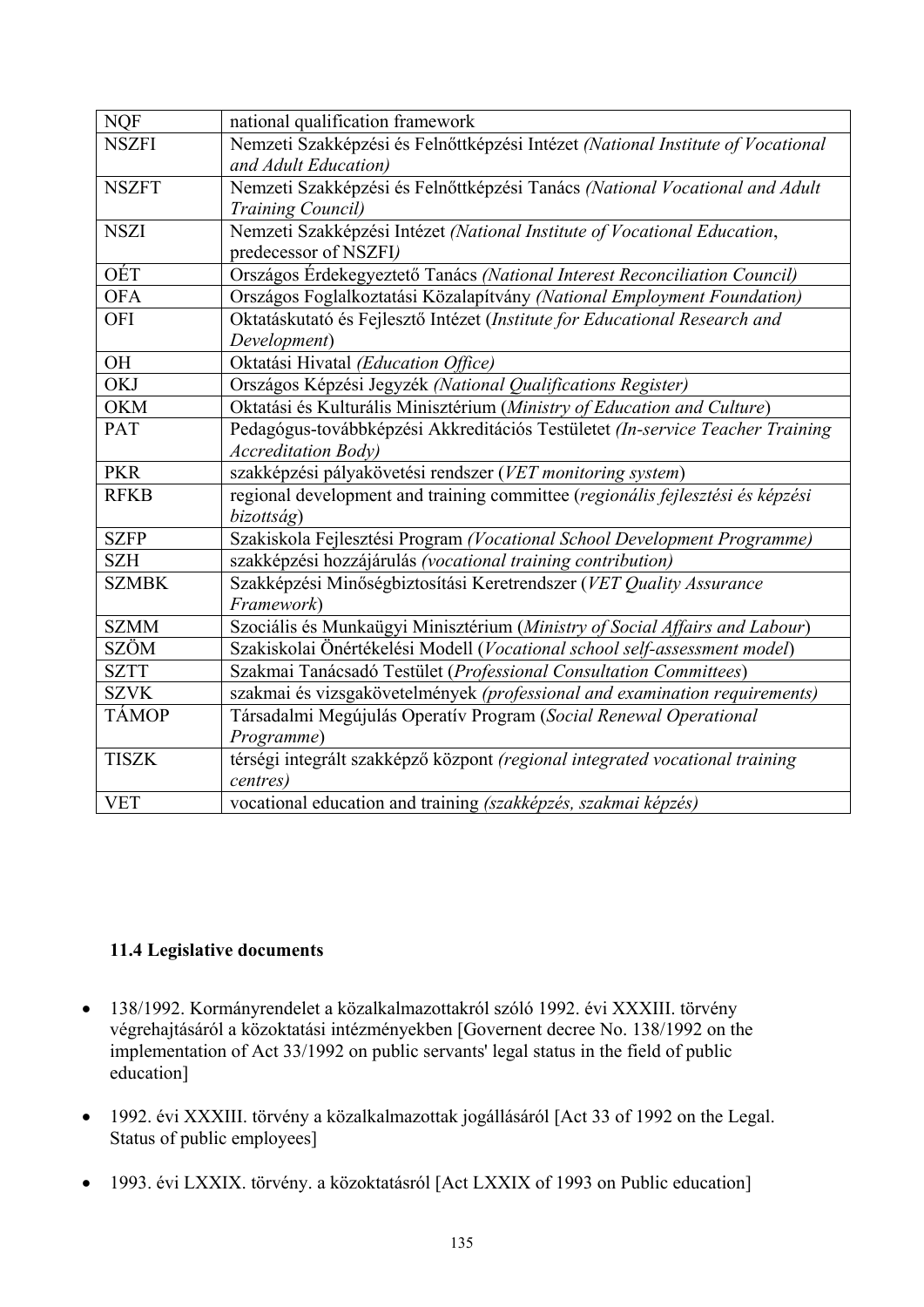| | |
|---|---|
| NQF | national qualification framework |
| NSZFI | Nemzeti Szakképzési és Felnőttképzési Intézet *(National Institute of Vocational and Adult Education)* |
| NSZFT | Nemzeti Szakképzési és Felnőttképzési Tanács *(National Vocational and Adult Training Council)* |
| NSZI | Nemzeti Szakképzési Intézet *(National Institute of Vocational Education*, predecessor of NSZFI*)* |
| OÉT | Országos Érdekegyeztető Tanács *(National Interest Reconciliation Council)* |
| OFA | Országos Foglalkoztatási Közalapítvány *(National Employment Foundation)* |
| OFI | Oktatáskutató és Fejlesztő Intézet (*Institute for Educational Research and Development*) |
| OH | Oktatási Hivatal *(Education Office)* |
| OKJ | Országos Képzési Jegyzék *(National Qualifications Register)* |
| OKM | Oktatási és Kulturális Minisztérium (*Ministry of Education and Culture*) |
| PAT | Pedagógus-továbbképzési Akkreditációs Testületet *(In-service Teacher Training Accreditation Body)* |
| PKR | szakképzési pályakövetési rendszer (*VET monitoring system*) |
| RFKB | regional development and training committee (*regionális fejlesztési és képzési bizottság*) |
| SZFP | Szakiskola Fejlesztési Program *(Vocational School Development Programme)* |
| SZH | szakképzési hozzájárulás *(vocational training contribution)* |
| SZMBK | Szakképzési Minőségbiztosítási Keretrendszer (*VET Quality Assurance Framework*) |
| SZMM | Szociális és Munkaügyi Minisztérium (*Ministry of Social Affairs and Labour*) |
| SZÖM | Szakiskolai Önértékelési Modell (*Vocational school self-assessment model*) |
| SZTT | Szakmai Tanácsadó Testület (*Professional Consultation Committees*) |
| SZVK | szakmai és vizsgakövetelmények *(professional and examination requirements)* |
| TÁMOP | Társadalmi Megújulás Operatív Program (*Social Renewal Operational Programme*) |
| TISZK | térségi integrált szakképző központ *(regional integrated vocational training centres)* |
| VET | vocational education and training *(szakképzés, szakmai képzés)* |

### 11.4 Legislative documents

- 138/1992. Kormányrendelet a közalkalmazottakról szóló 1992. évi XXXIII. törvény végrehajtásáról a közoktatási intézményekben [Governent decree No. 138/1992 on the implementation of Act 33/1992 on public servants' legal status in the field of public education]
- 1992. évi XXXIII. törvény a közalkalmazottak jogállásáról [Act 33 of 1992 on the Legal. Status of public employees]
- 1993. évi LXXIX. törvény. a közoktatásról [Act LXXIX of 1993 on Public education]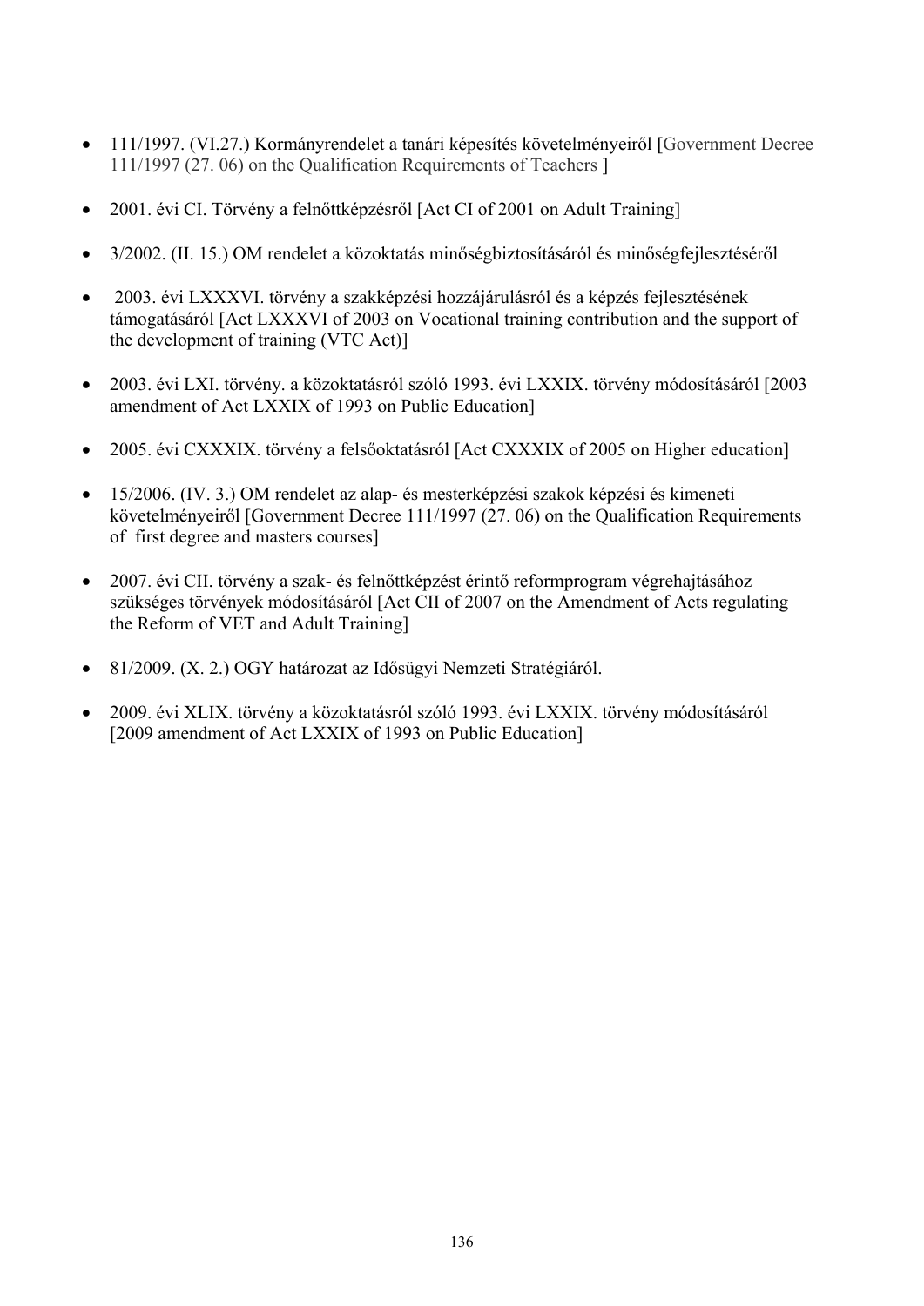- 111/1997. (VI.27.) Kormányrendelet a tanári képesítés követelményeiről [Government Decree 111/1997 (27. 06) on the Qualification Requirements of Teachers ]

- 2001. évi CI. Törvény a felnőttképzésről [Act CI of 2001 on Adult Training]

- 3/2002. (II. 15.) OM rendelet a közoktatás minőségbiztosításáról és minőségfejlesztéséről

- 2003. évi LXXXVI. törvény a szakképzési hozzájárulásról és a képzés fejlesztésének támogatásáról [Act LXXXVI of 2003 on Vocational training contribution and the support of the development of training (VTC Act)]

- 2003. évi LXI. törvény. a közoktatásról szóló 1993. évi LXXIX. törvény módosításáról [2003 amendment of Act LXXIX of 1993 on Public Education]

- 2005. évi CXXXIX. törvény a felsőoktatásról [Act CXXXIX of 2005 on Higher education]

- 15/2006. (IV. 3.) OM rendelet az alap- és mesterképzési szakok képzési és kimeneti követelményeiről [Government Decree 111/1997 (27. 06) on the Qualification Requirements of first degree and masters courses]

- 2007. évi CII. törvény a szak- és felnőttképzést érintő reformprogram végrehajtásához szükséges törvények módosításáról [Act CII of 2007 on the Amendment of Acts regulating the Reform of VET and Adult Training]

- 81/2009. (X. 2.) OGY határozat az Idősügyi Nemzeti Stratégiáról.

- 2009. évi XLIX. törvény a közoktatásról szóló 1993. évi LXXIX. törvény módosításáról [2009 amendment of Act LXXIX of 1993 on Public Education]